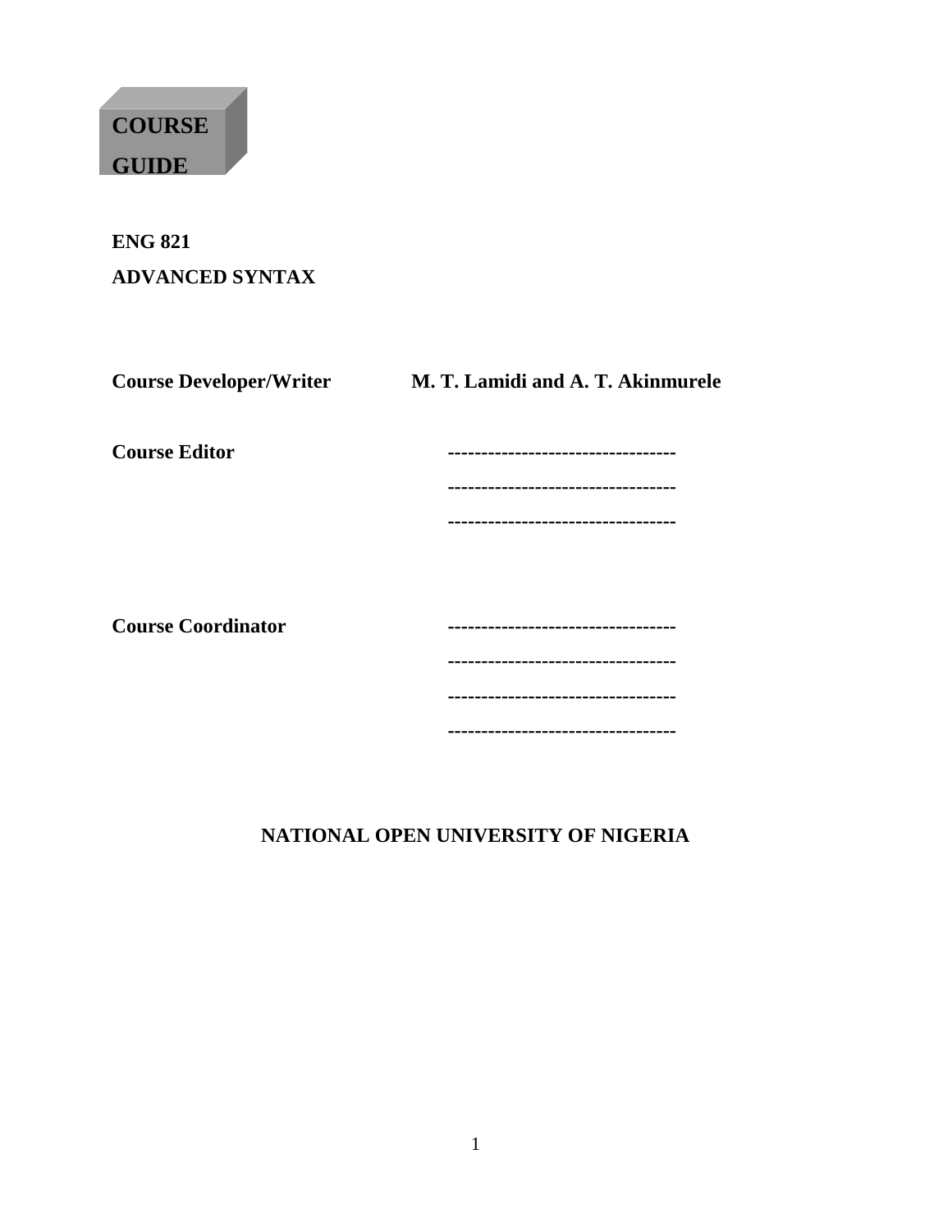# COURSE GUIDE

**ENG 821**

**ADVANCED SYNTAX**

**Course Developer/Writer** **M. T. Lamidi and A. T. Akinmurele**

**Course Editor** **----------------------------------**

**----------------------------------**

**----------------------------------**

**Course Coordinator** **----------------------------------**

**----------------------------------**

**----------------------------------**

**----------------------------------**

**NATIONAL OPEN UNIVERSITY OF NIGERIA**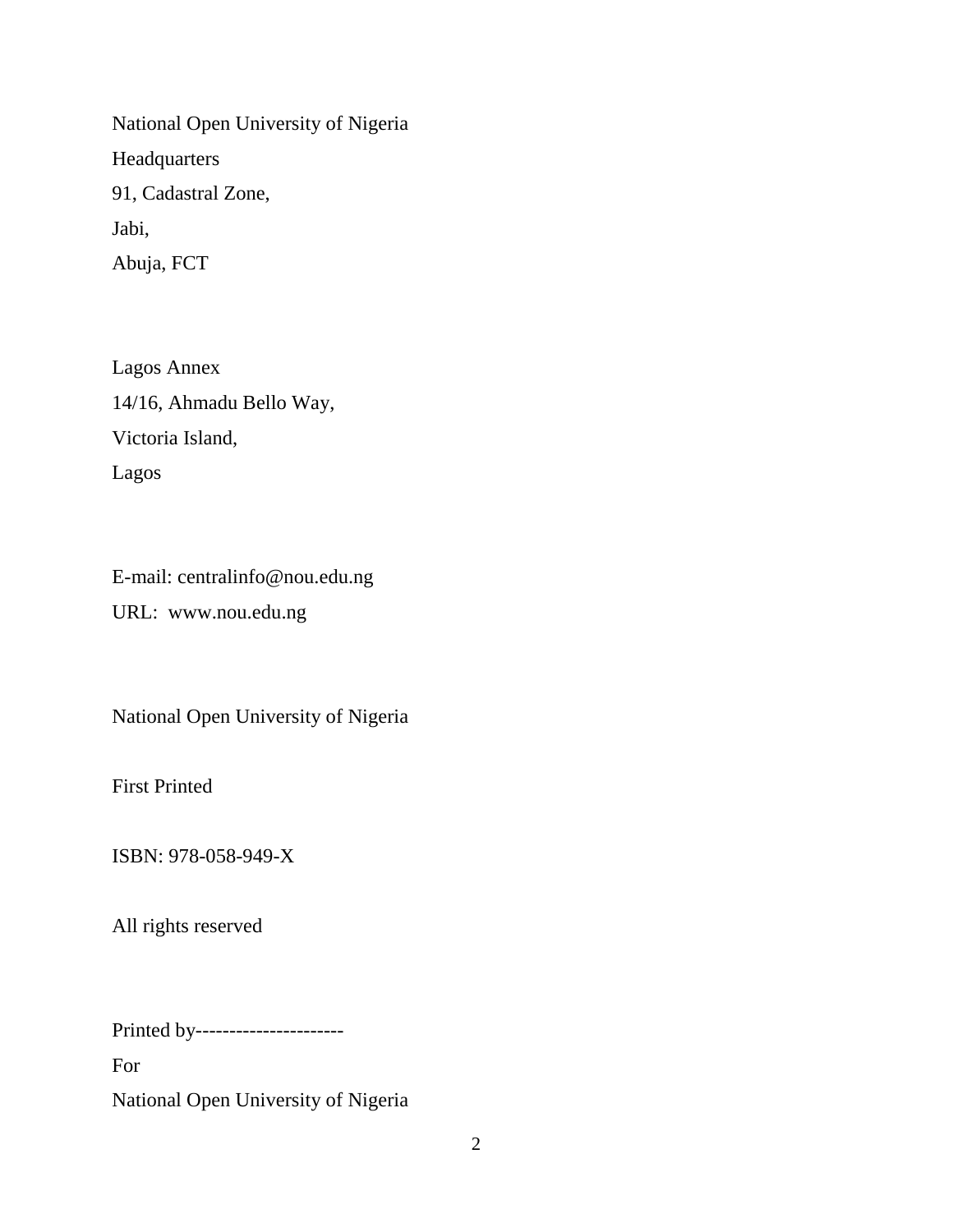National Open University of Nigeria
Headquarters
91, Cadastral Zone,
Jabi,
Abuja, FCT

Lagos Annex
14/16, Ahmadu Bello Way,
Victoria Island,
Lagos

E-mail: centralinfo@nou.edu.ng
URL: www.nou.edu.ng

National Open University of Nigeria

First Printed

ISBN: 978-058-949-X

All rights reserved

Printed by----------------------
For
National Open University of Nigeria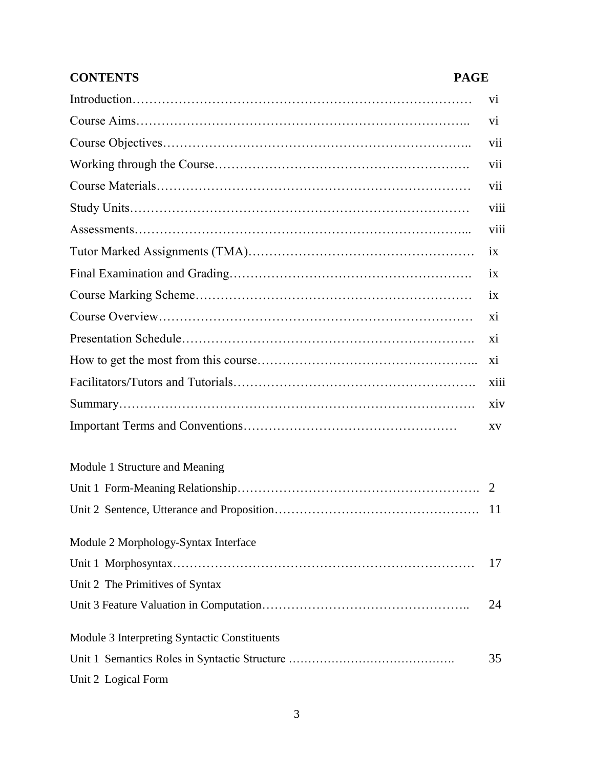| CONTENTS | PAGE |
|---|---|
| Introduction | vi |
| Course Aims | vi |
| Course Objectives | vii |
| Working through the Course | vii |
| Course Materials | vii |
| Study Units | viii |
| Assessments | viii |
| Tutor Marked Assignments (TMA) | ix |
| Final Examination and Grading | ix |
| Course Marking Scheme | ix |
| Course Overview | xi |
| Presentation Schedule | xi |
| How to get the most from this course | xi |
| Facilitators/Tutors and Tutorials | xiii |
| Summary | xiv |
| Important Terms and Conventions | xv |
| | |
| Module 1 Structure and Meaning | |
| Unit 1 Form-Meaning Relationship | 2 |
| Unit 2 Sentence, Utterance and Proposition | 11 |
| | |
| Module 2 Morphology-Syntax Interface | |
| Unit 1 Morphosyntax | 17 |
| Unit 2 The Primitives of Syntax | |
| Unit 3 Feature Valuation in Computation | 24 |
| | |
| Module 3 Interpreting Syntactic Constituents | |
| Unit 1 Semantics Roles in Syntactic Structure | 35 |
| Unit 2 Logical Form | |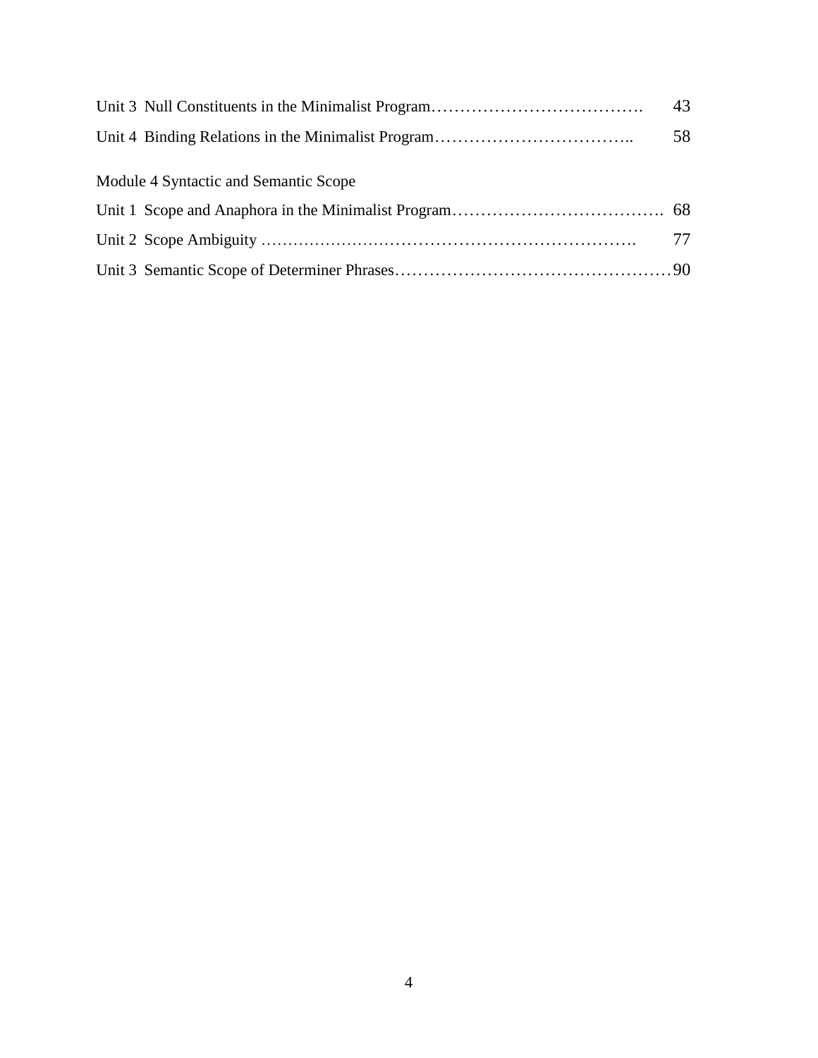Unit 3 Null Constituents in the Minimalist Program………………………………. 43

Unit 4 Binding Relations in the Minimalist Program…………………………….. 58

Module 4 Syntactic and Semantic Scope

Unit 1 Scope and Anaphora in the Minimalist Program………………………………. 68

Unit 2 Scope Ambiguity ………………………………………………………. 77

Unit 3 Semantic Scope of Determiner Phrases…………………………………………90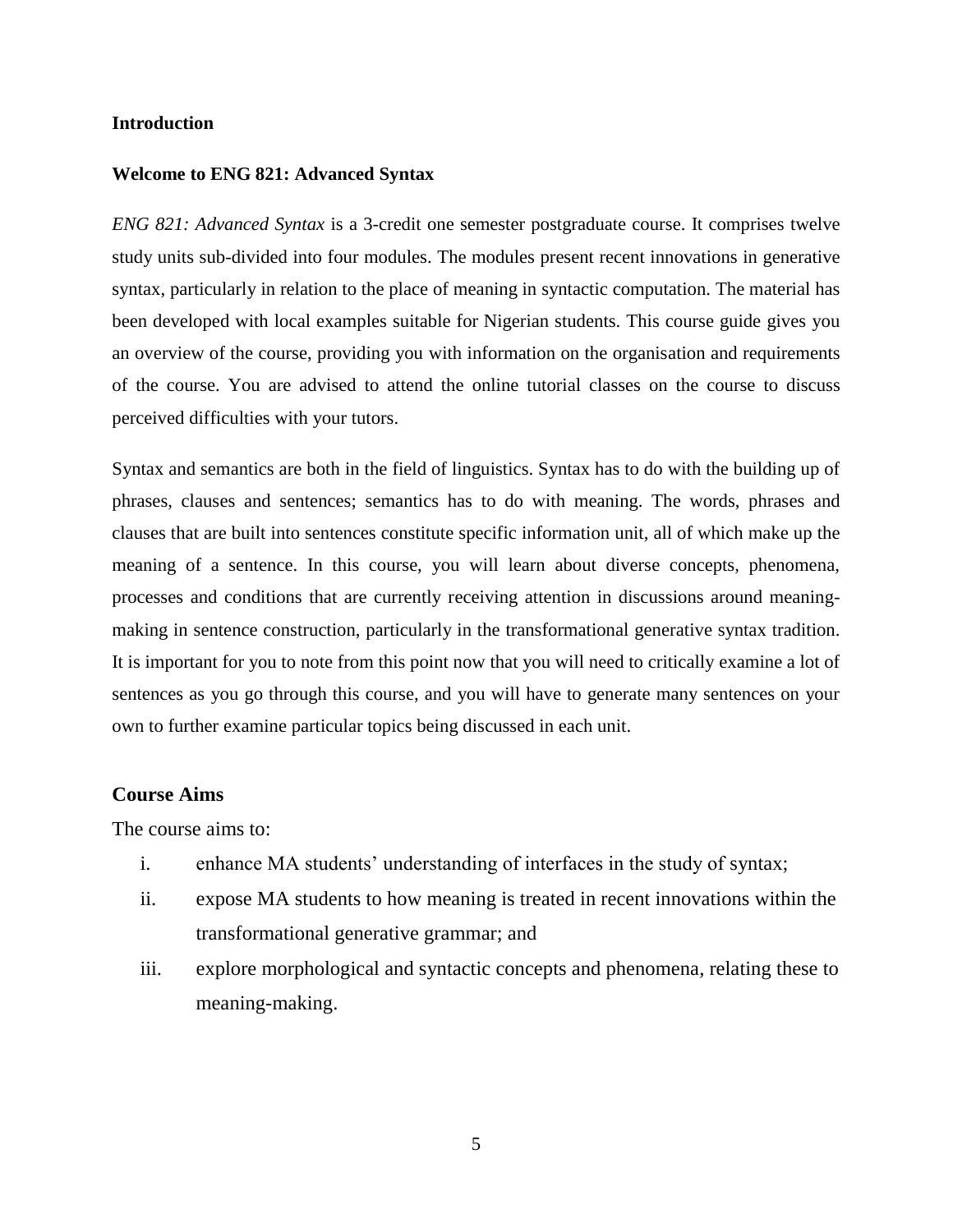## Introduction

### Welcome to ENG 821: Advanced Syntax

*ENG 821: Advanced Syntax* is a 3-credit one semester postgraduate course. It comprises twelve study units sub-divided into four modules. The modules present recent innovations in generative syntax, particularly in relation to the place of meaning in syntactic computation. The material has been developed with local examples suitable for Nigerian students. This course guide gives you an overview of the course, providing you with information on the organisation and requirements of the course. You are advised to attend the online tutorial classes on the course to discuss perceived difficulties with your tutors.

Syntax and semantics are both in the field of linguistics. Syntax has to do with the building up of phrases, clauses and sentences; semantics has to do with meaning. The words, phrases and clauses that are built into sentences constitute specific information unit, all of which make up the meaning of a sentence. In this course, you will learn about diverse concepts, phenomena, processes and conditions that are currently receiving attention in discussions around meaning-making in sentence construction, particularly in the transformational generative syntax tradition. It is important for you to note from this point now that you will need to critically examine a lot of sentences as you go through this course, and you will have to generate many sentences on your own to further examine particular topics being discussed in each unit.

## Course Aims

The course aims to:

i. enhance MA students' understanding of interfaces in the study of syntax;
ii. expose MA students to how meaning is treated in recent innovations within the transformational generative grammar; and
iii. explore morphological and syntactic concepts and phenomena, relating these to meaning-making.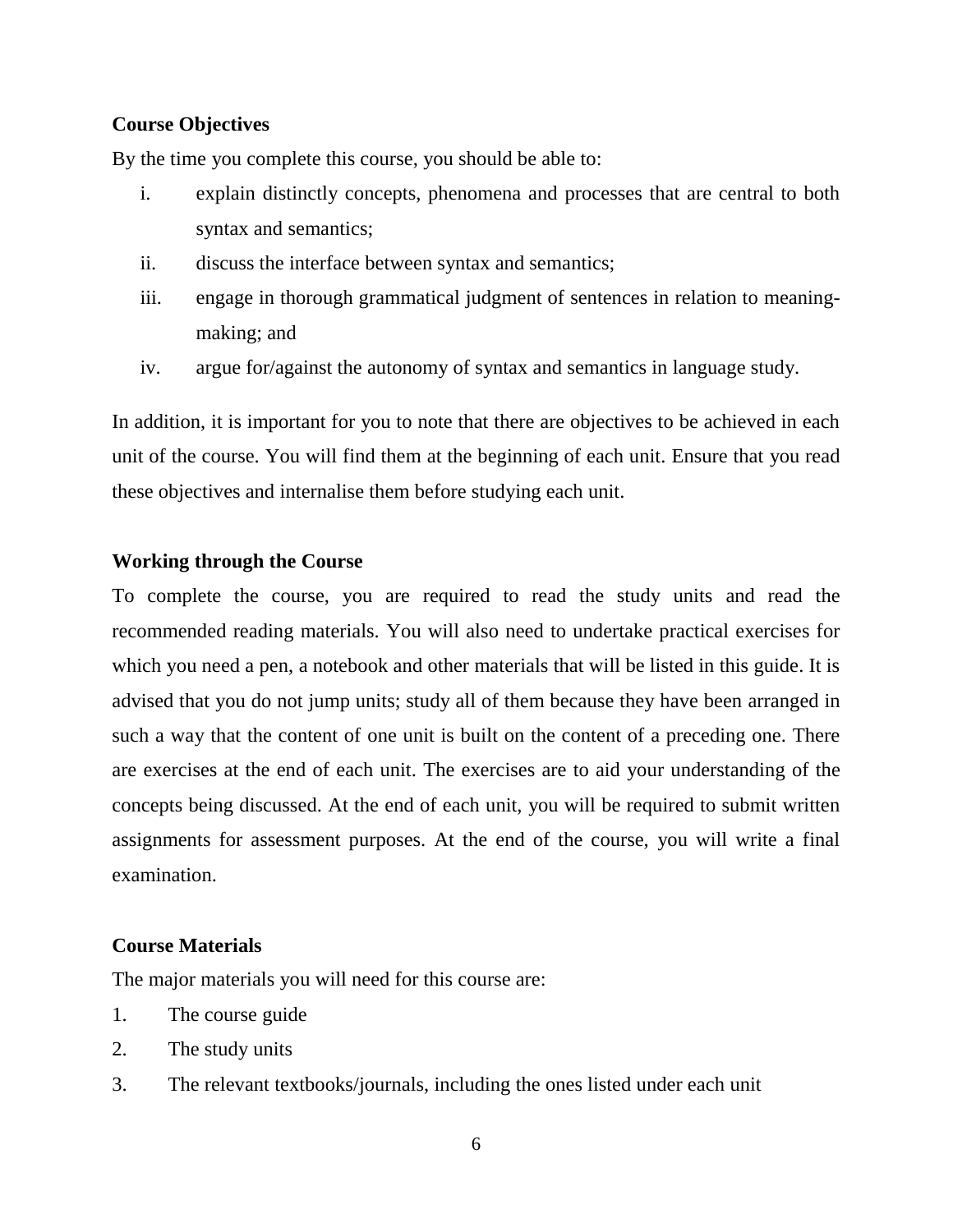**Course Objectives**

By the time you complete this course, you should be able to:

i. explain distinctly concepts, phenomena and processes that are central to both syntax and semantics;
ii. discuss the interface between syntax and semantics;
iii. engage in thorough grammatical judgment of sentences in relation to meaning-making; and
iv. argue for/against the autonomy of syntax and semantics in language study.

In addition, it is important for you to note that there are objectives to be achieved in each unit of the course. You will find them at the beginning of each unit. Ensure that you read these objectives and internalise them before studying each unit.

**Working through the Course**

To complete the course, you are required to read the study units and read the recommended reading materials. You will also need to undertake practical exercises for which you need a pen, a notebook and other materials that will be listed in this guide. It is advised that you do not jump units; study all of them because they have been arranged in such a way that the content of one unit is built on the content of a preceding one. There are exercises at the end of each unit. The exercises are to aid your understanding of the concepts being discussed. At the end of each unit, you will be required to submit written assignments for assessment purposes. At the end of the course, you will write a final examination.

**Course Materials**

The major materials you will need for this course are:

1. The course guide
2. The study units
3. The relevant textbooks/journals, including the ones listed under each unit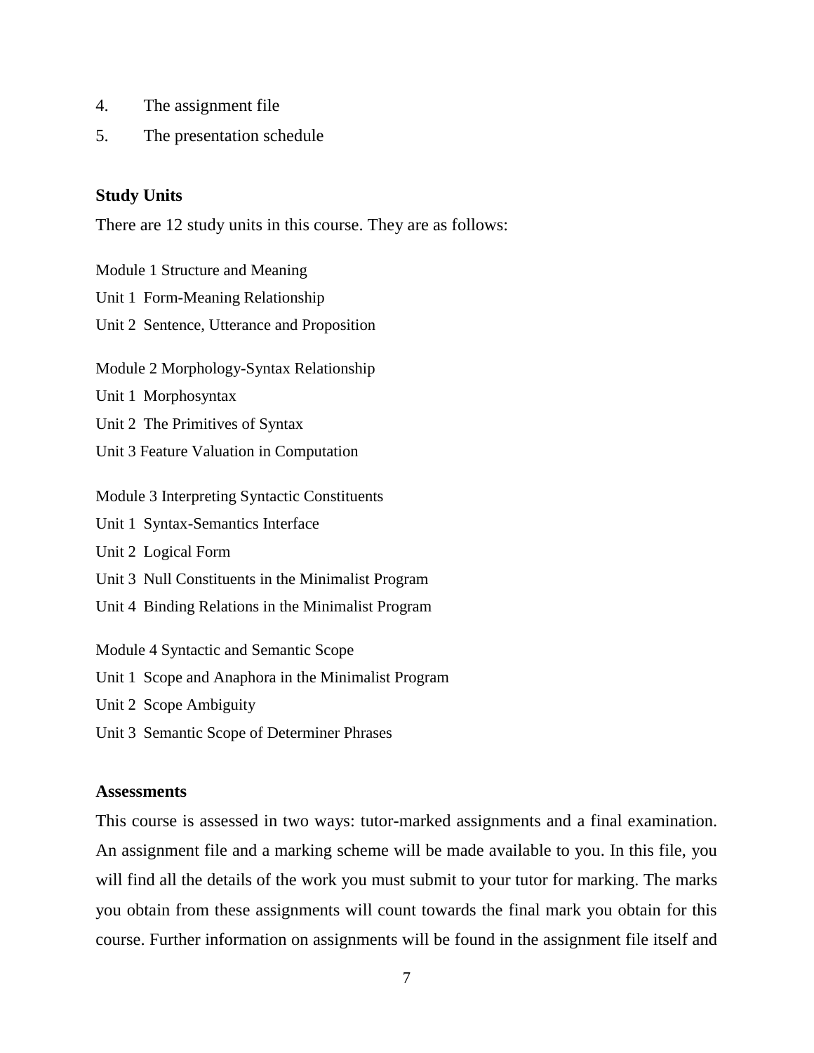4. The assignment file
5. The presentation schedule

**Study Units**

There are 12 study units in this course. They are as follows:

Module 1 Structure and Meaning

Unit 1 Form-Meaning Relationship

Unit 2 Sentence, Utterance and Proposition

Module 2 Morphology-Syntax Relationship

Unit 1 Morphosyntax

Unit 2 The Primitives of Syntax

Unit 3 Feature Valuation in Computation

Module 3 Interpreting Syntactic Constituents

Unit 1 Syntax-Semantics Interface

Unit 2 Logical Form

Unit 3 Null Constituents in the Minimalist Program

Unit 4 Binding Relations in the Minimalist Program

Module 4 Syntactic and Semantic Scope

Unit 1 Scope and Anaphora in the Minimalist Program

Unit 2 Scope Ambiguity

Unit 3 Semantic Scope of Determiner Phrases

**Assessments**

This course is assessed in two ways: tutor-marked assignments and a final examination. An assignment file and a marking scheme will be made available to you. In this file, you will find all the details of the work you must submit to your tutor for marking. The marks you obtain from these assignments will count towards the final mark you obtain for this course. Further information on assignments will be found in the assignment file itself and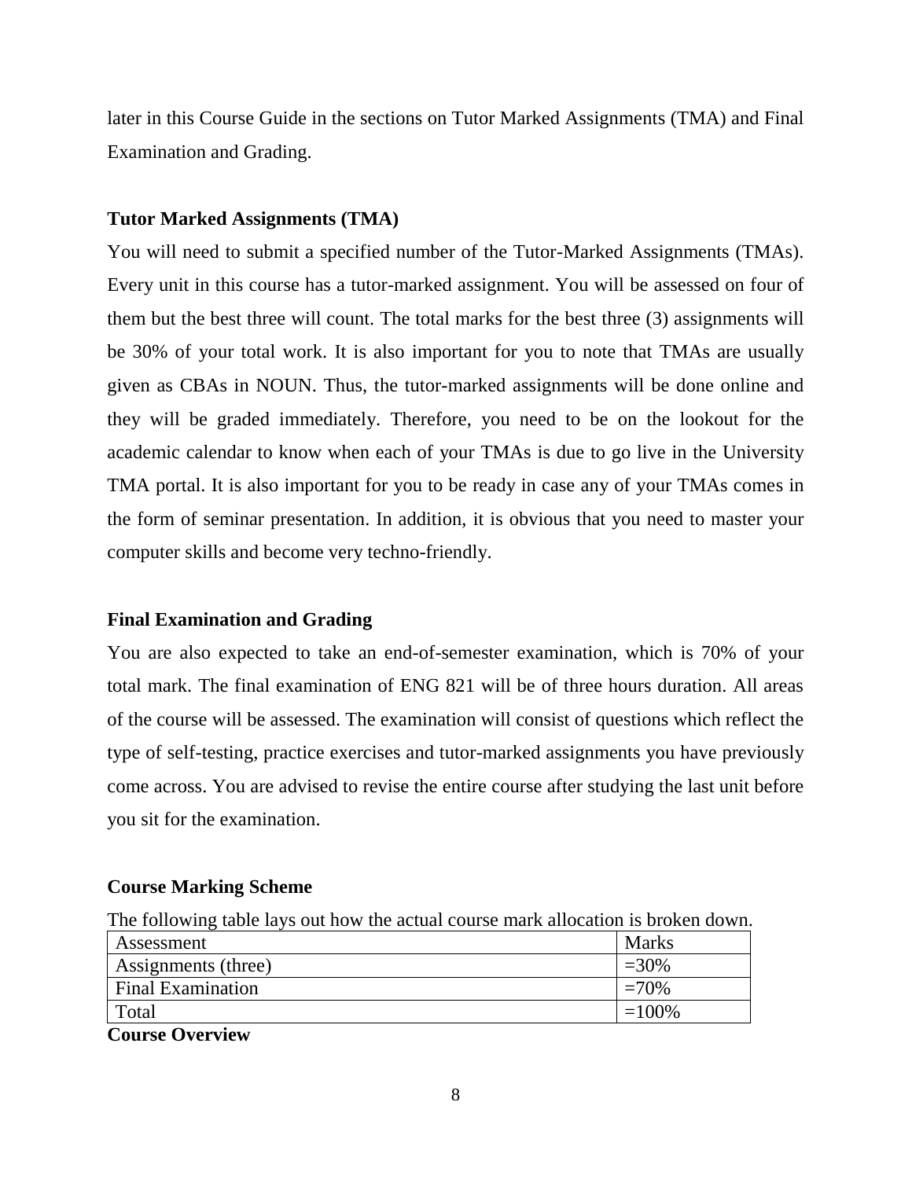later in this Course Guide in the sections on Tutor Marked Assignments (TMA) and Final Examination and Grading.

**Tutor Marked Assignments (TMA)**

You will need to submit a specified number of the Tutor-Marked Assignments (TMAs). Every unit in this course has a tutor-marked assignment. You will be assessed on four of them but the best three will count. The total marks for the best three (3) assignments will be 30% of your total work. It is also important for you to note that TMAs are usually given as CBAs in NOUN. Thus, the tutor-marked assignments will be done online and they will be graded immediately. Therefore, you need to be on the lookout for the academic calendar to know when each of your TMAs is due to go live in the University TMA portal. It is also important for you to be ready in case any of your TMAs comes in the form of seminar presentation. In addition, it is obvious that you need to master your computer skills and become very techno-friendly.

**Final Examination and Grading**

You are also expected to take an end-of-semester examination, which is 70% of your total mark. The final examination of ENG 821 will be of three hours duration. All areas of the course will be assessed. The examination will consist of questions which reflect the type of self-testing, practice exercises and tutor-marked assignments you have previously come across. You are advised to revise the entire course after studying the last unit before you sit for the examination.

**Course Marking Scheme**

The following table lays out how the actual course mark allocation is broken down.

| Assessment | Marks |
|---|---|
| Assignments (three) | =30% |
| Final Examination | =70% |
| Total | =100% |

**Course Overview**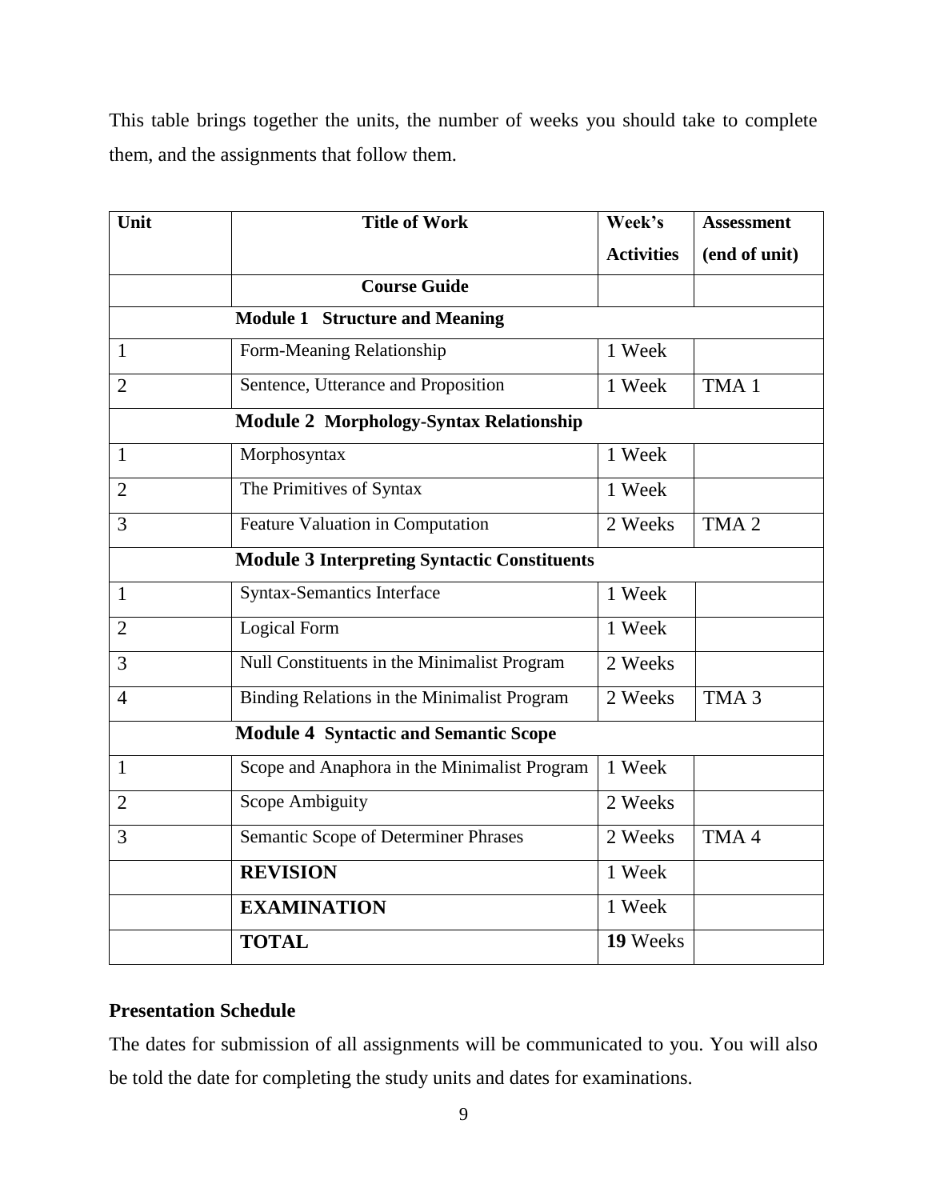This table brings together the units, the number of weeks you should take to complete them, and the assignments that follow them.

| Unit | Title of Work | Week's Activities | Assessment (end of unit) |
|---|---|---|---|
| | **Course Guide** | | |
| | **Module 1 Structure and Meaning** | | |
| 1 | Form-Meaning Relationship | 1 Week | |
| 2 | Sentence, Utterance and Proposition | 1 Week | TMA 1 |
| | **Module 2 Morphology-Syntax Relationship** | | |
| 1 | Morphosyntax | 1 Week | |
| 2 | The Primitives of Syntax | 1 Week | |
| 3 | Feature Valuation in Computation | 2 Weeks | TMA 2 |
| | **Module 3 Interpreting Syntactic Constituents** | | |
| 1 | Syntax-Semantics Interface | 1 Week | |
| 2 | Logical Form | 1 Week | |
| 3 | Null Constituents in the Minimalist Program | 2 Weeks | |
| 4 | Binding Relations in the Minimalist Program | 2 Weeks | TMA 3 |
| | **Module 4 Syntactic and Semantic Scope** | | |
| 1 | Scope and Anaphora in the Minimalist Program | 1 Week | |
| 2 | Scope Ambiguity | 2 Weeks | |
| 3 | Semantic Scope of Determiner Phrases | 2 Weeks | TMA 4 |
| | **REVISION** | 1 Week | |
| | **EXAMINATION** | 1 Week | |
| | **TOTAL** | **19** Weeks | |

**Presentation Schedule**

The dates for submission of all assignments will be communicated to you. You will also be told the date for completing the study units and dates for examinations.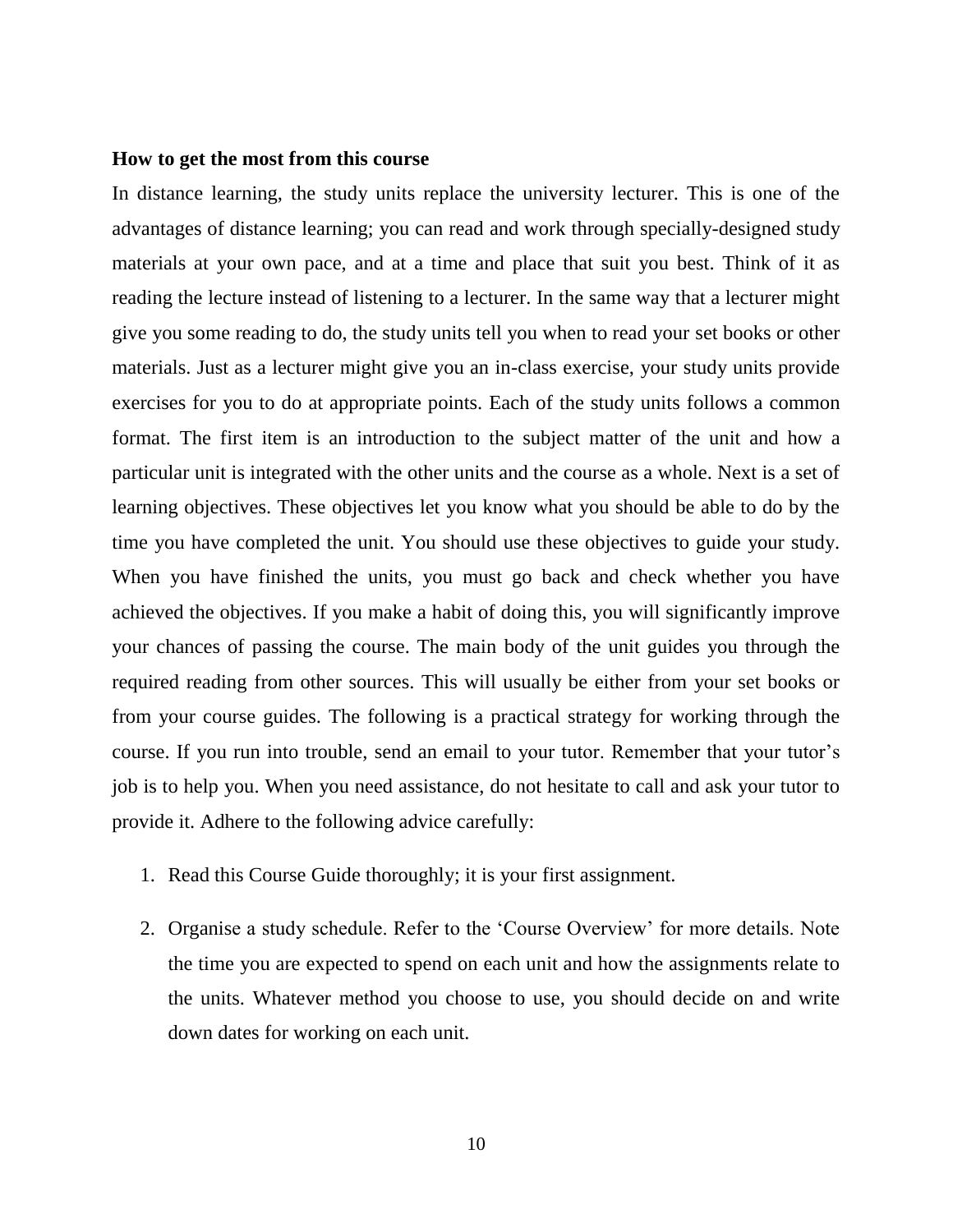**How to get the most from this course**

In distance learning, the study units replace the university lecturer. This is one of the advantages of distance learning; you can read and work through specially-designed study materials at your own pace, and at a time and place that suit you best. Think of it as reading the lecture instead of listening to a lecturer. In the same way that a lecturer might give you some reading to do, the study units tell you when to read your set books or other materials. Just as a lecturer might give you an in-class exercise, your study units provide exercises for you to do at appropriate points. Each of the study units follows a common format. The first item is an introduction to the subject matter of the unit and how a particular unit is integrated with the other units and the course as a whole. Next is a set of learning objectives. These objectives let you know what you should be able to do by the time you have completed the unit. You should use these objectives to guide your study. When you have finished the units, you must go back and check whether you have achieved the objectives. If you make a habit of doing this, you will significantly improve your chances of passing the course. The main body of the unit guides you through the required reading from other sources. This will usually be either from your set books or from your course guides. The following is a practical strategy for working through the course. If you run into trouble, send an email to your tutor. Remember that your tutor's job is to help you. When you need assistance, do not hesitate to call and ask your tutor to provide it. Adhere to the following advice carefully:

1. Read this Course Guide thoroughly; it is your first assignment.

2. Organise a study schedule. Refer to the 'Course Overview' for more details. Note the time you are expected to spend on each unit and how the assignments relate to the units. Whatever method you choose to use, you should decide on and write down dates for working on each unit.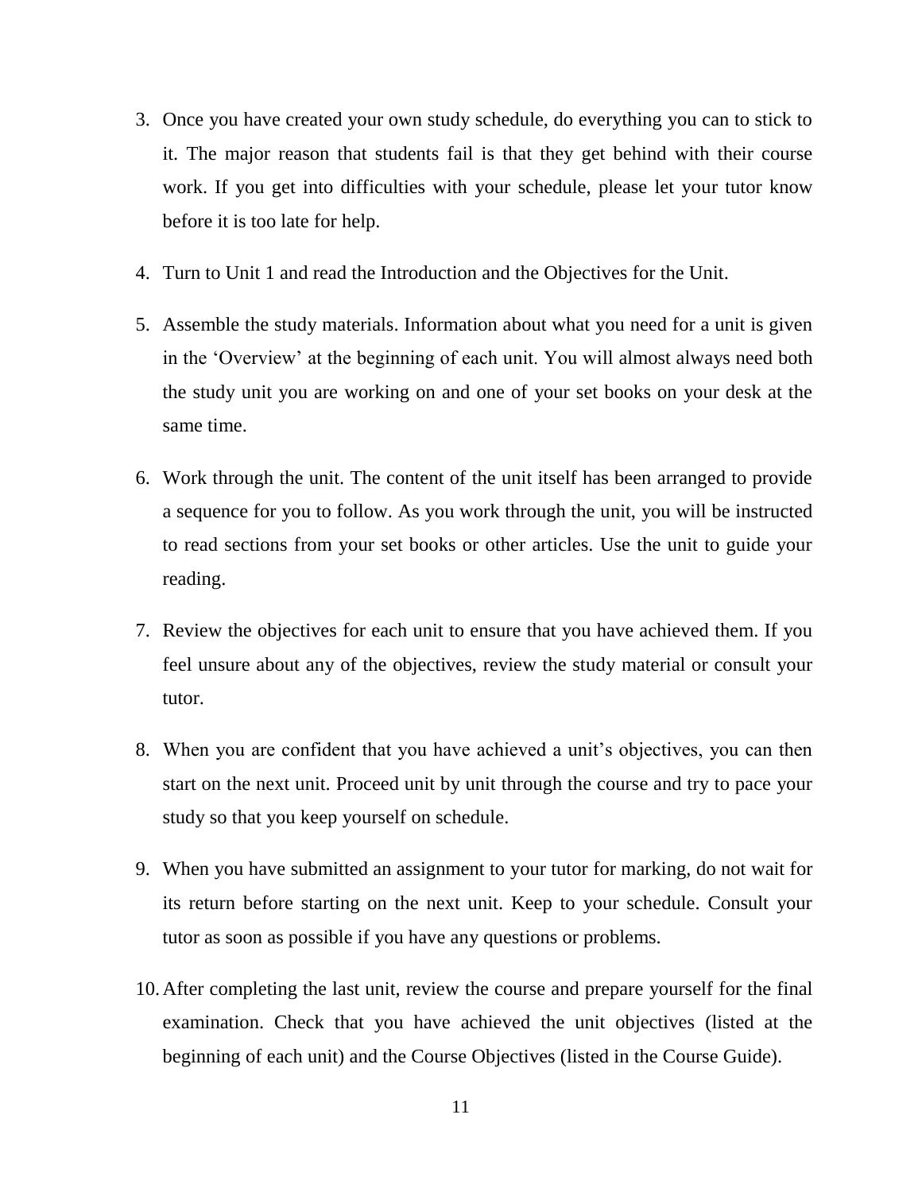3. Once you have created your own study schedule, do everything you can to stick to it. The major reason that students fail is that they get behind with their course work. If you get into difficulties with your schedule, please let your tutor know before it is too late for help.

4. Turn to Unit 1 and read the Introduction and the Objectives for the Unit.

5. Assemble the study materials. Information about what you need for a unit is given in the 'Overview' at the beginning of each unit. You will almost always need both the study unit you are working on and one of your set books on your desk at the same time.

6. Work through the unit. The content of the unit itself has been arranged to provide a sequence for you to follow. As you work through the unit, you will be instructed to read sections from your set books or other articles. Use the unit to guide your reading.

7. Review the objectives for each unit to ensure that you have achieved them. If you feel unsure about any of the objectives, review the study material or consult your tutor.

8. When you are confident that you have achieved a unit's objectives, you can then start on the next unit. Proceed unit by unit through the course and try to pace your study so that you keep yourself on schedule.

9. When you have submitted an assignment to your tutor for marking, do not wait for its return before starting on the next unit. Keep to your schedule. Consult your tutor as soon as possible if you have any questions or problems.

10. After completing the last unit, review the course and prepare yourself for the final examination. Check that you have achieved the unit objectives (listed at the beginning of each unit) and the Course Objectives (listed in the Course Guide).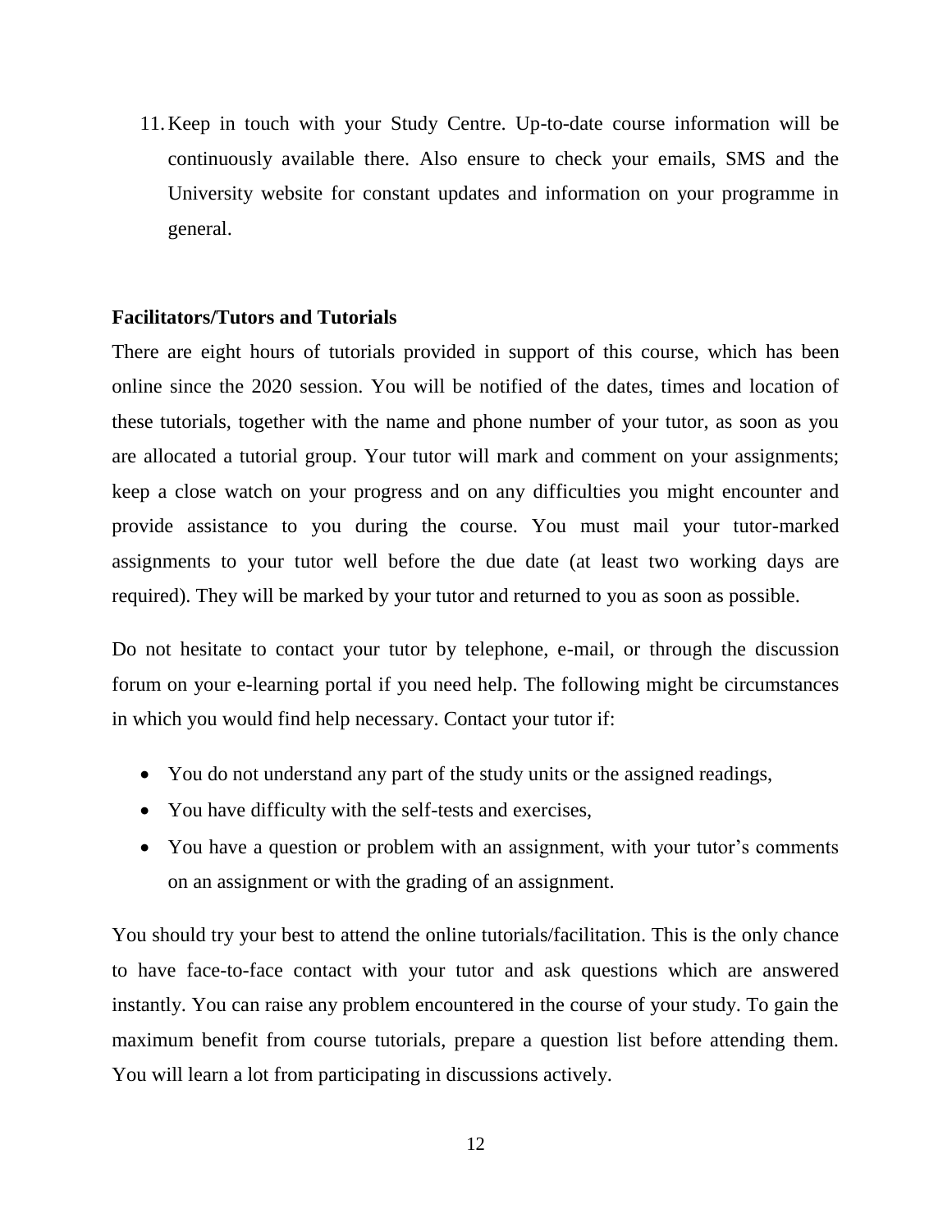11. Keep in touch with your Study Centre. Up-to-date course information will be continuously available there. Also ensure to check your emails, SMS and the University website for constant updates and information on your programme in general.

**Facilitators/Tutors and Tutorials**

There are eight hours of tutorials provided in support of this course, which has been online since the 2020 session. You will be notified of the dates, times and location of these tutorials, together with the name and phone number of your tutor, as soon as you are allocated a tutorial group. Your tutor will mark and comment on your assignments; keep a close watch on your progress and on any difficulties you might encounter and provide assistance to you during the course. You must mail your tutor-marked assignments to your tutor well before the due date (at least two working days are required). They will be marked by your tutor and returned to you as soon as possible.

Do not hesitate to contact your tutor by telephone, e-mail, or through the discussion forum on your e-learning portal if you need help. The following might be circumstances in which you would find help necessary. Contact your tutor if:

- You do not understand any part of the study units or the assigned readings,
- You have difficulty with the self-tests and exercises,
- You have a question or problem with an assignment, with your tutor's comments on an assignment or with the grading of an assignment.

You should try your best to attend the online tutorials/facilitation. This is the only chance to have face-to-face contact with your tutor and ask questions which are answered instantly. You can raise any problem encountered in the course of your study. To gain the maximum benefit from course tutorials, prepare a question list before attending them. You will learn a lot from participating in discussions actively.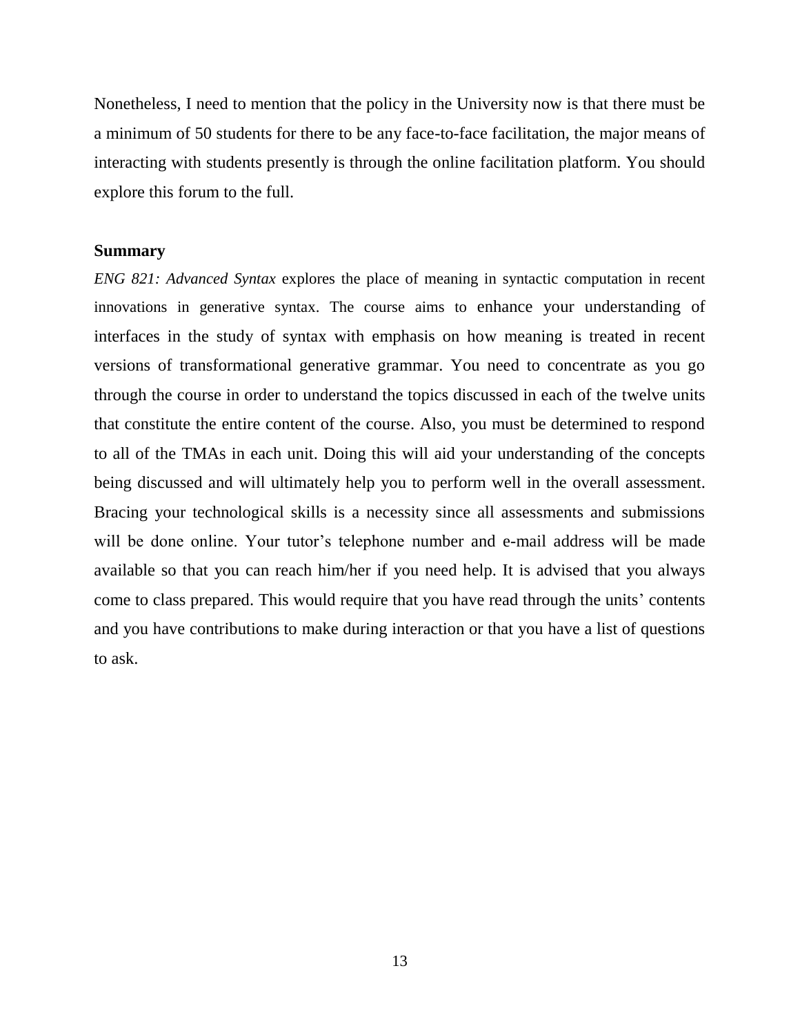Nonetheless, I need to mention that the policy in the University now is that there must be a minimum of 50 students for there to be any face-to-face facilitation, the major means of interacting with students presently is through the online facilitation platform. You should explore this forum to the full.

**Summary**

*ENG 821: Advanced Syntax* explores the place of meaning in syntactic computation in recent innovations in generative syntax. The course aims to enhance your understanding of interfaces in the study of syntax with emphasis on how meaning is treated in recent versions of transformational generative grammar. You need to concentrate as you go through the course in order to understand the topics discussed in each of the twelve units that constitute the entire content of the course. Also, you must be determined to respond to all of the TMAs in each unit. Doing this will aid your understanding of the concepts being discussed and will ultimately help you to perform well in the overall assessment. Bracing your technological skills is a necessity since all assessments and submissions will be done online. Your tutor's telephone number and e-mail address will be made available so that you can reach him/her if you need help. It is advised that you always come to class prepared. This would require that you have read through the units' contents and you have contributions to make during interaction or that you have a list of questions to ask.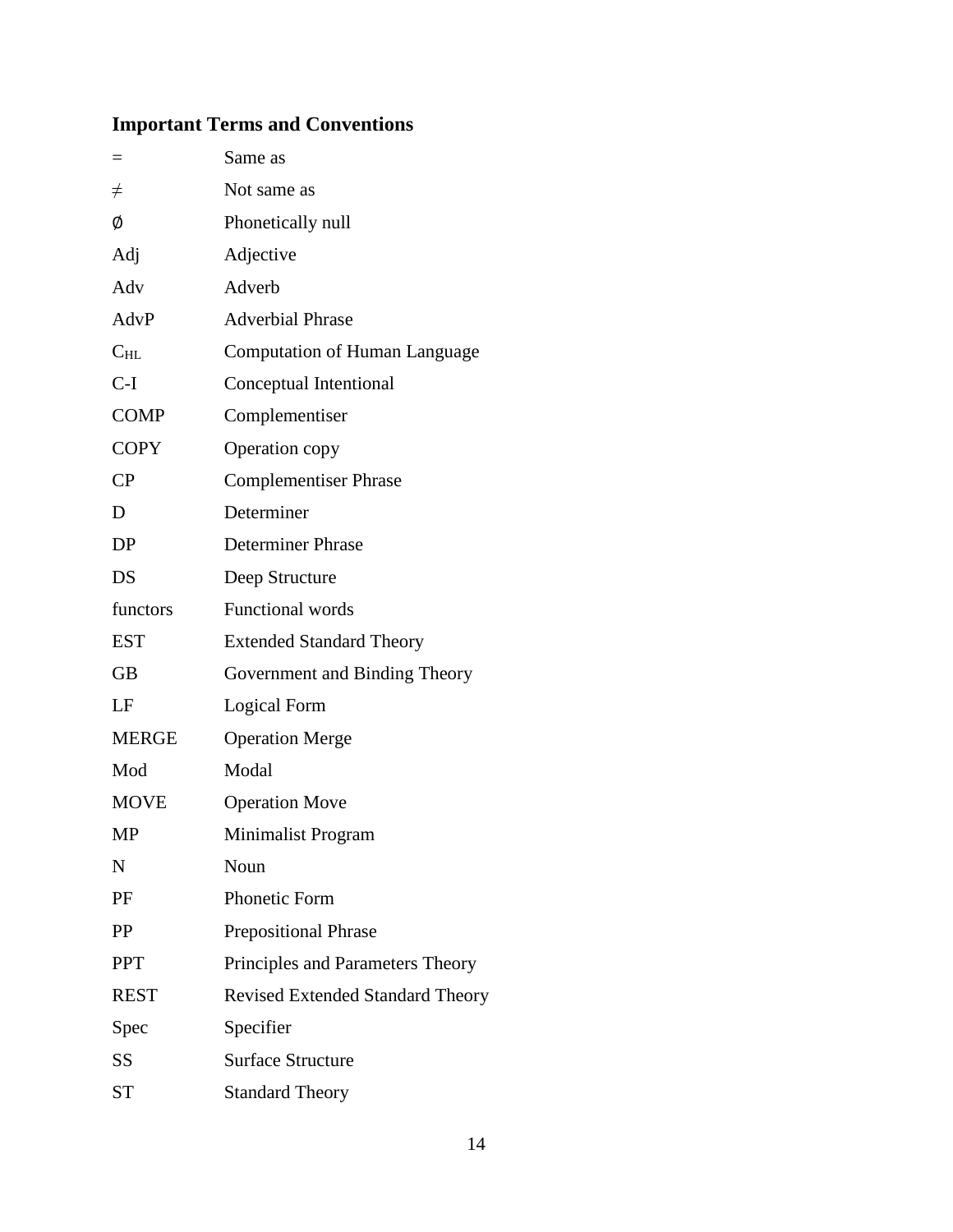## Important Terms and Conventions

| | |
|---|---|
| = | Same as |
| ≠ | Not same as |
| ∅ | Phonetically null |
| Adj | Adjective |
| Adv | Adverb |
| AdvP | Adverbial Phrase |
| $C_{HL}$ | Computation of Human Language |
| C-I | Conceptual Intentional |
| COMP | Complementiser |
| COPY | Operation copy |
| CP | Complementiser Phrase |
| D | Determiner |
| DP | Determiner Phrase |
| DS | Deep Structure |
| functors | Functional words |
| EST | Extended Standard Theory |
| GB | Government and Binding Theory |
| LF | Logical Form |
| MERGE | Operation Merge |
| Mod | Modal |
| MOVE | Operation Move |
| MP | Minimalist Program |
| N | Noun |
| PF | Phonetic Form |
| PP | Prepositional Phrase |
| PPT | Principles and Parameters Theory |
| REST | Revised Extended Standard Theory |
| Spec | Specifier |
| SS | Surface Structure |
| ST | Standard Theory |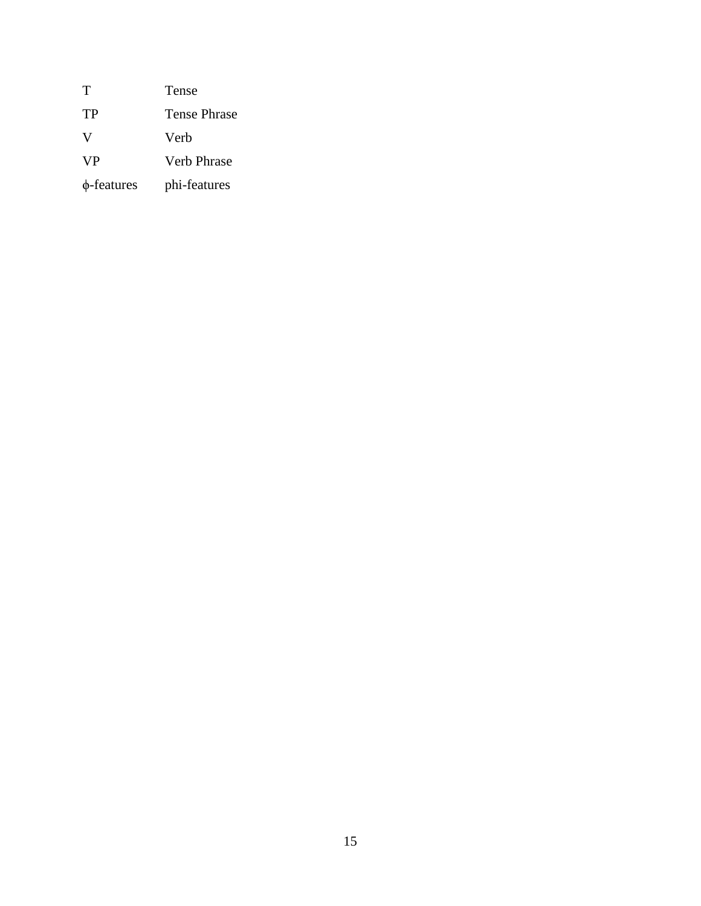| | |
|---|---|
| T | Tense |
| TP | Tense Phrase |
| V | Verb |
| VP | Verb Phrase |
| $\phi$-features | phi-features |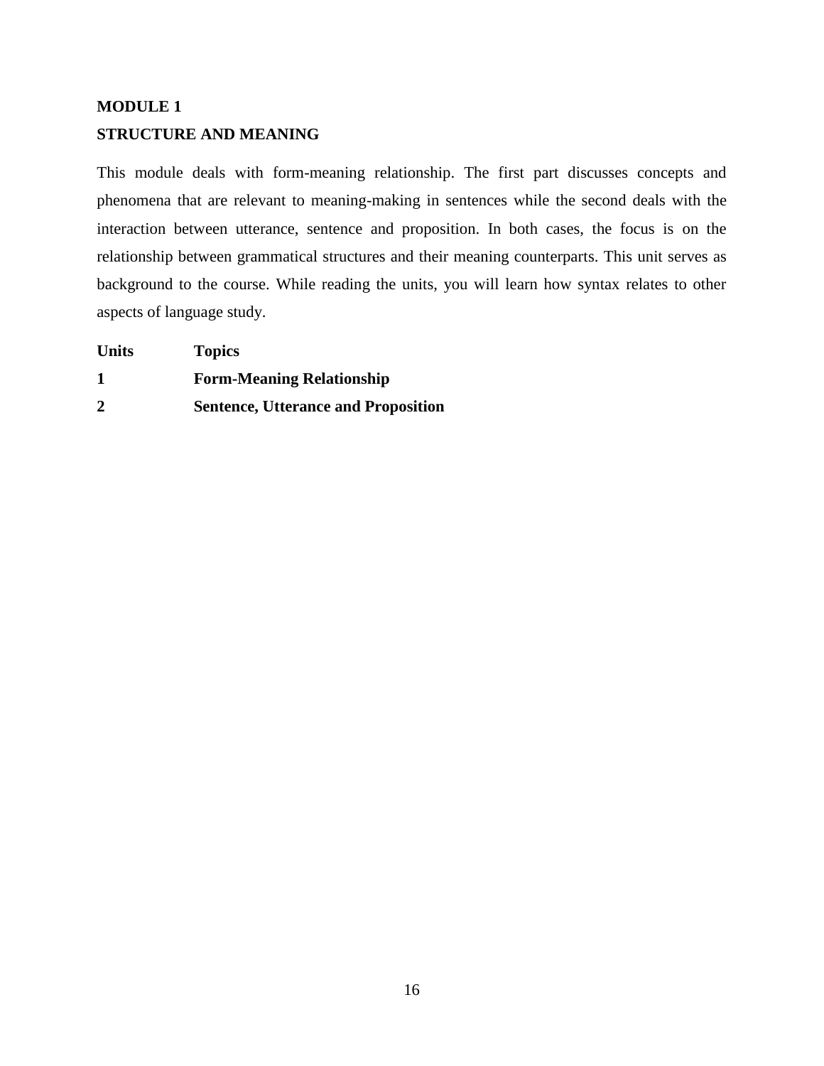# MODULE 1

## STRUCTURE AND MEANING

This module deals with form-meaning relationship. The first part discusses concepts and phenomena that are relevant to meaning-making in sentences while the second deals with the interaction between utterance, sentence and proposition. In both cases, the focus is on the relationship between grammatical structures and their meaning counterparts. This unit serves as background to the course. While reading the units, you will learn how syntax relates to other aspects of language study.

| **Units** | **Topics** |
| --- | --- |
| **1** | **Form-Meaning Relationship** |
| **2** | **Sentence, Utterance and Proposition** |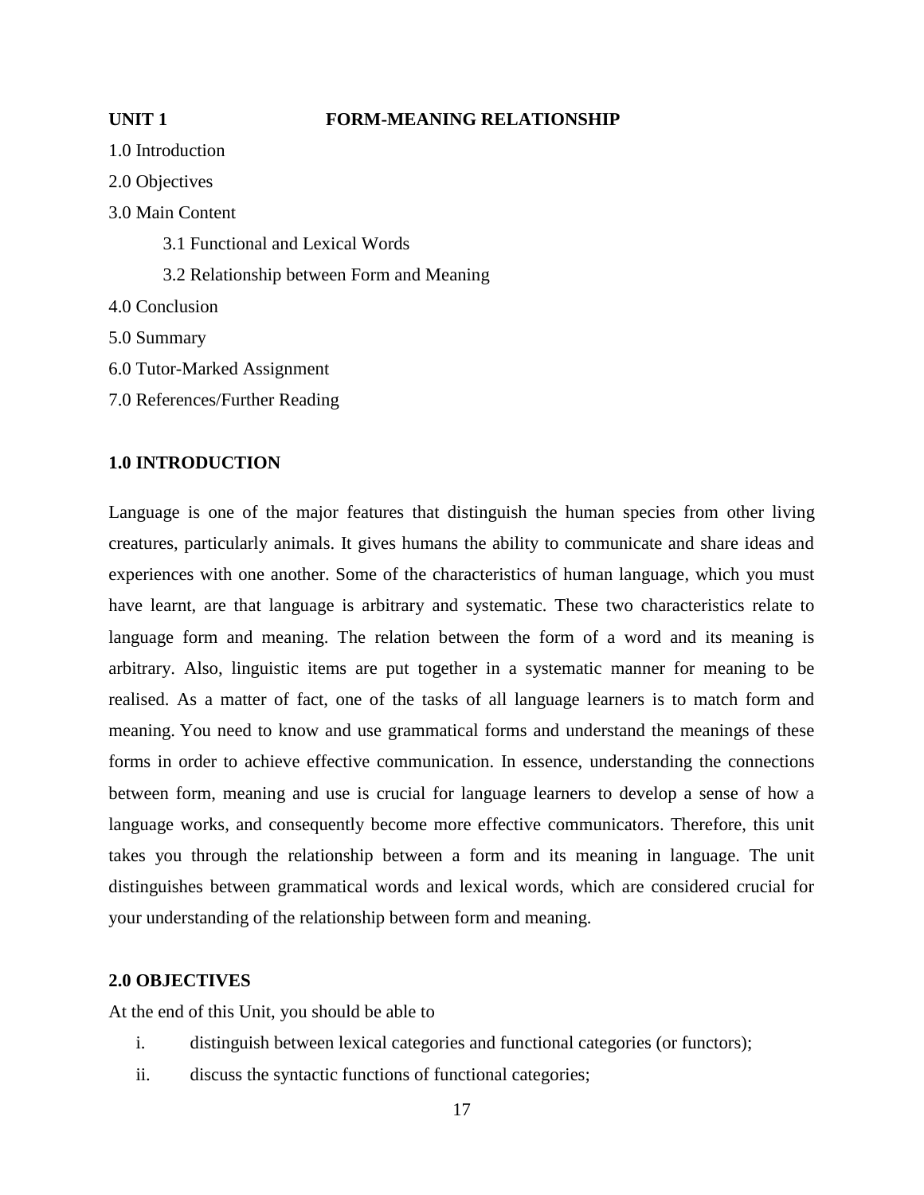## UNIT 1 FORM-MEANING RELATIONSHIP

1.0 Introduction

2.0 Objectives

3.0 Main Content

3.1 Functional and Lexical Words

3.2 Relationship between Form and Meaning

4.0 Conclusion

5.0 Summary

6.0 Tutor-Marked Assignment

7.0 References/Further Reading

### 1.0 INTRODUCTION

Language is one of the major features that distinguish the human species from other living creatures, particularly animals. It gives humans the ability to communicate and share ideas and experiences with one another. Some of the characteristics of human language, which you must have learnt, are that language is arbitrary and systematic. These two characteristics relate to language form and meaning. The relation between the form of a word and its meaning is arbitrary. Also, linguistic items are put together in a systematic manner for meaning to be realised. As a matter of fact, one of the tasks of all language learners is to match form and meaning. You need to know and use grammatical forms and understand the meanings of these forms in order to achieve effective communication. In essence, understanding the connections between form, meaning and use is crucial for language learners to develop a sense of how a language works, and consequently become more effective communicators. Therefore, this unit takes you through the relationship between a form and its meaning in language. The unit distinguishes between grammatical words and lexical words, which are considered crucial for your understanding of the relationship between form and meaning.

### 2.0 OBJECTIVES

At the end of this Unit, you should be able to

i. distinguish between lexical categories and functional categories (or functors);

ii. discuss the syntactic functions of functional categories;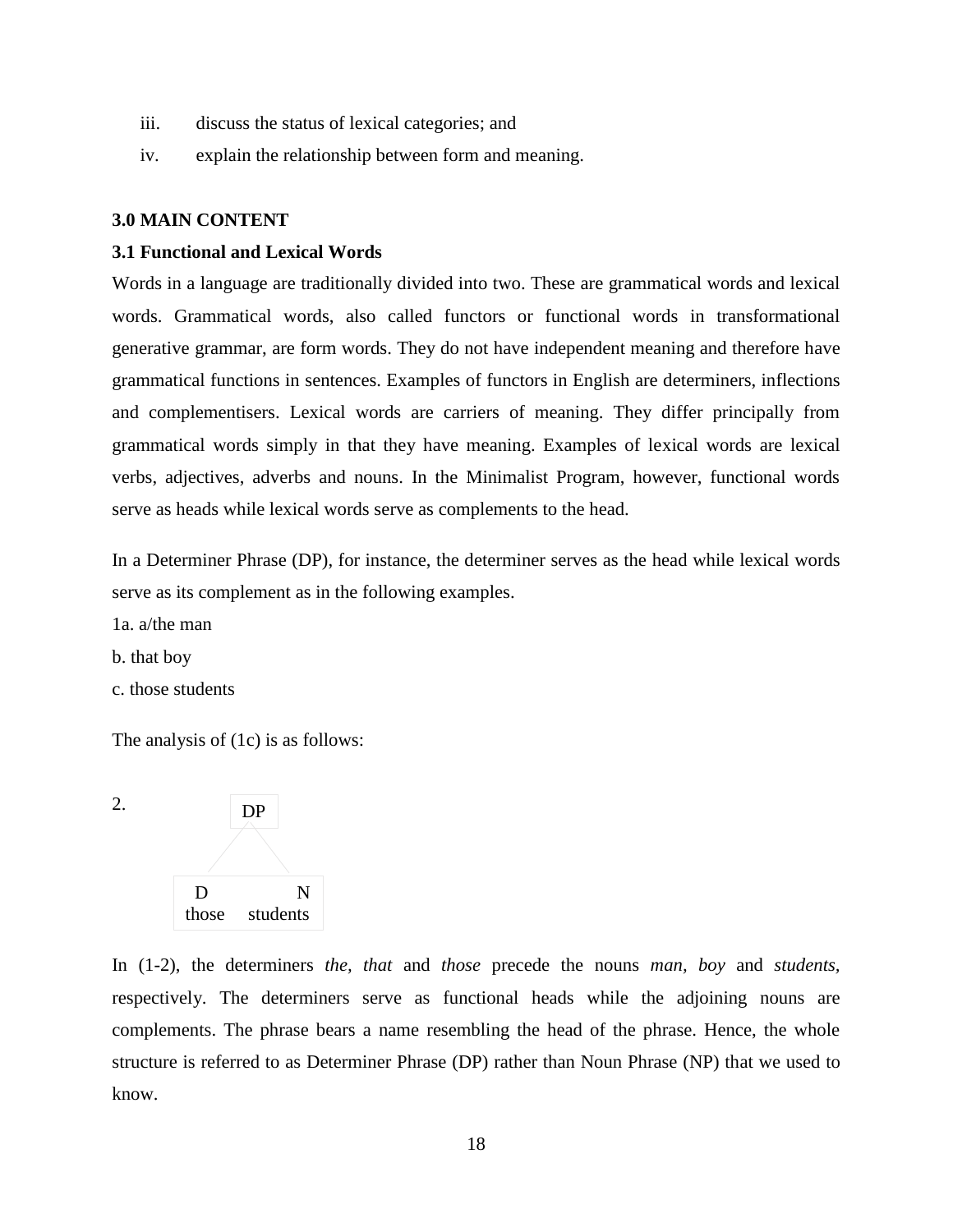iii. discuss the status of lexical categories; and

iv. explain the relationship between form and meaning.

## 3.0 MAIN CONTENT

### 3.1 Functional and Lexical Words

Words in a language are traditionally divided into two. These are grammatical words and lexical words. Grammatical words, also called functors or functional words in transformational generative grammar, are form words. They do not have independent meaning and therefore have grammatical functions in sentences. Examples of functors in English are determiners, inflections and complementisers. Lexical words are carriers of meaning. They differ principally from grammatical words simply in that they have meaning. Examples of lexical words are lexical verbs, adjectives, adverbs and nouns. In the Minimalist Program, however, functional words serve as heads while lexical words serve as complements to the head.

In a Determiner Phrase (DP), for instance, the determiner serves as the head while lexical words serve as its complement as in the following examples.

1a. a/the man

b. that boy

c. those students

The analysis of (1c) is as follows:

2.

```
        DP
       /  \
      D    N
    those  students
```

In (1-2), the determiners *the, that* and *those* precede the nouns *man, boy* and *students*, respectively. The determiners serve as functional heads while the adjoining nouns are complements. The phrase bears a name resembling the head of the phrase. Hence, the whole structure is referred to as Determiner Phrase (DP) rather than Noun Phrase (NP) that we used to know.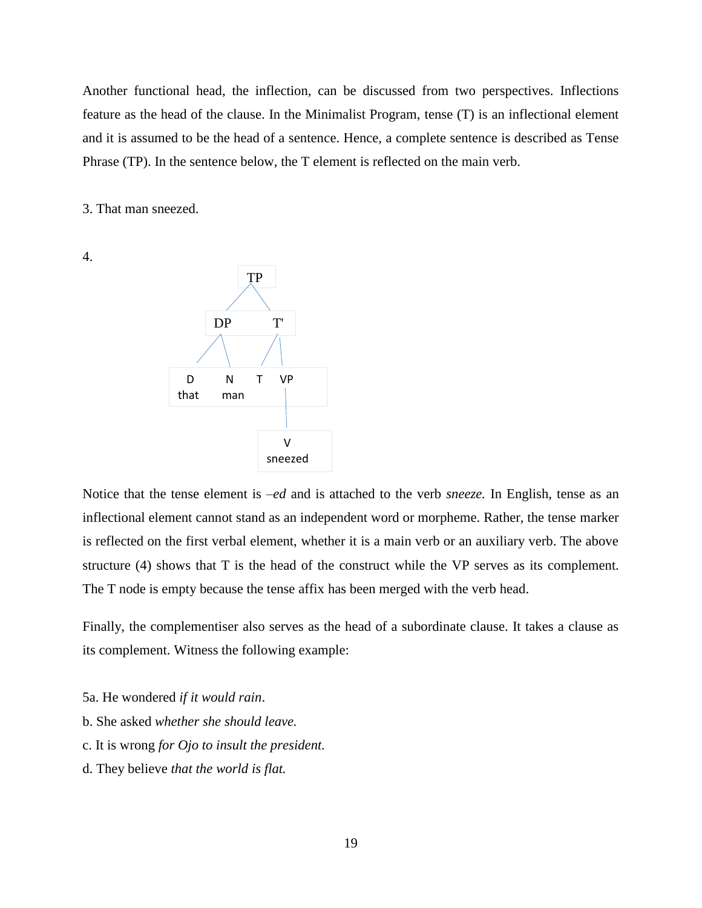Another functional head, the inflection, can be discussed from two perspectives. Inflections feature as the head of the clause. In the Minimalist Program, tense (T) is an inflectional element and it is assumed to be the head of a sentence. Hence, a complete sentence is described as Tense Phrase (TP). In the sentence below, the T element is reflected on the main verb.

3. That man sneezed.

4.

```
            TP
          /    \
        DP      T'
       /  \    /  \
      D    N  T    VP
     that man      |
                   V
                sneezed
```

Notice that the tense element is *–ed* and is attached to the verb *sneeze.* In English, tense as an inflectional element cannot stand as an independent word or morpheme. Rather, the tense marker is reflected on the first verbal element, whether it is a main verb or an auxiliary verb. The above structure (4) shows that T is the head of the construct while the VP serves as its complement. The T node is empty because the tense affix has been merged with the verb head.

Finally, the complementiser also serves as the head of a subordinate clause. It takes a clause as its complement. Witness the following example:

5a. He wondered *if it would rain*.

b. She asked *whether she should leave.*

c. It is wrong *for Ojo to insult the president.*

d. They believe *that the world is flat.*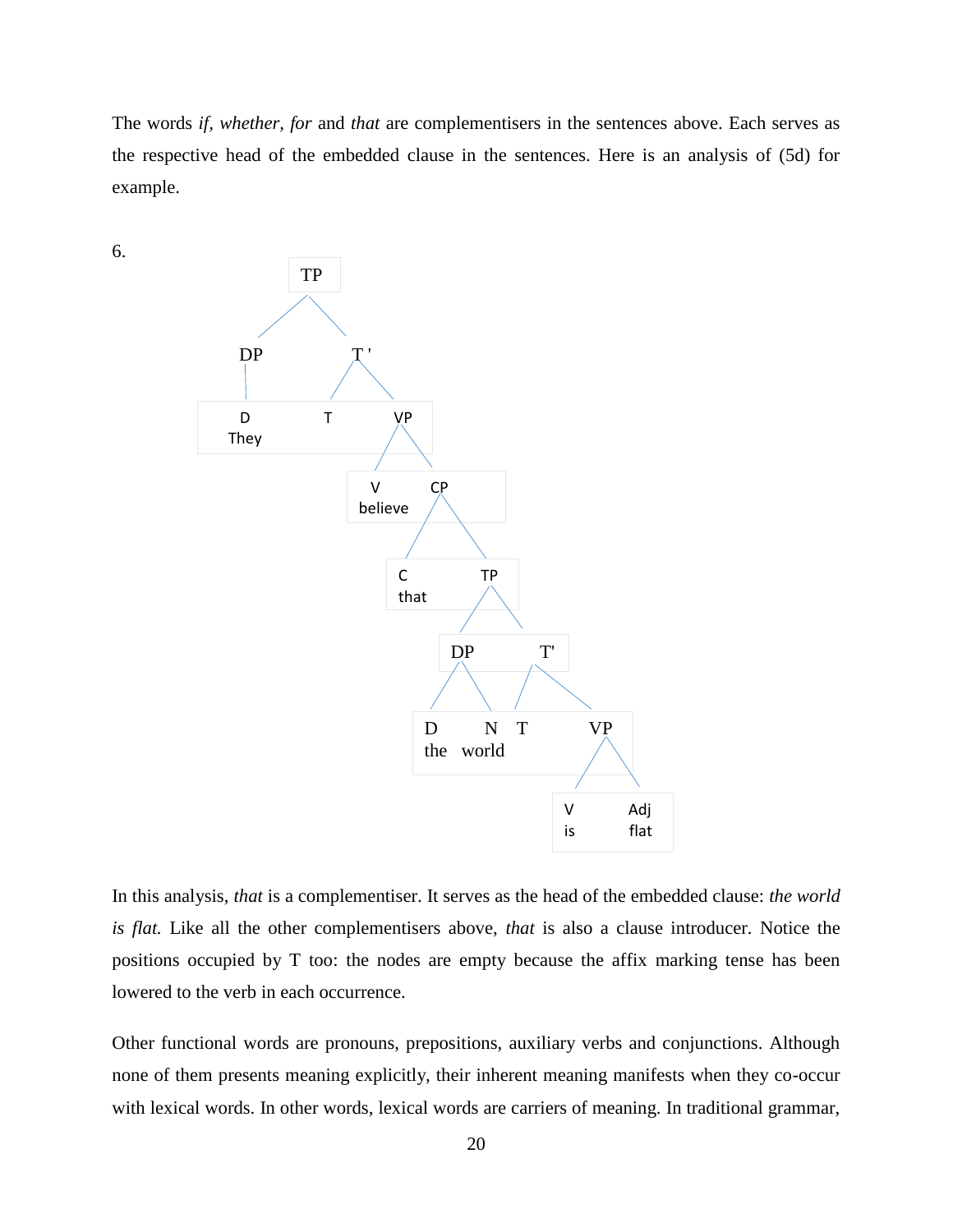The words *if, whether, for* and *that* are complementisers in the sentences above. Each serves as the respective head of the embedded clause in the sentences. Here is an analysis of (5d) for example.

6.

```
TP
├── DP
│   └── D
│       They
└── T'
    ├── T
    └── VP
        ├── V
        │   believe
        └── CP
            ├── C
            │   that
            └── TP
                ├── DP
                │   ├── D
                │   │   the
                │   └── N
                │       world
                └── T'
                    ├── T
                    └── VP
                        ├── V
                        │   is
                        └── Adj
                            flat
```

In this analysis, *that* is a complementiser. It serves as the head of the embedded clause: *the world is flat.* Like all the other complementisers above, *that* is also a clause introducer. Notice the positions occupied by T too: the nodes are empty because the affix marking tense has been lowered to the verb in each occurrence.

Other functional words are pronouns, prepositions, auxiliary verbs and conjunctions. Although none of them presents meaning explicitly, their inherent meaning manifests when they co-occur with lexical words. In other words, lexical words are carriers of meaning. In traditional grammar,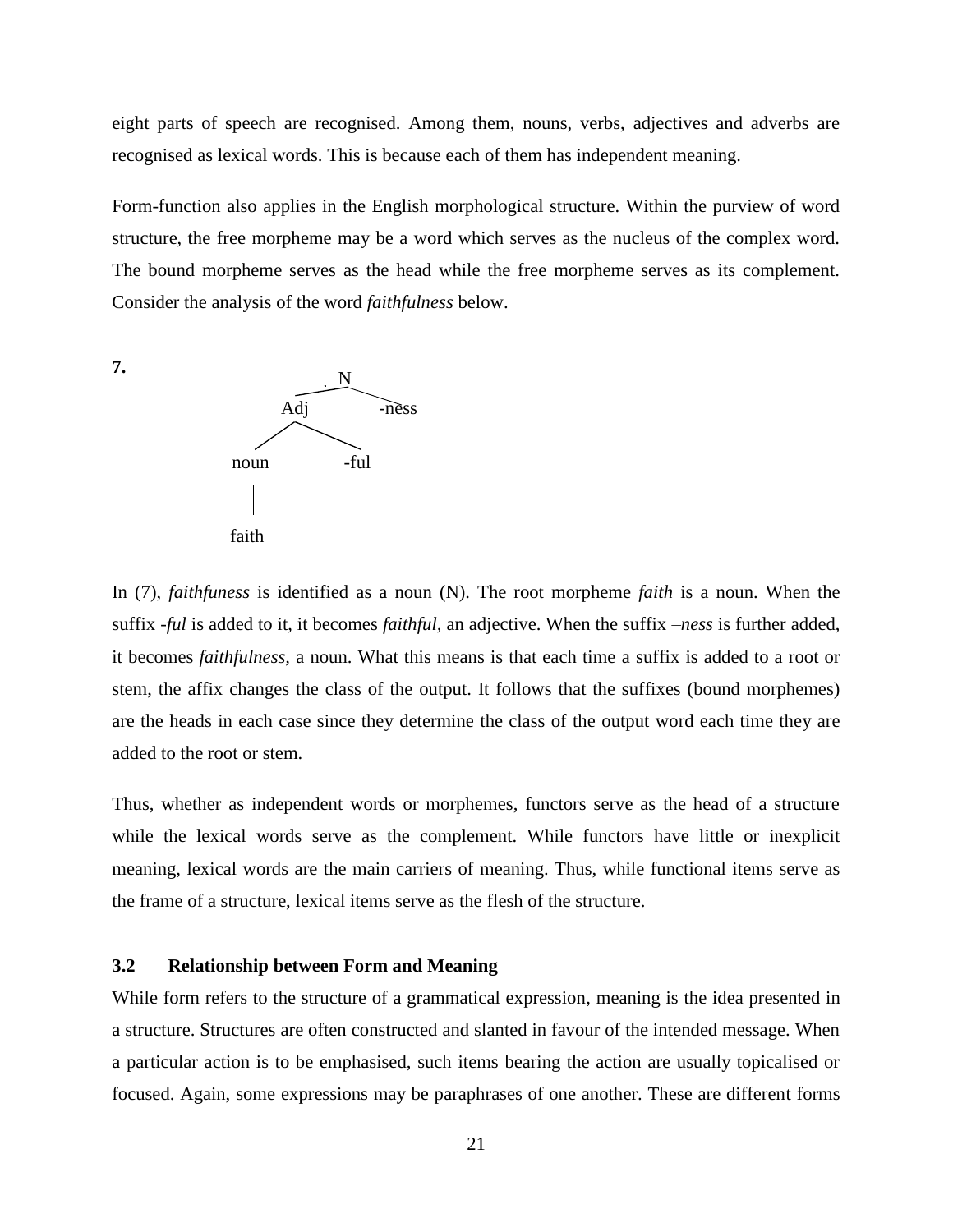eight parts of speech are recognised. Among them, nouns, verbs, adjectives and adverbs are recognised as lexical words. This is because each of them has independent meaning.

Form-function also applies in the English morphological structure. Within the purview of word structure, the free morpheme may be a word which serves as the nucleus of the complex word. The bound morpheme serves as the head while the free morpheme serves as its complement. Consider the analysis of the word *faithfulness* below.

**7.**

```
              N
           /     \
        Adj       -ness
       /    \
   noun      -ful
     |
   faith
```

In (7), *faithfuness* is identified as a noun (N). The root morpheme *faith* is a noun. When the suffix *-ful* is added to it, it becomes *faithful,* an adjective. When the suffix *–ness* is further added, it becomes *faithfulness,* a noun. What this means is that each time a suffix is added to a root or stem, the affix changes the class of the output. It follows that the suffixes (bound morphemes) are the heads in each case since they determine the class of the output word each time they are added to the root or stem.

Thus, whether as independent words or morphemes, functors serve as the head of a structure while the lexical words serve as the complement. While functors have little or inexplicit meaning, lexical words are the main carriers of meaning. Thus, while functional items serve as the frame of a structure, lexical items serve as the flesh of the structure.

### 3.2 Relationship between Form and Meaning

While form refers to the structure of a grammatical expression, meaning is the idea presented in a structure. Structures are often constructed and slanted in favour of the intended message. When a particular action is to be emphasised, such items bearing the action are usually topicalised or focused. Again, some expressions may be paraphrases of one another. These are different forms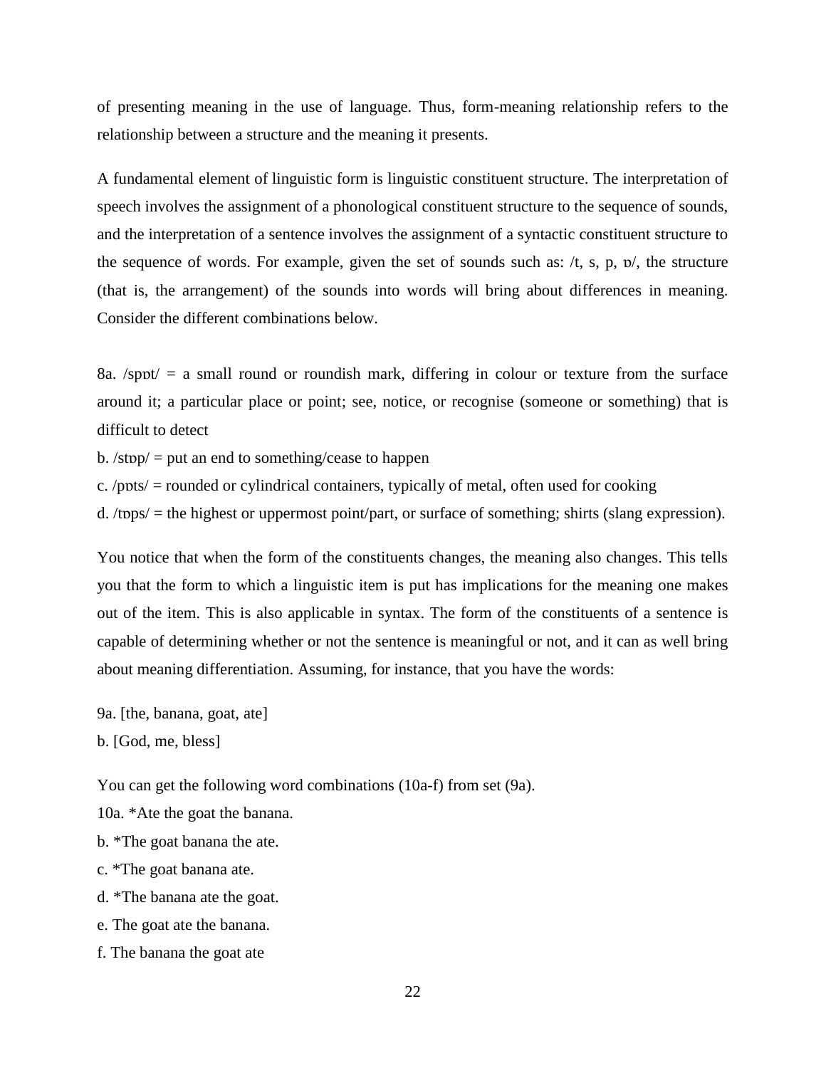of presenting meaning in the use of language. Thus, form-meaning relationship refers to the relationship between a structure and the meaning it presents.

A fundamental element of linguistic form is linguistic constituent structure. The interpretation of speech involves the assignment of a phonological constituent structure to the sequence of sounds, and the interpretation of a sentence involves the assignment of a syntactic constituent structure to the sequence of words. For example, given the set of sounds such as: /t, s, p, ɒ/, the structure (that is, the arrangement) of the sounds into words will bring about differences in meaning. Consider the different combinations below.

8a. /spɒt/ = a small round or roundish mark, differing in colour or texture from the surface around it; a particular place or point; see, notice, or recognise (someone or something) that is difficult to detect

b. /stɒp/ = put an end to something/cease to happen

c. /pɒts/ = rounded or cylindrical containers, typically of metal, often used for cooking

d. /tɒps/ = the highest or uppermost point/part, or surface of something; shirts (slang expression).

You notice that when the form of the constituents changes, the meaning also changes. This tells you that the form to which a linguistic item is put has implications for the meaning one makes out of the item. This is also applicable in syntax. The form of the constituents of a sentence is capable of determining whether or not the sentence is meaningful or not, and it can as well bring about meaning differentiation. Assuming, for instance, that you have the words:

9a. [the, banana, goat, ate]

b. [God, me, bless]

You can get the following word combinations (10a-f) from set (9a).

10a. *Ate the goat the banana.

b. *The goat banana the ate.

c. *The goat banana ate.

d. *The banana ate the goat.

e. The goat ate the banana.

f. The banana the goat ate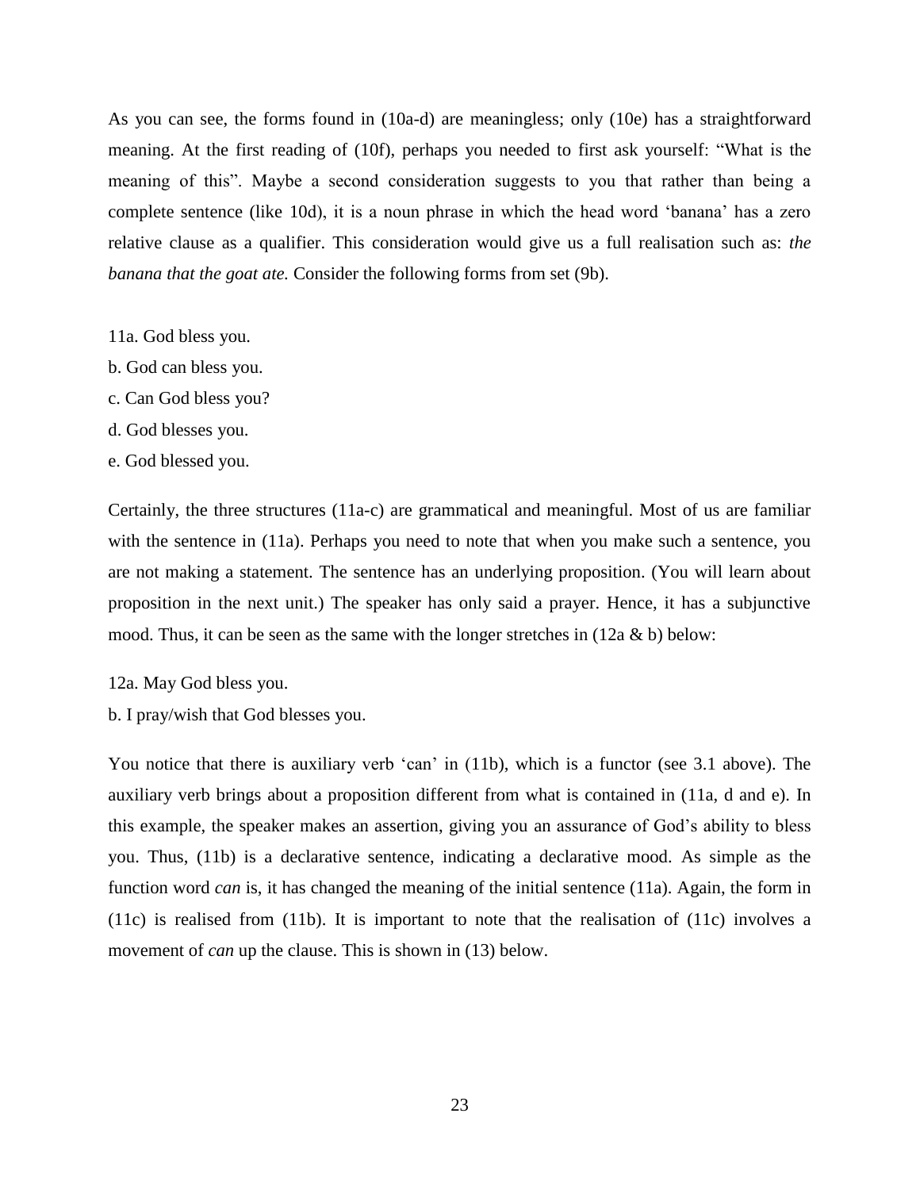As you can see, the forms found in (10a-d) are meaningless; only (10e) has a straightforward meaning. At the first reading of (10f), perhaps you needed to first ask yourself: "What is the meaning of this". Maybe a second consideration suggests to you that rather than being a complete sentence (like 10d), it is a noun phrase in which the head word 'banana' has a zero relative clause as a qualifier. This consideration would give us a full realisation such as: *the banana that the goat ate.* Consider the following forms from set (9b).

11a. God bless you.
b. God can bless you.
c. Can God bless you?
d. God blesses you.
e. God blessed you.

Certainly, the three structures (11a-c) are grammatical and meaningful. Most of us are familiar with the sentence in (11a). Perhaps you need to note that when you make such a sentence, you are not making a statement. The sentence has an underlying proposition. (You will learn about proposition in the next unit.) The speaker has only said a prayer. Hence, it has a subjunctive mood. Thus, it can be seen as the same with the longer stretches in (12a & b) below:

12a. May God bless you.
b. I pray/wish that God blesses you.

You notice that there is auxiliary verb 'can' in (11b), which is a functor (see 3.1 above). The auxiliary verb brings about a proposition different from what is contained in (11a, d and e). In this example, the speaker makes an assertion, giving you an assurance of God's ability to bless you. Thus, (11b) is a declarative sentence, indicating a declarative mood. As simple as the function word *can* is, it has changed the meaning of the initial sentence (11a). Again, the form in (11c) is realised from (11b). It is important to note that the realisation of (11c) involves a movement of *can* up the clause. This is shown in (13) below.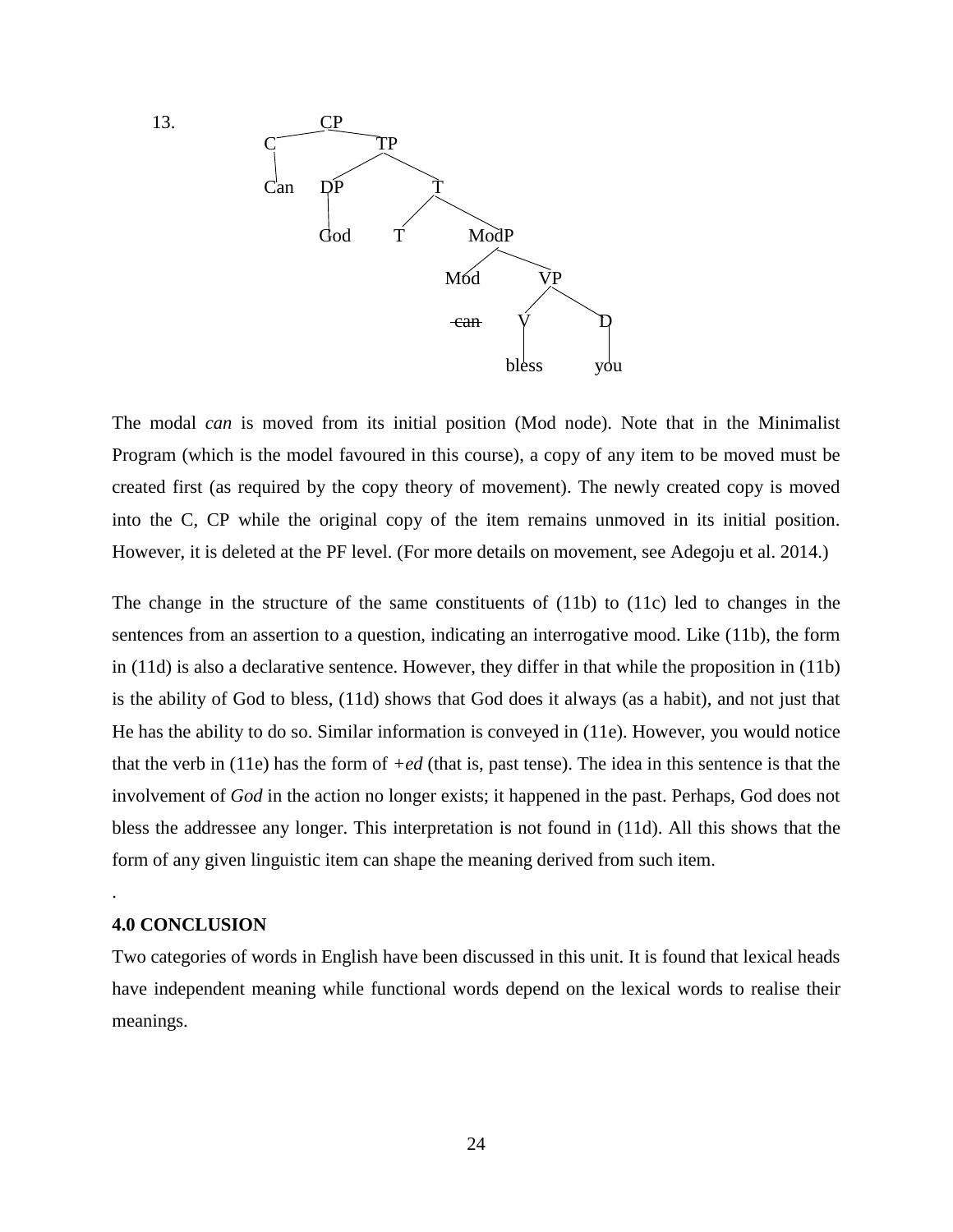13.

```
                 CP
        C                TP
        |
        Can     DP              T
                |
                God       T           ModP
                                 Mod         VP
                                 can     V          D
                                 (struck)
                                         bless      you
```

The modal *can* is moved from its initial position (Mod node). Note that in the Minimalist Program (which is the model favoured in this course), a copy of any item to be moved must be created first (as required by the copy theory of movement). The newly created copy is moved into the C, CP while the original copy of the item remains unmoved in its initial position. However, it is deleted at the PF level. (For more details on movement, see Adegoju et al. 2014.)

The change in the structure of the same constituents of (11b) to (11c) led to changes in the sentences from an assertion to a question, indicating an interrogative mood. Like (11b), the form in (11d) is also a declarative sentence. However, they differ in that while the proposition in (11b) is the ability of God to bless, (11d) shows that God does it always (as a habit), and not just that He has the ability to do so. Similar information is conveyed in (11e). However, you would notice that the verb in (11e) has the form of *+ed* (that is, past tense). The idea in this sentence is that the involvement of *God* in the action no longer exists; it happened in the past. Perhaps, God does not bless the addressee any longer. This interpretation is not found in (11d). All this shows that the form of any given linguistic item can shape the meaning derived from such item.

.

**4.0 CONCLUSION**

Two categories of words in English have been discussed in this unit. It is found that lexical heads have independent meaning while functional words depend on the lexical words to realise their meanings.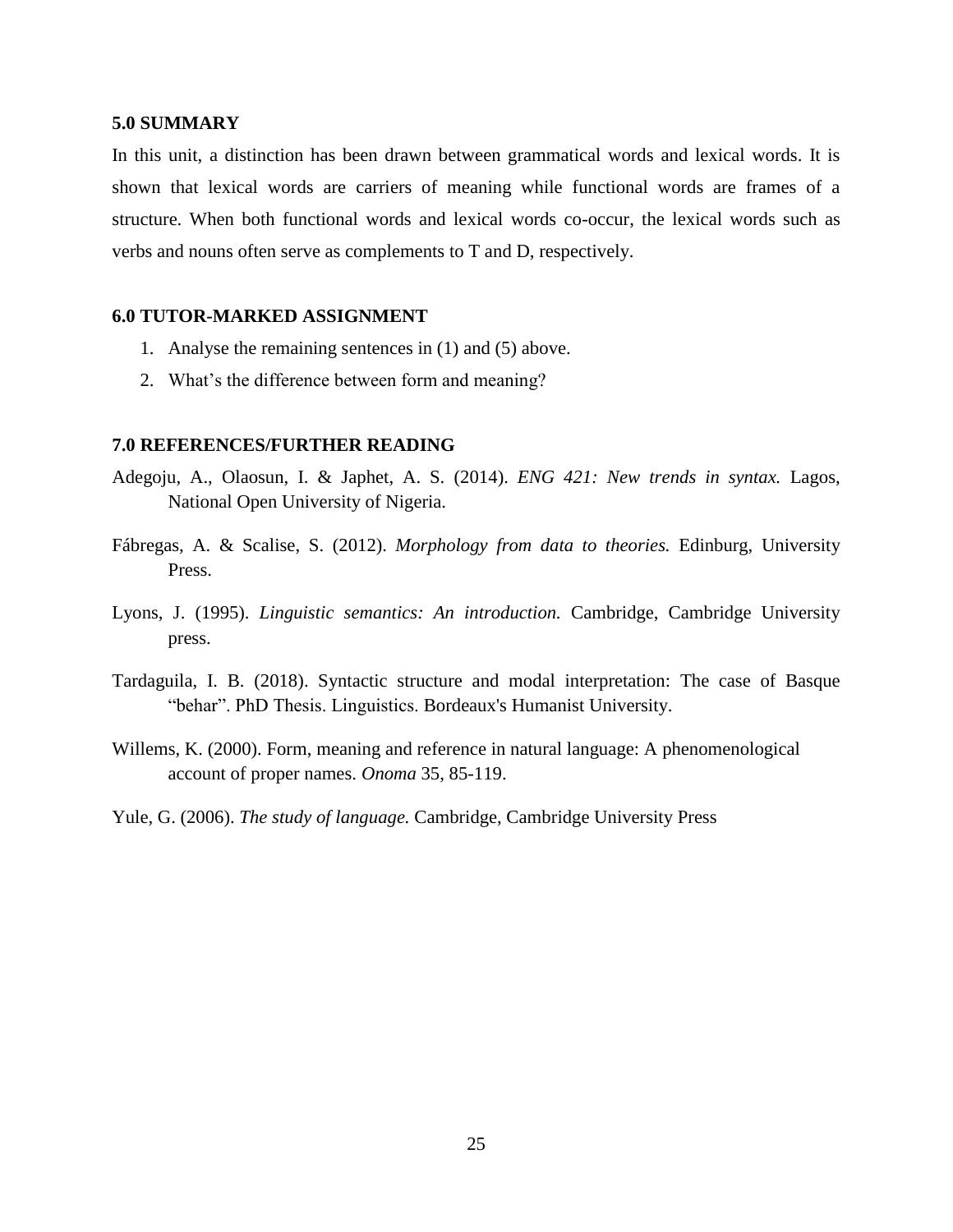### 5.0 SUMMARY

In this unit, a distinction has been drawn between grammatical words and lexical words. It is shown that lexical words are carriers of meaning while functional words are frames of a structure. When both functional words and lexical words co-occur, the lexical words such as verbs and nouns often serve as complements to T and D, respectively.

### 6.0 TUTOR-MARKED ASSIGNMENT

1. Analyse the remaining sentences in (1) and (5) above.
2. What's the difference between form and meaning?

### 7.0 REFERENCES/FURTHER READING

Adegoju, A., Olaosun, I. & Japhet, A. S. (2014). *ENG 421: New trends in syntax.* Lagos, National Open University of Nigeria.

Fábregas, A. & Scalise, S. (2012). *Morphology from data to theories.* Edinburg, University Press.

Lyons, J. (1995). *Linguistic semantics: An introduction.* Cambridge, Cambridge University press.

Tardaguila, I. B. (2018). Syntactic structure and modal interpretation: The case of Basque "behar". PhD Thesis. Linguistics. Bordeaux's Humanist University.

Willems, K. (2000). Form, meaning and reference in natural language: A phenomenological account of proper names. *Onoma* 35, 85-119.

Yule, G. (2006). *The study of language.* Cambridge, Cambridge University Press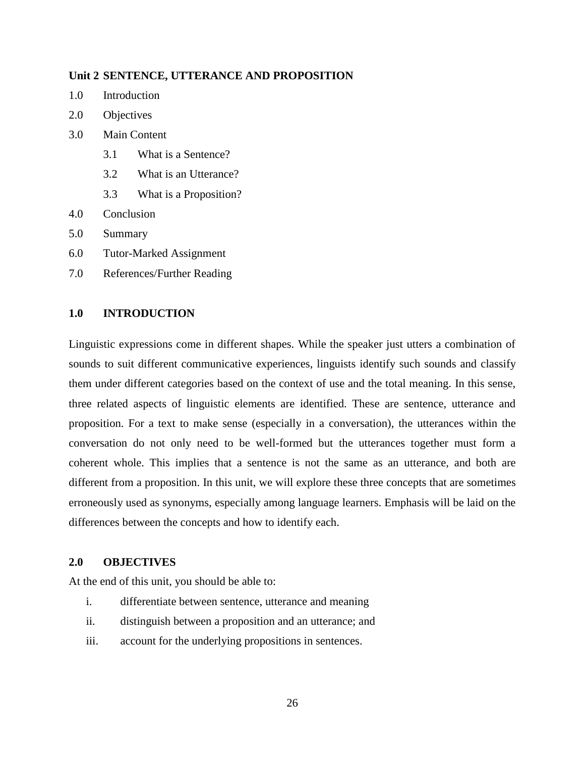## Unit 2 SENTENCE, UTTERANCE AND PROPOSITION

1.0 Introduction

2.0 Objectives

3.0 Main Content

- 3.1 What is a Sentence?
- 3.2 What is an Utterance?
- 3.3 What is a Proposition?

4.0 Conclusion

5.0 Summary

6.0 Tutor-Marked Assignment

7.0 References/Further Reading

### 1.0 INTRODUCTION

Linguistic expressions come in different shapes. While the speaker just utters a combination of sounds to suit different communicative experiences, linguists identify such sounds and classify them under different categories based on the context of use and the total meaning. In this sense, three related aspects of linguistic elements are identified. These are sentence, utterance and proposition. For a text to make sense (especially in a conversation), the utterances within the conversation do not only need to be well-formed but the utterances together must form a coherent whole. This implies that a sentence is not the same as an utterance, and both are different from a proposition. In this unit, we will explore these three concepts that are sometimes erroneously used as synonyms, especially among language learners. Emphasis will be laid on the differences between the concepts and how to identify each.

### 2.0 OBJECTIVES

At the end of this unit, you should be able to:

- i. differentiate between sentence, utterance and meaning
- ii. distinguish between a proposition and an utterance; and
- iii. account for the underlying propositions in sentences.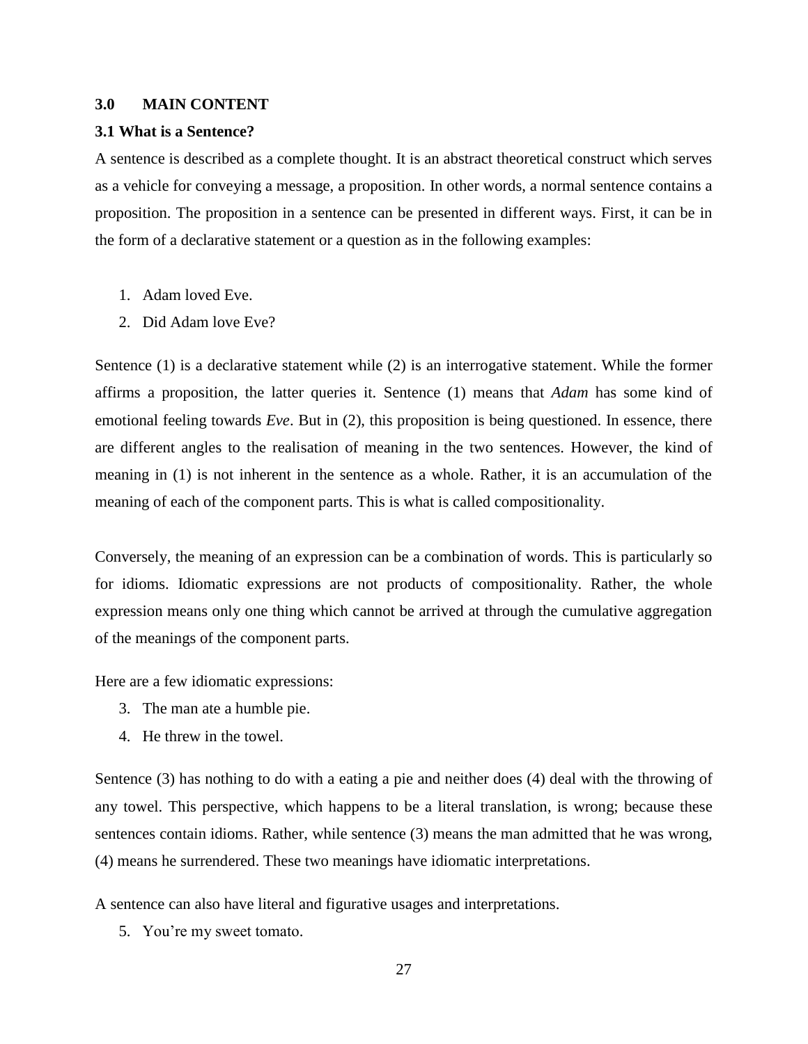## 3.0 MAIN CONTENT

### 3.1 What is a Sentence?

A sentence is described as a complete thought. It is an abstract theoretical construct which serves as a vehicle for conveying a message, a proposition. In other words, a normal sentence contains a proposition. The proposition in a sentence can be presented in different ways. First, it can be in the form of a declarative statement or a question as in the following examples:

1. Adam loved Eve.
2. Did Adam love Eve?

Sentence (1) is a declarative statement while (2) is an interrogative statement. While the former affirms a proposition, the latter queries it. Sentence (1) means that *Adam* has some kind of emotional feeling towards *Eve*. But in (2), this proposition is being questioned. In essence, there are different angles to the realisation of meaning in the two sentences. However, the kind of meaning in (1) is not inherent in the sentence as a whole. Rather, it is an accumulation of the meaning of each of the component parts. This is what is called compositionality.

Conversely, the meaning of an expression can be a combination of words. This is particularly so for idioms. Idiomatic expressions are not products of compositionality. Rather, the whole expression means only one thing which cannot be arrived at through the cumulative aggregation of the meanings of the component parts.

Here are a few idiomatic expressions:

3. The man ate a humble pie.
4. He threw in the towel.

Sentence (3) has nothing to do with a eating a pie and neither does (4) deal with the throwing of any towel. This perspective, which happens to be a literal translation, is wrong; because these sentences contain idioms. Rather, while sentence (3) means the man admitted that he was wrong, (4) means he surrendered. These two meanings have idiomatic interpretations.

A sentence can also have literal and figurative usages and interpretations.

5. You're my sweet tomato.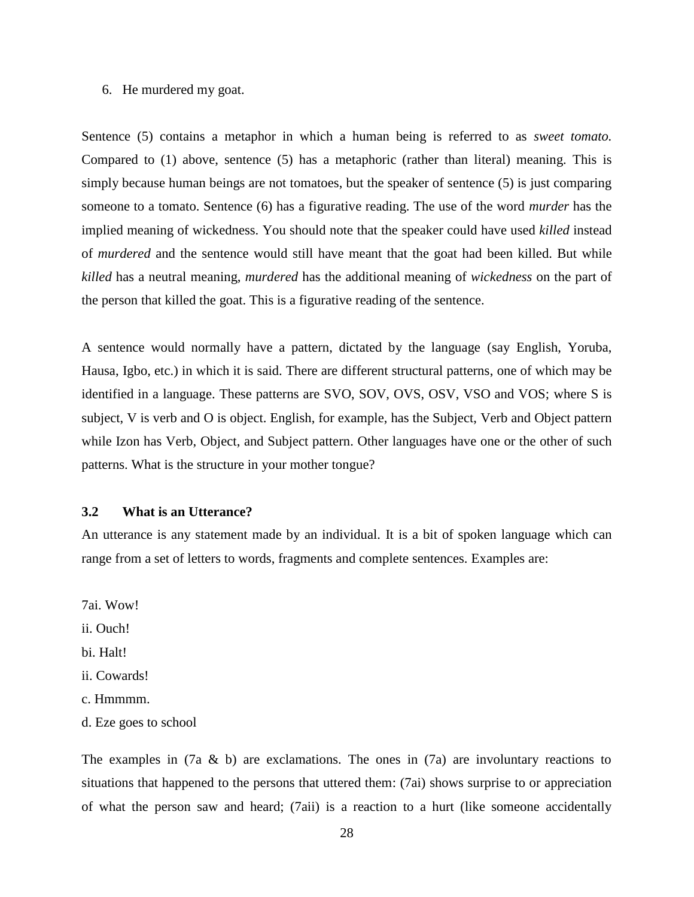6. He murdered my goat.

Sentence (5) contains a metaphor in which a human being is referred to as *sweet tomato.* Compared to (1) above, sentence (5) has a metaphoric (rather than literal) meaning. This is simply because human beings are not tomatoes, but the speaker of sentence (5) is just comparing someone to a tomato. Sentence (6) has a figurative reading. The use of the word *murder* has the implied meaning of wickedness. You should note that the speaker could have used *killed* instead of *murdered* and the sentence would still have meant that the goat had been killed. But while *killed* has a neutral meaning, *murdered* has the additional meaning of *wickedness* on the part of the person that killed the goat. This is a figurative reading of the sentence.

A sentence would normally have a pattern, dictated by the language (say English, Yoruba, Hausa, Igbo, etc.) in which it is said. There are different structural patterns, one of which may be identified in a language. These patterns are SVO, SOV, OVS, OSV, VSO and VOS; where S is subject, V is verb and O is object. English, for example, has the Subject, Verb and Object pattern while Izon has Verb, Object, and Subject pattern. Other languages have one or the other of such patterns. What is the structure in your mother tongue?

### 3.2 What is an Utterance?

An utterance is any statement made by an individual. It is a bit of spoken language which can range from a set of letters to words, fragments and complete sentences. Examples are:

7ai. Wow!

ii. Ouch!

bi. Halt!

ii. Cowards!

c. Hmmmm.

d. Eze goes to school

The examples in (7a & b) are exclamations. The ones in (7a) are involuntary reactions to situations that happened to the persons that uttered them: (7ai) shows surprise to or appreciation of what the person saw and heard; (7aii) is a reaction to a hurt (like someone accidentally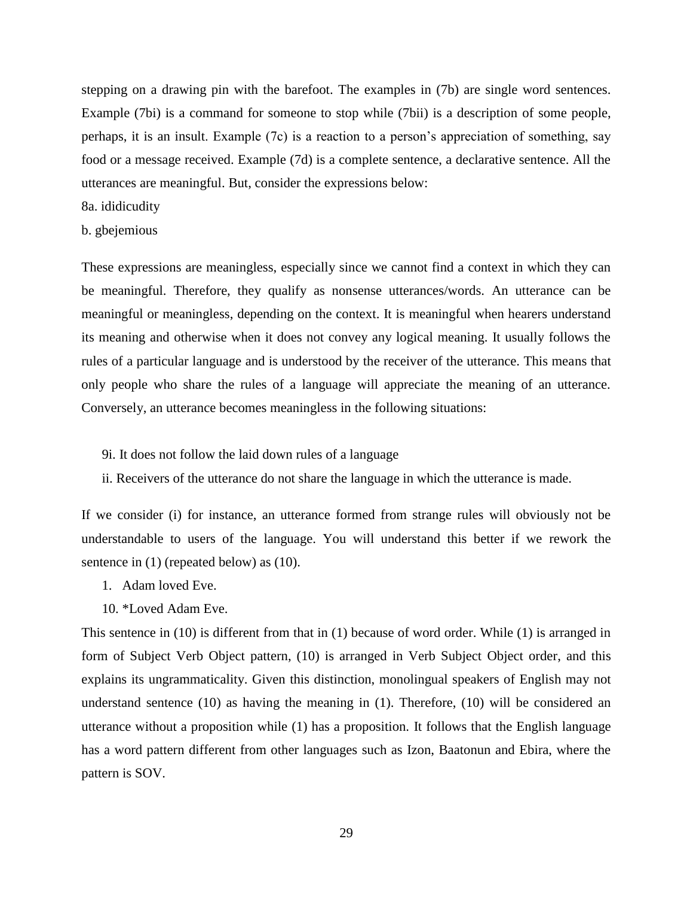stepping on a drawing pin with the barefoot. The examples in (7b) are single word sentences. Example (7bi) is a command for someone to stop while (7bii) is a description of some people, perhaps, it is an insult. Example (7c) is a reaction to a person's appreciation of something, say food or a message received. Example (7d) is a complete sentence, a declarative sentence. All the utterances are meaningful. But, consider the expressions below:

8a. ididicudity

b. gbejemious

These expressions are meaningless, especially since we cannot find a context in which they can be meaningful. Therefore, they qualify as nonsense utterances/words. An utterance can be meaningful or meaningless, depending on the context. It is meaningful when hearers understand its meaning and otherwise when it does not convey any logical meaning. It usually follows the rules of a particular language and is understood by the receiver of the utterance. This means that only people who share the rules of a language will appreciate the meaning of an utterance. Conversely, an utterance becomes meaningless in the following situations:

9i. It does not follow the laid down rules of a language

ii. Receivers of the utterance do not share the language in which the utterance is made.

If we consider (i) for instance, an utterance formed from strange rules will obviously not be understandable to users of the language. You will understand this better if we rework the sentence in (1) (repeated below) as (10).

1. Adam loved Eve.

10. *Loved Adam Eve.

This sentence in (10) is different from that in (1) because of word order. While (1) is arranged in form of Subject Verb Object pattern, (10) is arranged in Verb Subject Object order, and this explains its ungrammaticality. Given this distinction, monolingual speakers of English may not understand sentence (10) as having the meaning in (1). Therefore, (10) will be considered an utterance without a proposition while (1) has a proposition. It follows that the English language has a word pattern different from other languages such as Izon, Baatonun and Ebira, where the pattern is SOV.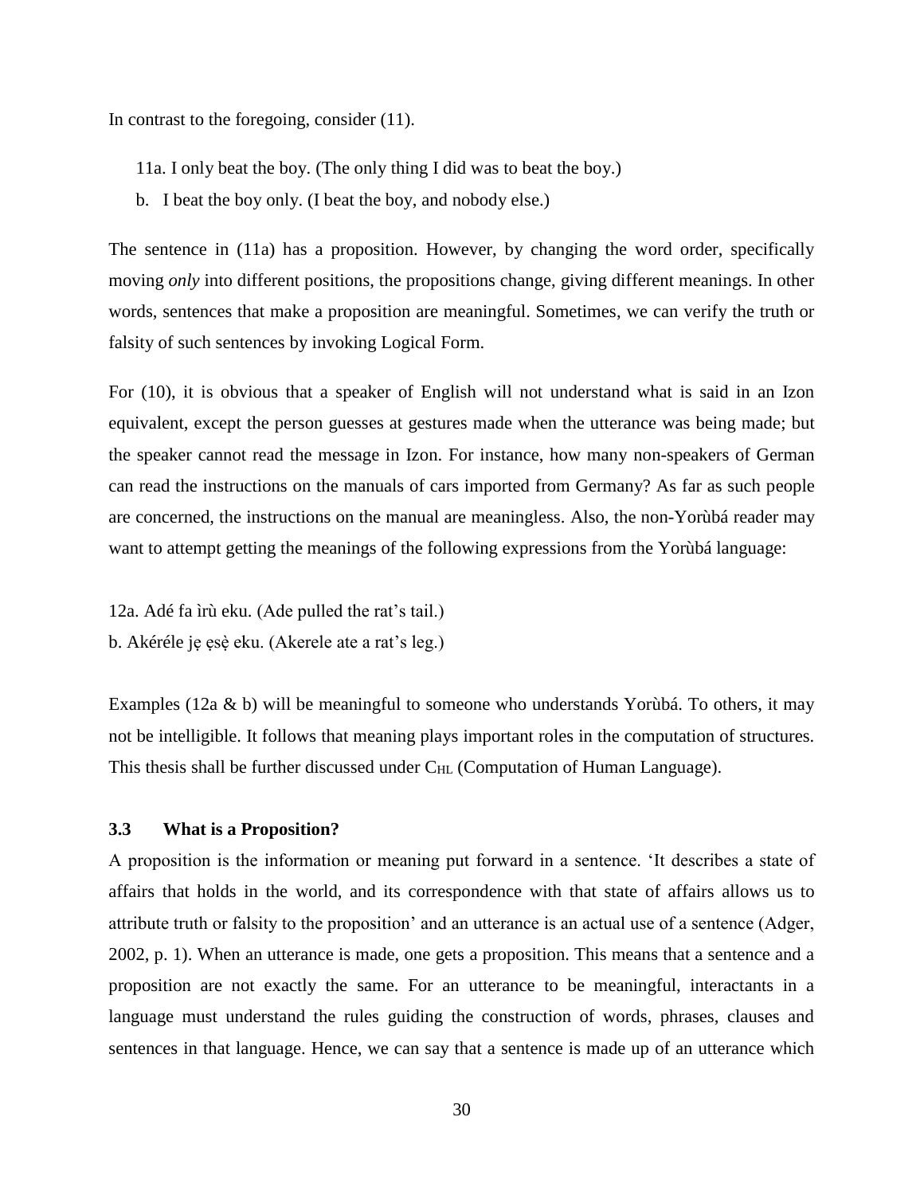In contrast to the foregoing, consider (11).

11a. I only beat the boy. (The only thing I did was to beat the boy.)

b. I beat the boy only. (I beat the boy, and nobody else.)

The sentence in (11a) has a proposition. However, by changing the word order, specifically moving *only* into different positions, the propositions change, giving different meanings. In other words, sentences that make a proposition are meaningful. Sometimes, we can verify the truth or falsity of such sentences by invoking Logical Form.

For (10), it is obvious that a speaker of English will not understand what is said in an Izon equivalent, except the person guesses at gestures made when the utterance was being made; but the speaker cannot read the message in Izon. For instance, how many non-speakers of German can read the instructions on the manuals of cars imported from Germany? As far as such people are concerned, the instructions on the manual are meaningless. Also, the non-Yorùbá reader may want to attempt getting the meanings of the following expressions from the Yorùbá language:

12a. Adé fa ìrù eku. (Ade pulled the rat's tail.)

b. Akéréle jẹ ẹsẹ̀ eku. (Akerele ate a rat's leg.)

Examples (12a & b) will be meaningful to someone who understands Yorùbá. To others, it may not be intelligible. It follows that meaning plays important roles in the computation of structures. This thesis shall be further discussed under $C_{HL}$ (Computation of Human Language).

### 3.3 What is a Proposition?

A proposition is the information or meaning put forward in a sentence. 'It describes a state of affairs that holds in the world, and its correspondence with that state of affairs allows us to attribute truth or falsity to the proposition' and an utterance is an actual use of a sentence (Adger, 2002, p. 1). When an utterance is made, one gets a proposition. This means that a sentence and a proposition are not exactly the same. For an utterance to be meaningful, interactants in a language must understand the rules guiding the construction of words, phrases, clauses and sentences in that language. Hence, we can say that a sentence is made up of an utterance which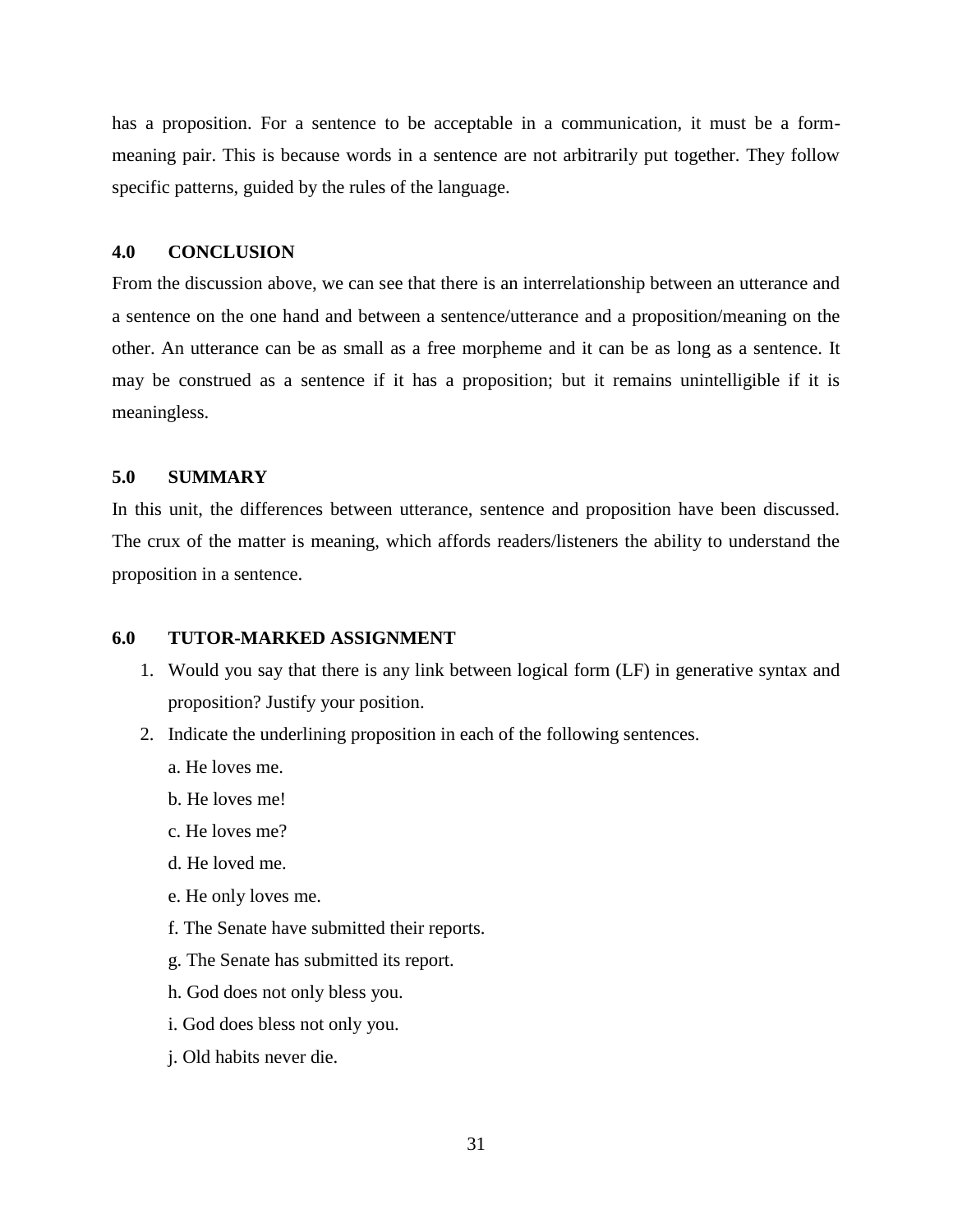has a proposition. For a sentence to be acceptable in a communication, it must be a form-meaning pair. This is because words in a sentence are not arbitrarily put together. They follow specific patterns, guided by the rules of the language.

## 4.0 CONCLUSION

From the discussion above, we can see that there is an interrelationship between an utterance and a sentence on the one hand and between a sentence/utterance and a proposition/meaning on the other. An utterance can be as small as a free morpheme and it can be as long as a sentence. It may be construed as a sentence if it has a proposition; but it remains unintelligible if it is meaningless.

## 5.0 SUMMARY

In this unit, the differences between utterance, sentence and proposition have been discussed. The crux of the matter is meaning, which affords readers/listeners the ability to understand the proposition in a sentence.

## 6.0 TUTOR-MARKED ASSIGNMENT

1. Would you say that there is any link between logical form (LF) in generative syntax and proposition? Justify your position.
2. Indicate the underlining proposition in each of the following sentences.

   a. He loves me.

   b. He loves me!

   c. He loves me?

   d. He loved me.

   e. He only loves me.

   f. The Senate have submitted their reports.

   g. The Senate has submitted its report.

   h. God does not only bless you.

   i. God does bless not only you.

   j. Old habits never die.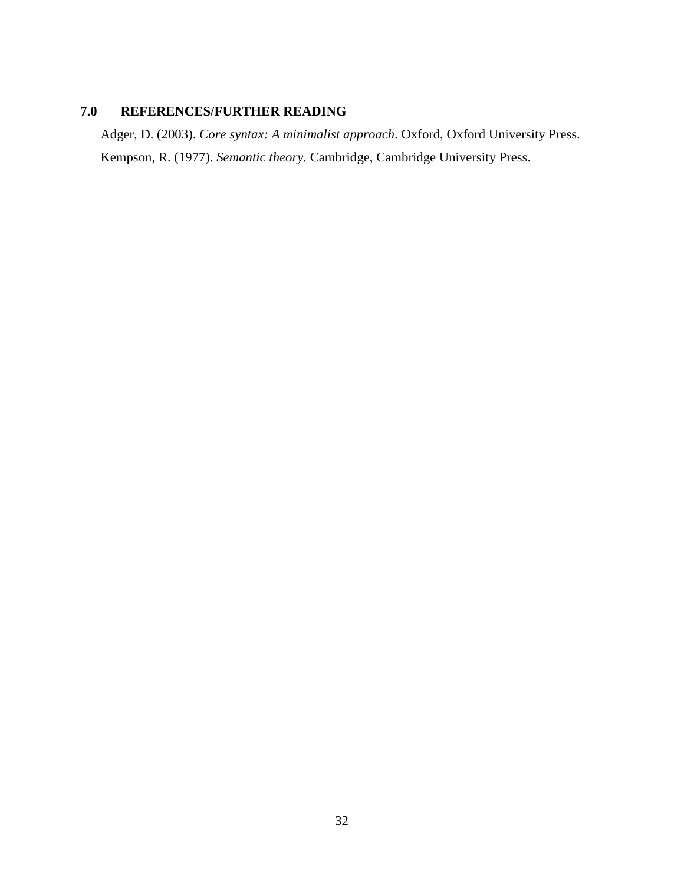## 7.0 REFERENCES/FURTHER READING

Adger, D. (2003). *Core syntax: A minimalist approach*. Oxford, Oxford University Press.

Kempson, R. (1977). *Semantic theory.* Cambridge, Cambridge University Press.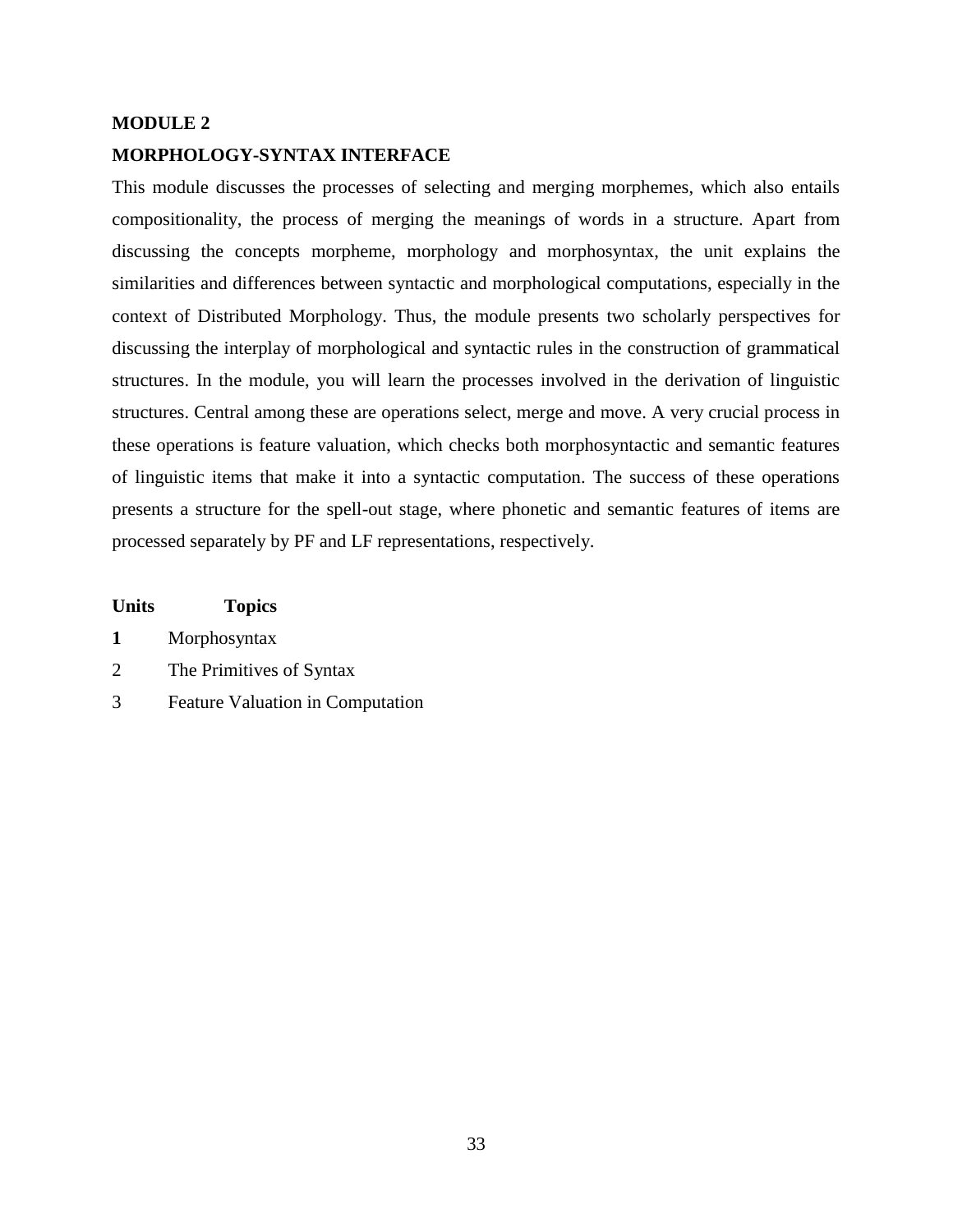# MODULE 2

## MORPHOLOGY-SYNTAX INTERFACE

This module discusses the processes of selecting and merging morphemes, which also entails compositionality, the process of merging the meanings of words in a structure. Apart from discussing the concepts morpheme, morphology and morphosyntax, the unit explains the similarities and differences between syntactic and morphological computations, especially in the context of Distributed Morphology. Thus, the module presents two scholarly perspectives for discussing the interplay of morphological and syntactic rules in the construction of grammatical structures. In the module, you will learn the processes involved in the derivation of linguistic structures. Central among these are operations select, merge and move. A very crucial process in these operations is feature valuation, which checks both morphosyntactic and semantic features of linguistic items that make it into a syntactic computation. The success of these operations presents a structure for the spell-out stage, where phonetic and semantic features of items are processed separately by PF and LF representations, respectively.

| **Units** | **Topics** |
|---|---|
| **1** | Morphosyntax |
| 2 | The Primitives of Syntax |
| 3 | Feature Valuation in Computation |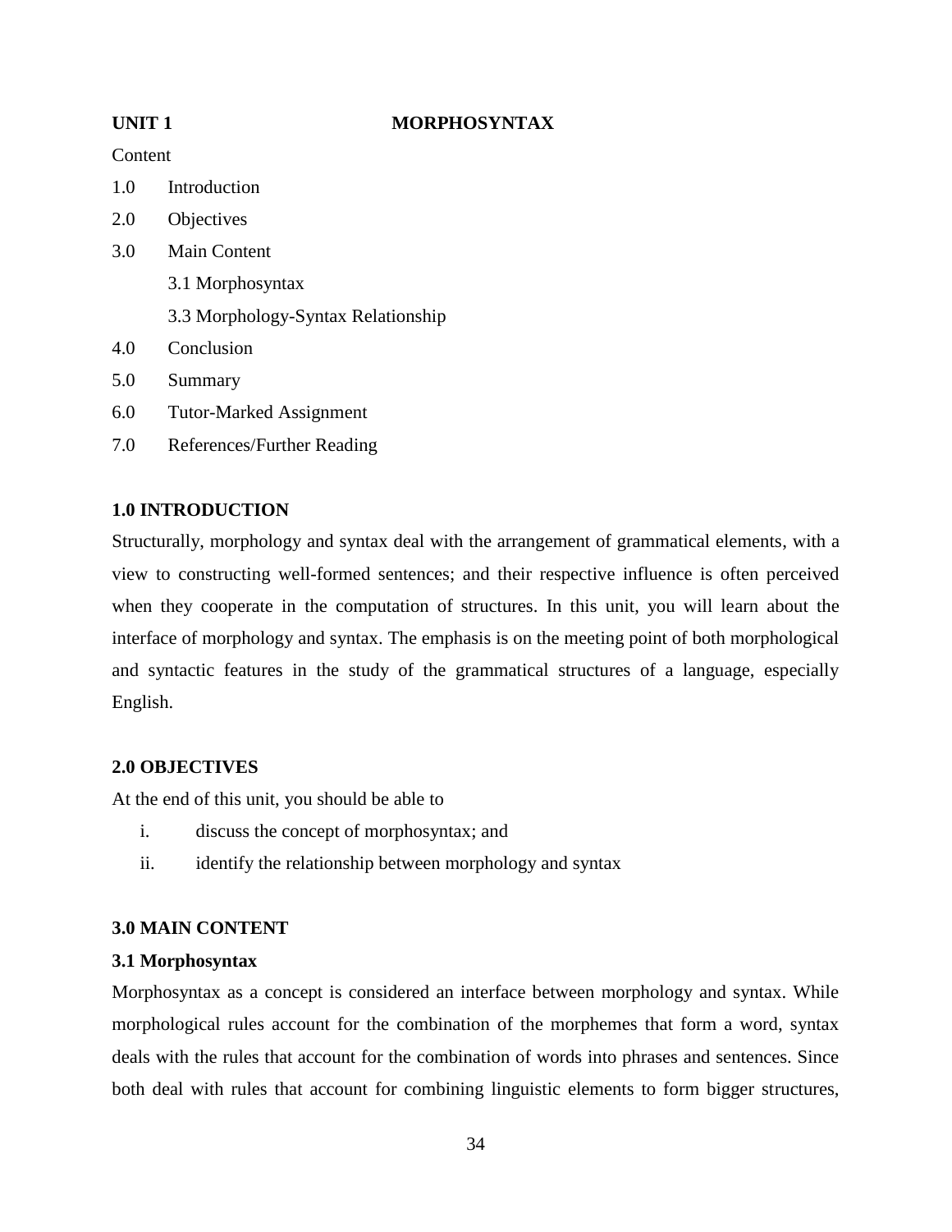**UNIT 1 MORPHOSYNTAX**

Content

1.0 Introduction

2.0 Objectives

3.0 Main Content

  3.1 Morphosyntax

  3.3 Morphology-Syntax Relationship

4.0 Conclusion

5.0 Summary

6.0 Tutor-Marked Assignment

7.0 References/Further Reading

## 1.0 INTRODUCTION

Structurally, morphology and syntax deal with the arrangement of grammatical elements, with a view to constructing well-formed sentences; and their respective influence is often perceived when they cooperate in the computation of structures. In this unit, you will learn about the interface of morphology and syntax. The emphasis is on the meeting point of both morphological and syntactic features in the study of the grammatical structures of a language, especially English.

## 2.0 OBJECTIVES

At the end of this unit, you should be able to

i. discuss the concept of morphosyntax; and
ii. identify the relationship between morphology and syntax

## 3.0 MAIN CONTENT

### 3.1 Morphosyntax

Morphosyntax as a concept is considered an interface between morphology and syntax. While morphological rules account for the combination of the morphemes that form a word, syntax deals with the rules that account for the combination of words into phrases and sentences. Since both deal with rules that account for combining linguistic elements to form bigger structures,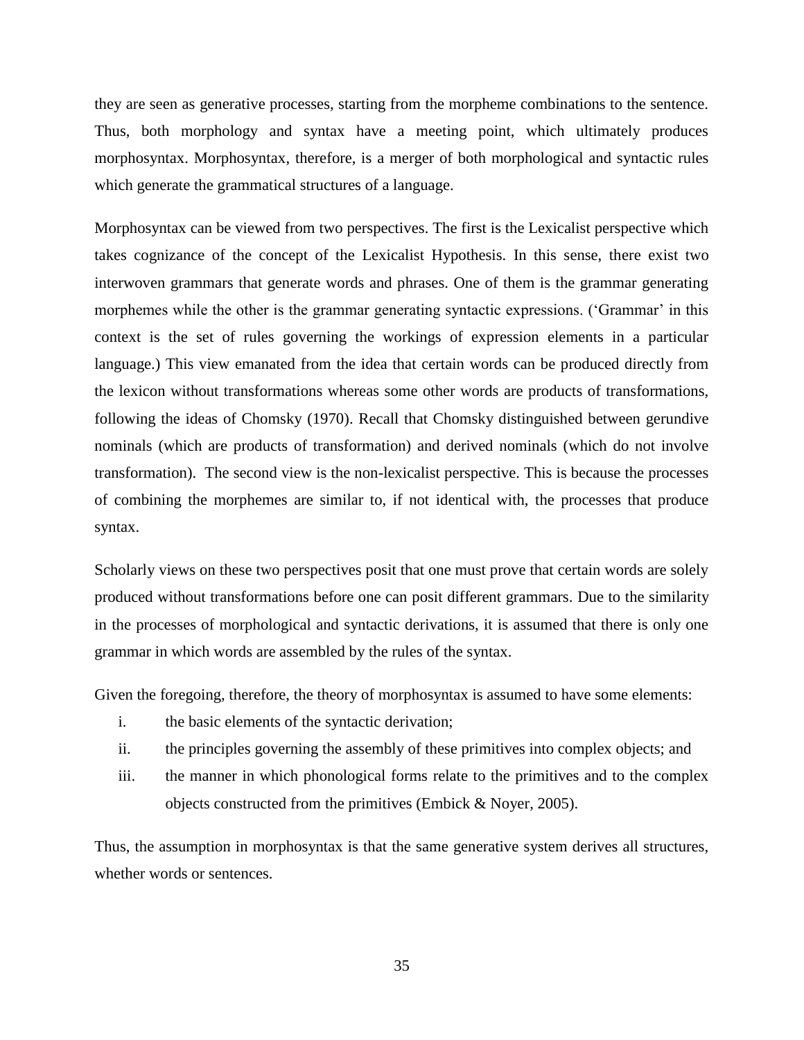they are seen as generative processes, starting from the morpheme combinations to the sentence. Thus, both morphology and syntax have a meeting point, which ultimately produces morphosyntax. Morphosyntax, therefore, is a merger of both morphological and syntactic rules which generate the grammatical structures of a language.

Morphosyntax can be viewed from two perspectives. The first is the Lexicalist perspective which takes cognizance of the concept of the Lexicalist Hypothesis. In this sense, there exist two interwoven grammars that generate words and phrases. One of them is the grammar generating morphemes while the other is the grammar generating syntactic expressions. ('Grammar' in this context is the set of rules governing the workings of expression elements in a particular language.) This view emanated from the idea that certain words can be produced directly from the lexicon without transformations whereas some other words are products of transformations, following the ideas of Chomsky (1970). Recall that Chomsky distinguished between gerundive nominals (which are products of transformation) and derived nominals (which do not involve transformation). The second view is the non-lexicalist perspective. This is because the processes of combining the morphemes are similar to, if not identical with, the processes that produce syntax.

Scholarly views on these two perspectives posit that one must prove that certain words are solely produced without transformations before one can posit different grammars. Due to the similarity in the processes of morphological and syntactic derivations, it is assumed that there is only one grammar in which words are assembled by the rules of the syntax.

Given the foregoing, therefore, the theory of morphosyntax is assumed to have some elements:

i. the basic elements of the syntactic derivation;
ii. the principles governing the assembly of these primitives into complex objects; and
iii. the manner in which phonological forms relate to the primitives and to the complex objects constructed from the primitives (Embick & Noyer, 2005).

Thus, the assumption in morphosyntax is that the same generative system derives all structures, whether words or sentences.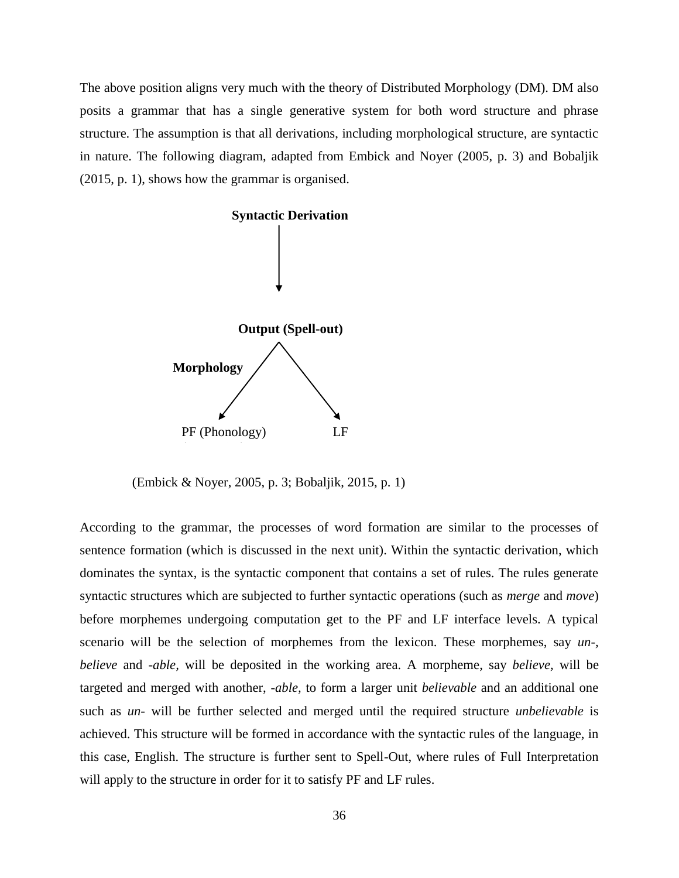The above position aligns very much with the theory of Distributed Morphology (DM). DM also posits a grammar that has a single generative system for both word structure and phrase structure. The assumption is that all derivations, including morphological structure, are syntactic in nature. The following diagram, adapted from Embick and Noyer (2005, p. 3) and Bobaljik (2015, p. 1), shows how the grammar is organised.

```
              Syntactic Derivation
                      |
                      |
                      v

              Output (Spell-out)
                    /    \
     Morphology    /      \
                  v        v
       PF (Phonology)      LF
```

(Embick & Noyer, 2005, p. 3; Bobaljik, 2015, p. 1)

According to the grammar, the processes of word formation are similar to the processes of sentence formation (which is discussed in the next unit). Within the syntactic derivation, which dominates the syntax, is the syntactic component that contains a set of rules. The rules generate syntactic structures which are subjected to further syntactic operations (such as *merge* and *move*) before morphemes undergoing computation get to the PF and LF interface levels. A typical scenario will be the selection of morphemes from the lexicon. These morphemes, say *un-*, *believe* and *-able*, will be deposited in the working area. A morpheme, say *believe*, will be targeted and merged with another, *-able*, to form a larger unit *believable* and an additional one such as *un-* will be further selected and merged until the required structure *unbelievable* is achieved. This structure will be formed in accordance with the syntactic rules of the language, in this case, English. The structure is further sent to Spell-Out, where rules of Full Interpretation will apply to the structure in order for it to satisfy PF and LF rules.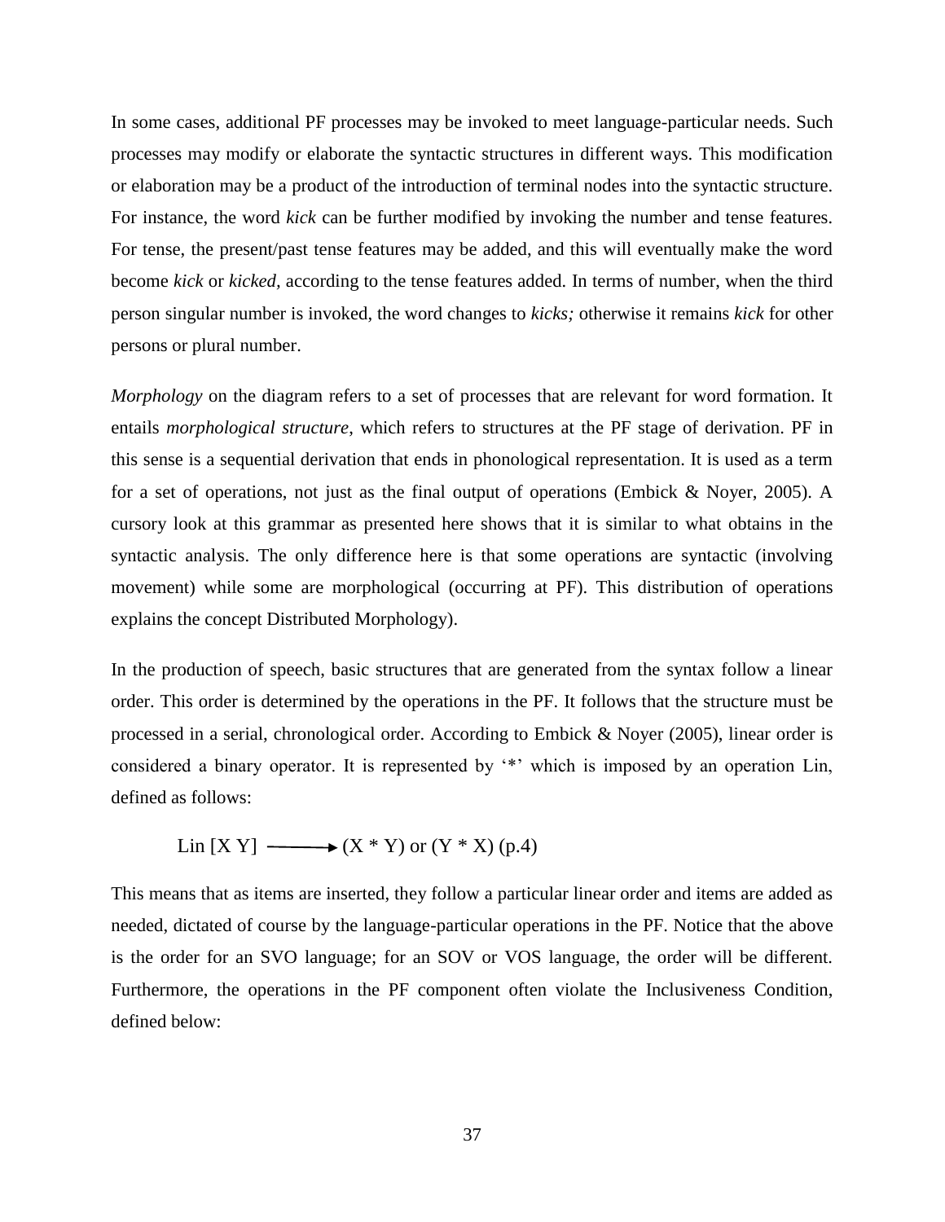In some cases, additional PF processes may be invoked to meet language-particular needs. Such processes may modify or elaborate the syntactic structures in different ways. This modification or elaboration may be a product of the introduction of terminal nodes into the syntactic structure. For instance, the word *kick* can be further modified by invoking the number and tense features. For tense, the present/past tense features may be added, and this will eventually make the word become *kick* or *kicked,* according to the tense features added. In terms of number, when the third person singular number is invoked, the word changes to *kicks;* otherwise it remains *kick* for other persons or plural number.

*Morphology* on the diagram refers to a set of processes that are relevant for word formation. It entails *morphological structure*, which refers to structures at the PF stage of derivation. PF in this sense is a sequential derivation that ends in phonological representation. It is used as a term for a set of operations, not just as the final output of operations (Embick & Noyer, 2005). A cursory look at this grammar as presented here shows that it is similar to what obtains in the syntactic analysis. The only difference here is that some operations are syntactic (involving movement) while some are morphological (occurring at PF). This distribution of operations explains the concept Distributed Morphology).

In the production of speech, basic structures that are generated from the syntax follow a linear order. This order is determined by the operations in the PF. It follows that the structure must be processed in a serial, chronological order. According to Embick & Noyer (2005), linear order is considered a binary operator. It is represented by '*' which is imposed by an operation Lin, defined as follows:

Lin [X Y] ⟶ (X * Y) or (Y * X) (p.4)

This means that as items are inserted, they follow a particular linear order and items are added as needed, dictated of course by the language-particular operations in the PF. Notice that the above is the order for an SVO language; for an SOV or VOS language, the order will be different. Furthermore, the operations in the PF component often violate the Inclusiveness Condition, defined below: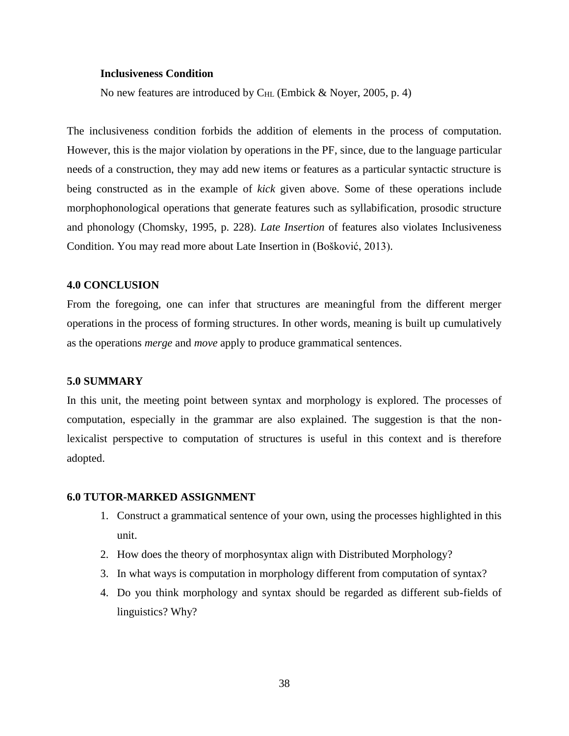**Inclusiveness Condition**

No new features are introduced by $C_{HL}$ (Embick & Noyer, 2005, p. 4)

The inclusiveness condition forbids the addition of elements in the process of computation. However, this is the major violation by operations in the PF, since, due to the language particular needs of a construction, they may add new items or features as a particular syntactic structure is being constructed as in the example of *kick* given above. Some of these operations include morphophonological operations that generate features such as syllabification, prosodic structure and phonology (Chomsky, 1995, p. 228). *Late Insertion* of features also violates Inclusiveness Condition. You may read more about Late Insertion in (Bošković, 2013).

## 4.0 CONCLUSION

From the foregoing, one can infer that structures are meaningful from the different merger operations in the process of forming structures. In other words, meaning is built up cumulatively as the operations *merge* and *move* apply to produce grammatical sentences.

## 5.0 SUMMARY

In this unit, the meeting point between syntax and morphology is explored. The processes of computation, especially in the grammar are also explained. The suggestion is that the non-lexicalist perspective to computation of structures is useful in this context and is therefore adopted.

## 6.0 TUTOR-MARKED ASSIGNMENT

1. Construct a grammatical sentence of your own, using the processes highlighted in this unit.
2. How does the theory of morphosyntax align with Distributed Morphology?
3. In what ways is computation in morphology different from computation of syntax?
4. Do you think morphology and syntax should be regarded as different sub-fields of linguistics? Why?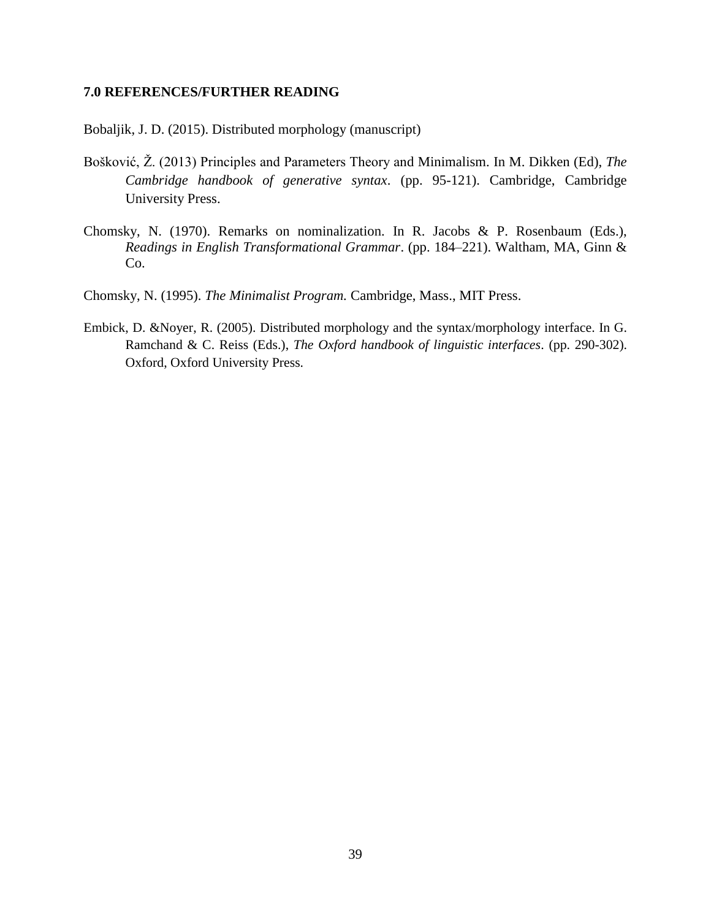### 7.0 REFERENCES/FURTHER READING

Bobaljik, J. D. (2015). Distributed morphology (manuscript)

Bošković, Ž. (2013) Principles and Parameters Theory and Minimalism. In M. Dikken (Ed), *The Cambridge handbook of generative syntax*. (pp. 95-121). Cambridge, Cambridge University Press.

Chomsky, N. (1970). Remarks on nominalization. In R. Jacobs & P. Rosenbaum (Eds.), *Readings in English Transformational Grammar*. (pp. 184–221). Waltham, MA, Ginn & Co.

Chomsky, N. (1995). *The Minimalist Program.* Cambridge, Mass., MIT Press.

Embick, D. &Noyer, R. (2005). Distributed morphology and the syntax/morphology interface. In G. Ramchand & C. Reiss (Eds.), *The Oxford handbook of linguistic interfaces*. (pp. 290-302). Oxford, Oxford University Press.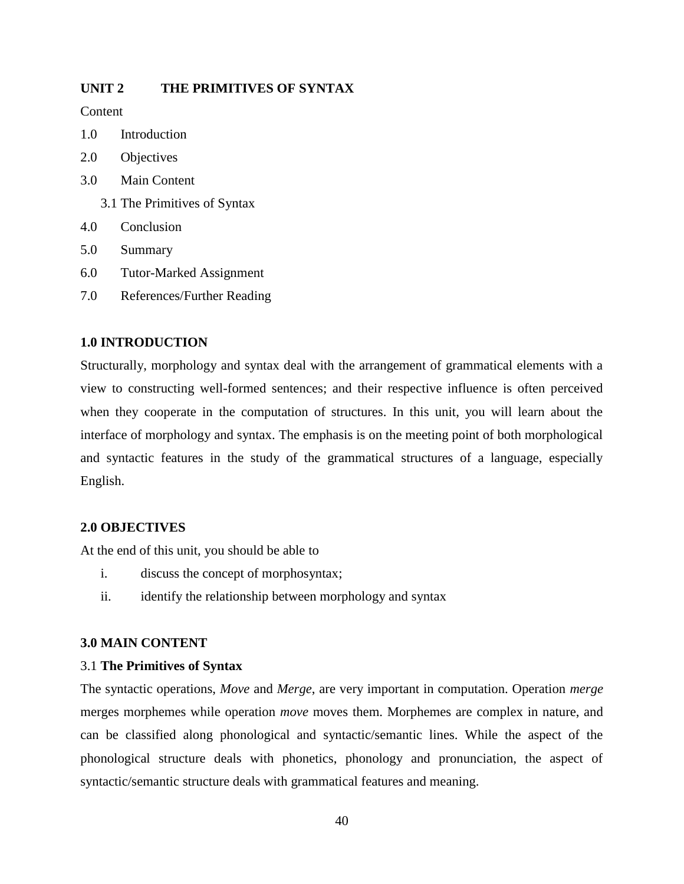## UNIT 2 THE PRIMITIVES OF SYNTAX

Content

1.0 Introduction

2.0 Objectives

3.0 Main Content

  3.1 The Primitives of Syntax

4.0 Conclusion

5.0 Summary

6.0 Tutor-Marked Assignment

7.0 References/Further Reading

### 1.0 INTRODUCTION

Structurally, morphology and syntax deal with the arrangement of grammatical elements with a view to constructing well-formed sentences; and their respective influence is often perceived when they cooperate in the computation of structures. In this unit, you will learn about the interface of morphology and syntax. The emphasis is on the meeting point of both morphological and syntactic features in the study of the grammatical structures of a language, especially English.

### 2.0 OBJECTIVES

At the end of this unit, you should be able to

i. discuss the concept of morphosyntax;

ii. identify the relationship between morphology and syntax

### 3.0 MAIN CONTENT

#### 3.1 **The Primitives of Syntax**

The syntactic operations, *Move* and *Merge*, are very important in computation. Operation *merge* merges morphemes while operation *move* moves them. Morphemes are complex in nature, and can be classified along phonological and syntactic/semantic lines. While the aspect of the phonological structure deals with phonetics, phonology and pronunciation, the aspect of syntactic/semantic structure deals with grammatical features and meaning.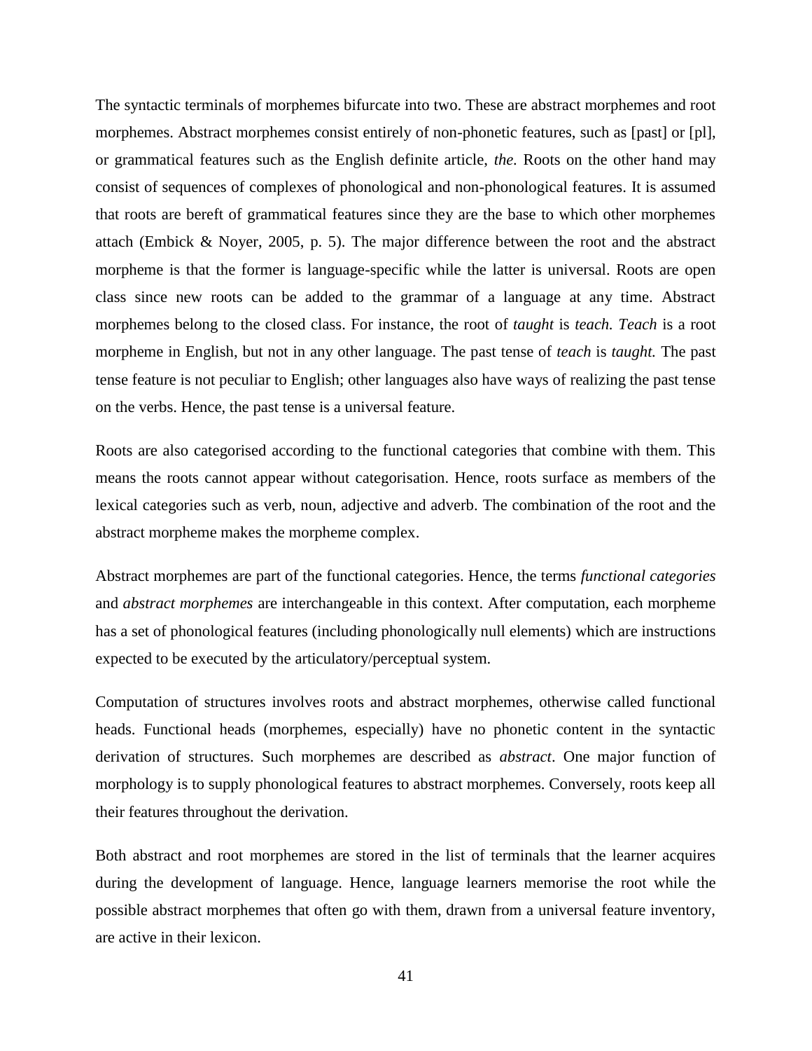The syntactic terminals of morphemes bifurcate into two. These are abstract morphemes and root morphemes. Abstract morphemes consist entirely of non-phonetic features, such as [past] or [pl], or grammatical features such as the English definite article, *the.* Roots on the other hand may consist of sequences of complexes of phonological and non-phonological features. It is assumed that roots are bereft of grammatical features since they are the base to which other morphemes attach (Embick & Noyer, 2005, p. 5). The major difference between the root and the abstract morpheme is that the former is language-specific while the latter is universal. Roots are open class since new roots can be added to the grammar of a language at any time. Abstract morphemes belong to the closed class. For instance, the root of *taught* is *teach. Teach* is a root morpheme in English, but not in any other language. The past tense of *teach* is *taught.* The past tense feature is not peculiar to English; other languages also have ways of realizing the past tense on the verbs. Hence, the past tense is a universal feature.

Roots are also categorised according to the functional categories that combine with them. This means the roots cannot appear without categorisation. Hence, roots surface as members of the lexical categories such as verb, noun, adjective and adverb. The combination of the root and the abstract morpheme makes the morpheme complex.

Abstract morphemes are part of the functional categories. Hence, the terms *functional categories* and *abstract morphemes* are interchangeable in this context. After computation, each morpheme has a set of phonological features (including phonologically null elements) which are instructions expected to be executed by the articulatory/perceptual system.

Computation of structures involves roots and abstract morphemes, otherwise called functional heads. Functional heads (morphemes, especially) have no phonetic content in the syntactic derivation of structures. Such morphemes are described as *abstract*. One major function of morphology is to supply phonological features to abstract morphemes. Conversely, roots keep all their features throughout the derivation.

Both abstract and root morphemes are stored in the list of terminals that the learner acquires during the development of language. Hence, language learners memorise the root while the possible abstract morphemes that often go with them, drawn from a universal feature inventory, are active in their lexicon.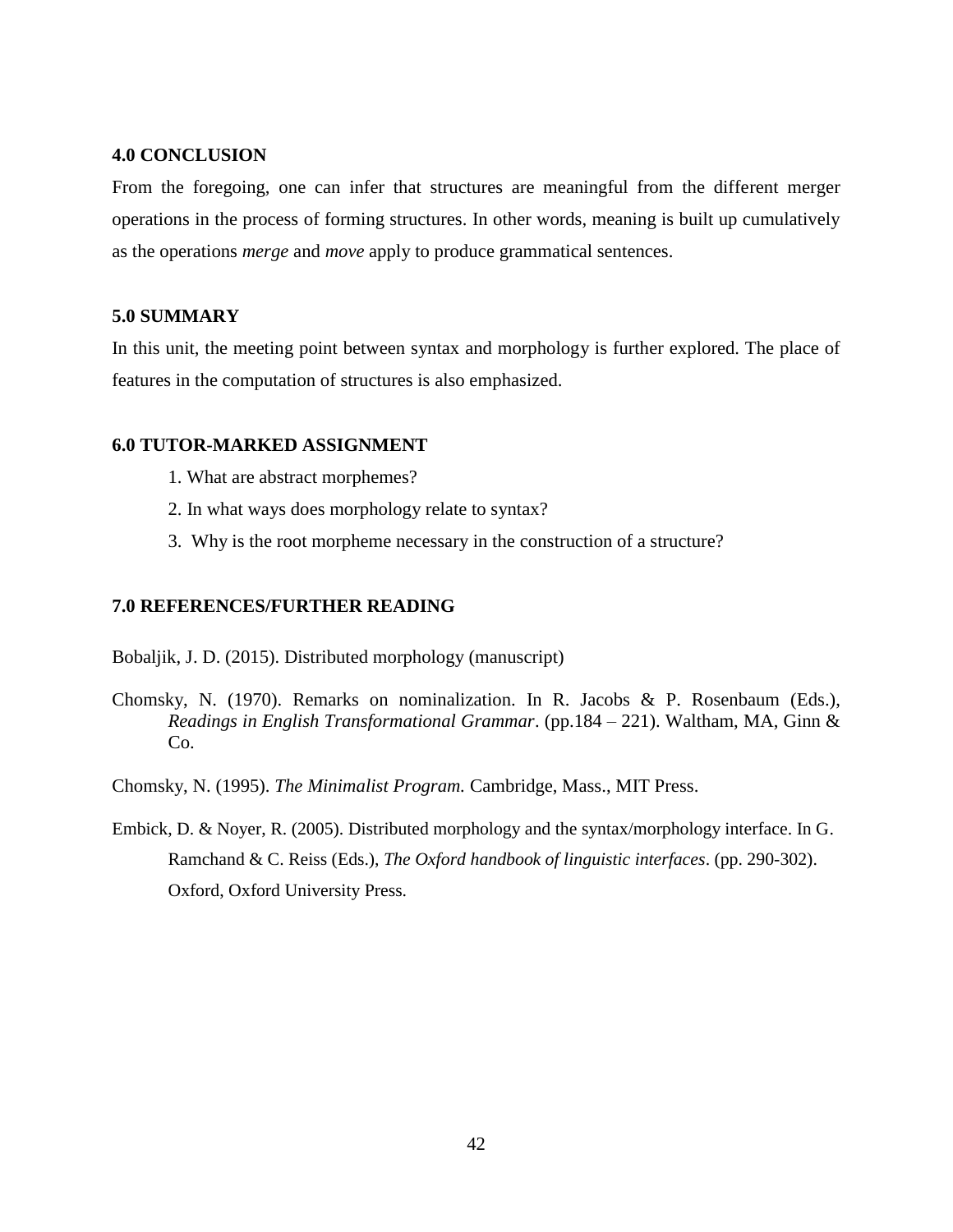## 4.0 CONCLUSION

From the foregoing, one can infer that structures are meaningful from the different merger operations in the process of forming structures. In other words, meaning is built up cumulatively as the operations *merge* and *move* apply to produce grammatical sentences.

## 5.0 SUMMARY

In this unit, the meeting point between syntax and morphology is further explored. The place of features in the computation of structures is also emphasized.

## 6.0 TUTOR-MARKED ASSIGNMENT

1. What are abstract morphemes?
2. In what ways does morphology relate to syntax?
3. Why is the root morpheme necessary in the construction of a structure?

## 7.0 REFERENCES/FURTHER READING

Bobaljik, J. D. (2015). Distributed morphology (manuscript)

Chomsky, N. (1970). Remarks on nominalization. In R. Jacobs & P. Rosenbaum (Eds.), *Readings in English Transformational Grammar*. (pp.184 – 221). Waltham, MA, Ginn & Co.

Chomsky, N. (1995). *The Minimalist Program.* Cambridge, Mass., MIT Press.

Embick, D. & Noyer, R. (2005). Distributed morphology and the syntax/morphology interface. In G. Ramchand & C. Reiss (Eds.), *The Oxford handbook of linguistic interfaces*. (pp. 290-302). Oxford, Oxford University Press.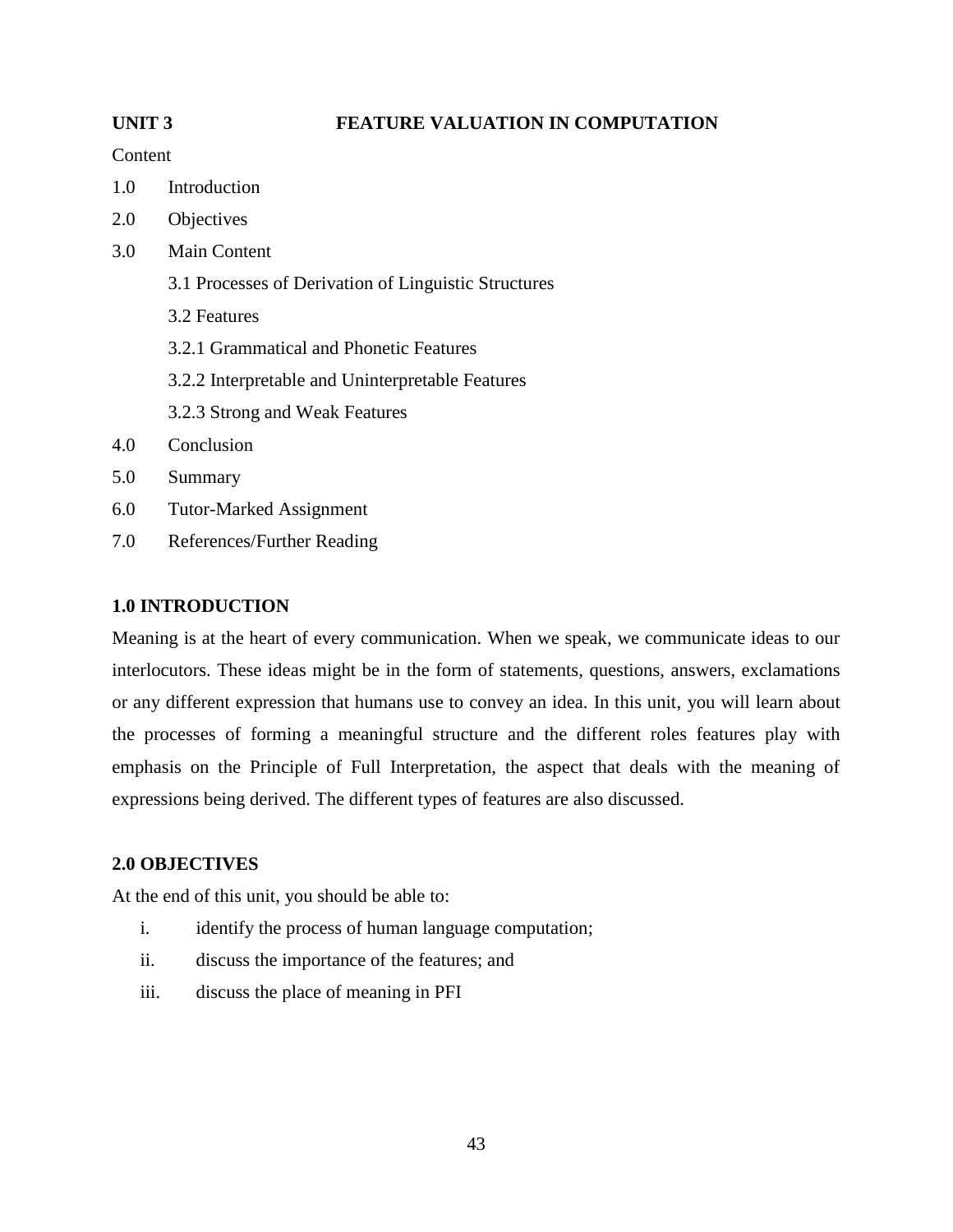## UNIT 3 FEATURE VALUATION IN COMPUTATION

Content

1.0 Introduction

2.0 Objectives

3.0 Main Content

 3.1 Processes of Derivation of Linguistic Structures

 3.2 Features

 3.2.1 Grammatical and Phonetic Features

 3.2.2 Interpretable and Uninterpretable Features

 3.2.3 Strong and Weak Features

4.0 Conclusion

5.0 Summary

6.0 Tutor-Marked Assignment

7.0 References/Further Reading

### 1.0 INTRODUCTION

Meaning is at the heart of every communication. When we speak, we communicate ideas to our interlocutors. These ideas might be in the form of statements, questions, answers, exclamations or any different expression that humans use to convey an idea. In this unit, you will learn about the processes of forming a meaningful structure and the different roles features play with emphasis on the Principle of Full Interpretation, the aspect that deals with the meaning of expressions being derived. The different types of features are also discussed.

### 2.0 OBJECTIVES

At the end of this unit, you should be able to:

i. identify the process of human language computation;

ii. discuss the importance of the features; and

iii. discuss the place of meaning in PFI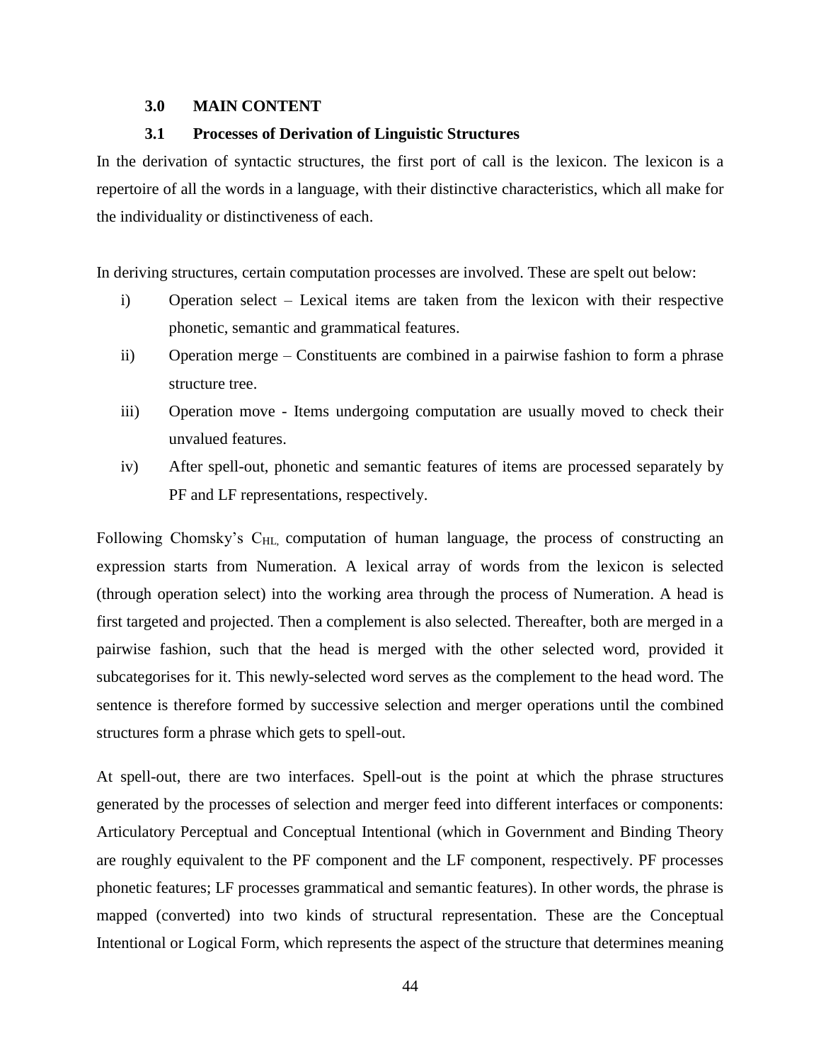## 3.0 MAIN CONTENT

### 3.1 Processes of Derivation of Linguistic Structures

In the derivation of syntactic structures, the first port of call is the lexicon. The lexicon is a repertoire of all the words in a language, with their distinctive characteristics, which all make for the individuality or distinctiveness of each.

In deriving structures, certain computation processes are involved. These are spelt out below:

i) Operation select – Lexical items are taken from the lexicon with their respective phonetic, semantic and grammatical features.

ii) Operation merge – Constituents are combined in a pairwise fashion to form a phrase structure tree.

iii) Operation move - Items undergoing computation are usually moved to check their unvalued features.

iv) After spell-out, phonetic and semantic features of items are processed separately by PF and LF representations, respectively.

Following Chomsky's $C_{HL,}$ computation of human language, the process of constructing an expression starts from Numeration. A lexical array of words from the lexicon is selected (through operation select) into the working area through the process of Numeration. A head is first targeted and projected. Then a complement is also selected. Thereafter, both are merged in a pairwise fashion, such that the head is merged with the other selected word, provided it subcategorises for it. This newly-selected word serves as the complement to the head word. The sentence is therefore formed by successive selection and merger operations until the combined structures form a phrase which gets to spell-out.

At spell-out, there are two interfaces. Spell-out is the point at which the phrase structures generated by the processes of selection and merger feed into different interfaces or components: Articulatory Perceptual and Conceptual Intentional (which in Government and Binding Theory are roughly equivalent to the PF component and the LF component, respectively. PF processes phonetic features; LF processes grammatical and semantic features). In other words, the phrase is mapped (converted) into two kinds of structural representation. These are the Conceptual Intentional or Logical Form, which represents the aspect of the structure that determines meaning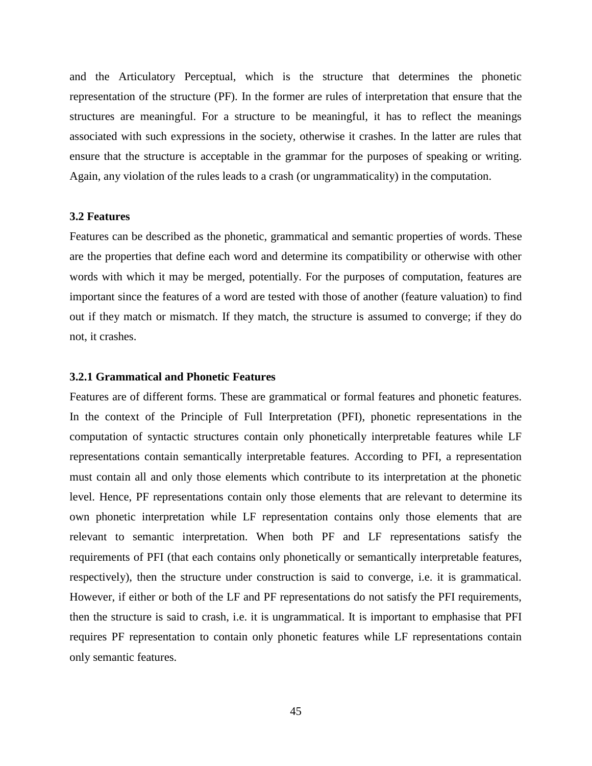and the Articulatory Perceptual, which is the structure that determines the phonetic representation of the structure (PF). In the former are rules of interpretation that ensure that the structures are meaningful. For a structure to be meaningful, it has to reflect the meanings associated with such expressions in the society, otherwise it crashes. In the latter are rules that ensure that the structure is acceptable in the grammar for the purposes of speaking or writing. Again, any violation of the rules leads to a crash (or ungrammaticality) in the computation.

### 3.2 Features

Features can be described as the phonetic, grammatical and semantic properties of words. These are the properties that define each word and determine its compatibility or otherwise with other words with which it may be merged, potentially. For the purposes of computation, features are important since the features of a word are tested with those of another (feature valuation) to find out if they match or mismatch. If they match, the structure is assumed to converge; if they do not, it crashes.

#### 3.2.1 Grammatical and Phonetic Features

Features are of different forms. These are grammatical or formal features and phonetic features. In the context of the Principle of Full Interpretation (PFI), phonetic representations in the computation of syntactic structures contain only phonetically interpretable features while LF representations contain semantically interpretable features. According to PFI, a representation must contain all and only those elements which contribute to its interpretation at the phonetic level. Hence, PF representations contain only those elements that are relevant to determine its own phonetic interpretation while LF representation contains only those elements that are relevant to semantic interpretation. When both PF and LF representations satisfy the requirements of PFI (that each contains only phonetically or semantically interpretable features, respectively), then the structure under construction is said to converge, i.e. it is grammatical. However, if either or both of the LF and PF representations do not satisfy the PFI requirements, then the structure is said to crash, i.e. it is ungrammatical. It is important to emphasise that PFI requires PF representation to contain only phonetic features while LF representations contain only semantic features.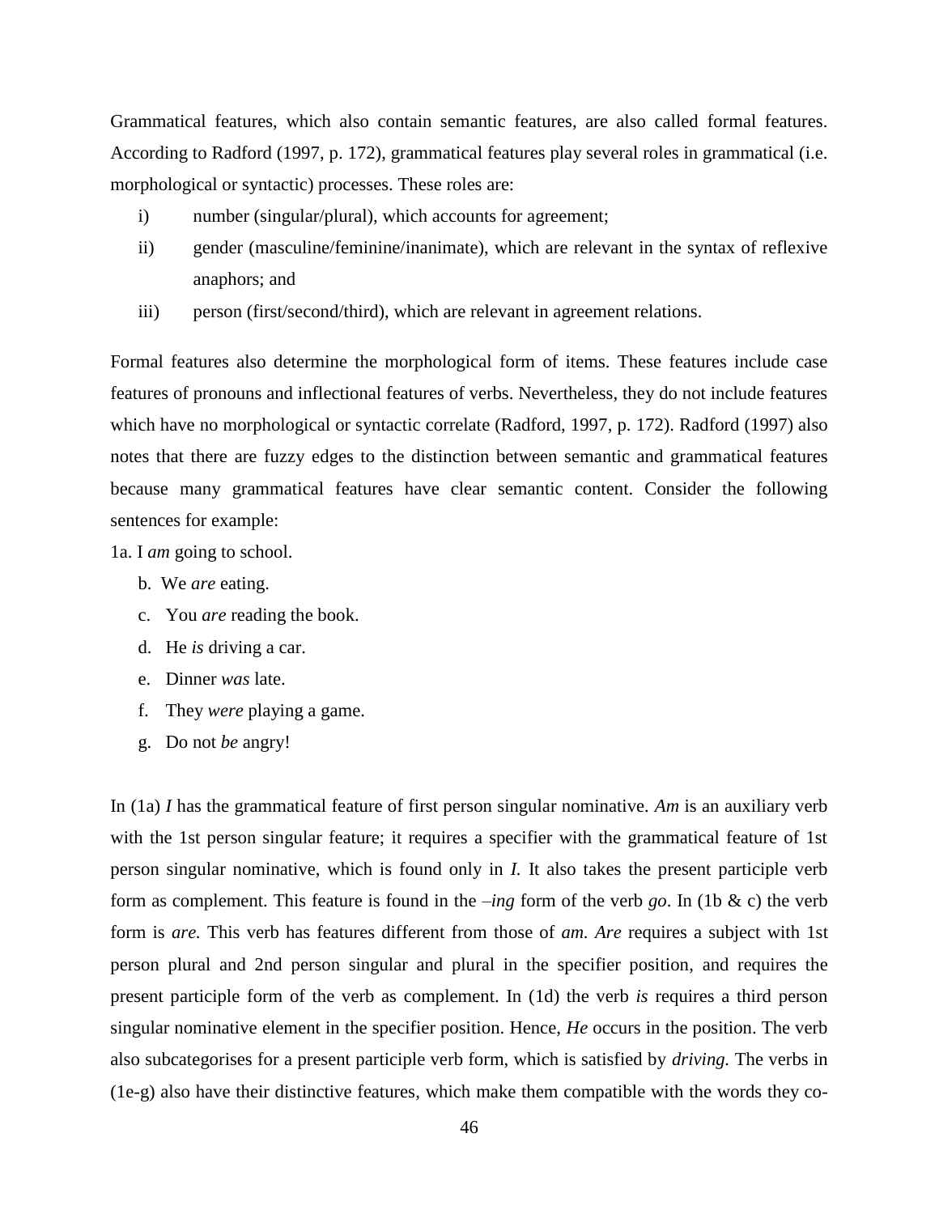Grammatical features, which also contain semantic features, are also called formal features. According to Radford (1997, p. 172), grammatical features play several roles in grammatical (i.e. morphological or syntactic) processes. These roles are:

i) number (singular/plural), which accounts for agreement;
ii) gender (masculine/feminine/inanimate), which are relevant in the syntax of reflexive anaphors; and
iii) person (first/second/third), which are relevant in agreement relations.

Formal features also determine the morphological form of items. These features include case features of pronouns and inflectional features of verbs. Nevertheless, they do not include features which have no morphological or syntactic correlate (Radford, 1997, p. 172). Radford (1997) also notes that there are fuzzy edges to the distinction between semantic and grammatical features because many grammatical features have clear semantic content. Consider the following sentences for example:

1a. I *am* going to school.

b. We *are* eating.

c. You *are* reading the book.

d. He *is* driving a car.

e. Dinner *was* late.

f. They *were* playing a game.

g. Do not *be* angry!

In (1a) *I* has the grammatical feature of first person singular nominative. *Am* is an auxiliary verb with the 1st person singular feature; it requires a specifier with the grammatical feature of 1st person singular nominative, which is found only in *I.* It also takes the present participle verb form as complement. This feature is found in the *–ing* form of the verb *go*. In (1b & c) the verb form is *are.* This verb has features different from those of *am. Are* requires a subject with 1st person plural and 2nd person singular and plural in the specifier position, and requires the present participle form of the verb as complement. In (1d) the verb *is* requires a third person singular nominative element in the specifier position. Hence, *He* occurs in the position. The verb also subcategorises for a present participle verb form, which is satisfied by *driving.* The verbs in (1e-g) also have their distinctive features, which make them compatible with the words they co-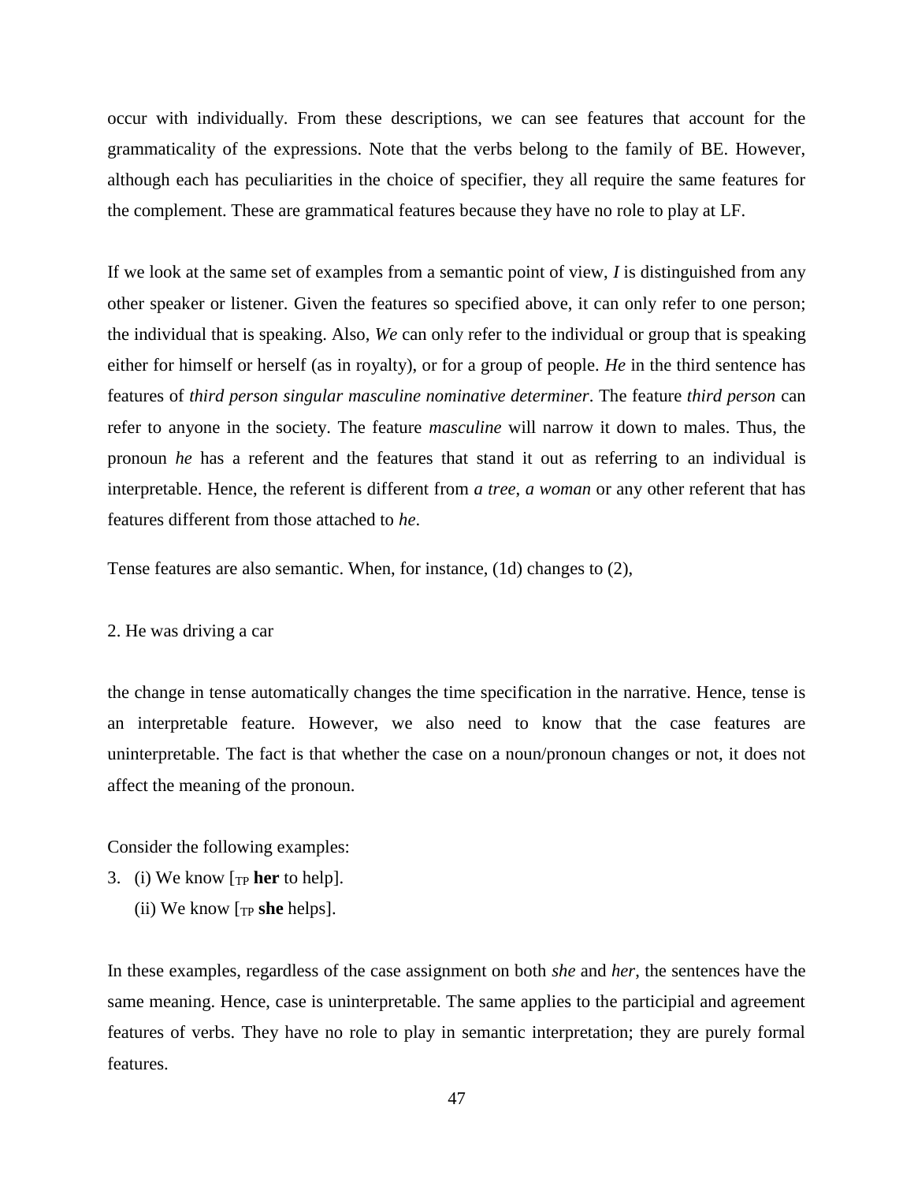occur with individually. From these descriptions, we can see features that account for the grammaticality of the expressions. Note that the verbs belong to the family of BE. However, although each has peculiarities in the choice of specifier, they all require the same features for the complement. These are grammatical features because they have no role to play at LF.

If we look at the same set of examples from a semantic point of view, *I* is distinguished from any other speaker or listener. Given the features so specified above, it can only refer to one person; the individual that is speaking. Also, *We* can only refer to the individual or group that is speaking either for himself or herself (as in royalty), or for a group of people. *He* in the third sentence has features of *third person singular masculine nominative determiner*. The feature *third person* can refer to anyone in the society. The feature *masculine* will narrow it down to males. Thus, the pronoun *he* has a referent and the features that stand it out as referring to an individual is interpretable. Hence, the referent is different from *a tree*, *a woman* or any other referent that has features different from those attached to *he*.

Tense features are also semantic. When, for instance, (1d) changes to (2),

2. He was driving a car

the change in tense automatically changes the time specification in the narrative. Hence, tense is an interpretable feature. However, we also need to know that the case features are uninterpretable. The fact is that whether the case on a noun/pronoun changes or not, it does not affect the meaning of the pronoun.

Consider the following examples:

3. (i) We know [$_{TP}$ **her** to help].
   (ii) We know [$_{TP}$ **she** helps].

In these examples, regardless of the case assignment on both *she* and *her*, the sentences have the same meaning. Hence, case is uninterpretable. The same applies to the participial and agreement features of verbs. They have no role to play in semantic interpretation; they are purely formal features.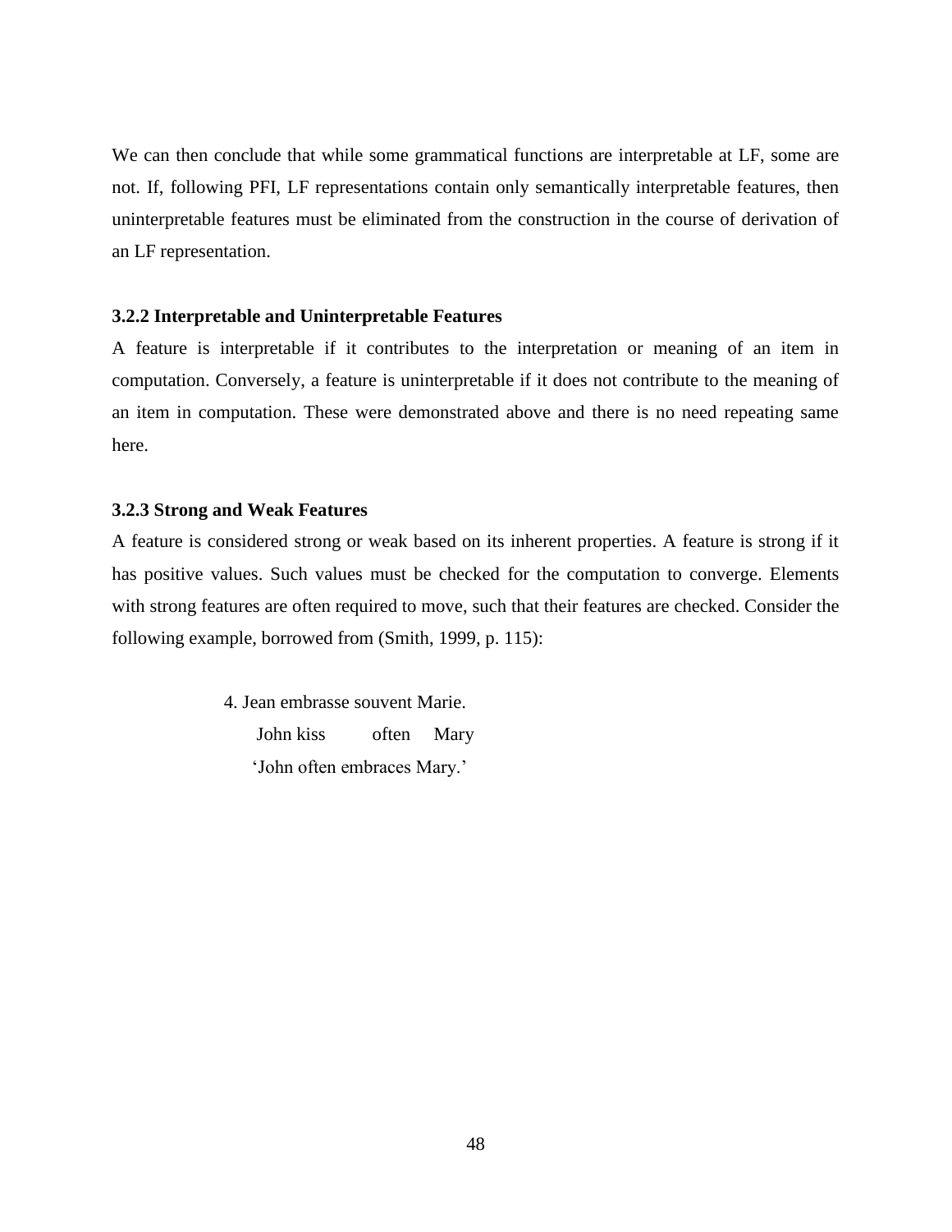We can then conclude that while some grammatical functions are interpretable at LF, some are not. If, following PFI, LF representations contain only semantically interpretable features, then uninterpretable features must be eliminated from the construction in the course of derivation of an LF representation.

### 3.2.2 Interpretable and Uninterpretable Features

A feature is interpretable if it contributes to the interpretation or meaning of an item in computation. Conversely, a feature is uninterpretable if it does not contribute to the meaning of an item in computation. These were demonstrated above and there is no need repeating same here.

### 3.2.3 Strong and Weak Features

A feature is considered strong or weak based on its inherent properties. A feature is strong if it has positive values. Such values must be checked for the computation to converge. Elements with strong features are often required to move, such that their features are checked. Consider the following example, borrowed from (Smith, 1999, p. 115):

4. Jean embrasse souvent Marie.
   John kiss often Mary
   'John often embraces Mary.'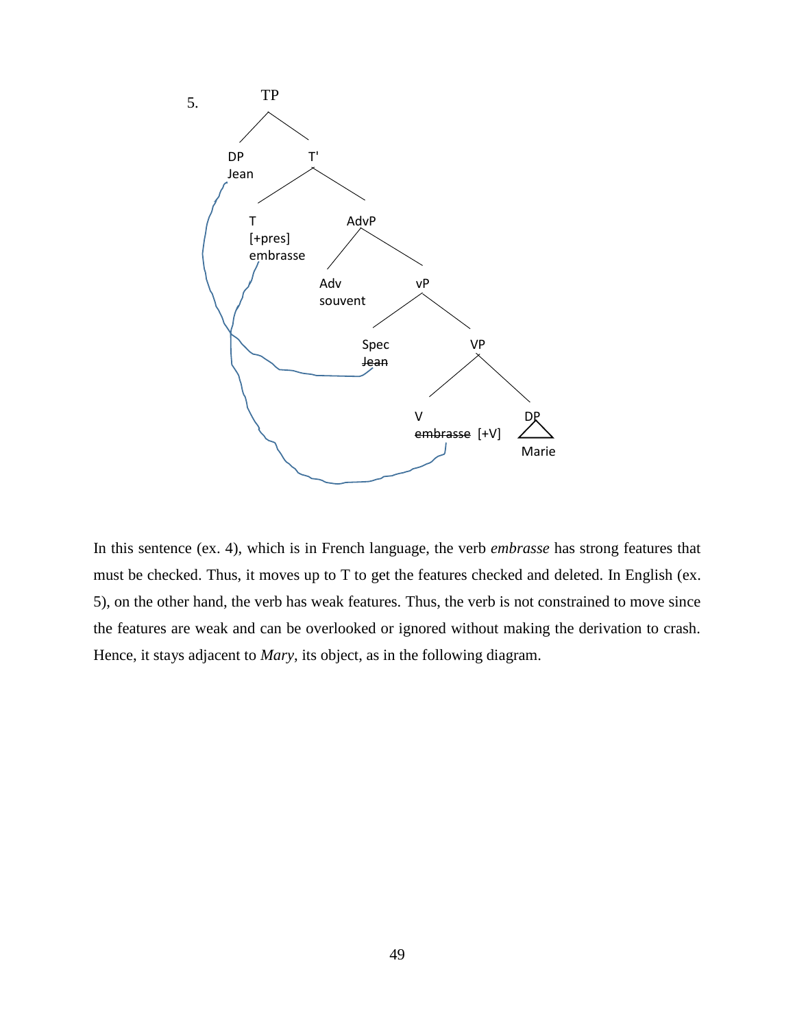5.

```
TP
├── DP
│   Jean
└── T'
    ├── T
    │   [+pres]
    │   embrasse
    └── AdvP
        ├── Adv
        │   souvent
        └── vP
            ├── Spec
            │   ~~Jean~~
            └── VP
                ├── V
                │   ~~embrasse~~ [+V]
                └── DP
                    Marie
```

In this sentence (ex. 4), which is in French language, the verb *embrasse* has strong features that must be checked. Thus, it moves up to T to get the features checked and deleted. In English (ex. 5), on the other hand, the verb has weak features. Thus, the verb is not constrained to move since the features are weak and can be overlooked or ignored without making the derivation to crash. Hence, it stays adjacent to *Mary*, its object, as in the following diagram.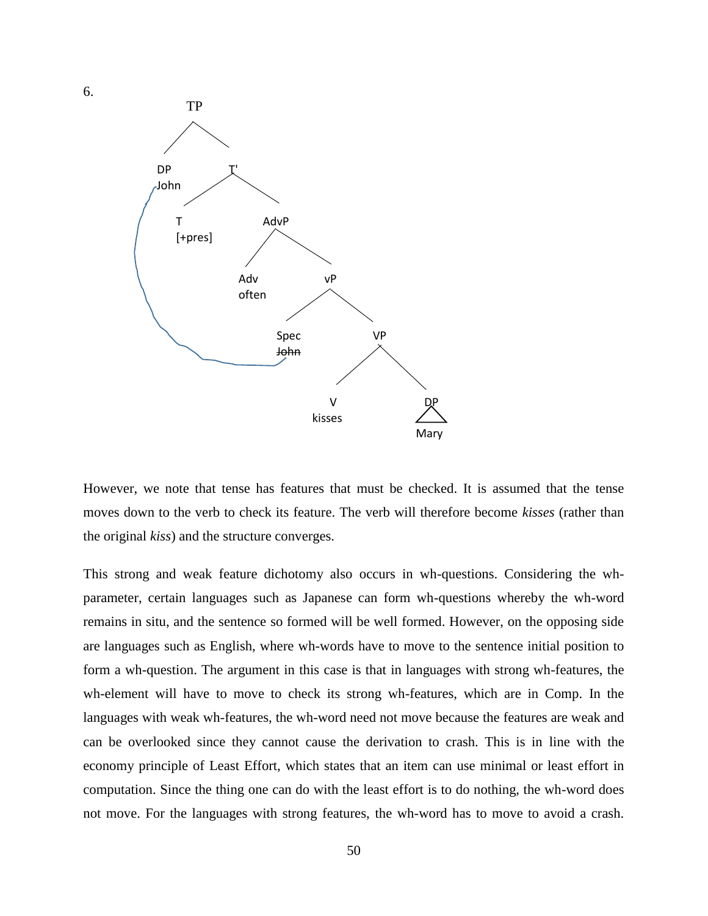6.

```
TP
├── DP
│   John
└── T'
    ├── T
    │   [+pres]
    └── AdvP
        ├── Adv
        │   often
        └── vP
            ├── Spec
            │   ~~John~~
            └── VP
                ├── V
                │   kisses
                └── DP
                    Mary
```

However, we note that tense has features that must be checked. It is assumed that the tense moves down to the verb to check its feature. The verb will therefore become *kisses* (rather than the original *kiss*) and the structure converges.

This strong and weak feature dichotomy also occurs in wh-questions. Considering the wh-parameter, certain languages such as Japanese can form wh-questions whereby the wh-word remains in situ, and the sentence so formed will be well formed. However, on the opposing side are languages such as English, where wh-words have to move to the sentence initial position to form a wh-question. The argument in this case is that in languages with strong wh-features, the wh-element will have to move to check its strong wh-features, which are in Comp. In the languages with weak wh-features, the wh-word need not move because the features are weak and can be overlooked since they cannot cause the derivation to crash. This is in line with the economy principle of Least Effort, which states that an item can use minimal or least effort in computation. Since the thing one can do with the least effort is to do nothing, the wh-word does not move. For the languages with strong features, the wh-word has to move to avoid a crash.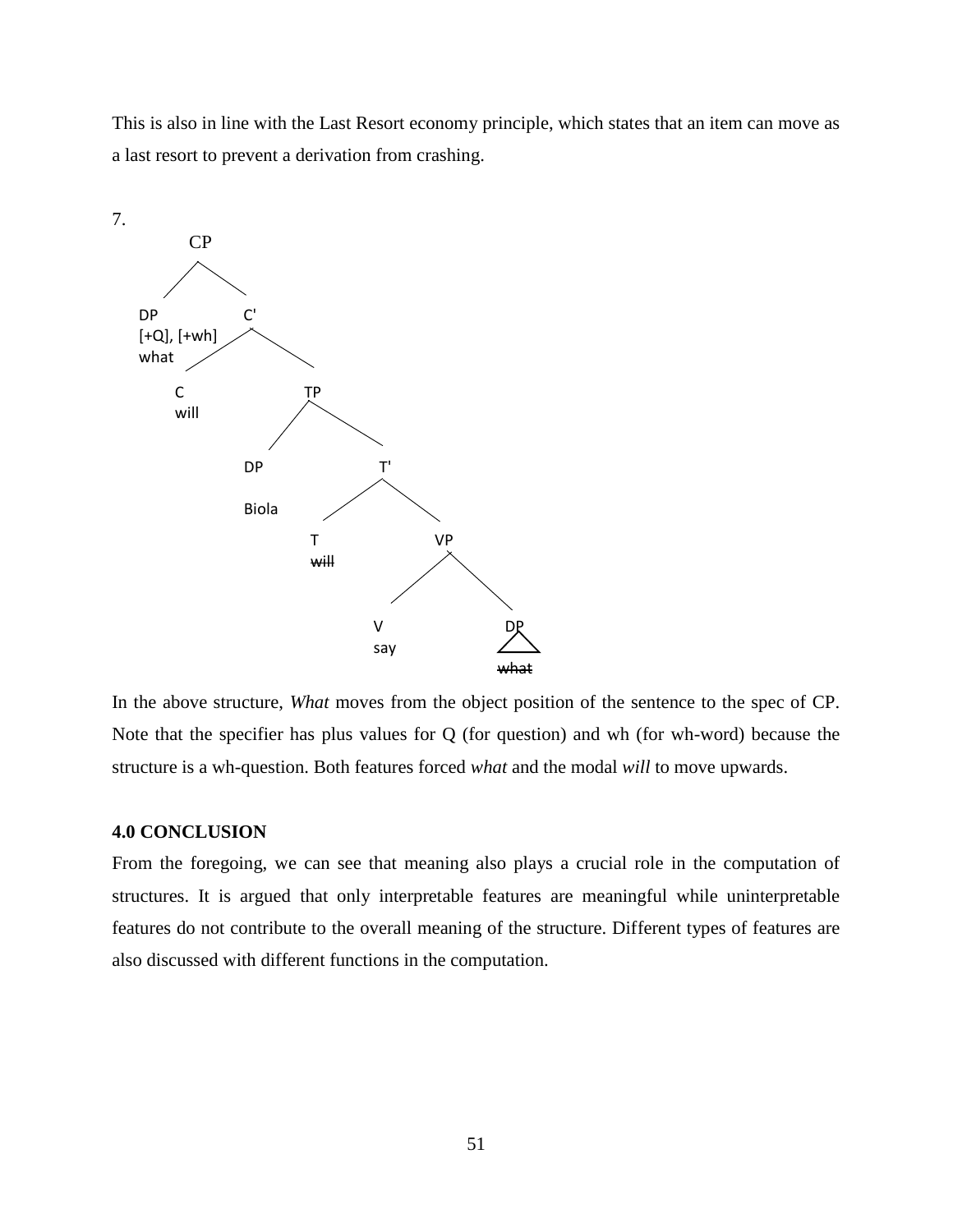This is also in line with the Last Resort economy principle, which states that an item can move as a last resort to prevent a derivation from crashing.

7.

```
CP
├── DP [+Q], [+wh] what
└── C'
    ├── C will
    └── TP
        ├── DP Biola
        └── T'
            ├── T ~~will~~
            └── VP
                ├── V say
                └── DP ~~what~~
```

In the above structure, *What* moves from the object position of the sentence to the spec of CP. Note that the specifier has plus values for Q (for question) and wh (for wh-word) because the structure is a wh-question. Both features forced *what* and the modal *will* to move upwards.

**4.0 CONCLUSION**

From the foregoing, we can see that meaning also plays a crucial role in the computation of structures. It is argued that only interpretable features are meaningful while uninterpretable features do not contribute to the overall meaning of the structure. Different types of features are also discussed with different functions in the computation.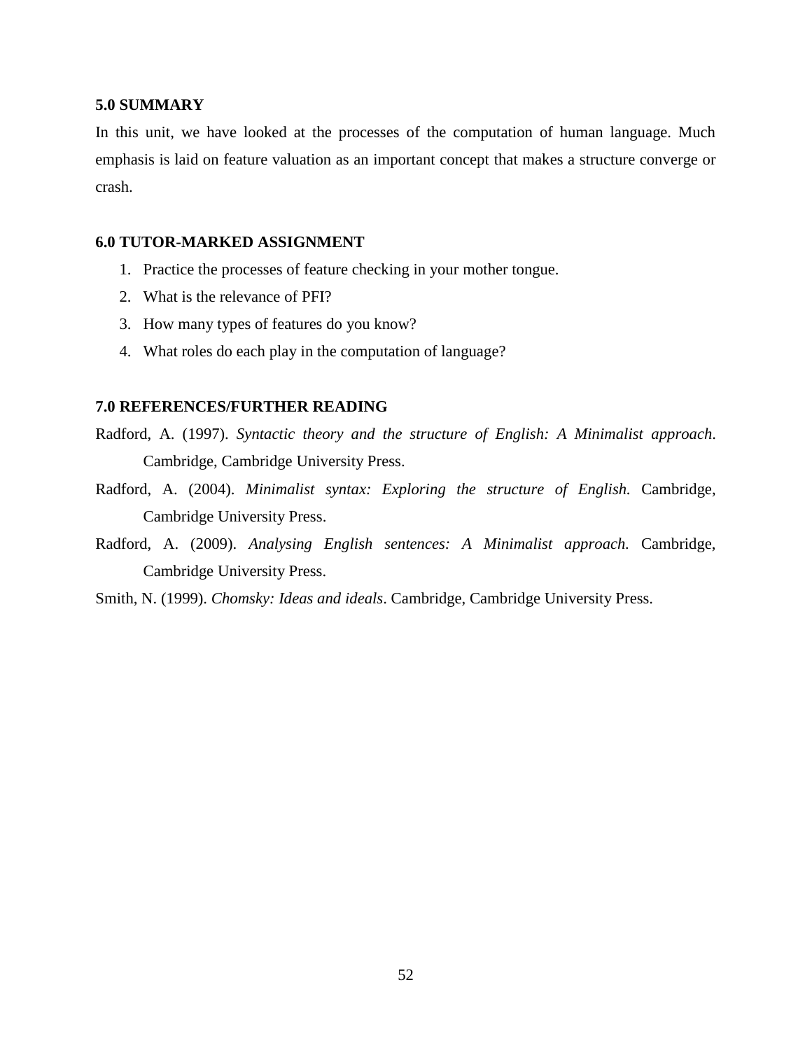## 5.0 SUMMARY

In this unit, we have looked at the processes of the computation of human language. Much emphasis is laid on feature valuation as an important concept that makes a structure converge or crash.

## 6.0 TUTOR-MARKED ASSIGNMENT

1. Practice the processes of feature checking in your mother tongue.
2. What is the relevance of PFI?
3. How many types of features do you know?
4. What roles do each play in the computation of language?

## 7.0 REFERENCES/FURTHER READING

Radford, A. (1997). *Syntactic theory and the structure of English: A Minimalist approach*. Cambridge, Cambridge University Press.

Radford, A. (2004). *Minimalist syntax: Exploring the structure of English.* Cambridge, Cambridge University Press.

Radford, A. (2009). *Analysing English sentences: A Minimalist approach.* Cambridge, Cambridge University Press.

Smith, N. (1999). *Chomsky: Ideas and ideals*. Cambridge, Cambridge University Press.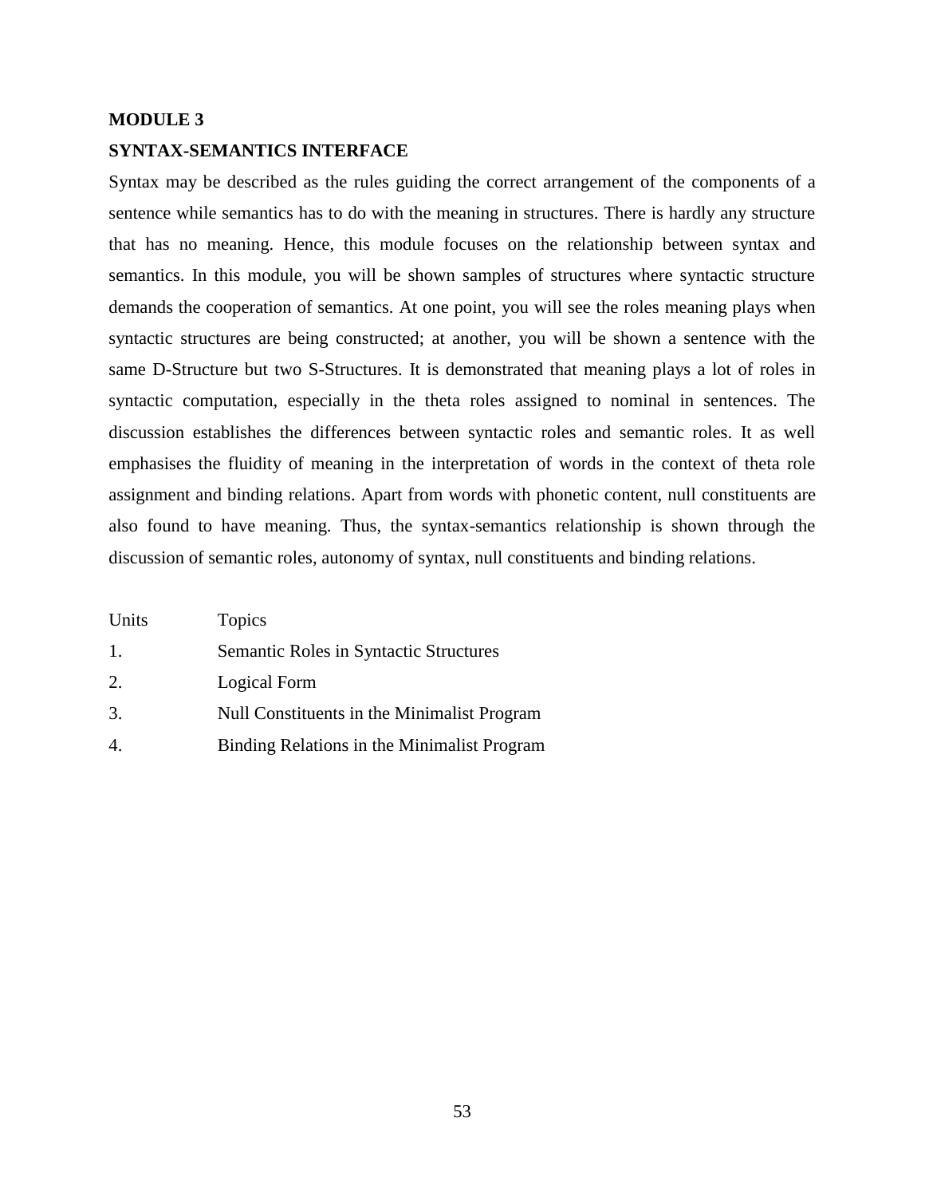# MODULE 3

## SYNTAX-SEMANTICS INTERFACE

Syntax may be described as the rules guiding the correct arrangement of the components of a sentence while semantics has to do with the meaning in structures. There is hardly any structure that has no meaning. Hence, this module focuses on the relationship between syntax and semantics. In this module, you will be shown samples of structures where syntactic structure demands the cooperation of semantics. At one point, you will see the roles meaning plays when syntactic structures are being constructed; at another, you will be shown a sentence with the same D-Structure but two S-Structures. It is demonstrated that meaning plays a lot of roles in syntactic computation, especially in the theta roles assigned to nominal in sentences. The discussion establishes the differences between syntactic roles and semantic roles. It as well emphasises the fluidity of meaning in the interpretation of words in the context of theta role assignment and binding relations. Apart from words with phonetic content, null constituents are also found to have meaning. Thus, the syntax-semantics relationship is shown through the discussion of semantic roles, autonomy of syntax, null constituents and binding relations.

| Units | Topics |
|---|---|
| 1. | Semantic Roles in Syntactic Structures |
| 2. | Logical Form |
| 3. | Null Constituents in the Minimalist Program |
| 4. | Binding Relations in the Minimalist Program |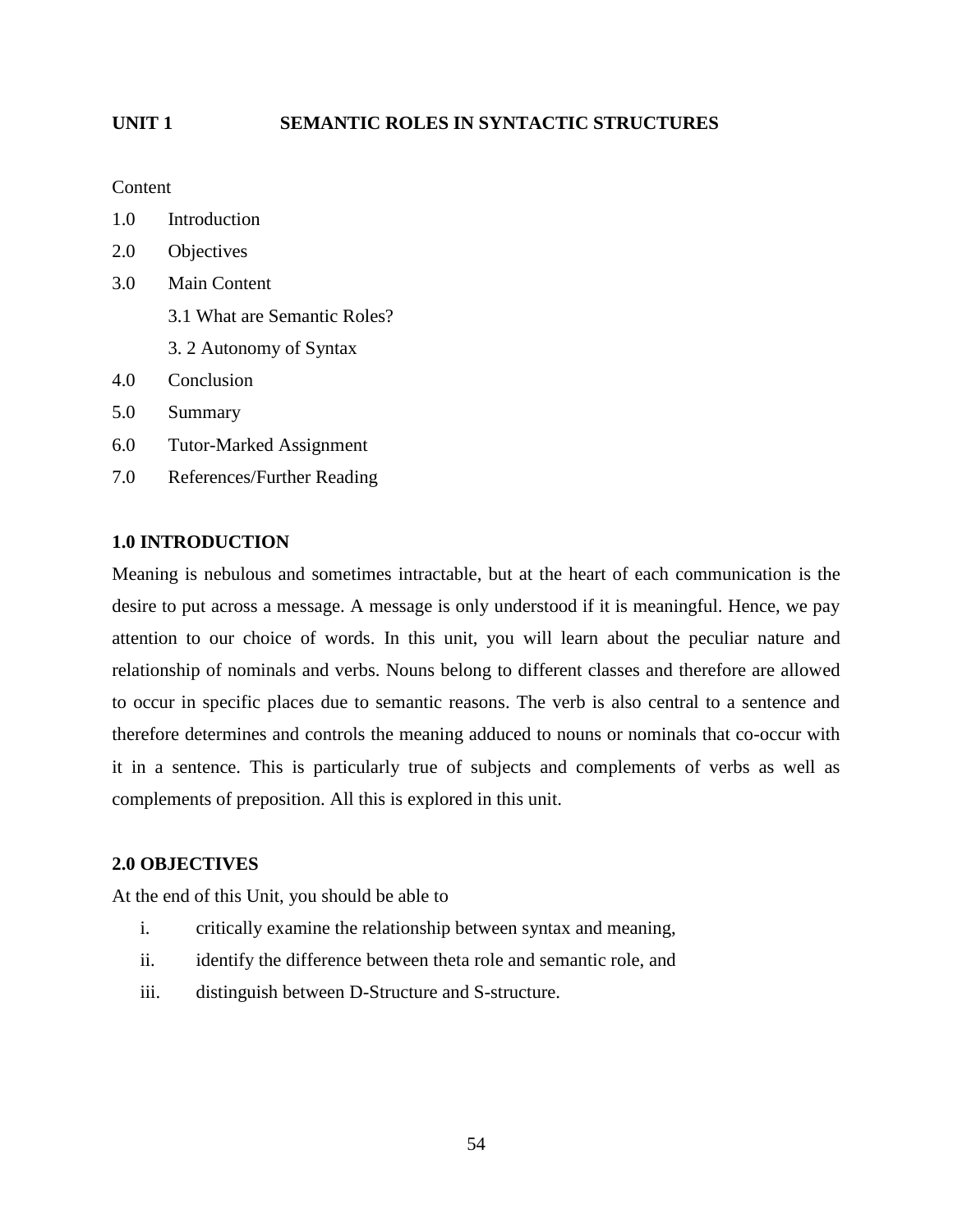## UNIT 1 SEMANTIC ROLES IN SYNTACTIC STRUCTURES

Content

1.0 Introduction
2.0 Objectives
3.0 Main Content
    3.1 What are Semantic Roles?
    3. 2 Autonomy of Syntax
4.0 Conclusion
5.0 Summary
6.0 Tutor-Marked Assignment
7.0 References/Further Reading

### 1.0 INTRODUCTION

Meaning is nebulous and sometimes intractable, but at the heart of each communication is the desire to put across a message. A message is only understood if it is meaningful. Hence, we pay attention to our choice of words. In this unit, you will learn about the peculiar nature and relationship of nominals and verbs. Nouns belong to different classes and therefore are allowed to occur in specific places due to semantic reasons. The verb is also central to a sentence and therefore determines and controls the meaning adduced to nouns or nominals that co-occur with it in a sentence. This is particularly true of subjects and complements of verbs as well as complements of preposition. All this is explored in this unit.

### 2.0 OBJECTIVES

At the end of this Unit, you should be able to

i. critically examine the relationship between syntax and meaning,
ii. identify the difference between theta role and semantic role, and
iii. distinguish between D-Structure and S-structure.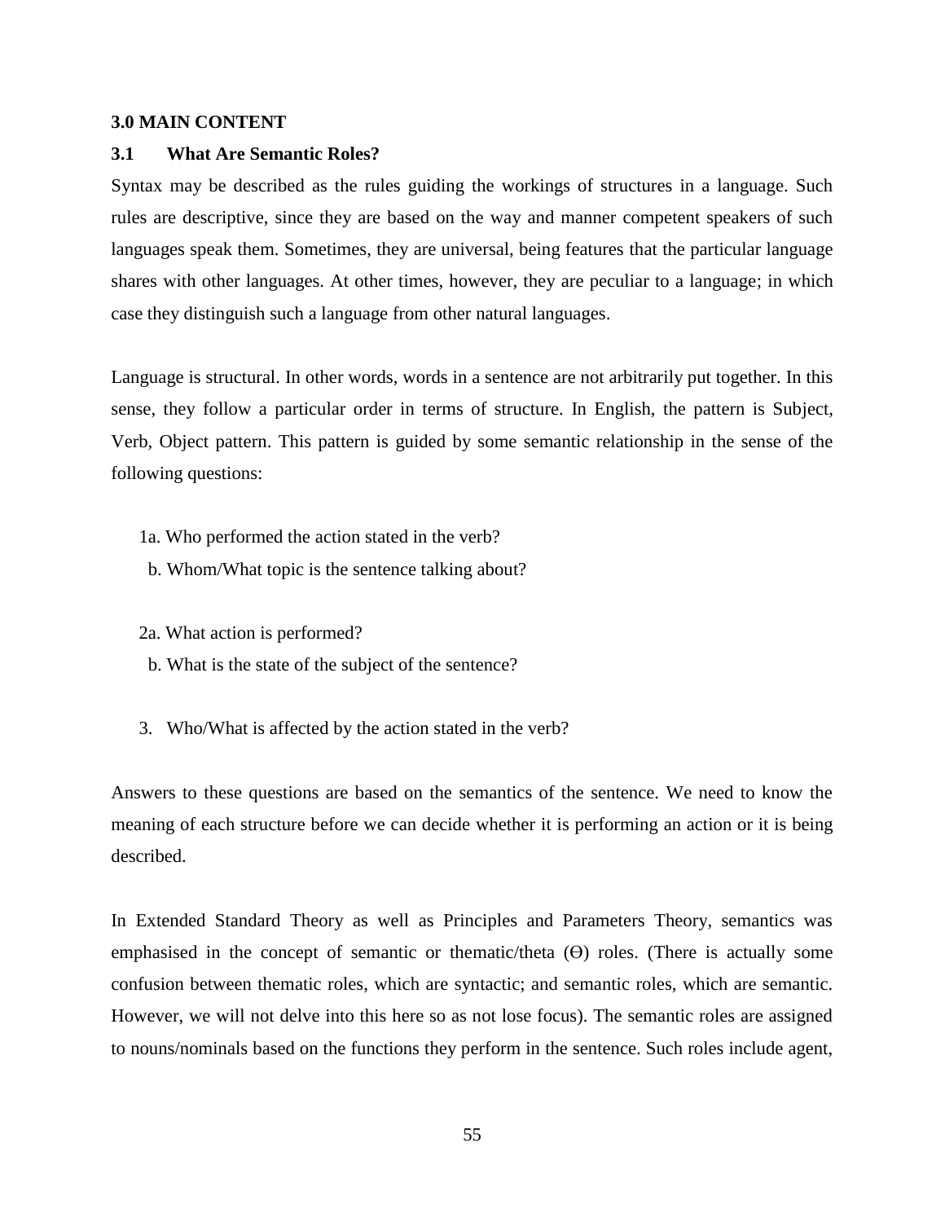## 3.0 MAIN CONTENT

### 3.1 What Are Semantic Roles?

Syntax may be described as the rules guiding the workings of structures in a language. Such rules are descriptive, since they are based on the way and manner competent speakers of such languages speak them. Sometimes, they are universal, being features that the particular language shares with other languages. At other times, however, they are peculiar to a language; in which case they distinguish such a language from other natural languages.

Language is structural. In other words, words in a sentence are not arbitrarily put together. In this sense, they follow a particular order in terms of structure. In English, the pattern is Subject, Verb, Object pattern. This pattern is guided by some semantic relationship in the sense of the following questions:

1a. Who performed the action stated in the verb?
  b. Whom/What topic is the sentence talking about?

2a. What action is performed?
  b. What is the state of the subject of the sentence?

3. Who/What is affected by the action stated in the verb?

Answers to these questions are based on the semantics of the sentence. We need to know the meaning of each structure before we can decide whether it is performing an action or it is being described.

In Extended Standard Theory as well as Principles and Parameters Theory, semantics was emphasised in the concept of semantic or thematic/theta (Ɵ) roles. (There is actually some confusion between thematic roles, which are syntactic; and semantic roles, which are semantic. However, we will not delve into this here so as not lose focus). The semantic roles are assigned to nouns/nominals based on the functions they perform in the sentence. Such roles include agent,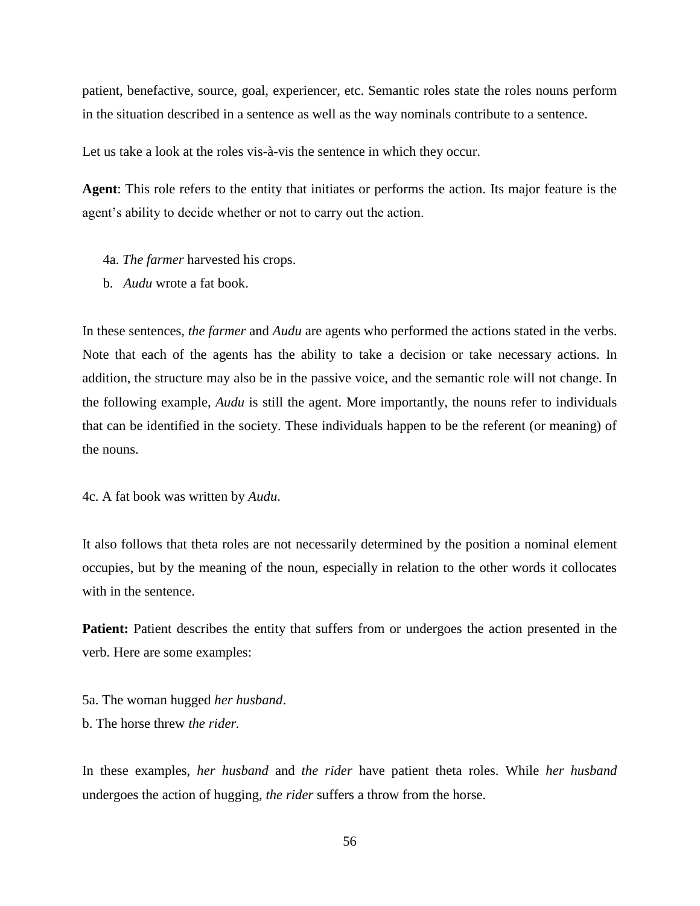patient, benefactive, source, goal, experiencer, etc. Semantic roles state the roles nouns perform in the situation described in a sentence as well as the way nominals contribute to a sentence.

Let us take a look at the roles vis-à-vis the sentence in which they occur.

**Agent**: This role refers to the entity that initiates or performs the action. Its major feature is the agent's ability to decide whether or not to carry out the action.

4a. *The farmer* harvested his crops.
b. *Audu* wrote a fat book.

In these sentences, *the farmer* and *Audu* are agents who performed the actions stated in the verbs. Note that each of the agents has the ability to take a decision or take necessary actions. In addition, the structure may also be in the passive voice, and the semantic role will not change. In the following example, *Audu* is still the agent. More importantly, the nouns refer to individuals that can be identified in the society. These individuals happen to be the referent (or meaning) of the nouns.

4c. A fat book was written by *Audu*.

It also follows that theta roles are not necessarily determined by the position a nominal element occupies, but by the meaning of the noun, especially in relation to the other words it collocates with in the sentence.

**Patient:** Patient describes the entity that suffers from or undergoes the action presented in the verb. Here are some examples:

5a. The woman hugged *her husband*.
b. The horse threw *the rider.*

In these examples, *her husband* and *the rider* have patient theta roles. While *her husband* undergoes the action of hugging, *the rider* suffers a throw from the horse.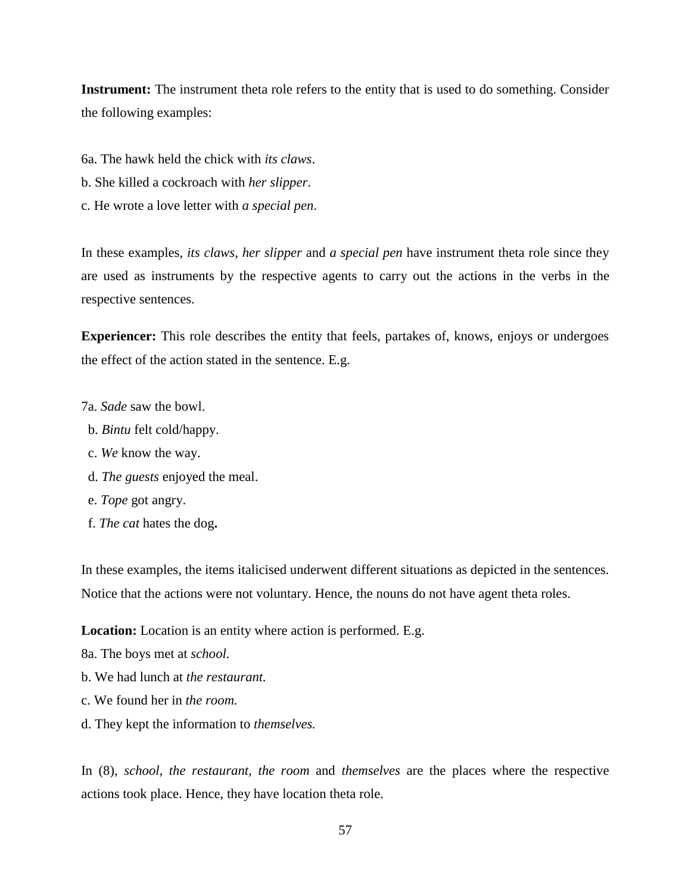**Instrument:** The instrument theta role refers to the entity that is used to do something. Consider the following examples:

6a. The hawk held the chick with *its claws*.

b. She killed a cockroach with *her slipper*.

c. He wrote a love letter with *a special pen*.

In these examples, *its claws*, *her slipper* and *a special pen* have instrument theta role since they are used as instruments by the respective agents to carry out the actions in the verbs in the respective sentences.

**Experiencer:** This role describes the entity that feels, partakes of, knows, enjoys or undergoes the effect of the action stated in the sentence. E.g.

7a. *Sade* saw the bowl.

b. *Bintu* felt cold/happy.

c. *We* know the way.

d. *The guests* enjoyed the meal.

e. *Tope* got angry.

f. *The cat* hates the dog**.**

In these examples, the items italicised underwent different situations as depicted in the sentences. Notice that the actions were not voluntary. Hence, the nouns do not have agent theta roles.

**Location:** Location is an entity where action is performed. E.g.

8a. The boys met at *school.*

b. We had lunch at *the restaurant.*

c. We found her in *the room.*

d. They kept the information to *themselves.*

In (8), *school, the restaurant, the room* and *themselves* are the places where the respective actions took place. Hence, they have location theta role.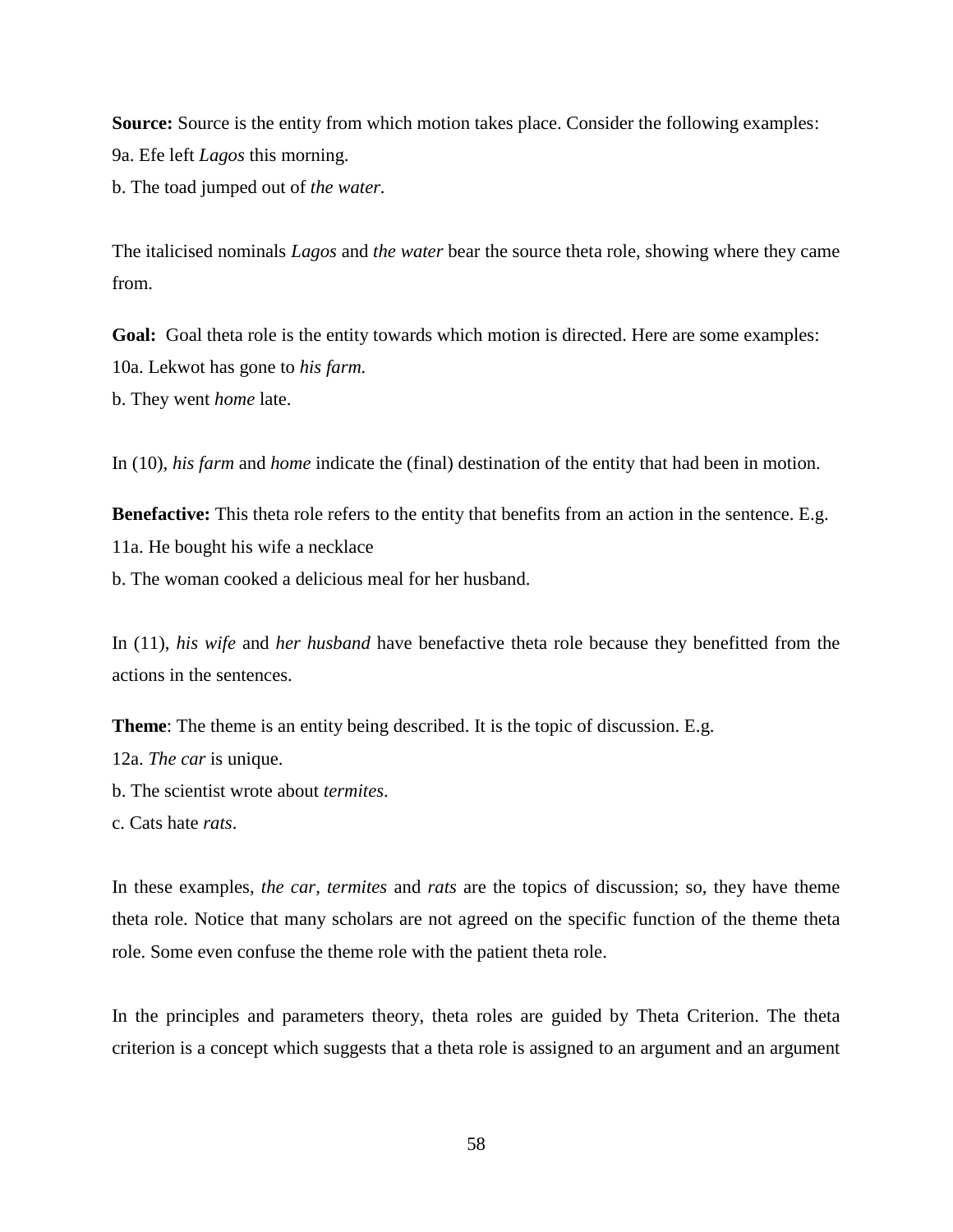**Source:** Source is the entity from which motion takes place. Consider the following examples:

9a. Efe left *Lagos* this morning.

b. The toad jumped out of *the water.*

The italicised nominals *Lagos* and *the water* bear the source theta role, showing where they came from.

**Goal:** Goal theta role is the entity towards which motion is directed. Here are some examples:

10a. Lekwot has gone to *his farm.*

b. They went *home* late.

In (10), *his farm* and *home* indicate the (final) destination of the entity that had been in motion.

**Benefactive:** This theta role refers to the entity that benefits from an action in the sentence. E.g.

11a. He bought his wife a necklace

b. The woman cooked a delicious meal for her husband.

In (11), *his wife* and *her husband* have benefactive theta role because they benefitted from the actions in the sentences.

**Theme**: The theme is an entity being described. It is the topic of discussion. E.g.

12a. *The car* is unique.

b. The scientist wrote about *termites*.

c. Cats hate *rats*.

In these examples, *the car*, *termites* and *rats* are the topics of discussion; so, they have theme theta role. Notice that many scholars are not agreed on the specific function of the theme theta role. Some even confuse the theme role with the patient theta role.

In the principles and parameters theory, theta roles are guided by Theta Criterion. The theta criterion is a concept which suggests that a theta role is assigned to an argument and an argument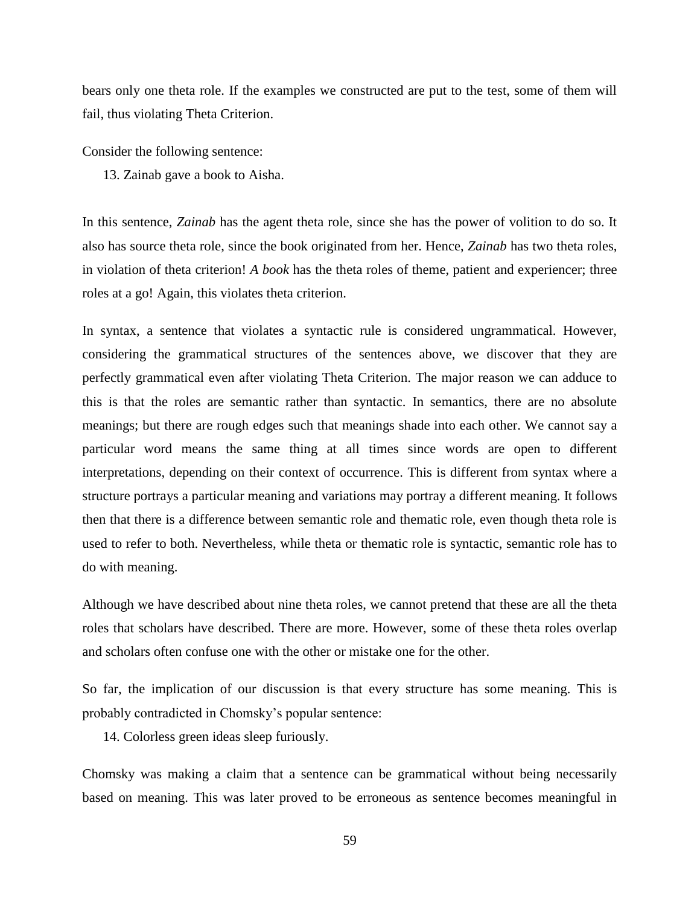bears only one theta role. If the examples we constructed are put to the test, some of them will fail, thus violating Theta Criterion.

Consider the following sentence:

13. Zainab gave a book to Aisha.

In this sentence, *Zainab* has the agent theta role, since she has the power of volition to do so. It also has source theta role, since the book originated from her. Hence, *Zainab* has two theta roles, in violation of theta criterion! *A book* has the theta roles of theme, patient and experiencer; three roles at a go! Again, this violates theta criterion.

In syntax, a sentence that violates a syntactic rule is considered ungrammatical. However, considering the grammatical structures of the sentences above, we discover that they are perfectly grammatical even after violating Theta Criterion. The major reason we can adduce to this is that the roles are semantic rather than syntactic. In semantics, there are no absolute meanings; but there are rough edges such that meanings shade into each other. We cannot say a particular word means the same thing at all times since words are open to different interpretations, depending on their context of occurrence. This is different from syntax where a structure portrays a particular meaning and variations may portray a different meaning. It follows then that there is a difference between semantic role and thematic role, even though theta role is used to refer to both. Nevertheless, while theta or thematic role is syntactic, semantic role has to do with meaning.

Although we have described about nine theta roles, we cannot pretend that these are all the theta roles that scholars have described. There are more. However, some of these theta roles overlap and scholars often confuse one with the other or mistake one for the other.

So far, the implication of our discussion is that every structure has some meaning. This is probably contradicted in Chomsky's popular sentence:

14. Colorless green ideas sleep furiously.

Chomsky was making a claim that a sentence can be grammatical without being necessarily based on meaning. This was later proved to be erroneous as sentence becomes meaningful in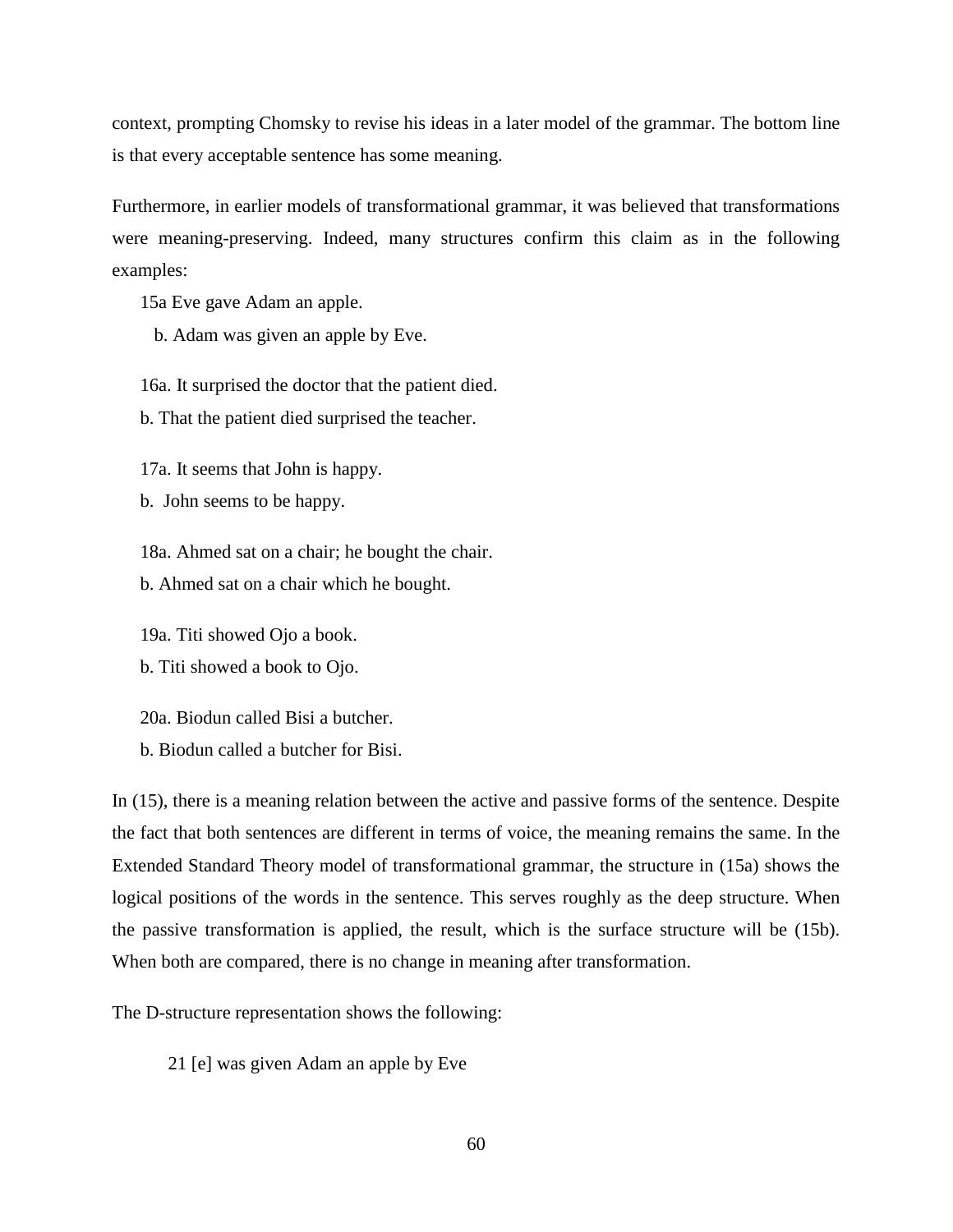context, prompting Chomsky to revise his ideas in a later model of the grammar. The bottom line is that every acceptable sentence has some meaning.

Furthermore, in earlier models of transformational grammar, it was believed that transformations were meaning-preserving. Indeed, many structures confirm this claim as in the following examples:

15a Eve gave Adam an apple.

b. Adam was given an apple by Eve.

16a. It surprised the doctor that the patient died.

b. That the patient died surprised the teacher.

17a. It seems that John is happy.

b. John seems to be happy.

18a. Ahmed sat on a chair; he bought the chair.

b. Ahmed sat on a chair which he bought.

19a. Titi showed Ojo a book.

b. Titi showed a book to Ojo.

20a. Biodun called Bisi a butcher.

b. Biodun called a butcher for Bisi.

In (15), there is a meaning relation between the active and passive forms of the sentence. Despite the fact that both sentences are different in terms of voice, the meaning remains the same. In the Extended Standard Theory model of transformational grammar, the structure in (15a) shows the logical positions of the words in the sentence. This serves roughly as the deep structure. When the passive transformation is applied, the result, which is the surface structure will be (15b). When both are compared, there is no change in meaning after transformation.

The D-structure representation shows the following:

21 [e] was given Adam an apple by Eve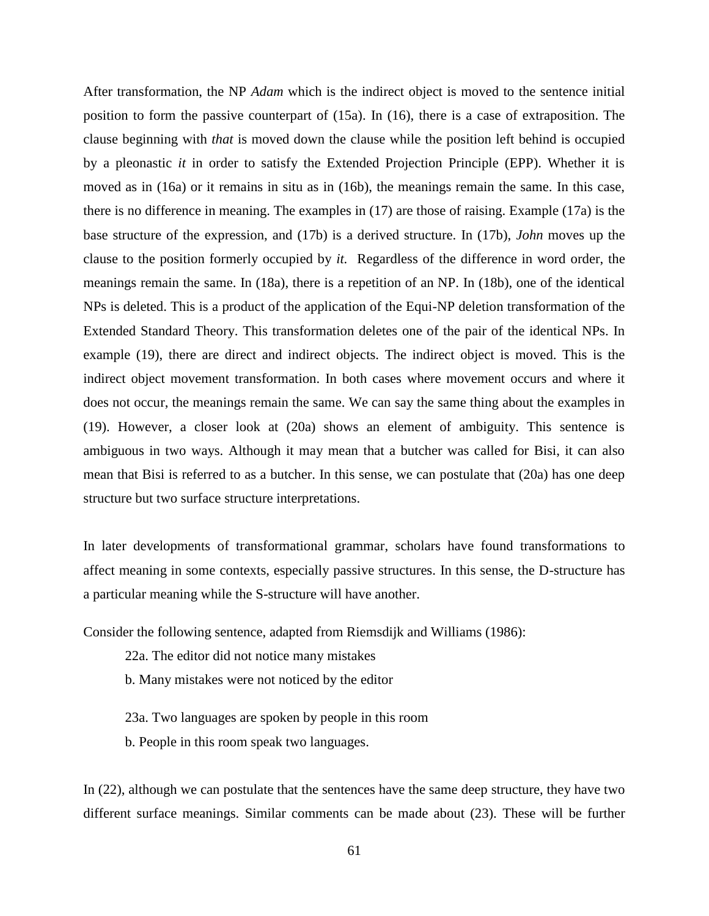After transformation, the NP *Adam* which is the indirect object is moved to the sentence initial position to form the passive counterpart of (15a). In (16), there is a case of extraposition. The clause beginning with *that* is moved down the clause while the position left behind is occupied by a pleonastic *it* in order to satisfy the Extended Projection Principle (EPP). Whether it is moved as in (16a) or it remains in situ as in (16b), the meanings remain the same. In this case, there is no difference in meaning. The examples in (17) are those of raising. Example (17a) is the base structure of the expression, and (17b) is a derived structure. In (17b), *John* moves up the clause to the position formerly occupied by *it.* Regardless of the difference in word order, the meanings remain the same. In (18a), there is a repetition of an NP. In (18b), one of the identical NPs is deleted. This is a product of the application of the Equi-NP deletion transformation of the Extended Standard Theory. This transformation deletes one of the pair of the identical NPs. In example (19), there are direct and indirect objects. The indirect object is moved. This is the indirect object movement transformation. In both cases where movement occurs and where it does not occur, the meanings remain the same. We can say the same thing about the examples in (19). However, a closer look at (20a) shows an element of ambiguity. This sentence is ambiguous in two ways. Although it may mean that a butcher was called for Bisi, it can also mean that Bisi is referred to as a butcher. In this sense, we can postulate that (20a) has one deep structure but two surface structure interpretations.

In later developments of transformational grammar, scholars have found transformations to affect meaning in some contexts, especially passive structures. In this sense, the D-structure has a particular meaning while the S-structure will have another.

Consider the following sentence, adapted from Riemsdijk and Williams (1986):

22a. The editor did not notice many mistakes

b. Many mistakes were not noticed by the editor

23a. Two languages are spoken by people in this room

b. People in this room speak two languages.

In (22), although we can postulate that the sentences have the same deep structure, they have two different surface meanings. Similar comments can be made about (23). These will be further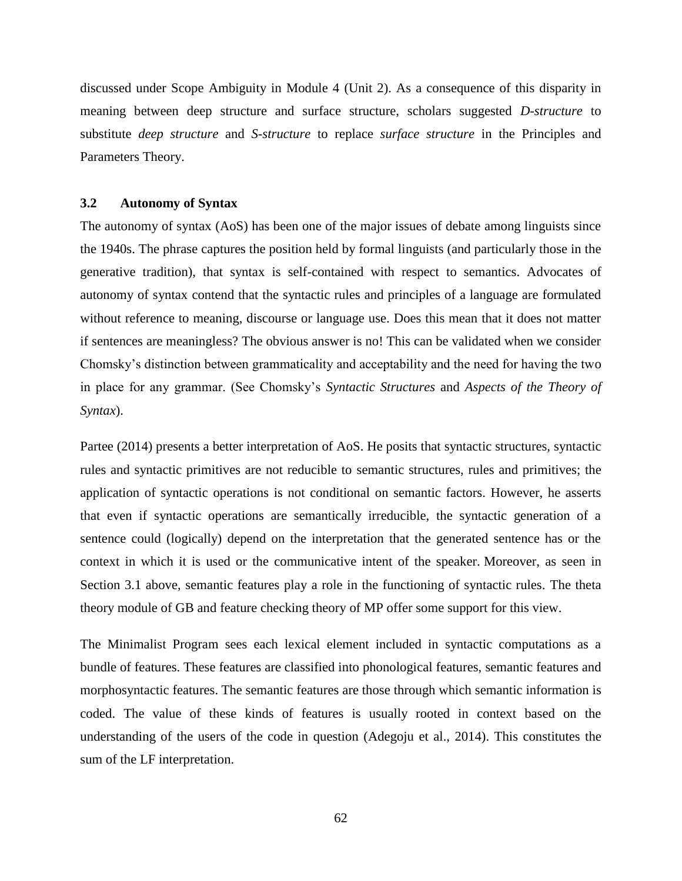discussed under Scope Ambiguity in Module 4 (Unit 2). As a consequence of this disparity in meaning between deep structure and surface structure, scholars suggested *D-structure* to substitute *deep structure* and *S-structure* to replace *surface structure* in the Principles and Parameters Theory.

### 3.2 Autonomy of Syntax

The autonomy of syntax (AoS) has been one of the major issues of debate among linguists since the 1940s. The phrase captures the position held by formal linguists (and particularly those in the generative tradition), that syntax is self-contained with respect to semantics. Advocates of autonomy of syntax contend that the syntactic rules and principles of a language are formulated without reference to meaning, discourse or language use. Does this mean that it does not matter if sentences are meaningless? The obvious answer is no! This can be validated when we consider Chomsky's distinction between grammaticality and acceptability and the need for having the two in place for any grammar. (See Chomsky's *Syntactic Structures* and *Aspects of the Theory of Syntax*).

Partee (2014) presents a better interpretation of AoS. He posits that syntactic structures, syntactic rules and syntactic primitives are not reducible to semantic structures, rules and primitives; the application of syntactic operations is not conditional on semantic factors. However, he asserts that even if syntactic operations are semantically irreducible, the syntactic generation of a sentence could (logically) depend on the interpretation that the generated sentence has or the context in which it is used or the communicative intent of the speaker. Moreover, as seen in Section 3.1 above, semantic features play a role in the functioning of syntactic rules. The theta theory module of GB and feature checking theory of MP offer some support for this view.

The Minimalist Program sees each lexical element included in syntactic computations as a bundle of features. These features are classified into phonological features, semantic features and morphosyntactic features. The semantic features are those through which semantic information is coded. The value of these kinds of features is usually rooted in context based on the understanding of the users of the code in question (Adegoju et al., 2014). This constitutes the sum of the LF interpretation.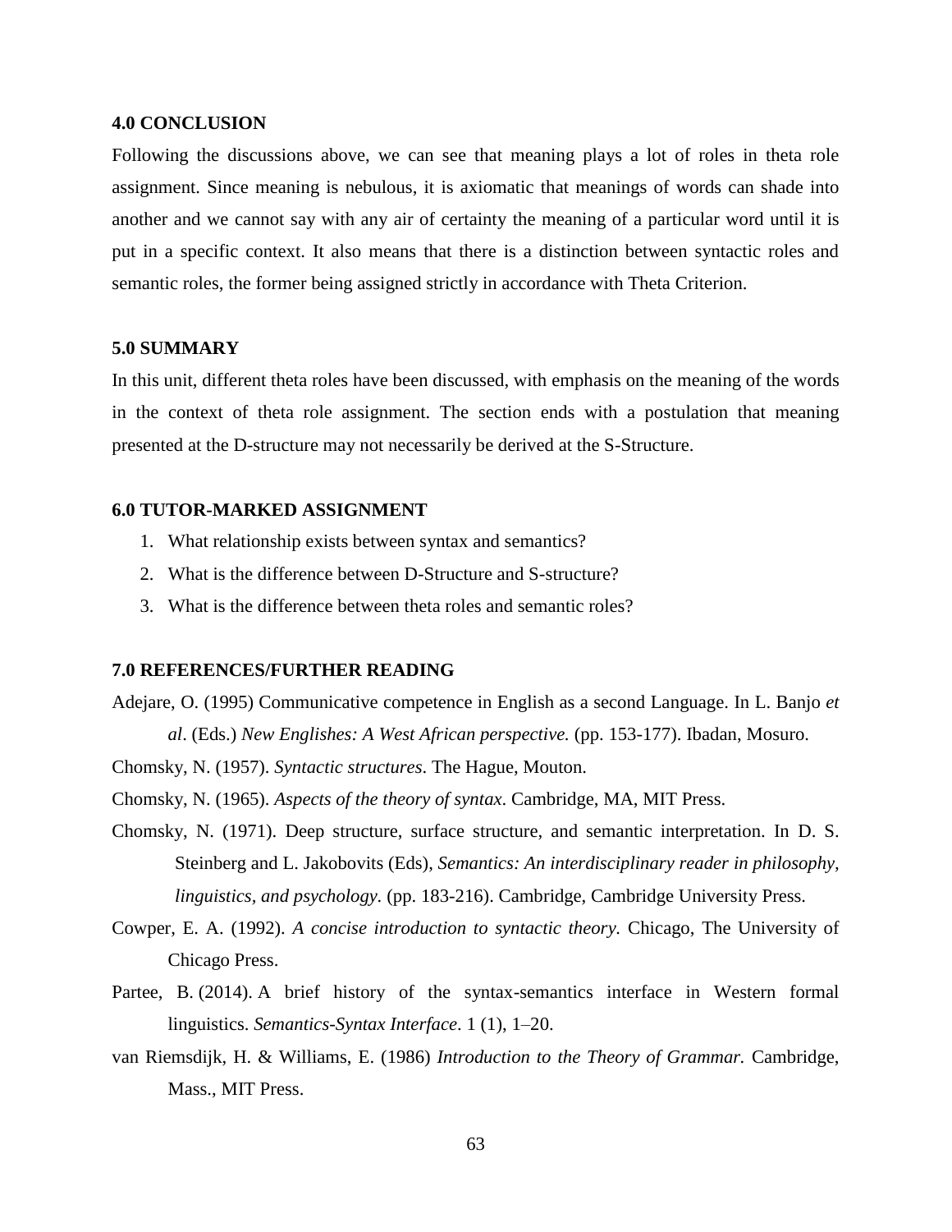### 4.0 CONCLUSION

Following the discussions above, we can see that meaning plays a lot of roles in theta role assignment. Since meaning is nebulous, it is axiomatic that meanings of words can shade into another and we cannot say with any air of certainty the meaning of a particular word until it is put in a specific context. It also means that there is a distinction between syntactic roles and semantic roles, the former being assigned strictly in accordance with Theta Criterion.

### 5.0 SUMMARY

In this unit, different theta roles have been discussed, with emphasis on the meaning of the words in the context of theta role assignment. The section ends with a postulation that meaning presented at the D-structure may not necessarily be derived at the S-Structure.

### 6.0 TUTOR-MARKED ASSIGNMENT

1. What relationship exists between syntax and semantics?
2. What is the difference between D-Structure and S-structure?
3. What is the difference between theta roles and semantic roles?

### 7.0 REFERENCES/FURTHER READING

Adejare, O. (1995) Communicative competence in English as a second Language. In L. Banjo *et al*. (Eds.) *New Englishes: A West African perspective.* (pp. 153-177). Ibadan, Mosuro.

Chomsky, N. (1957). *Syntactic structures*. The Hague, Mouton.

Chomsky, N. (1965). *Aspects of the theory of syntax*. Cambridge, MA, MIT Press.

Chomsky, N. (1971). Deep structure, surface structure, and semantic interpretation. In D. S. Steinberg and L. Jakobovits (Eds), *Semantics: An interdisciplinary reader in philosophy, linguistics, and psychology.* (pp. 183-216). Cambridge, Cambridge University Press.

Cowper, E. A. (1992). *A concise introduction to syntactic theory.* Chicago, The University of Chicago Press.

Partee, B. (2014). A brief history of the syntax-semantics interface in Western formal linguistics. *Semantics-Syntax Interface*. 1 (1), 1–20.

van Riemsdijk, H. & Williams, E. (1986) *Introduction to the Theory of Grammar.* Cambridge, Mass., MIT Press.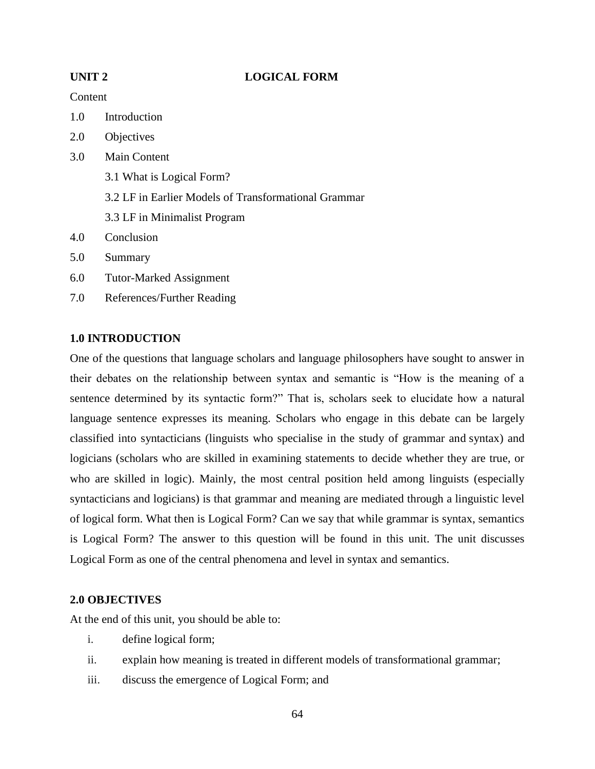## UNIT 2 LOGICAL FORM

Content

1.0 Introduction

2.0 Objectives

3.0 Main Content

  3.1 What is Logical Form?

  3.2 LF in Earlier Models of Transformational Grammar

  3.3 LF in Minimalist Program

4.0 Conclusion

5.0 Summary

6.0 Tutor-Marked Assignment

7.0 References/Further Reading

### 1.0 INTRODUCTION

One of the questions that language scholars and language philosophers have sought to answer in their debates on the relationship between syntax and semantic is "How is the meaning of a sentence determined by its syntactic form?" That is, scholars seek to elucidate how a natural language sentence expresses its meaning. Scholars who engage in this debate can be largely classified into syntacticians (linguists who specialise in the study of grammar and syntax) and logicians (scholars who are skilled in examining statements to decide whether they are true, or who are skilled in logic). Mainly, the most central position held among linguists (especially syntacticians and logicians) is that grammar and meaning are mediated through a linguistic level of logical form. What then is Logical Form? Can we say that while grammar is syntax, semantics is Logical Form? The answer to this question will be found in this unit. The unit discusses Logical Form as one of the central phenomena and level in syntax and semantics.

### 2.0 OBJECTIVES

At the end of this unit, you should be able to:

i. define logical form;
ii. explain how meaning is treated in different models of transformational grammar;
iii. discuss the emergence of Logical Form; and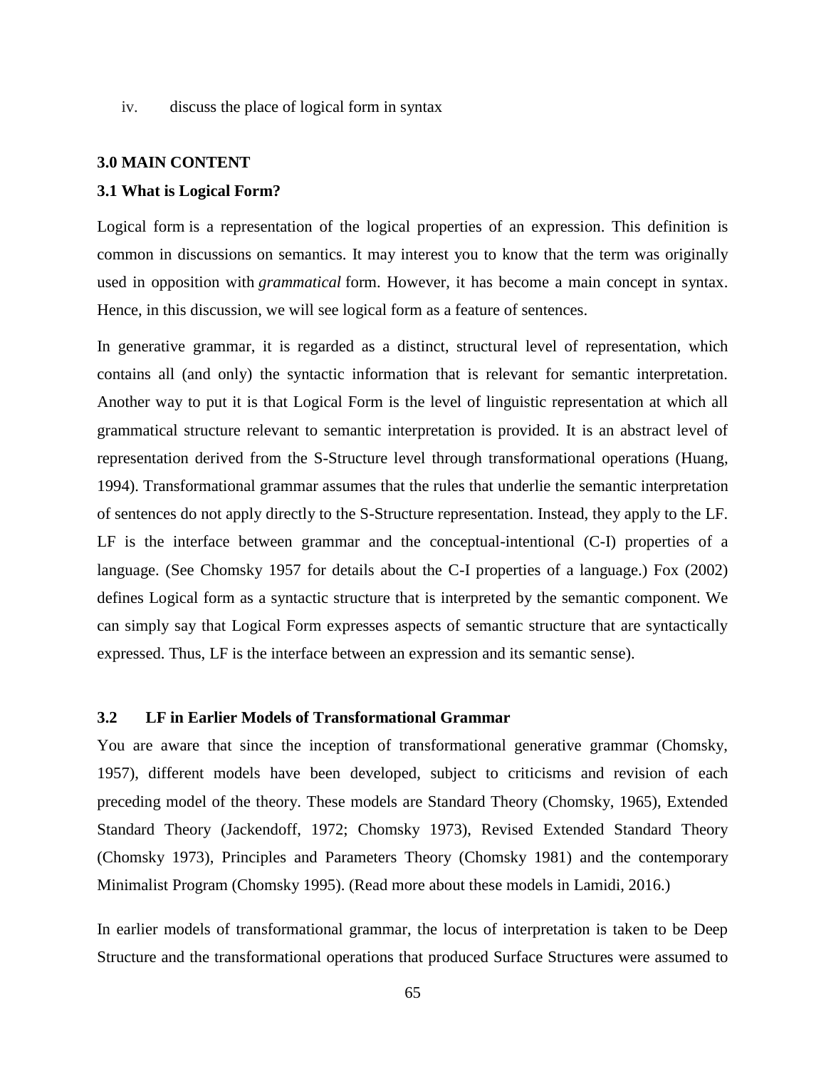iv. discuss the place of logical form in syntax

## 3.0 MAIN CONTENT

### 3.1 What is Logical Form?

Logical form is a representation of the logical properties of an expression. This definition is common in discussions on semantics. It may interest you to know that the term was originally used in opposition with *grammatical* form. However, it has become a main concept in syntax. Hence, in this discussion, we will see logical form as a feature of sentences.

In generative grammar, it is regarded as a distinct, structural level of representation, which contains all (and only) the syntactic information that is relevant for semantic interpretation. Another way to put it is that Logical Form is the level of linguistic representation at which all grammatical structure relevant to semantic interpretation is provided. It is an abstract level of representation derived from the S-Structure level through transformational operations (Huang, 1994). Transformational grammar assumes that the rules that underlie the semantic interpretation of sentences do not apply directly to the S-Structure representation. Instead, they apply to the LF. LF is the interface between grammar and the conceptual-intentional (C-I) properties of a language. (See Chomsky 1957 for details about the C-I properties of a language.) Fox (2002) defines Logical form as a syntactic structure that is interpreted by the semantic component. We can simply say that Logical Form expresses aspects of semantic structure that are syntactically expressed. Thus, LF is the interface between an expression and its semantic sense).

### 3.2 LF in Earlier Models of Transformational Grammar

You are aware that since the inception of transformational generative grammar (Chomsky, 1957), different models have been developed, subject to criticisms and revision of each preceding model of the theory. These models are Standard Theory (Chomsky, 1965), Extended Standard Theory (Jackendoff, 1972; Chomsky 1973), Revised Extended Standard Theory (Chomsky 1973), Principles and Parameters Theory (Chomsky 1981) and the contemporary Minimalist Program (Chomsky 1995). (Read more about these models in Lamidi, 2016.)

In earlier models of transformational grammar, the locus of interpretation is taken to be Deep Structure and the transformational operations that produced Surface Structures were assumed to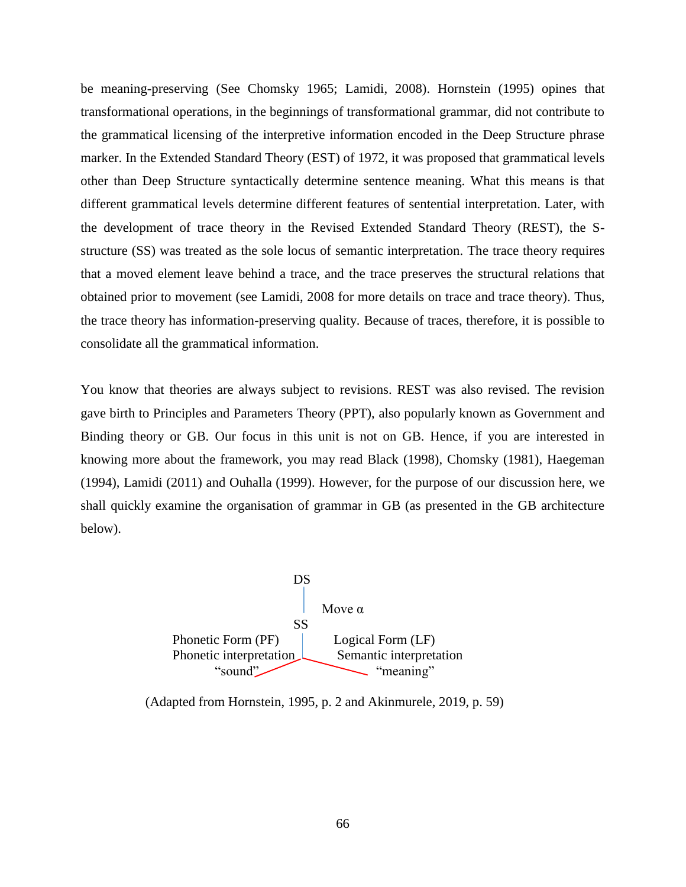be meaning-preserving (See Chomsky 1965; Lamidi, 2008). Hornstein (1995) opines that transformational operations, in the beginnings of transformational grammar, did not contribute to the grammatical licensing of the interpretive information encoded in the Deep Structure phrase marker. In the Extended Standard Theory (EST) of 1972, it was proposed that grammatical levels other than Deep Structure syntactically determine sentence meaning. What this means is that different grammatical levels determine different features of sentential interpretation. Later, with the development of trace theory in the Revised Extended Standard Theory (REST), the S-structure (SS) was treated as the sole locus of semantic interpretation. The trace theory requires that a moved element leave behind a trace, and the trace preserves the structural relations that obtained prior to movement (see Lamidi, 2008 for more details on trace and trace theory). Thus, the trace theory has information-preserving quality. Because of traces, therefore, it is possible to consolidate all the grammatical information.

You know that theories are always subject to revisions. REST was also revised. The revision gave birth to Principles and Parameters Theory (PPT), also popularly known as Government and Binding theory or GB. Our focus in this unit is not on GB. Hence, if you are interested in knowing more about the framework, you may read Black (1998), Chomsky (1981), Haegeman (1994), Lamidi (2011) and Ouhalla (1999). However, for the purpose of our discussion here, we shall quickly examine the organisation of grammar in GB (as presented in the GB architecture below).

```
                     DS
                     |
                     |    Move α
                     SS
Phonetic Form (PF)   |      Logical Form (LF)
Phonetic interpretation     Semantic interpretation
        "sound"   /     \        "meaning"
```

(Adapted from Hornstein, 1995, p. 2 and Akinmurele, 2019, p. 59)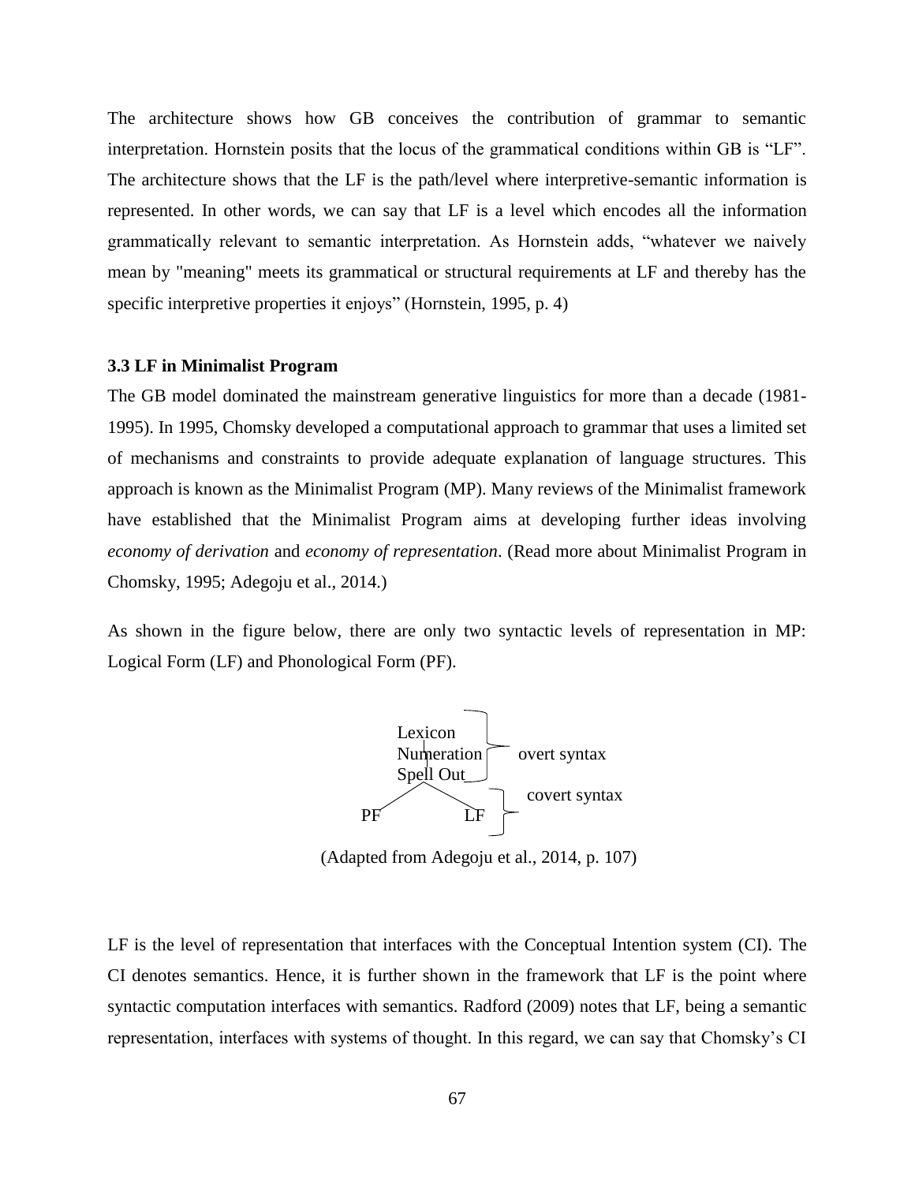The architecture shows how GB conceives the contribution of grammar to semantic interpretation. Hornstein posits that the locus of the grammatical conditions within GB is "LF". The architecture shows that the LF is the path/level where interpretive-semantic information is represented. In other words, we can say that LF is a level which encodes all the information grammatically relevant to semantic interpretation. As Hornstein adds, "whatever we naively mean by "meaning" meets its grammatical or structural requirements at LF and thereby has the specific interpretive properties it enjoys" (Hornstein, 1995, p. 4)

### 3.3 LF in Minimalist Program

The GB model dominated the mainstream generative linguistics for more than a decade (1981-1995). In 1995, Chomsky developed a computational approach to grammar that uses a limited set of mechanisms and constraints to provide adequate explanation of language structures. This approach is known as the Minimalist Program (MP). Many reviews of the Minimalist framework have established that the Minimalist Program aims at developing further ideas involving *economy of derivation* and *economy of representation*. (Read more about Minimalist Program in Chomsky, 1995; Adegoju et al., 2014.)

As shown in the figure below, there are only two syntactic levels of representation in MP: Logical Form (LF) and Phonological Form (PF).

```
        Lexicon
        Numeration      overt syntax
        Spell Out
         /     \          covert syntax
       PF       LF
```

(Adapted from Adegoju et al., 2014, p. 107)

LF is the level of representation that interfaces with the Conceptual Intention system (CI). The CI denotes semantics. Hence, it is further shown in the framework that LF is the point where syntactic computation interfaces with semantics. Radford (2009) notes that LF, being a semantic representation, interfaces with systems of thought. In this regard, we can say that Chomsky's CI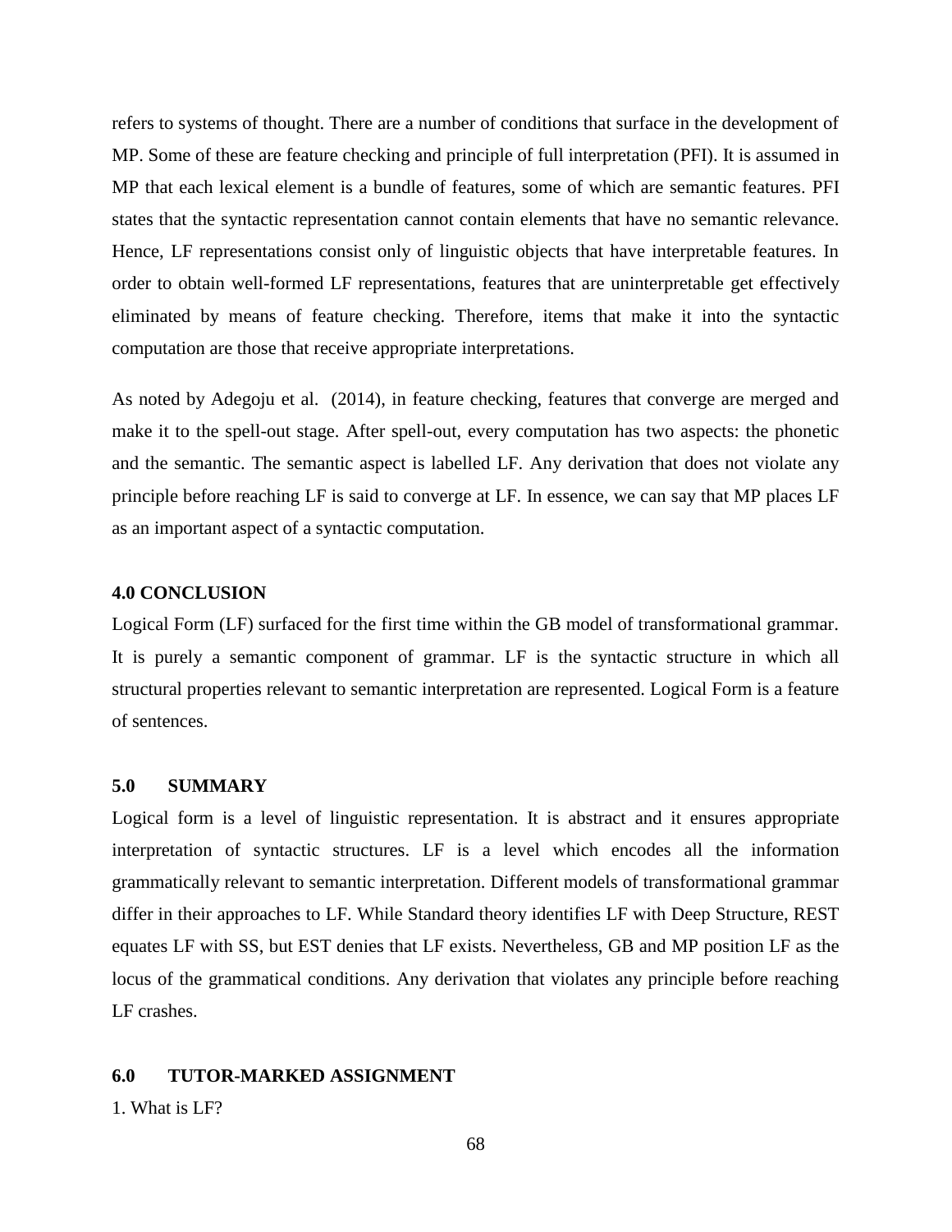refers to systems of thought. There are a number of conditions that surface in the development of MP. Some of these are feature checking and principle of full interpretation (PFI). It is assumed in MP that each lexical element is a bundle of features, some of which are semantic features. PFI states that the syntactic representation cannot contain elements that have no semantic relevance. Hence, LF representations consist only of linguistic objects that have interpretable features. In order to obtain well-formed LF representations, features that are uninterpretable get effectively eliminated by means of feature checking. Therefore, items that make it into the syntactic computation are those that receive appropriate interpretations.

As noted by Adegoju et al. (2014), in feature checking, features that converge are merged and make it to the spell-out stage. After spell-out, every computation has two aspects: the phonetic and the semantic. The semantic aspect is labelled LF. Any derivation that does not violate any principle before reaching LF is said to converge at LF. In essence, we can say that MP places LF as an important aspect of a syntactic computation.

## 4.0 CONCLUSION

Logical Form (LF) surfaced for the first time within the GB model of transformational grammar. It is purely a semantic component of grammar. LF is the syntactic structure in which all structural properties relevant to semantic interpretation are represented. Logical Form is a feature of sentences.

## 5.0 SUMMARY

Logical form is a level of linguistic representation. It is abstract and it ensures appropriate interpretation of syntactic structures. LF is a level which encodes all the information grammatically relevant to semantic interpretation. Different models of transformational grammar differ in their approaches to LF. While Standard theory identifies LF with Deep Structure, REST equates LF with SS, but EST denies that LF exists. Nevertheless, GB and MP position LF as the locus of the grammatical conditions. Any derivation that violates any principle before reaching LF crashes.

## 6.0 TUTOR-MARKED ASSIGNMENT

1. What is LF?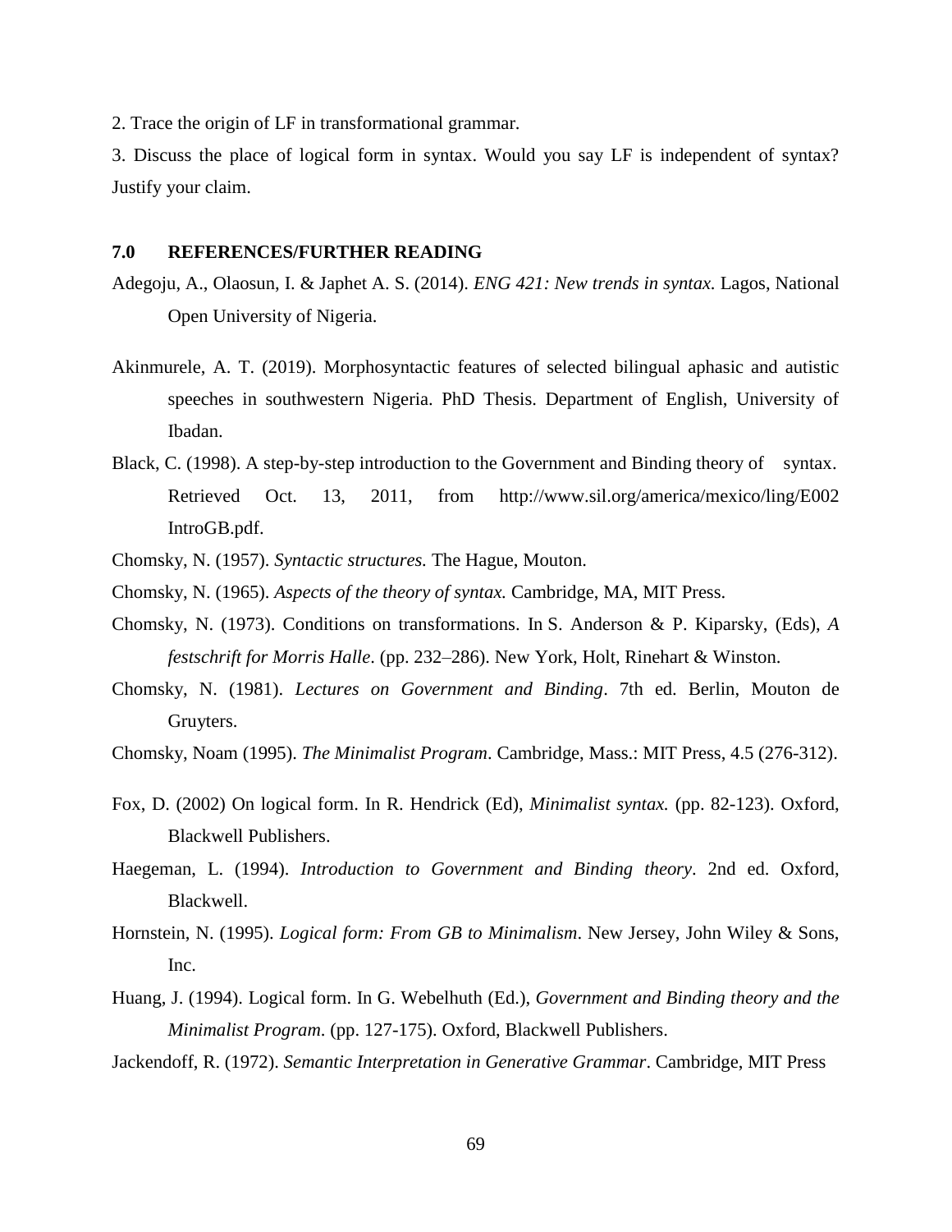2. Trace the origin of LF in transformational grammar.

3. Discuss the place of logical form in syntax. Would you say LF is independent of syntax? Justify your claim.

## 7.0 REFERENCES/FURTHER READING

Adegoju, A., Olaosun, I. & Japhet A. S. (2014). *ENG 421: New trends in syntax.* Lagos, National Open University of Nigeria.

Akinmurele, A. T. (2019). Morphosyntactic features of selected bilingual aphasic and autistic speeches in southwestern Nigeria. PhD Thesis. Department of English, University of Ibadan.

Black, C. (1998). A step-by-step introduction to the Government and Binding theory of syntax. Retrieved Oct. 13, 2011, from http://www.sil.org/america/mexico/ling/E002 IntroGB.pdf.

Chomsky, N. (1957). *Syntactic structures.* The Hague, Mouton.

Chomsky, N. (1965). *Aspects of the theory of syntax.* Cambridge, MA, MIT Press.

Chomsky, N. (1973). Conditions on transformations. In S. Anderson & P. Kiparsky, (Eds), *A festschrift for Morris Halle*. (pp. 232–286). New York, Holt, Rinehart & Winston.

Chomsky, N. (1981). *Lectures on Government and Binding*. 7th ed. Berlin, Mouton de Gruyters.

Chomsky, Noam (1995). *The Minimalist Program*. Cambridge, Mass.: MIT Press, 4.5 (276-312).

Fox, D. (2002) On logical form. In R. Hendrick (Ed), *Minimalist syntax.* (pp. 82-123). Oxford, Blackwell Publishers.

Haegeman, L. (1994). *Introduction to Government and Binding theory*. 2nd ed. Oxford, Blackwell.

Hornstein, N. (1995). *Logical form: From GB to Minimalism*. New Jersey, John Wiley & Sons, Inc.

Huang, J. (1994). Logical form. In G. Webelhuth (Ed.), *Government and Binding theory and the Minimalist Program*. (pp. 127-175). Oxford, Blackwell Publishers.

Jackendoff, R. (1972). *Semantic Interpretation in Generative Grammar*. Cambridge, MIT Press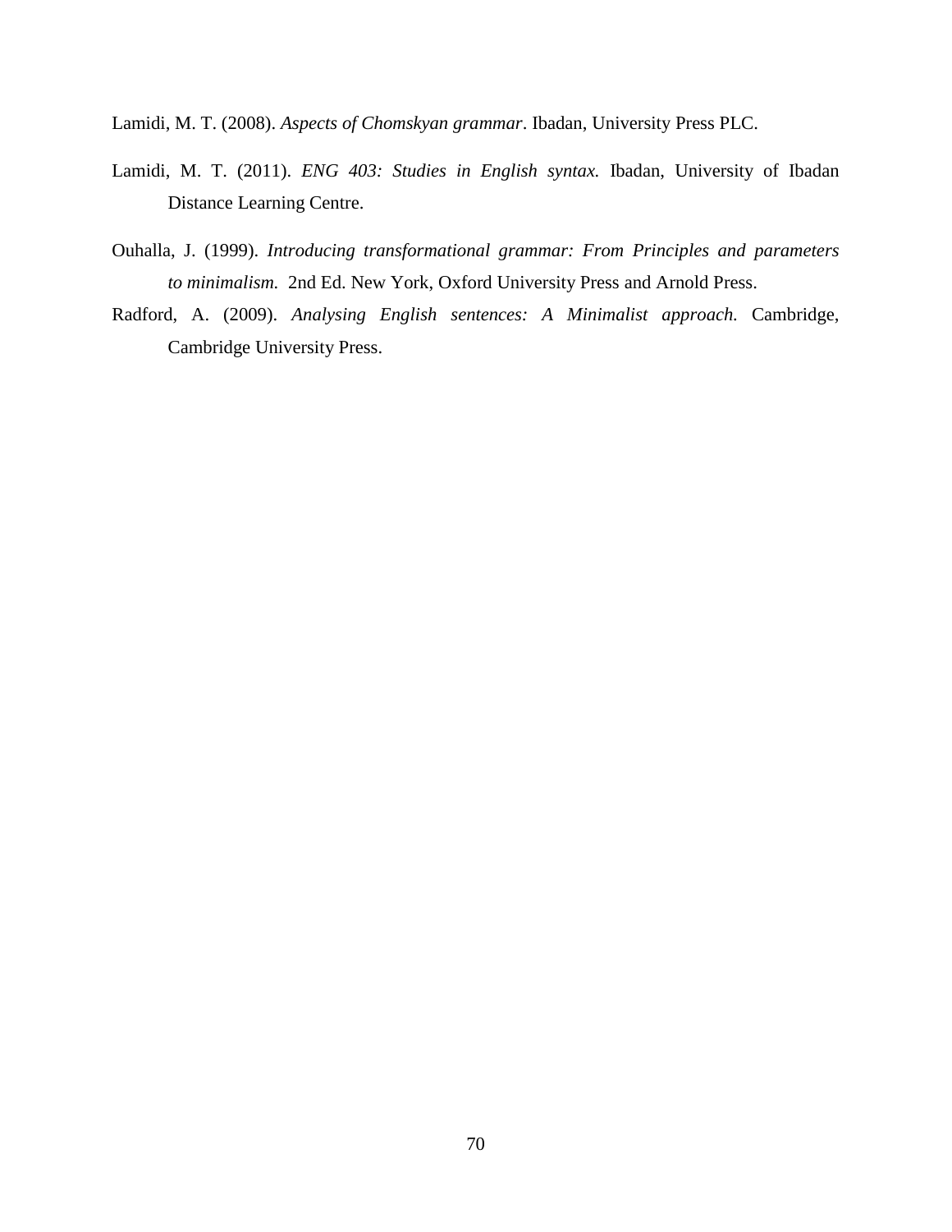Lamidi, M. T. (2008). *Aspects of Chomskyan grammar*. Ibadan, University Press PLC.

Lamidi, M. T. (2011). *ENG 403: Studies in English syntax.* Ibadan, University of Ibadan Distance Learning Centre.

Ouhalla, J. (1999). *Introducing transformational grammar: From Principles and parameters to minimalism.* 2nd Ed. New York, Oxford University Press and Arnold Press.

Radford, A. (2009). *Analysing English sentences: A Minimalist approach.* Cambridge, Cambridge University Press.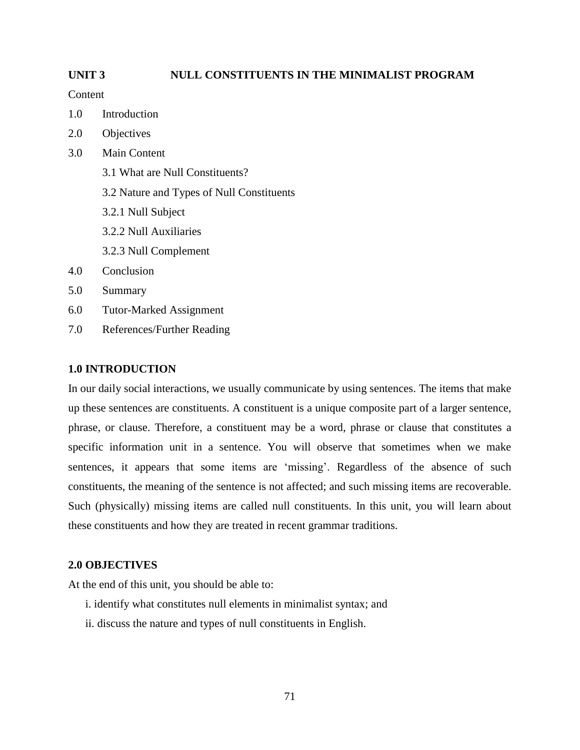## UNIT 3 NULL CONSTITUENTS IN THE MINIMALIST PROGRAM

Content

1.0 Introduction

2.0 Objectives

3.0 Main Content

 3.1 What are Null Constituents?

 3.2 Nature and Types of Null Constituents

 3.2.1 Null Subject

 3.2.2 Null Auxiliaries

 3.2.3 Null Complement

4.0 Conclusion

5.0 Summary

6.0 Tutor-Marked Assignment

7.0 References/Further Reading

### 1.0 INTRODUCTION

In our daily social interactions, we usually communicate by using sentences. The items that make up these sentences are constituents. A constituent is a unique composite part of a larger sentence, phrase, or clause. Therefore, a constituent may be a word, phrase or clause that constitutes a specific information unit in a sentence. You will observe that sometimes when we make sentences, it appears that some items are 'missing'. Regardless of the absence of such constituents, the meaning of the sentence is not affected; and such missing items are recoverable. Such (physically) missing items are called null constituents. In this unit, you will learn about these constituents and how they are treated in recent grammar traditions.

### 2.0 OBJECTIVES

At the end of this unit, you should be able to:

i. identify what constitutes null elements in minimalist syntax; and

ii. discuss the nature and types of null constituents in English.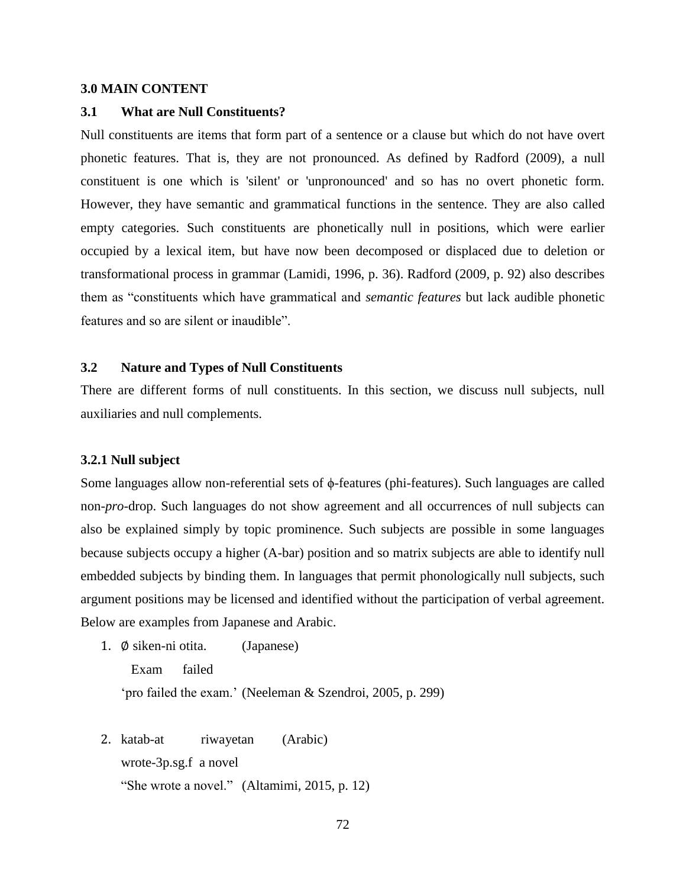## 3.0 MAIN CONTENT

### 3.1 What are Null Constituents?

Null constituents are items that form part of a sentence or a clause but which do not have overt phonetic features. That is, they are not pronounced. As defined by Radford (2009), a null constituent is one which is 'silent' or 'unpronounced' and so has no overt phonetic form. However, they have semantic and grammatical functions in the sentence. They are also called empty categories. Such constituents are phonetically null in positions, which were earlier occupied by a lexical item, but have now been decomposed or displaced due to deletion or transformational process in grammar (Lamidi, 1996, p. 36). Radford (2009, p. 92) also describes them as "constituents which have grammatical and *semantic features* but lack audible phonetic features and so are silent or inaudible".

### 3.2 Nature and Types of Null Constituents

There are different forms of null constituents. In this section, we discuss null subjects, null auxiliaries and null complements.

#### 3.2.1 Null subject

Some languages allow non-referential sets of ϕ-features (phi-features). Such languages are called non-*pro*-drop. Such languages do not show agreement and all occurrences of null subjects can also be explained simply by topic prominence. Such subjects are possible in some languages because subjects occupy a higher (A-bar) position and so matrix subjects are able to identify null embedded subjects by binding them. In languages that permit phonologically null subjects, such argument positions may be licensed and identified without the participation of verbal agreement. Below are examples from Japanese and Arabic.

1. ∅ siken-ni otita. (Japanese)
   Exam failed
   'pro failed the exam.' (Neeleman & Szendroi, 2005, p. 299)

2. katab-at riwayetan (Arabic)
   wrote-3p.sg.f a novel
   "She wrote a novel." (Altamimi, 2015, p. 12)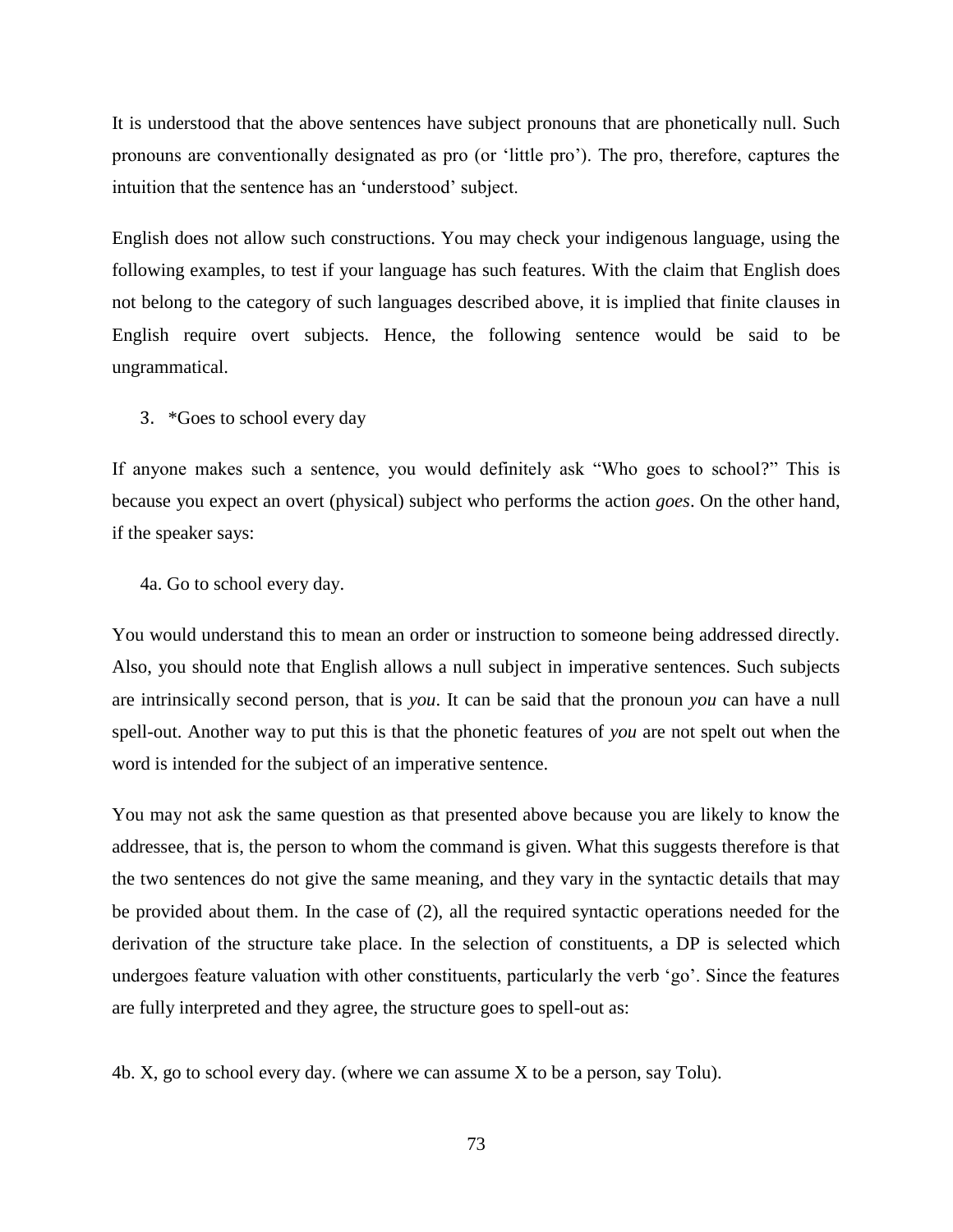It is understood that the above sentences have subject pronouns that are phonetically null. Such pronouns are conventionally designated as pro (or 'little pro'). The pro, therefore, captures the intuition that the sentence has an 'understood' subject.

English does not allow such constructions. You may check your indigenous language, using the following examples, to test if your language has such features. With the claim that English does not belong to the category of such languages described above, it is implied that finite clauses in English require overt subjects. Hence, the following sentence would be said to be ungrammatical.

3. *Goes to school every day

If anyone makes such a sentence, you would definitely ask "Who goes to school?" This is because you expect an overt (physical) subject who performs the action *goes*. On the other hand, if the speaker says:

4a. Go to school every day.

You would understand this to mean an order or instruction to someone being addressed directly. Also, you should note that English allows a null subject in imperative sentences. Such subjects are intrinsically second person, that is *you*. It can be said that the pronoun *you* can have a null spell-out. Another way to put this is that the phonetic features of *you* are not spelt out when the word is intended for the subject of an imperative sentence.

You may not ask the same question as that presented above because you are likely to know the addressee, that is, the person to whom the command is given. What this suggests therefore is that the two sentences do not give the same meaning, and they vary in the syntactic details that may be provided about them. In the case of (2), all the required syntactic operations needed for the derivation of the structure take place. In the selection of constituents, a DP is selected which undergoes feature valuation with other constituents, particularly the verb 'go'. Since the features are fully interpreted and they agree, the structure goes to spell-out as:

4b. X, go to school every day. (where we can assume X to be a person, say Tolu).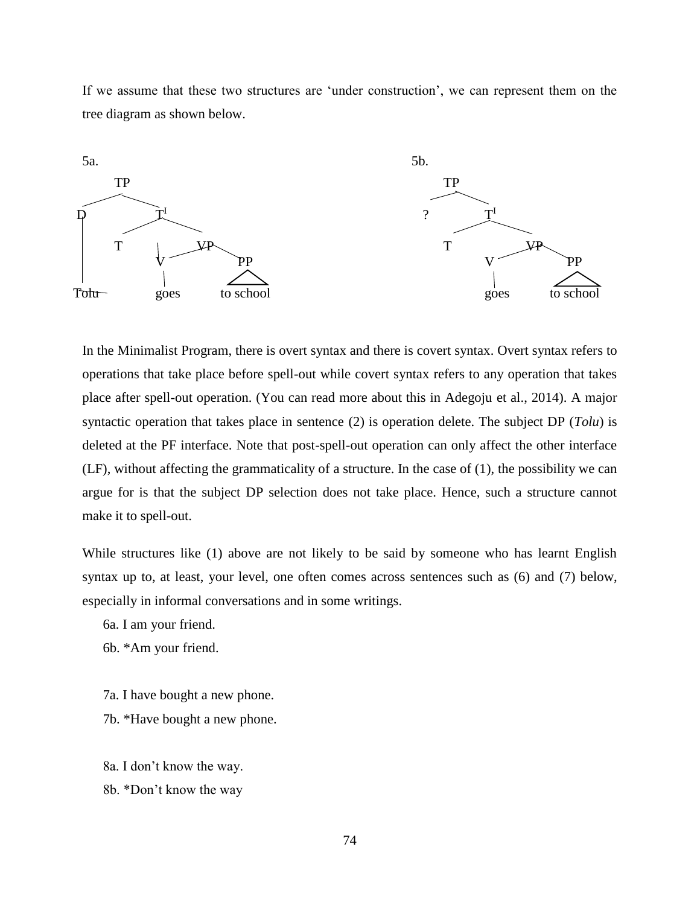If we assume that these two structures are 'under construction', we can represent them on the tree diagram as shown below.

5a.

```
        TP
       /  \
      D    T'
      |   /  \
      |  T    VP
      |      /  \
      |     V    PP
      |     |    /\
    Tolu  goes  to school
```

5b.

```
        TP
       /  \
      ?    T'
          /  \
         T    VP
             /  \
            V    PP
            |    /\
          goes  to school
```

In the Minimalist Program, there is overt syntax and there is covert syntax. Overt syntax refers to operations that take place before spell-out while covert syntax refers to any operation that takes place after spell-out operation. (You can read more about this in Adegoju et al., 2014). A major syntactic operation that takes place in sentence (2) is operation delete. The subject DP (*Tolu*) is deleted at the PF interface. Note that post-spell-out operation can only affect the other interface (LF), without affecting the grammaticality of a structure. In the case of (1), the possibility we can argue for is that the subject DP selection does not take place. Hence, such a structure cannot make it to spell-out.

While structures like (1) above are not likely to be said by someone who has learnt English syntax up to, at least, your level, one often comes across sentences such as (6) and (7) below, especially in informal conversations and in some writings.

6a. I am your friend.

6b. *Am your friend.

7a. I have bought a new phone.

7b. *Have bought a new phone.

8a. I don't know the way.

8b. *Don't know the way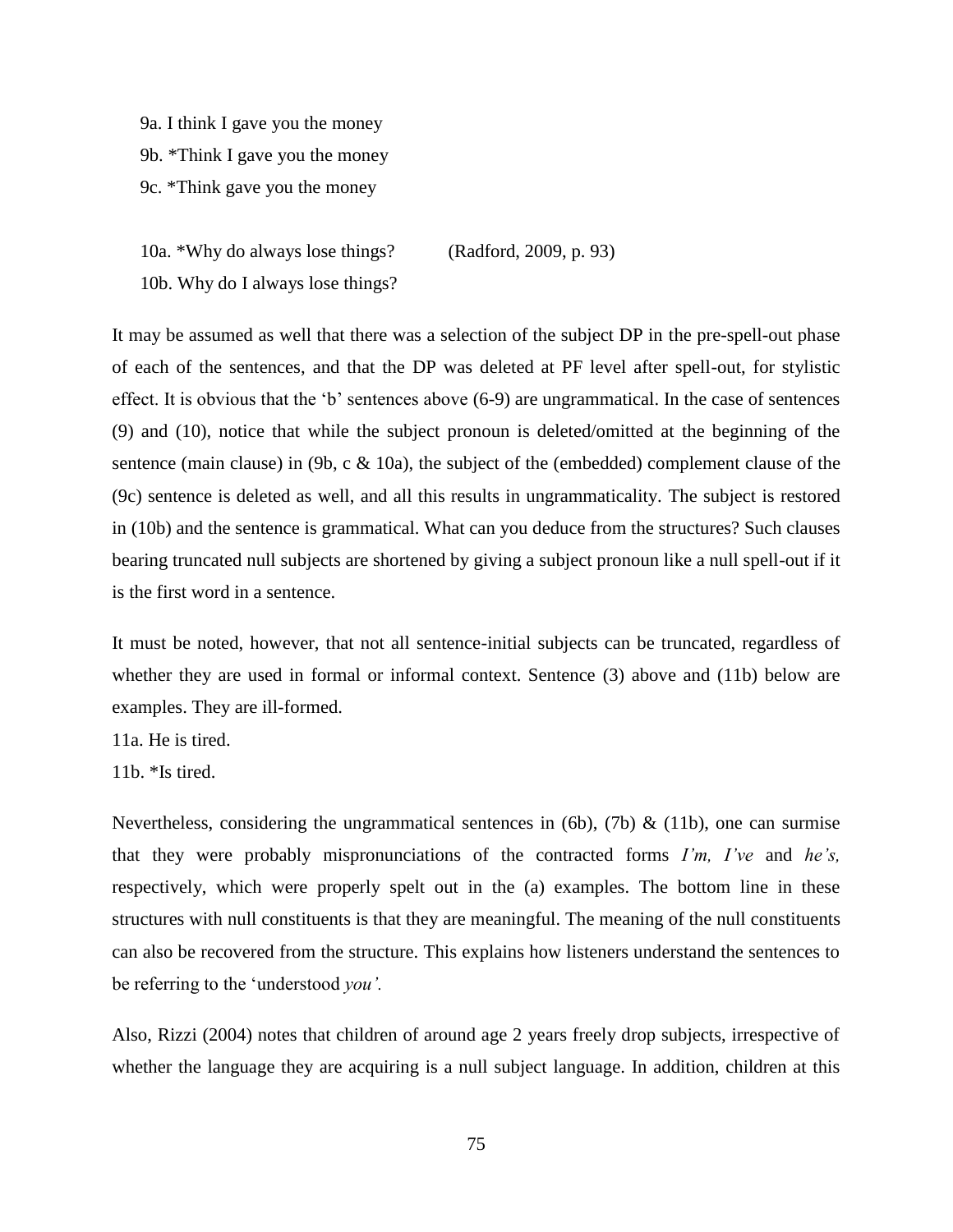9a. I think I gave you the money

9b. *Think I gave you the money

9c. *Think gave you the money

10a. *Why do always lose things? (Radford, 2009, p. 93)

10b. Why do I always lose things?

It may be assumed as well that there was a selection of the subject DP in the pre-spell-out phase of each of the sentences, and that the DP was deleted at PF level after spell-out, for stylistic effect. It is obvious that the 'b' sentences above (6-9) are ungrammatical. In the case of sentences (9) and (10), notice that while the subject pronoun is deleted/omitted at the beginning of the sentence (main clause) in (9b, c & 10a), the subject of the (embedded) complement clause of the (9c) sentence is deleted as well, and all this results in ungrammaticality. The subject is restored in (10b) and the sentence is grammatical. What can you deduce from the structures? Such clauses bearing truncated null subjects are shortened by giving a subject pronoun like a null spell-out if it is the first word in a sentence.

It must be noted, however, that not all sentence-initial subjects can be truncated, regardless of whether they are used in formal or informal context. Sentence (3) above and (11b) below are examples. They are ill-formed.

11a. He is tired.

11b. *Is tired.

Nevertheless, considering the ungrammatical sentences in (6b), (7b) & (11b), one can surmise that they were probably mispronunciations of the contracted forms *I'm, I've* and *he's,* respectively, which were properly spelt out in the (a) examples. The bottom line in these structures with null constituents is that they are meaningful. The meaning of the null constituents can also be recovered from the structure. This explains how listeners understand the sentences to be referring to the 'understood *you'.*

Also, Rizzi (2004) notes that children of around age 2 years freely drop subjects, irrespective of whether the language they are acquiring is a null subject language. In addition, children at this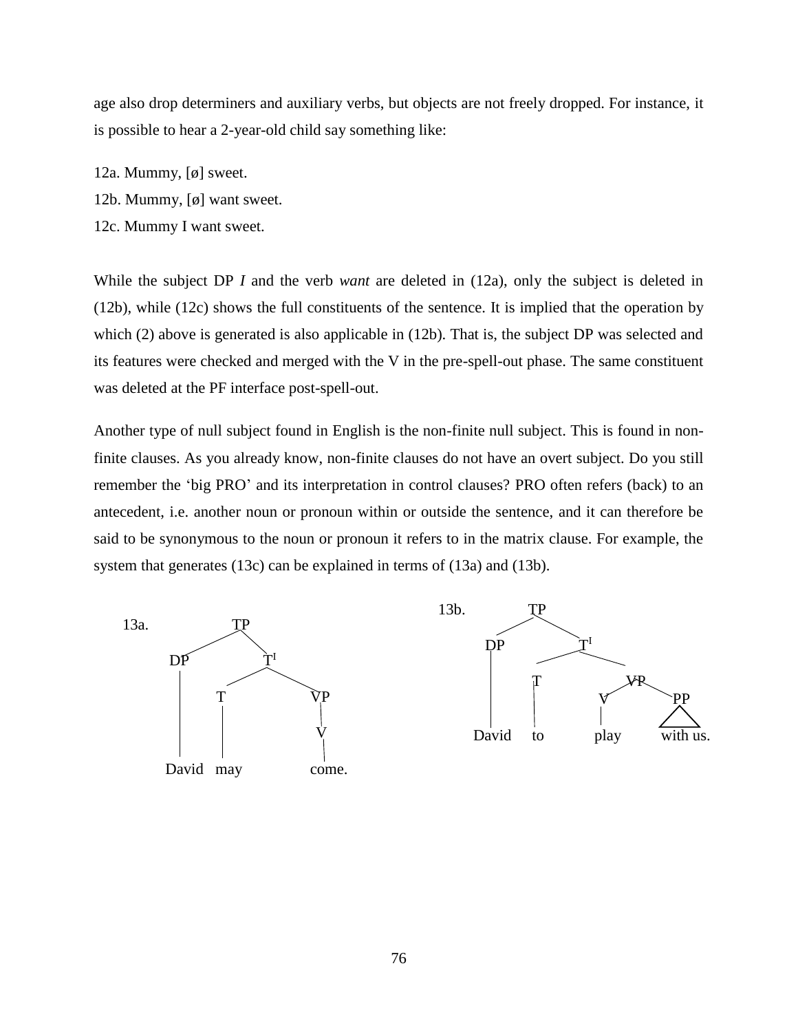age also drop determiners and auxiliary verbs, but objects are not freely dropped. For instance, it is possible to hear a 2-year-old child say something like:

12a. Mummy, [ø] sweet.

12b. Mummy, [ø] want sweet.

12c. Mummy I want sweet.

While the subject DP *I* and the verb *want* are deleted in (12a), only the subject is deleted in (12b), while (12c) shows the full constituents of the sentence. It is implied that the operation by which (2) above is generated is also applicable in (12b). That is, the subject DP was selected and its features were checked and merged with the V in the pre-spell-out phase. The same constituent was deleted at the PF interface post-spell-out.

Another type of null subject found in English is the non-finite null subject. This is found in non-finite clauses. As you already know, non-finite clauses do not have an overt subject. Do you still remember the 'big PRO' and its interpretation in control clauses? PRO often refers (back) to an antecedent, i.e. another noun or pronoun within or outside the sentence, and it can therefore be said to be synonymous to the noun or pronoun it refers to in the matrix clause. For example, the system that generates (13c) can be explained in terms of (13a) and (13b).

13a. [TP [DP David] [T' [T may] [VP [V come.]]]]

13b. [TP [DP David] [T' [T to] [VP [V play] [PP with us.]]]]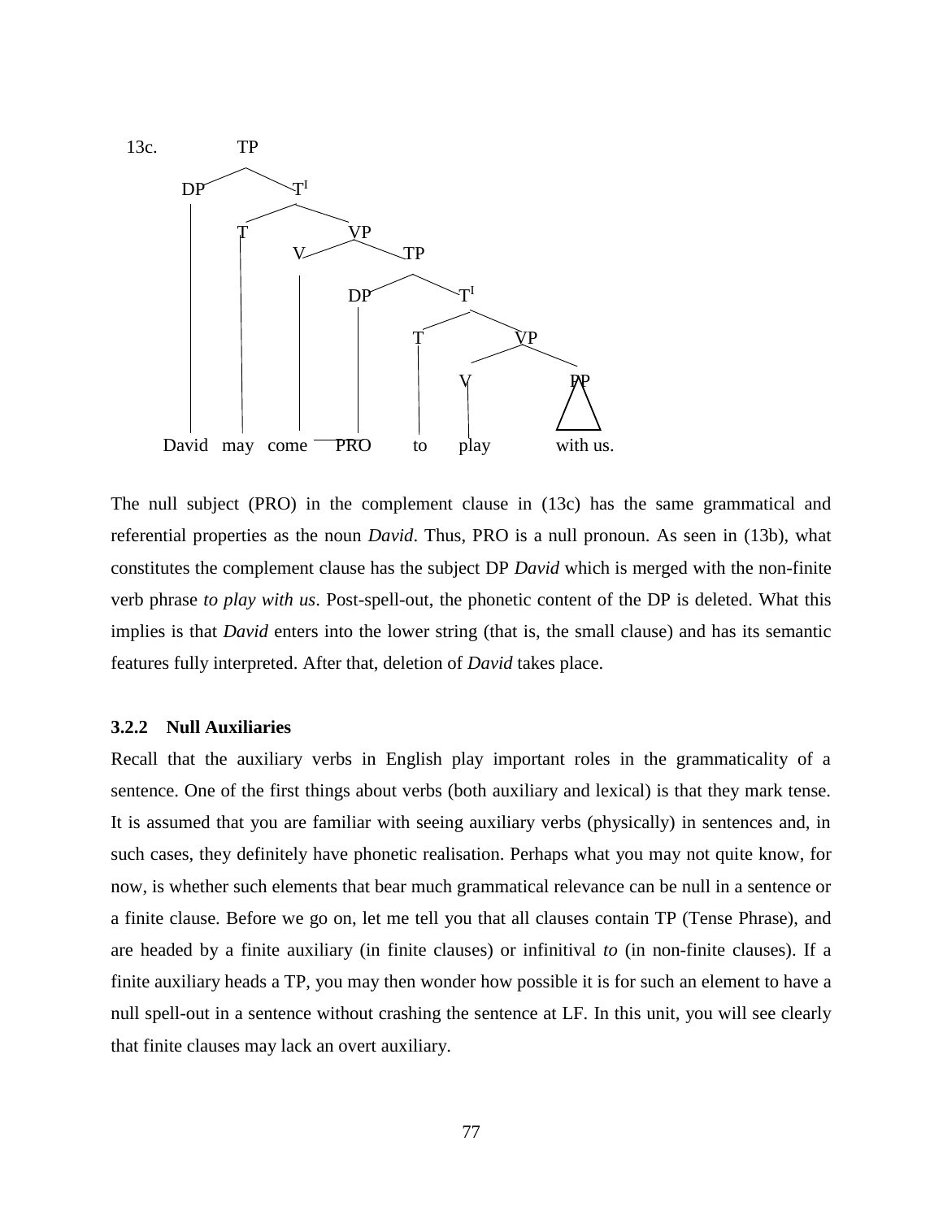13c.

```
                TP
        DP              T'
                T               VP
                        V               TP
                                DP              T'
                                        T               VP
                                                V               PP
 David   may   come    PRO      to     play      with us.
```

The null subject (PRO) in the complement clause in (13c) has the same grammatical and referential properties as the noun *David*. Thus, PRO is a null pronoun. As seen in (13b), what constitutes the complement clause has the subject DP *David* which is merged with the non-finite verb phrase *to play with us*. Post-spell-out, the phonetic content of the DP is deleted. What this implies is that *David* enters into the lower string (that is, the small clause) and has its semantic features fully interpreted. After that, deletion of *David* takes place.

### 3.2.2 Null Auxiliaries

Recall that the auxiliary verbs in English play important roles in the grammaticality of a sentence. One of the first things about verbs (both auxiliary and lexical) is that they mark tense. It is assumed that you are familiar with seeing auxiliary verbs (physically) in sentences and, in such cases, they definitely have phonetic realisation. Perhaps what you may not quite know, for now, is whether such elements that bear much grammatical relevance can be null in a sentence or a finite clause. Before we go on, let me tell you that all clauses contain TP (Tense Phrase), and are headed by a finite auxiliary (in finite clauses) or infinitival *to* (in non-finite clauses). If a finite auxiliary heads a TP, you may then wonder how possible it is for such an element to have a null spell-out in a sentence without crashing the sentence at LF. In this unit, you will see clearly that finite clauses may lack an overt auxiliary.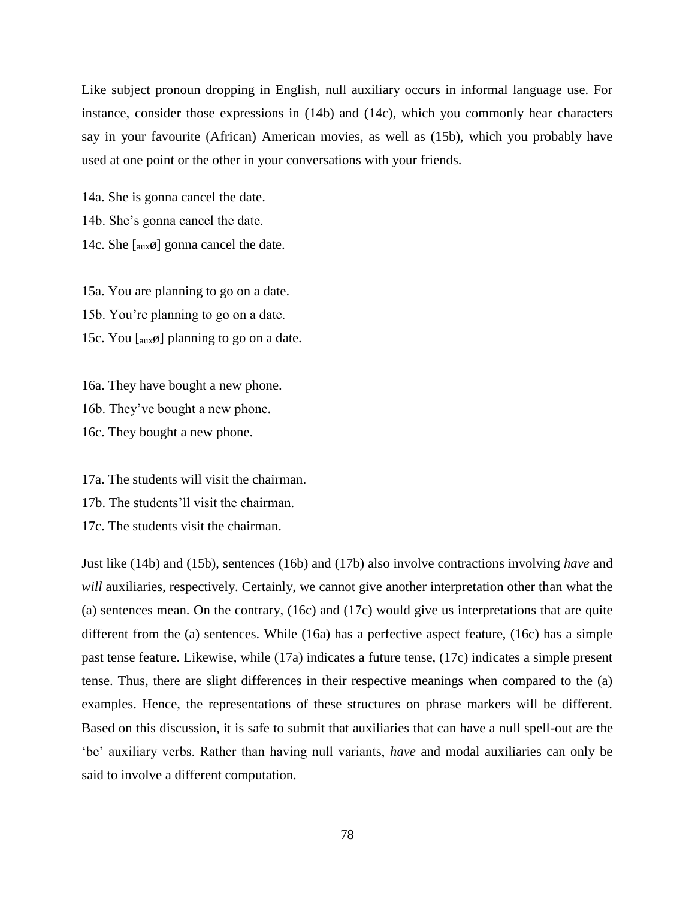Like subject pronoun dropping in English, null auxiliary occurs in informal language use. For instance, consider those expressions in (14b) and (14c), which you commonly hear characters say in your favourite (African) American movies, as well as (15b), which you probably have used at one point or the other in your conversations with your friends.

14a. She is gonna cancel the date.

14b. She's gonna cancel the date.

14c. She [$_{aux}$ø] gonna cancel the date.

15a. You are planning to go on a date.

15b. You're planning to go on a date.

15c. You [$_{aux}$ø] planning to go on a date.

16a. They have bought a new phone.

16b. They've bought a new phone.

16c. They bought a new phone.

17a. The students will visit the chairman.

17b. The students'll visit the chairman.

17c. The students visit the chairman.

Just like (14b) and (15b), sentences (16b) and (17b) also involve contractions involving *have* and *will* auxiliaries, respectively. Certainly, we cannot give another interpretation other than what the (a) sentences mean. On the contrary, (16c) and (17c) would give us interpretations that are quite different from the (a) sentences. While (16a) has a perfective aspect feature, (16c) has a simple past tense feature. Likewise, while (17a) indicates a future tense, (17c) indicates a simple present tense. Thus, there are slight differences in their respective meanings when compared to the (a) examples. Hence, the representations of these structures on phrase markers will be different. Based on this discussion, it is safe to submit that auxiliaries that can have a null spell-out are the 'be' auxiliary verbs. Rather than having null variants, *have* and modal auxiliaries can only be said to involve a different computation.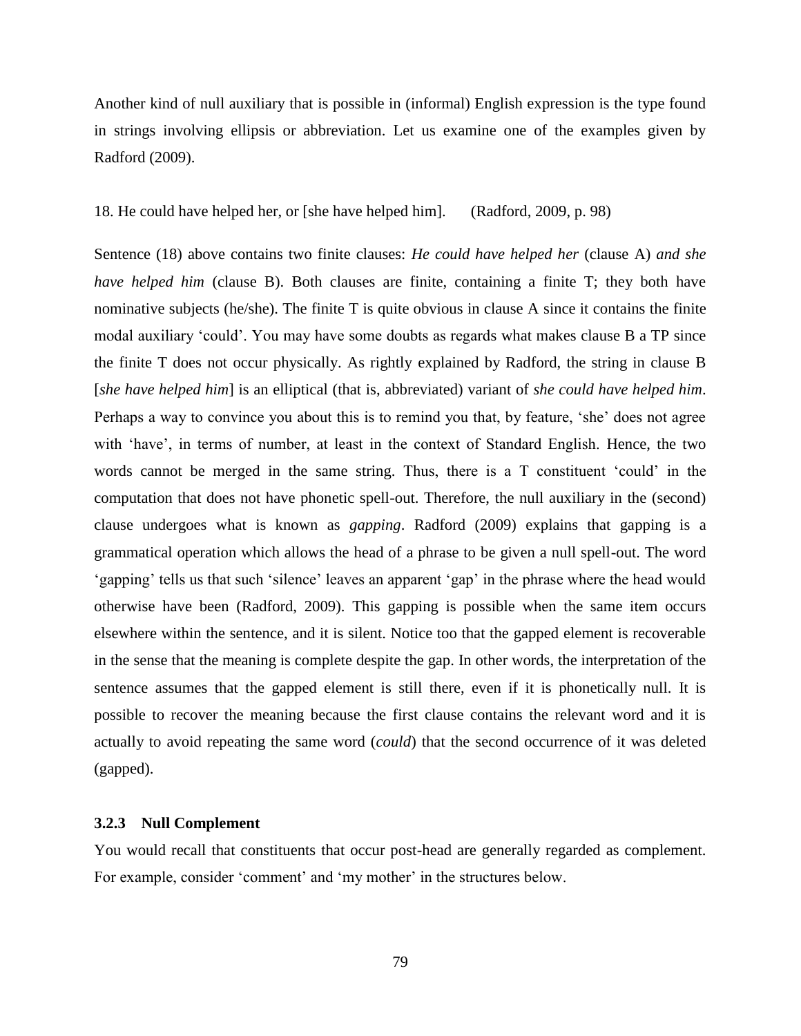Another kind of null auxiliary that is possible in (informal) English expression is the type found in strings involving ellipsis or abbreviation. Let us examine one of the examples given by Radford (2009).

18. He could have helped her, or [she have helped him]. (Radford, 2009, p. 98)

Sentence (18) above contains two finite clauses: *He could have helped her* (clause A) *and she have helped him* (clause B). Both clauses are finite, containing a finite T; they both have nominative subjects (he/she). The finite T is quite obvious in clause A since it contains the finite modal auxiliary 'could'. You may have some doubts as regards what makes clause B a TP since the finite T does not occur physically. As rightly explained by Radford, the string in clause B [*she have helped him*] is an elliptical (that is, abbreviated) variant of *she could have helped him*. Perhaps a way to convince you about this is to remind you that, by feature, 'she' does not agree with 'have', in terms of number, at least in the context of Standard English. Hence, the two words cannot be merged in the same string. Thus, there is a T constituent 'could' in the computation that does not have phonetic spell-out. Therefore, the null auxiliary in the (second) clause undergoes what is known as *gapping*. Radford (2009) explains that gapping is a grammatical operation which allows the head of a phrase to be given a null spell-out. The word 'gapping' tells us that such 'silence' leaves an apparent 'gap' in the phrase where the head would otherwise have been (Radford, 2009). This gapping is possible when the same item occurs elsewhere within the sentence, and it is silent. Notice too that the gapped element is recoverable in the sense that the meaning is complete despite the gap. In other words, the interpretation of the sentence assumes that the gapped element is still there, even if it is phonetically null. It is possible to recover the meaning because the first clause contains the relevant word and it is actually to avoid repeating the same word (*could*) that the second occurrence of it was deleted (gapped).

### 3.2.3 Null Complement

You would recall that constituents that occur post-head are generally regarded as complement. For example, consider 'comment' and 'my mother' in the structures below.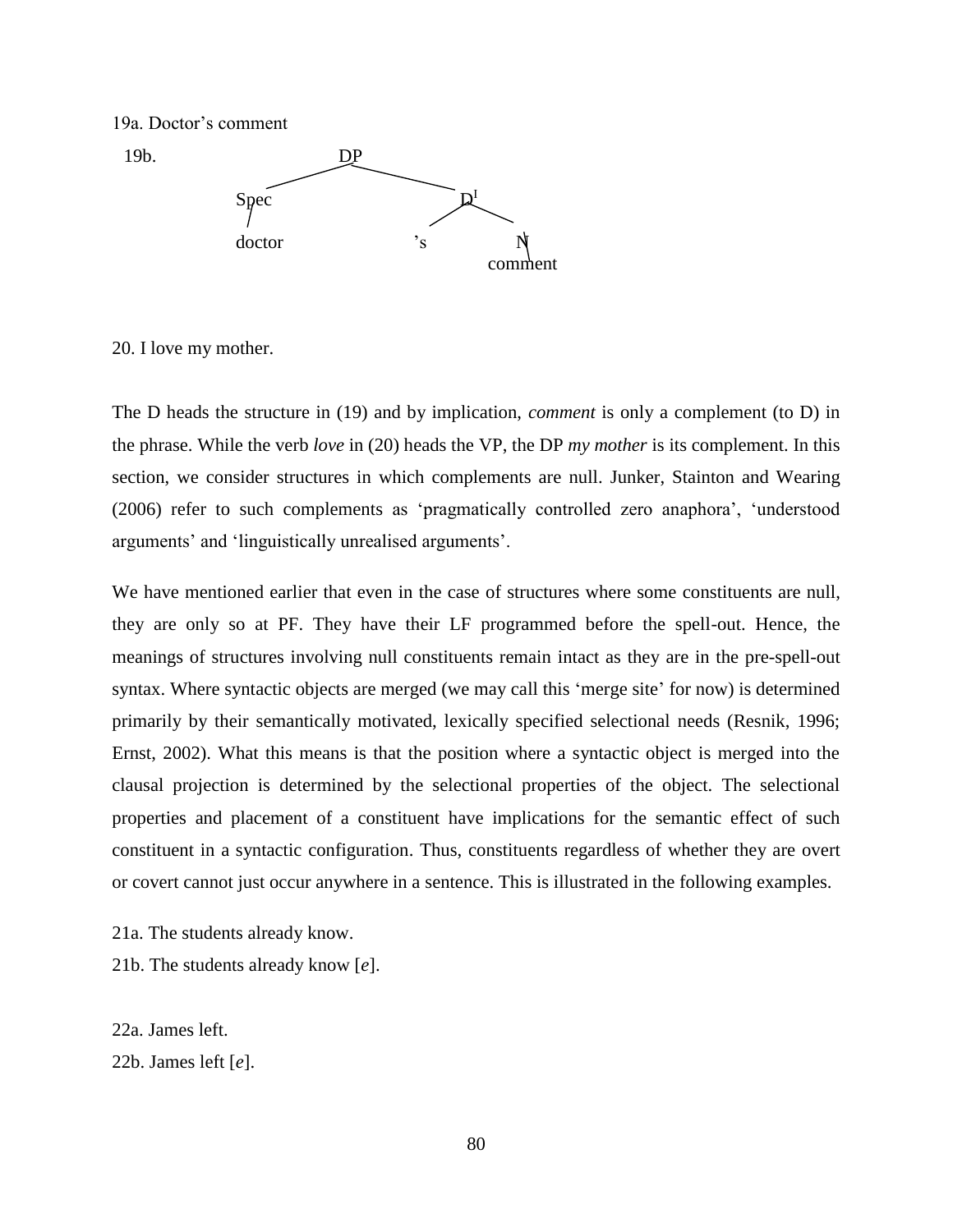19a. Doctor’s comment

19b.

```
                DP
        ________|________
       |                 |
      Spec               D'
       |             ____|____
     doctor         |         |
                   ’s         N
                              |
                           comment
```

20. I love my mother.

The D heads the structure in (19) and by implication, *comment* is only a complement (to D) in the phrase. While the verb *love* in (20) heads the VP, the DP *my mother* is its complement. In this section, we consider structures in which complements are null. Junker, Stainton and Wearing (2006) refer to such complements as ‘pragmatically controlled zero anaphora’, ‘understood arguments’ and ‘linguistically unrealised arguments’.

We have mentioned earlier that even in the case of structures where some constituents are null, they are only so at PF. They have their LF programmed before the spell-out. Hence, the meanings of structures involving null constituents remain intact as they are in the pre-spell-out syntax. Where syntactic objects are merged (we may call this ‘merge site’ for now) is determined primarily by their semantically motivated, lexically specified selectional needs (Resnik, 1996; Ernst, 2002). What this means is that the position where a syntactic object is merged into the clausal projection is determined by the selectional properties of the object. The selectional properties and placement of a constituent have implications for the semantic effect of such constituent in a syntactic configuration. Thus, constituents regardless of whether they are overt or covert cannot just occur anywhere in a sentence. This is illustrated in the following examples.

21a. The students already know.

21b. The students already know [*e*].

22a. James left.

22b. James left [*e*].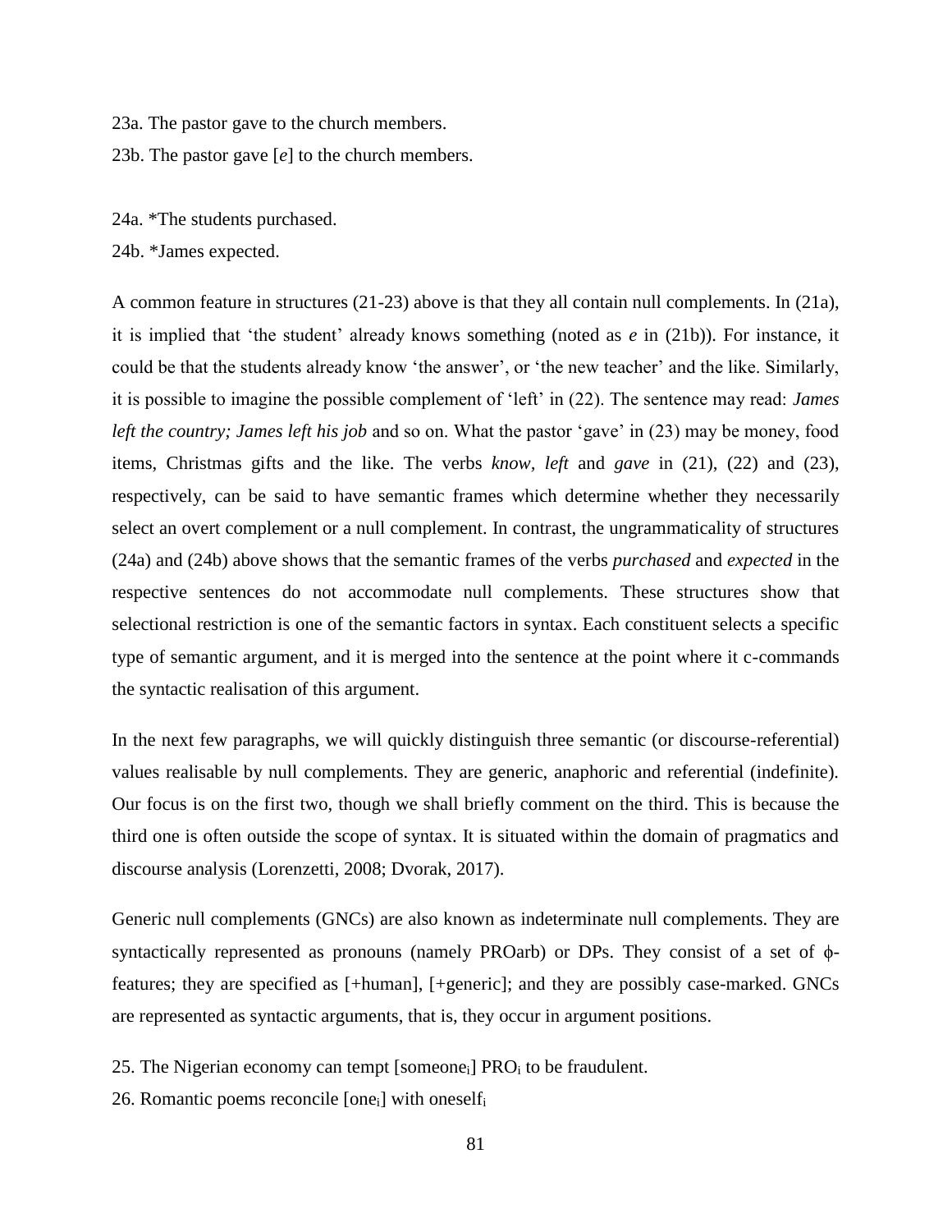23a. The pastor gave to the church members.

23b. The pastor gave [*e*] to the church members.

24a. *The students purchased.

24b. *James expected.

A common feature in structures (21-23) above is that they all contain null complements. In (21a), it is implied that 'the student' already knows something (noted as *e* in (21b)). For instance, it could be that the students already know 'the answer', or 'the new teacher' and the like. Similarly, it is possible to imagine the possible complement of 'left' in (22). The sentence may read: *James left the country; James left his job* and so on. What the pastor 'gave' in (23) may be money, food items, Christmas gifts and the like. The verbs *know*, *left* and *gave* in (21), (22) and (23), respectively, can be said to have semantic frames which determine whether they necessarily select an overt complement or a null complement. In contrast, the ungrammaticality of structures (24a) and (24b) above shows that the semantic frames of the verbs *purchased* and *expected* in the respective sentences do not accommodate null complements. These structures show that selectional restriction is one of the semantic factors in syntax. Each constituent selects a specific type of semantic argument, and it is merged into the sentence at the point where it c-commands the syntactic realisation of this argument.

In the next few paragraphs, we will quickly distinguish three semantic (or discourse-referential) values realisable by null complements. They are generic, anaphoric and referential (indefinite). Our focus is on the first two, though we shall briefly comment on the third. This is because the third one is often outside the scope of syntax. It is situated within the domain of pragmatics and discourse analysis (Lorenzetti, 2008; Dvorak, 2017).

Generic null complements (GNCs) are also known as indeterminate null complements. They are syntactically represented as pronouns (namely PROarb) or DPs. They consist of a set of $\phi$-features; they are specified as [+human], [+generic]; and they are possibly case-marked. GNCs are represented as syntactic arguments, that is, they occur in argument positions.

25. The Nigerian economy can tempt [$\text{someone}_i$] $\text{PRO}_i$ to be fraudulent.

26. Romantic poems reconcile [$\text{one}_i$] with $\text{oneself}_i$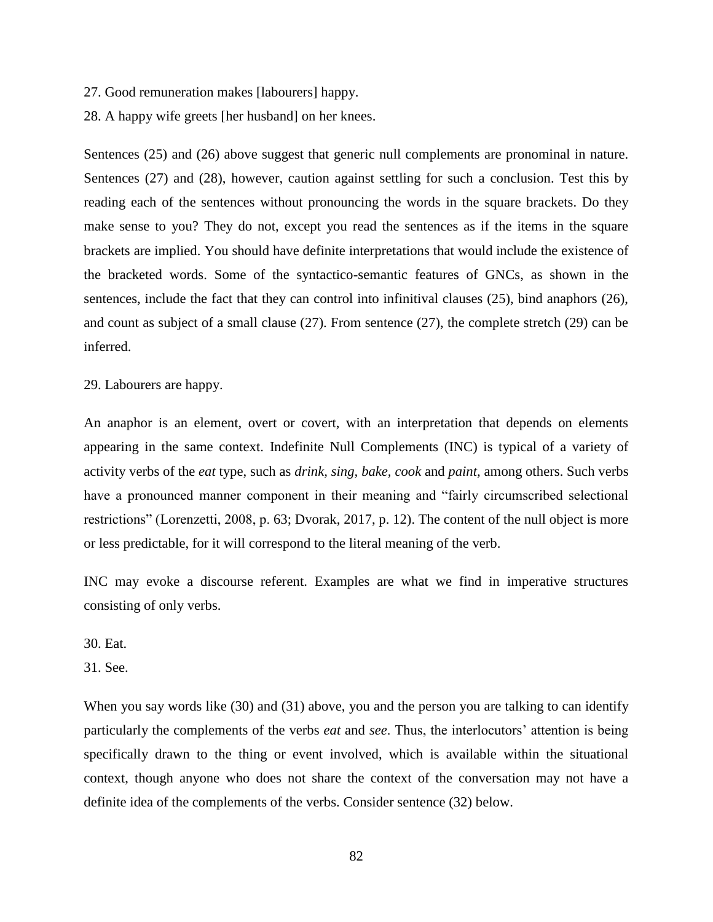27. Good remuneration makes [labourers] happy.

28. A happy wife greets [her husband] on her knees.

Sentences (25) and (26) above suggest that generic null complements are pronominal in nature. Sentences (27) and (28), however, caution against settling for such a conclusion. Test this by reading each of the sentences without pronouncing the words in the square brackets. Do they make sense to you? They do not, except you read the sentences as if the items in the square brackets are implied. You should have definite interpretations that would include the existence of the bracketed words. Some of the syntactico-semantic features of GNCs, as shown in the sentences, include the fact that they can control into infinitival clauses (25), bind anaphors (26), and count as subject of a small clause (27). From sentence (27), the complete stretch (29) can be inferred.

29. Labourers are happy.

An anaphor is an element, overt or covert, with an interpretation that depends on elements appearing in the same context. Indefinite Null Complements (INC) is typical of a variety of activity verbs of the *eat* type, such as *drink, sing, bake, cook* and *paint*, among others. Such verbs have a pronounced manner component in their meaning and "fairly circumscribed selectional restrictions" (Lorenzetti, 2008, p. 63; Dvorak, 2017, p. 12). The content of the null object is more or less predictable, for it will correspond to the literal meaning of the verb.

INC may evoke a discourse referent. Examples are what we find in imperative structures consisting of only verbs.

30. Eat.

31. See.

When you say words like (30) and (31) above, you and the person you are talking to can identify particularly the complements of the verbs *eat* and *see*. Thus, the interlocutors' attention is being specifically drawn to the thing or event involved, which is available within the situational context, though anyone who does not share the context of the conversation may not have a definite idea of the complements of the verbs. Consider sentence (32) below.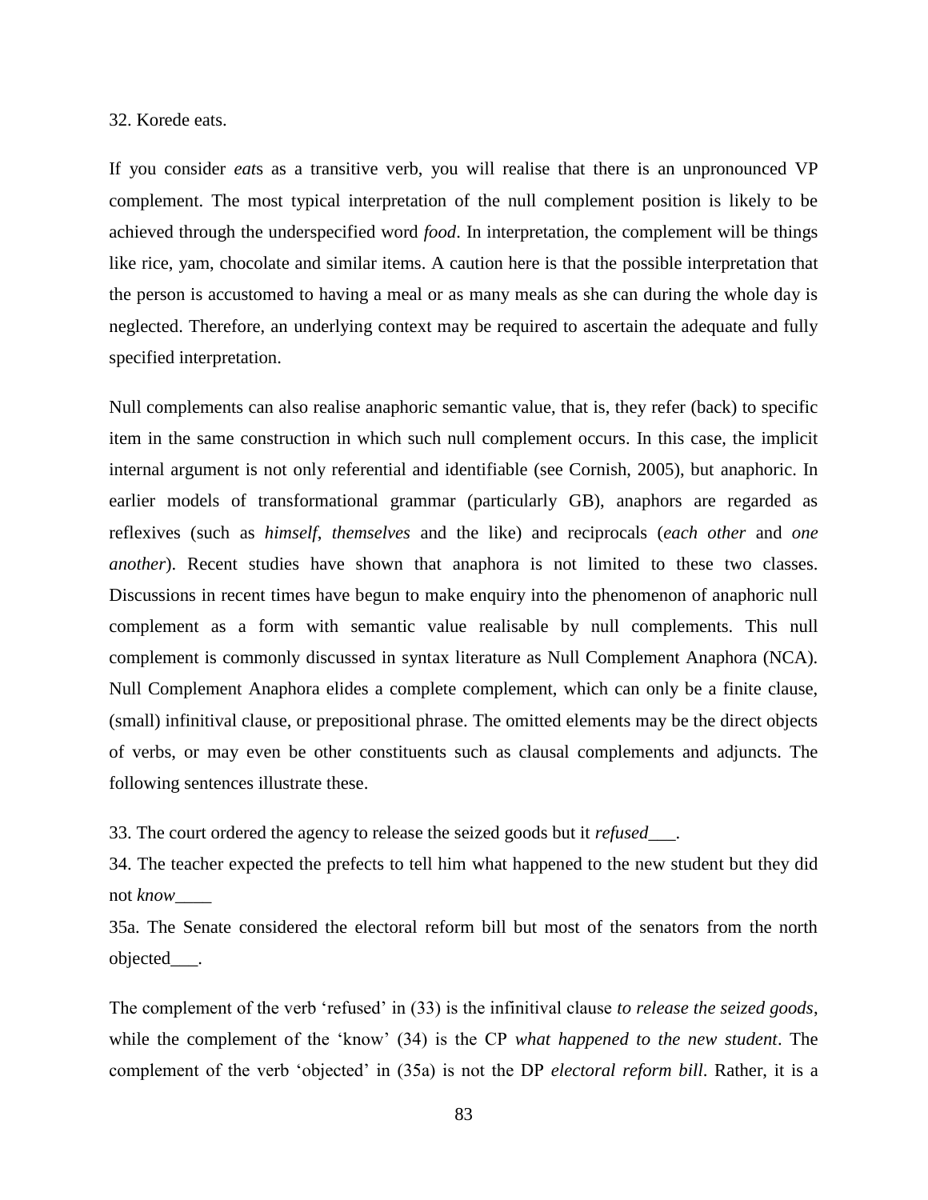32. Korede eats.

If you consider *eat*s as a transitive verb, you will realise that there is an unpronounced VP complement. The most typical interpretation of the null complement position is likely to be achieved through the underspecified word *food*. In interpretation, the complement will be things like rice, yam, chocolate and similar items. A caution here is that the possible interpretation that the person is accustomed to having a meal or as many meals as she can during the whole day is neglected. Therefore, an underlying context may be required to ascertain the adequate and fully specified interpretation.

Null complements can also realise anaphoric semantic value, that is, they refer (back) to specific item in the same construction in which such null complement occurs. In this case, the implicit internal argument is not only referential and identifiable (see Cornish, 2005), but anaphoric. In earlier models of transformational grammar (particularly GB), anaphors are regarded as reflexives (such as *himself*, *themselves* and the like) and reciprocals (*each other* and *one another*). Recent studies have shown that anaphora is not limited to these two classes. Discussions in recent times have begun to make enquiry into the phenomenon of anaphoric null complement as a form with semantic value realisable by null complements. This null complement is commonly discussed in syntax literature as Null Complement Anaphora (NCA). Null Complement Anaphora elides a complete complement, which can only be a finite clause, (small) infinitival clause, or prepositional phrase. The omitted elements may be the direct objects of verbs, or may even be other constituents such as clausal complements and adjuncts. The following sentences illustrate these.

33. The court ordered the agency to release the seized goods but it *refused*___.

34. The teacher expected the prefects to tell him what happened to the new student but they did not *know*____

35a. The Senate considered the electoral reform bill but most of the senators from the north objected___.

The complement of the verb 'refused' in (33) is the infinitival clause *to release the seized goods*, while the complement of the 'know' (34) is the CP *what happened to the new student*. The complement of the verb 'objected' in (35a) is not the DP *electoral reform bill*. Rather, it is a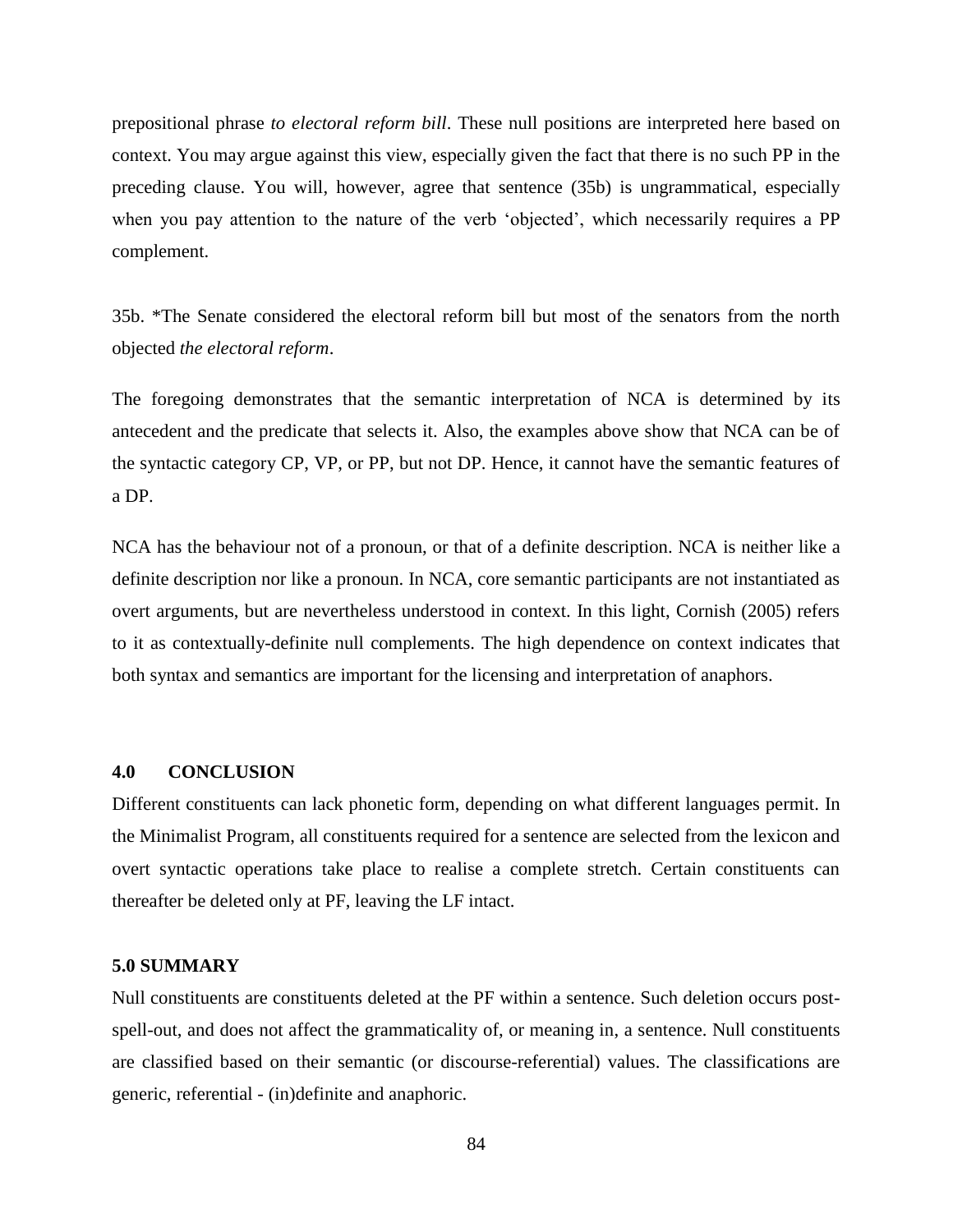prepositional phrase *to electoral reform bill*. These null positions are interpreted here based on context. You may argue against this view, especially given the fact that there is no such PP in the preceding clause. You will, however, agree that sentence (35b) is ungrammatical, especially when you pay attention to the nature of the verb 'objected', which necessarily requires a PP complement.

35b. *The Senate considered the electoral reform bill but most of the senators from the north objected *the electoral reform*.

The foregoing demonstrates that the semantic interpretation of NCA is determined by its antecedent and the predicate that selects it. Also, the examples above show that NCA can be of the syntactic category CP, VP, or PP, but not DP. Hence, it cannot have the semantic features of a DP.

NCA has the behaviour not of a pronoun, or that of a definite description. NCA is neither like a definite description nor like a pronoun. In NCA, core semantic participants are not instantiated as overt arguments, but are nevertheless understood in context. In this light, Cornish (2005) refers to it as contextually-definite null complements. The high dependence on context indicates that both syntax and semantics are important for the licensing and interpretation of anaphors.

## 4.0 CONCLUSION

Different constituents can lack phonetic form, depending on what different languages permit. In the Minimalist Program, all constituents required for a sentence are selected from the lexicon and overt syntactic operations take place to realise a complete stretch. Certain constituents can thereafter be deleted only at PF, leaving the LF intact.

## 5.0 SUMMARY

Null constituents are constituents deleted at the PF within a sentence. Such deletion occurs post-spell-out, and does not affect the grammaticality of, or meaning in, a sentence. Null constituents are classified based on their semantic (or discourse-referential) values. The classifications are generic, referential - (in)definite and anaphoric.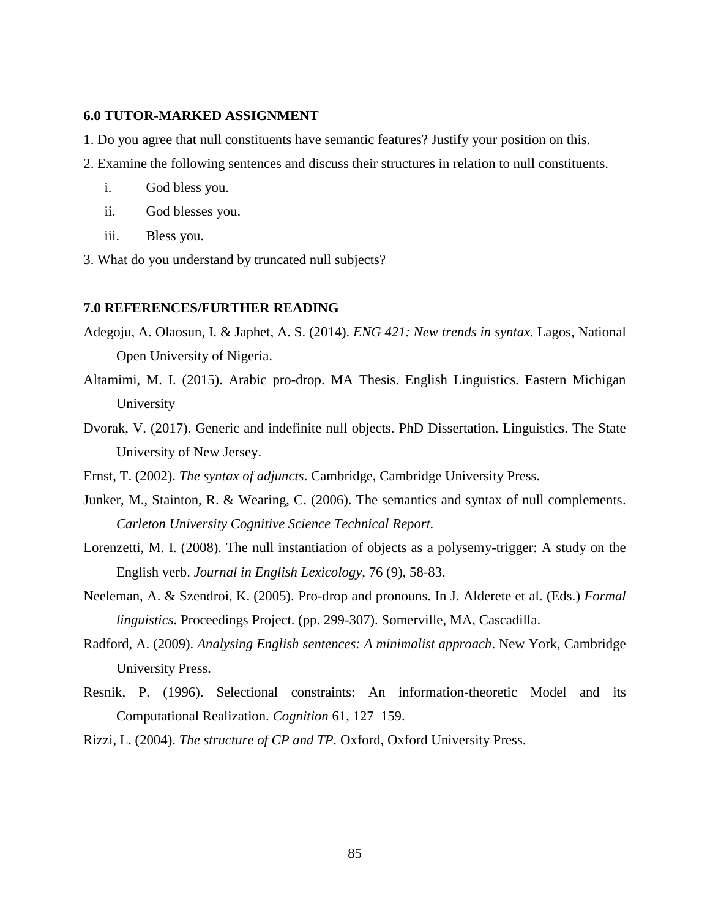## 6.0 TUTOR-MARKED ASSIGNMENT

1. Do you agree that null constituents have semantic features? Justify your position on this.
2. Examine the following sentences and discuss their structures in relation to null constituents.
   i. God bless you.
   ii. God blesses you.
   iii. Bless you.
3. What do you understand by truncated null subjects?

## 7.0 REFERENCES/FURTHER READING

Adegoju, A. Olaosun, I. & Japhet, A. S. (2014). *ENG 421: New trends in syntax*. Lagos, National Open University of Nigeria.

Altamimi, M. I. (2015). Arabic pro-drop. MA Thesis. English Linguistics. Eastern Michigan University

Dvorak, V. (2017). Generic and indefinite null objects. PhD Dissertation. Linguistics. The State University of New Jersey.

Ernst, T. (2002). *The syntax of adjuncts*. Cambridge, Cambridge University Press.

Junker, M., Stainton, R. & Wearing, C. (2006). The semantics and syntax of null complements. *Carleton University Cognitive Science Technical Report.*

Lorenzetti, M. I. (2008). The null instantiation of objects as a polysemy-trigger: A study on the English verb. *Journal in English Lexicology*, 76 (9), 58-83.

Neeleman, A. & Szendroi, K. (2005). Pro-drop and pronouns. In J. Alderete et al. (Eds.) *Formal linguistics*. Proceedings Project. (pp. 299-307). Somerville, MA, Cascadilla.

Radford, A. (2009). *Analysing English sentences: A minimalist approach*. New York, Cambridge University Press.

Resnik, P. (1996). Selectional constraints: An information-theoretic Model and its Computational Realization. *Cognition* 61, 127–159.

Rizzi, L. (2004). *The structure of CP and TP*. Oxford, Oxford University Press.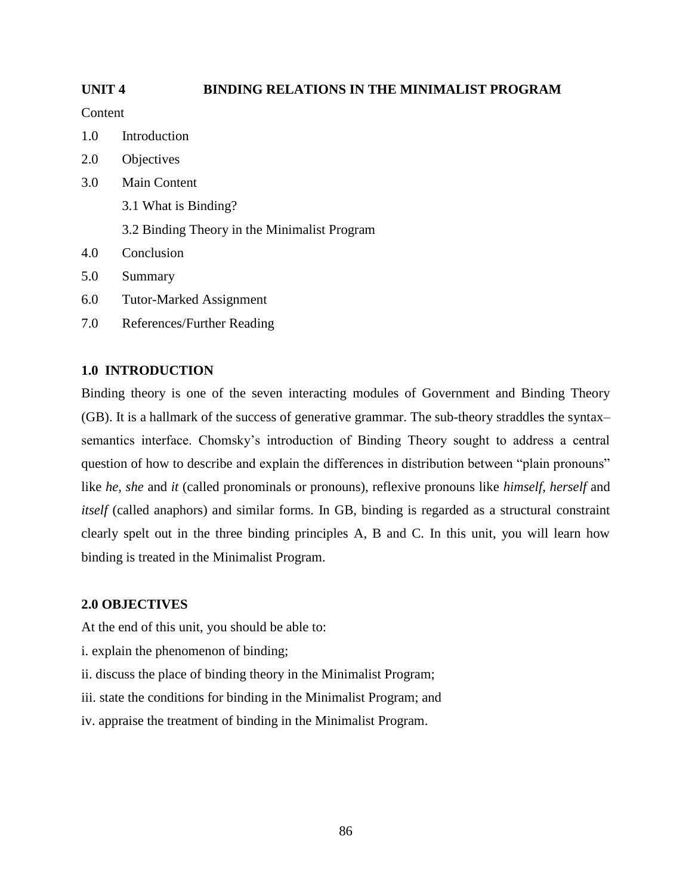## UNIT 4 BINDING RELATIONS IN THE MINIMALIST PROGRAM

Content

1.0 Introduction

2.0 Objectives

3.0 Main Content

  3.1 What is Binding?

  3.2 Binding Theory in the Minimalist Program

4.0 Conclusion

5.0 Summary

6.0 Tutor-Marked Assignment

7.0 References/Further Reading

### 1.0 INTRODUCTION

Binding theory is one of the seven interacting modules of Government and Binding Theory (GB). It is a hallmark of the success of generative grammar. The sub-theory straddles the syntax–semantics interface. Chomsky's introduction of Binding Theory sought to address a central question of how to describe and explain the differences in distribution between "plain pronouns" like *he, she* and *it* (called pronominals or pronouns), reflexive pronouns like *himself, herself* and *itself* (called anaphors) and similar forms. In GB, binding is regarded as a structural constraint clearly spelt out in the three binding principles A, B and C. In this unit, you will learn how binding is treated in the Minimalist Program.

### 2.0 OBJECTIVES

At the end of this unit, you should be able to:

i. explain the phenomenon of binding;

ii. discuss the place of binding theory in the Minimalist Program;

iii. state the conditions for binding in the Minimalist Program; and

iv. appraise the treatment of binding in the Minimalist Program.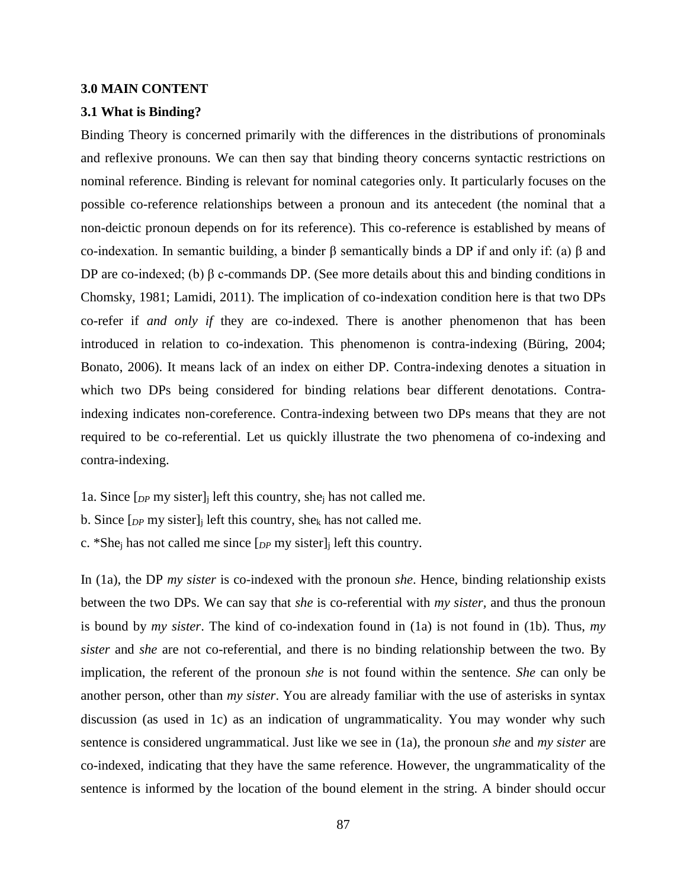### 3.0 MAIN CONTENT

### 3.1 What is Binding?

Binding Theory is concerned primarily with the differences in the distributions of pronominals and reflexive pronouns. We can then say that binding theory concerns syntactic restrictions on nominal reference. Binding is relevant for nominal categories only. It particularly focuses on the possible co-reference relationships between a pronoun and its antecedent (the nominal that a non-deictic pronoun depends on for its reference). This co-reference is established by means of co-indexation. In semantic building, a binder β semantically binds a DP if and only if: (a) β and DP are co-indexed; (b) β c-commands DP. (See more details about this and binding conditions in Chomsky, 1981; Lamidi, 2011). The implication of co-indexation condition here is that two DPs co-refer if *and only if* they are co-indexed. There is another phenomenon that has been introduced in relation to co-indexation. This phenomenon is contra-indexing (Büring, 2004; Bonato, 2006). It means lack of an index on either DP. Contra-indexing denotes a situation in which two DPs being considered for binding relations bear different denotations. Contra-indexing indicates non-coreference. Contra-indexing between two DPs means that they are not required to be co-referential. Let us quickly illustrate the two phenomena of co-indexing and contra-indexing.

1a. Since $[_{DP}$ my sister$]_j$ left this country, she$_j$ has not called me.

b. Since $[_{DP}$ my sister$]_j$ left this country, she$_k$ has not called me.

c. *She$_j$ has not called me since $[_{DP}$ my sister$]_j$ left this country.

In (1a), the DP *my sister* is co-indexed with the pronoun *she*. Hence, binding relationship exists between the two DPs. We can say that *she* is co-referential with *my sister*, and thus the pronoun is bound by *my sister*. The kind of co-indexation found in (1a) is not found in (1b). Thus, *my sister* and *she* are not co-referential, and there is no binding relationship between the two. By implication, the referent of the pronoun *she* is not found within the sentence. *She* can only be another person, other than *my sister*. You are already familiar with the use of asterisks in syntax discussion (as used in 1c) as an indication of ungrammaticality. You may wonder why such sentence is considered ungrammatical. Just like we see in (1a), the pronoun *she* and *my sister* are co-indexed, indicating that they have the same reference. However, the ungrammaticality of the sentence is informed by the location of the bound element in the string. A binder should occur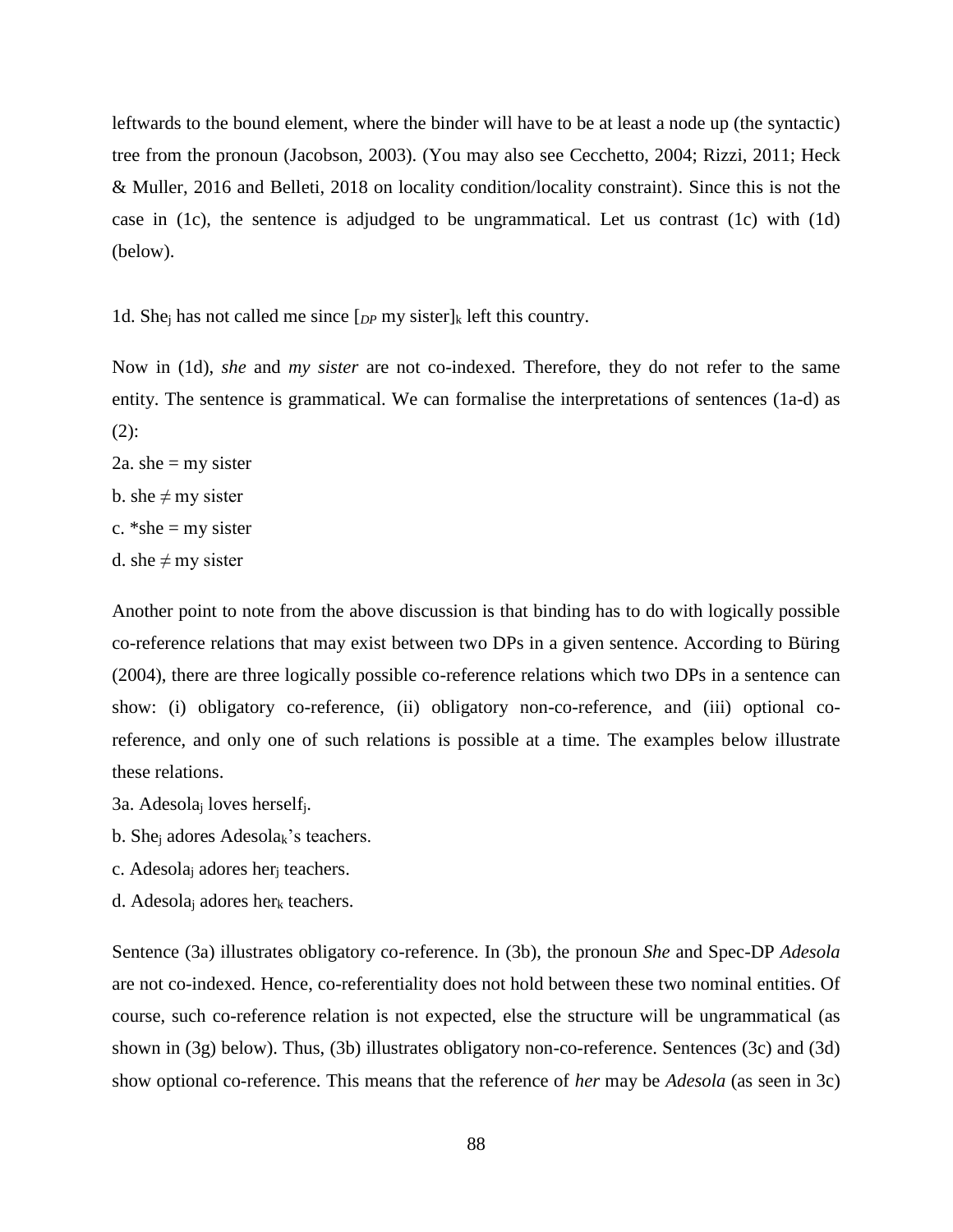leftwards to the bound element, where the binder will have to be at least a node up (the syntactic) tree from the pronoun (Jacobson, 2003). (You may also see Cecchetto, 2004; Rizzi, 2011; Heck & Muller, 2016 and Belleti, 2018 on locality condition/locality constraint). Since this is not the case in (1c), the sentence is adjudged to be ungrammatical. Let us contrast (1c) with (1d) (below).

1d. $\text{She}_j$ has not called me since $[_{DP}$ my $\text{sister}]_k$ left this country.

Now in (1d), *she* and *my sister* are not co-indexed. Therefore, they do not refer to the same entity. The sentence is grammatical. We can formalise the interpretations of sentences (1a-d) as (2):

2a. she = my sister

b. she ≠ my sister

c. *she = my sister

d. she ≠ my sister

Another point to note from the above discussion is that binding has to do with logically possible co-reference relations that may exist between two DPs in a given sentence. According to Büring (2004), there are three logically possible co-reference relations which two DPs in a sentence can show: (i) obligatory co-reference, (ii) obligatory non-co-reference, and (iii) optional co-reference, and only one of such relations is possible at a time. The examples below illustrate these relations.

3a. $\text{Adesola}_j$ loves $\text{herself}_j$.

b. $\text{She}_j$ adores $\text{Adesola}_k$'s teachers.

c. $\text{Adesola}_j$ adores $\text{her}_j$ teachers.

d. $\text{Adesola}_j$ adores $\text{her}_k$ teachers.

Sentence (3a) illustrates obligatory co-reference. In (3b), the pronoun *She* and Spec-DP *Adesola* are not co-indexed. Hence, co-referentiality does not hold between these two nominal entities. Of course, such co-reference relation is not expected, else the structure will be ungrammatical (as shown in (3g) below). Thus, (3b) illustrates obligatory non-co-reference. Sentences (3c) and (3d) show optional co-reference. This means that the reference of *her* may be *Adesola* (as seen in 3c)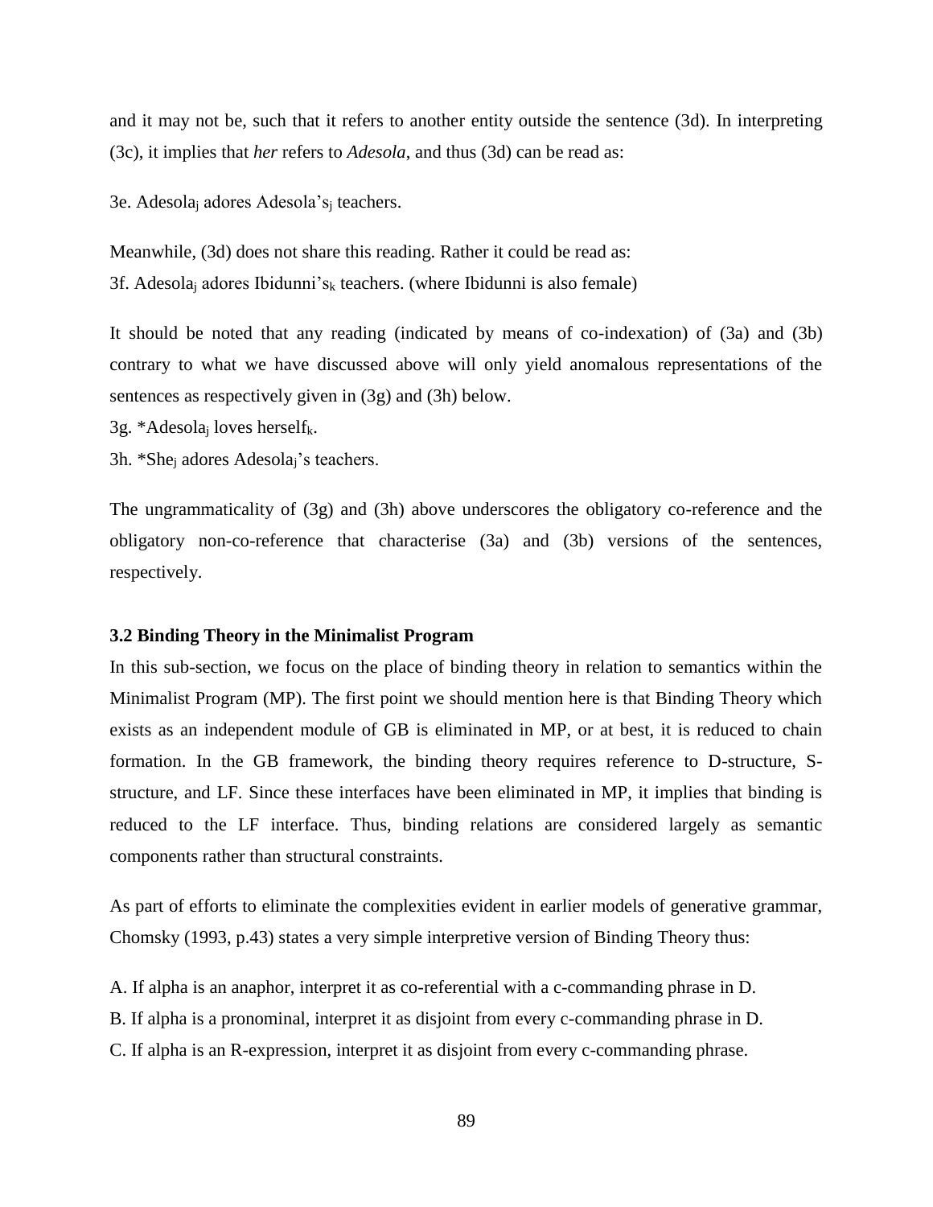and it may not be, such that it refers to another entity outside the sentence (3d). In interpreting (3c), it implies that *her* refers to *Adesola*, and thus (3d) can be read as:

3e. Adesola$_j$ adores Adesola's$_j$ teachers.

Meanwhile, (3d) does not share this reading. Rather it could be read as:
3f. Adesola$_j$ adores Ibidunni's$_k$ teachers. (where Ibidunni is also female)

It should be noted that any reading (indicated by means of co-indexation) of (3a) and (3b) contrary to what we have discussed above will only yield anomalous representations of the sentences as respectively given in (3g) and (3h) below.

3g. *Adesola$_j$ loves herself$_k$.

3h. *She$_j$ adores Adesola$_j$'s teachers.

The ungrammaticality of (3g) and (3h) above underscores the obligatory co-reference and the obligatory non-co-reference that characterise (3a) and (3b) versions of the sentences, respectively.

### 3.2 Binding Theory in the Minimalist Program

In this sub-section, we focus on the place of binding theory in relation to semantics within the Minimalist Program (MP). The first point we should mention here is that Binding Theory which exists as an independent module of GB is eliminated in MP, or at best, it is reduced to chain formation. In the GB framework, the binding theory requires reference to D-structure, S-structure, and LF. Since these interfaces have been eliminated in MP, it implies that binding is reduced to the LF interface. Thus, binding relations are considered largely as semantic components rather than structural constraints.

As part of efforts to eliminate the complexities evident in earlier models of generative grammar, Chomsky (1993, p.43) states a very simple interpretive version of Binding Theory thus:

A. If alpha is an anaphor, interpret it as co-referential with a c-commanding phrase in D.
B. If alpha is a pronominal, interpret it as disjoint from every c-commanding phrase in D.
C. If alpha is an R-expression, interpret it as disjoint from every c-commanding phrase.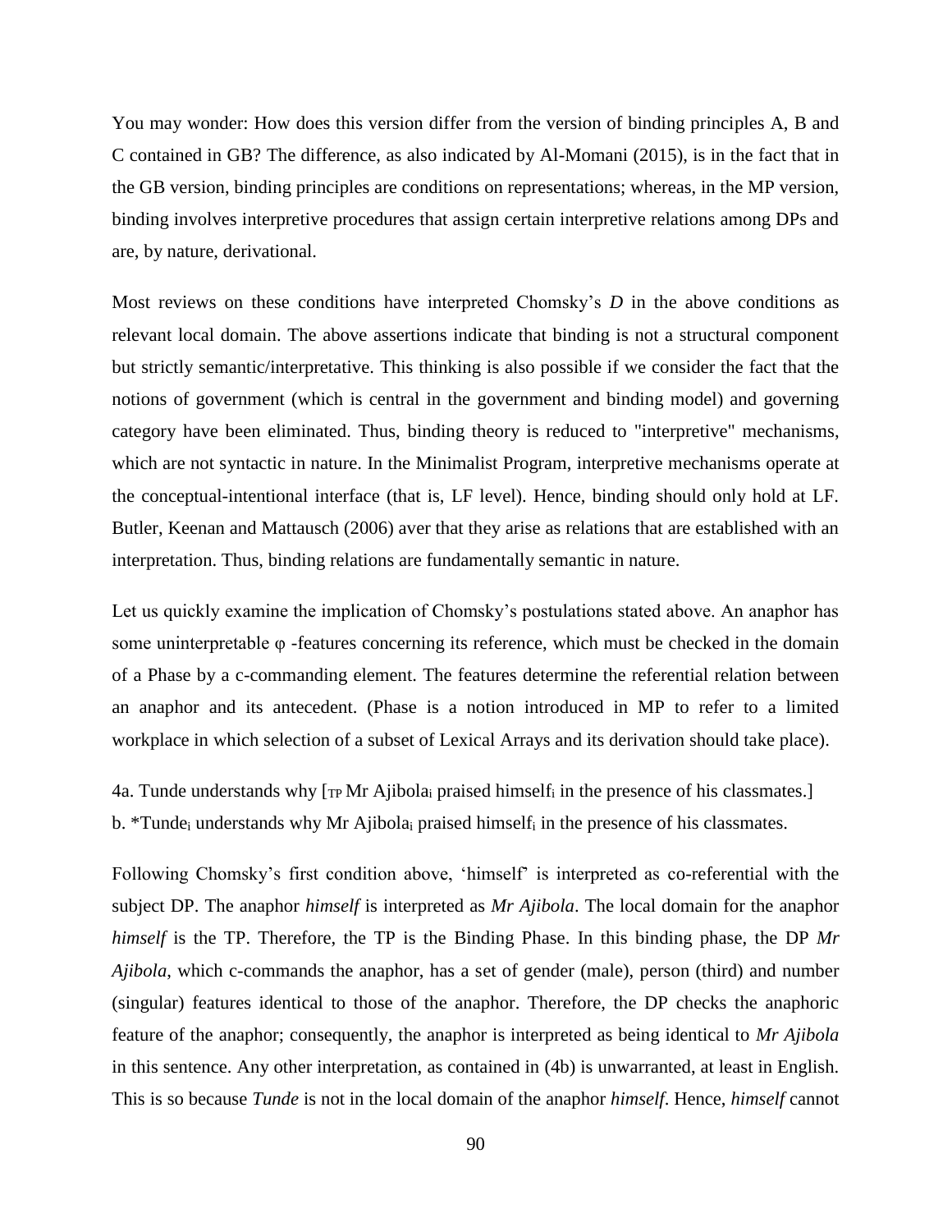You may wonder: How does this version differ from the version of binding principles A, B and C contained in GB? The difference, as also indicated by Al-Momani (2015), is in the fact that in the GB version, binding principles are conditions on representations; whereas, in the MP version, binding involves interpretive procedures that assign certain interpretive relations among DPs and are, by nature, derivational.

Most reviews on these conditions have interpreted Chomsky's *D* in the above conditions as relevant local domain. The above assertions indicate that binding is not a structural component but strictly semantic/interpretative. This thinking is also possible if we consider the fact that the notions of government (which is central in the government and binding model) and governing category have been eliminated. Thus, binding theory is reduced to "interpretive" mechanisms, which are not syntactic in nature. In the Minimalist Program, interpretive mechanisms operate at the conceptual-intentional interface (that is, LF level). Hence, binding should only hold at LF. Butler, Keenan and Mattausch (2006) aver that they arise as relations that are established with an interpretation. Thus, binding relations are fundamentally semantic in nature.

Let us quickly examine the implication of Chomsky's postulations stated above. An anaphor has some uninterpretable φ -features concerning its reference, which must be checked in the domain of a Phase by a c-commanding element. The features determine the referential relation between an anaphor and its antecedent. (Phase is a notion introduced in MP to refer to a limited workplace in which selection of a subset of Lexical Arrays and its derivation should take place).

4a. Tunde understands why [$_{TP}$ Mr Ajibola$_i$ praised himself$_i$ in the presence of his classmates.]
b. *Tunde$_i$ understands why Mr Ajibola$_i$ praised himself$_i$ in the presence of his classmates.

Following Chomsky's first condition above, 'himself' is interpreted as co-referential with the subject DP. The anaphor *himself* is interpreted as *Mr Ajibola*. The local domain for the anaphor *himself* is the TP. Therefore, the TP is the Binding Phase. In this binding phase, the DP *Mr Ajibola*, which c-commands the anaphor, has a set of gender (male), person (third) and number (singular) features identical to those of the anaphor. Therefore, the DP checks the anaphoric feature of the anaphor; consequently, the anaphor is interpreted as being identical to *Mr Ajibola* in this sentence. Any other interpretation, as contained in (4b) is unwarranted, at least in English. This is so because *Tunde* is not in the local domain of the anaphor *himself*. Hence, *himself* cannot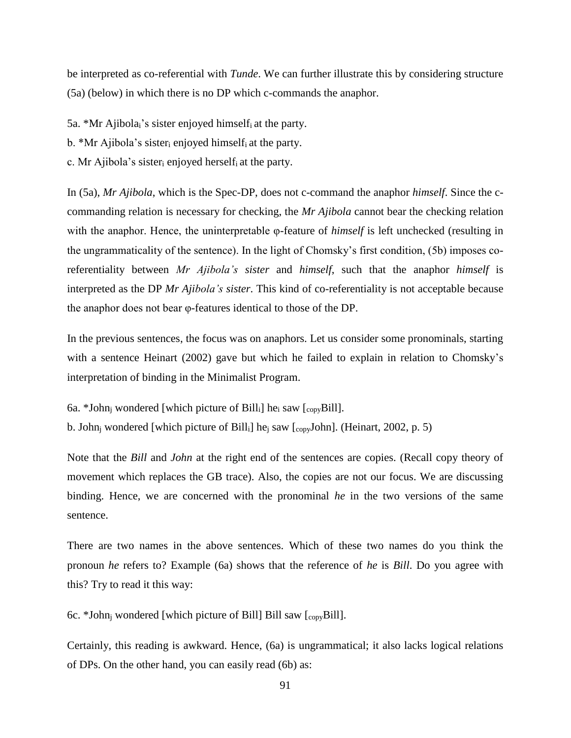be interpreted as co-referential with *Tunde*. We can further illustrate this by considering structure (5a) (below) in which there is no DP which c-commands the anaphor.

5a. *Mr Ajibola$_i$'s sister enjoyed himself$_i$ at the party.

b. *Mr Ajibola's sister$_i$ enjoyed himself$_i$ at the party.

c. Mr Ajibola's sister$_i$ enjoyed herself$_i$ at the party.

In (5a), *Mr Ajibola*, which is the Spec-DP, does not c-command the anaphor *himself*. Since the c-commanding relation is necessary for checking, the *Mr Ajibola* cannot bear the checking relation with the anaphor. Hence, the uninterpretable φ-feature of *himself* is left unchecked (resulting in the ungrammaticality of the sentence). In the light of Chomsky's first condition, (5b) imposes co-referentiality between *Mr Ajibola's sister* and *himself*, such that the anaphor *himself* is interpreted as the DP *Mr Ajibola's sister*. This kind of co-referentiality is not acceptable because the anaphor does not bear φ-features identical to those of the DP.

In the previous sentences, the focus was on anaphors. Let us consider some pronominals, starting with a sentence Heinart (2002) gave but which he failed to explain in relation to Chomsky's interpretation of binding in the Minimalist Program.

6a. *John$_j$ wondered [which picture of Bill$_i$] he$_i$ saw [$_{copy}$Bill].

b. John$_j$ wondered [which picture of Bill$_i$] he$_j$ saw [$_{copy}$John]. (Heinart, 2002, p. 5)

Note that the *Bill* and *John* at the right end of the sentences are copies. (Recall copy theory of movement which replaces the GB trace). Also, the copies are not our focus. We are discussing binding. Hence, we are concerned with the pronominal *he* in the two versions of the same sentence.

There are two names in the above sentences. Which of these two names do you think the pronoun *he* refers to? Example (6a) shows that the reference of *he* is *Bill*. Do you agree with this? Try to read it this way:

6c. *John$_j$ wondered [which picture of Bill] Bill saw [$_{copy}$Bill].

Certainly, this reading is awkward. Hence, (6a) is ungrammatical; it also lacks logical relations of DPs. On the other hand, you can easily read (6b) as: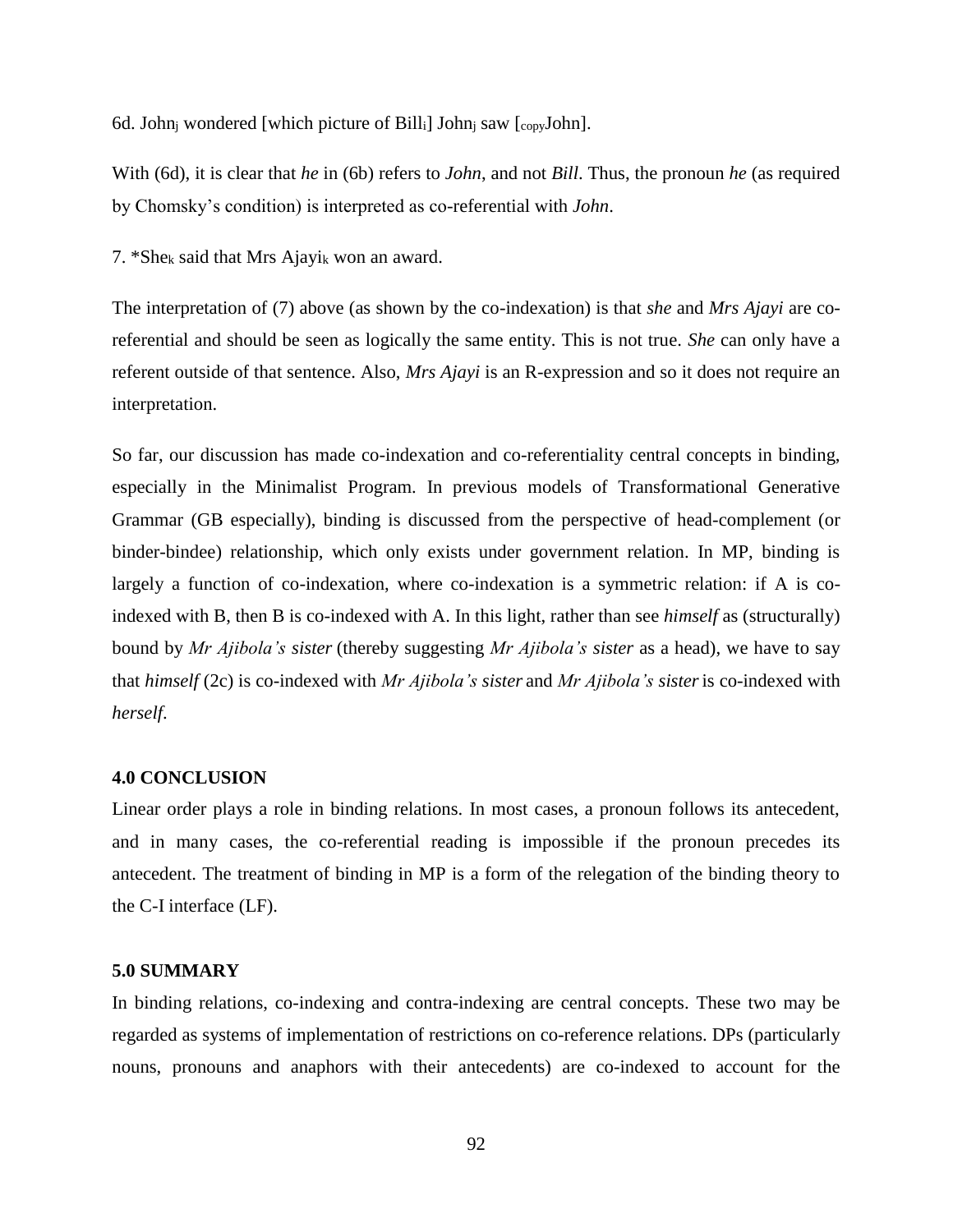6d. John$_j$ wondered [which picture of Bill$_i$] John$_j$ saw [$_{copy}$John].

With (6d), it is clear that *he* in (6b) refers to *John,* and not *Bill*. Thus, the pronoun *he* (as required by Chomsky's condition) is interpreted as co-referential with *John*.

7. *She$_k$ said that Mrs Ajayi$_k$ won an award.

The interpretation of (7) above (as shown by the co-indexation) is that *she* and *Mrs Ajayi* are co-referential and should be seen as logically the same entity. This is not true. *She* can only have a referent outside of that sentence. Also, *Mrs Ajayi* is an R-expression and so it does not require an interpretation.

So far, our discussion has made co-indexation and co-referentiality central concepts in binding, especially in the Minimalist Program. In previous models of Transformational Generative Grammar (GB especially), binding is discussed from the perspective of head-complement (or binder-bindee) relationship, which only exists under government relation. In MP, binding is largely a function of co-indexation, where co-indexation is a symmetric relation: if A is co-indexed with B, then B is co-indexed with A. In this light, rather than see *himself* as (structurally) bound by *Mr Ajibola's sister* (thereby suggesting *Mr Ajibola's sister* as a head), we have to say that *himself* (2c) is co-indexed with *Mr Ajibola's sister* and *Mr Ajibola's sister* is co-indexed with *herself.*

## 4.0 CONCLUSION

Linear order plays a role in binding relations. In most cases, a pronoun follows its antecedent, and in many cases, the co-referential reading is impossible if the pronoun precedes its antecedent. The treatment of binding in MP is a form of the relegation of the binding theory to the C-I interface (LF).

## 5.0 SUMMARY

In binding relations, co-indexing and contra-indexing are central concepts. These two may be regarded as systems of implementation of restrictions on co-reference relations. DPs (particularly nouns, pronouns and anaphors with their antecedents) are co-indexed to account for the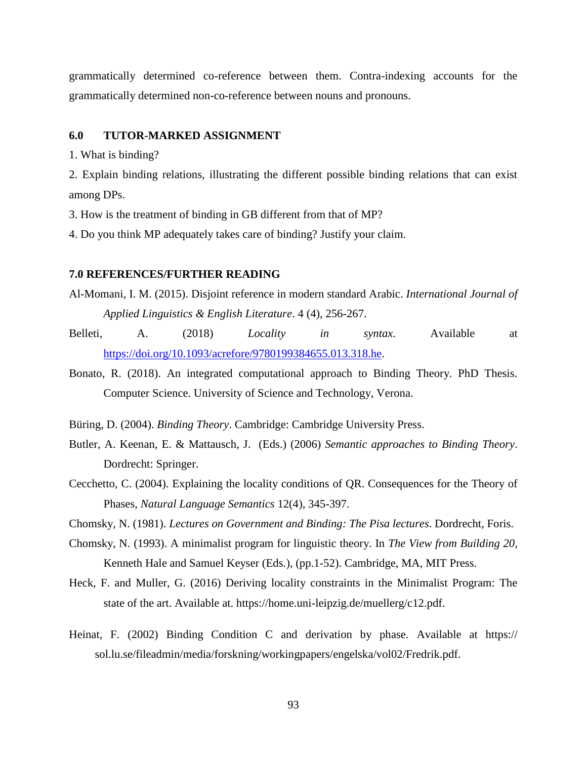grammatically determined co-reference between them. Contra-indexing accounts for the grammatically determined non-co-reference between nouns and pronouns.

## 6.0 TUTOR-MARKED ASSIGNMENT

1. What is binding?

2. Explain binding relations, illustrating the different possible binding relations that can exist among DPs.

3. How is the treatment of binding in GB different from that of MP?

4. Do you think MP adequately takes care of binding? Justify your claim.

## 7.0 REFERENCES/FURTHER READING

Al-Momani, I. M. (2015). Disjoint reference in modern standard Arabic. *International Journal of Applied Linguistics & English Literature*. 4 (4), 256-267.

Belleti, A. (2018) *Locality in syntax*. Available at https://doi.org/10.1093/acrefore/9780199384655.013.318.he.

Bonato, R. (2018). An integrated computational approach to Binding Theory. PhD Thesis. Computer Science. University of Science and Technology, Verona.

Büring, D. (2004). *Binding Theory*. Cambridge: Cambridge University Press.

Butler, A. Keenan, E. & Mattausch, J. (Eds.) (2006) *Semantic approaches to Binding Theory*. Dordrecht: Springer.

Cecchetto, C. (2004). Explaining the locality conditions of QR. Consequences for the Theory of Phases, *Natural Language Semantics* 12(4), 345-397.

Chomsky, N. (1981). *Lectures on Government and Binding: The Pisa lectures*. Dordrecht, Foris.

Chomsky, N. (1993). A minimalist program for linguistic theory. In *The View from Building 20,* Kenneth Hale and Samuel Keyser (Eds.), (pp.1-52). Cambridge, MA, MIT Press.

Heck, F. and Muller, G. (2016) Deriving locality constraints in the Minimalist Program: The state of the art. Available at. https://home.uni-leipzig.de/muellerg/c12.pdf.

Heinat, F. (2002) Binding Condition C and derivation by phase. Available at https:// sol.lu.se/fileadmin/media/forskning/workingpapers/engelska/vol02/Fredrik.pdf.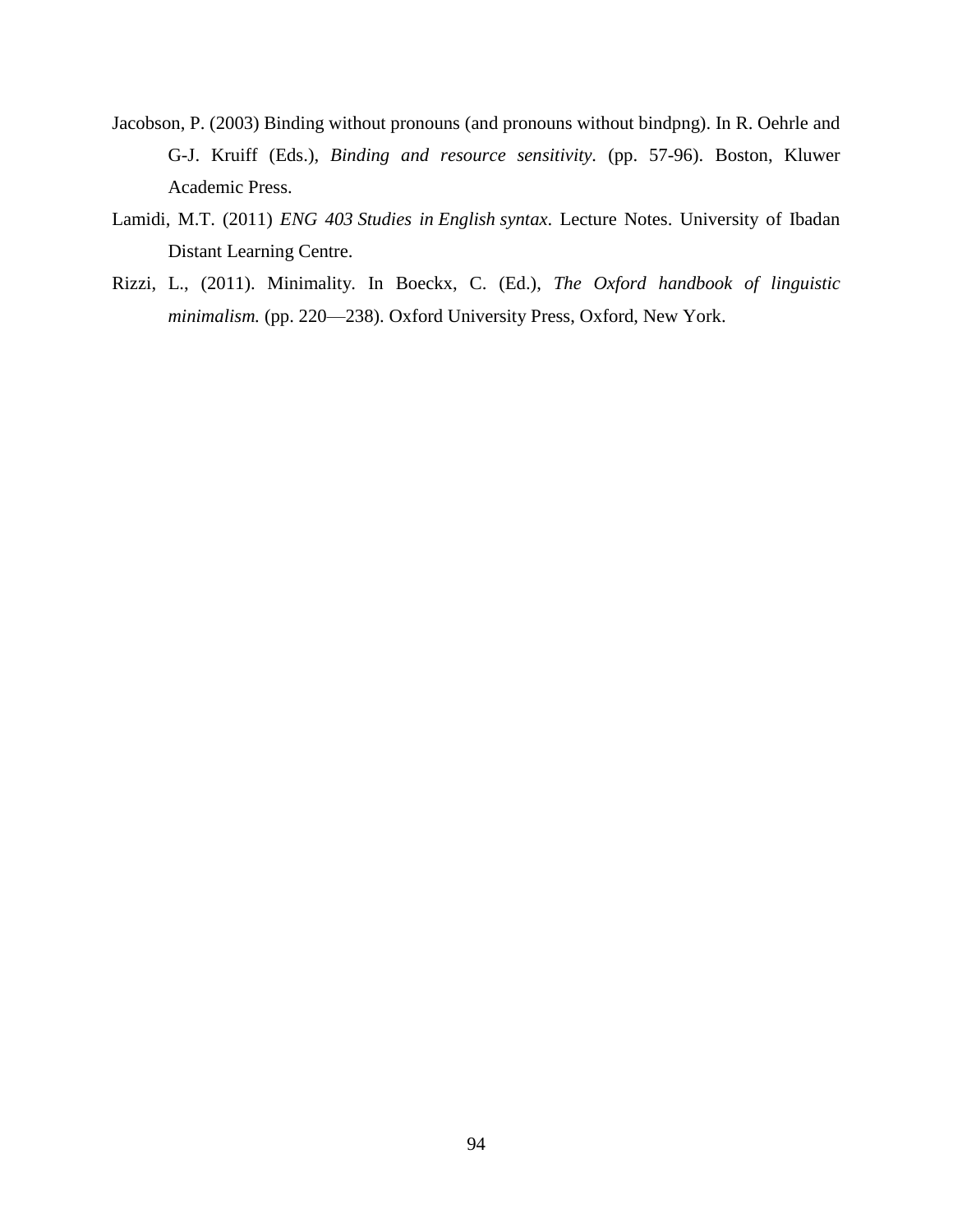Jacobson, P. (2003) Binding without pronouns (and pronouns without bindpng). In R. Oehrle and G-J. Kruiff (Eds.), *Binding and resource sensitivity*. (pp. 57-96). Boston, Kluwer Academic Press.

Lamidi, M.T. (2011) *ENG 403 Studies in English syntax*. Lecture Notes. University of Ibadan Distant Learning Centre.

Rizzi, L., (2011). Minimality. In Boeckx, C. (Ed.), *The Oxford handbook of linguistic minimalism.* (pp. 220—238). Oxford University Press, Oxford, New York.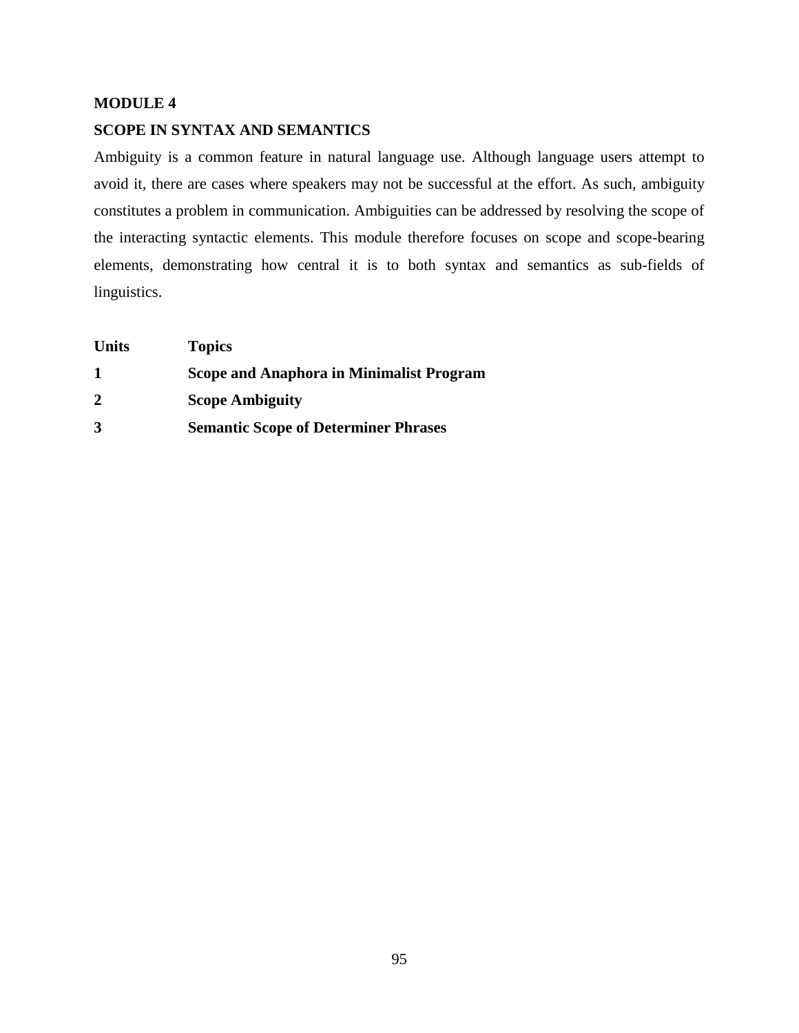# MODULE 4

## SCOPE IN SYNTAX AND SEMANTICS

Ambiguity is a common feature in natural language use. Although language users attempt to avoid it, there are cases where speakers may not be successful at the effort. As such, ambiguity constitutes a problem in communication. Ambiguities can be addressed by resolving the scope of the interacting syntactic elements. This module therefore focuses on scope and scope-bearing elements, demonstrating how central it is to both syntax and semantics as sub-fields of linguistics.

| **Units** | **Topics** |
| --- | --- |
| **1** | **Scope and Anaphora in Minimalist Program** |
| **2** | **Scope Ambiguity** |
| **3** | **Semantic Scope of Determiner Phrases** |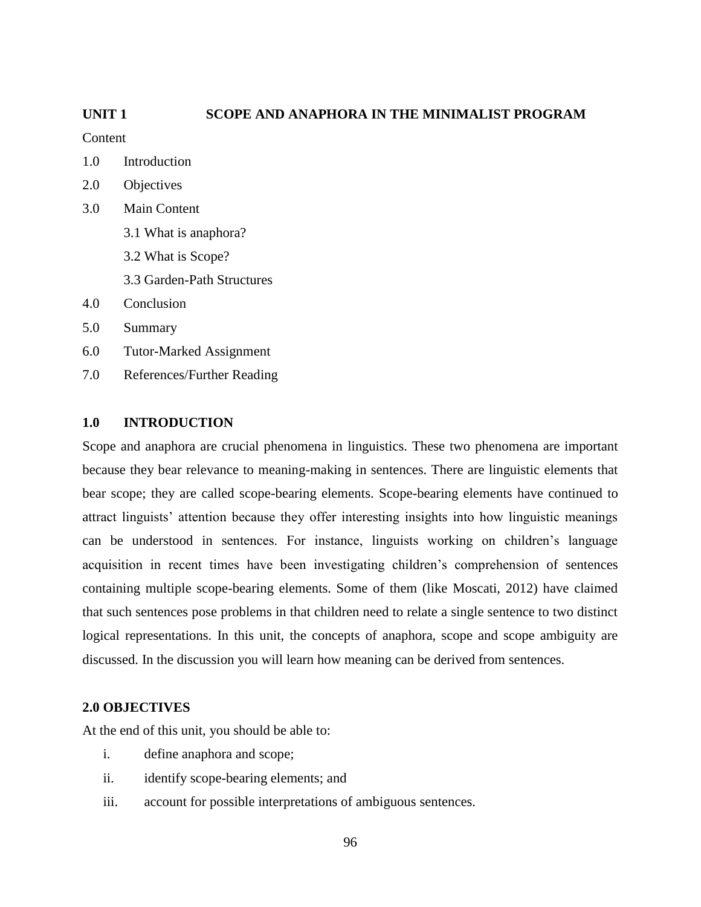## UNIT 1 SCOPE AND ANAPHORA IN THE MINIMALIST PROGRAM

Content

1.0 Introduction

2.0 Objectives

3.0 Main Content

 3.1 What is anaphora?

 3.2 What is Scope?

 3.3 Garden-Path Structures

4.0 Conclusion

5.0 Summary

6.0 Tutor-Marked Assignment

7.0 References/Further Reading

### 1.0 INTRODUCTION

Scope and anaphora are crucial phenomena in linguistics. These two phenomena are important because they bear relevance to meaning-making in sentences. There are linguistic elements that bear scope; they are called scope-bearing elements. Scope-bearing elements have continued to attract linguists' attention because they offer interesting insights into how linguistic meanings can be understood in sentences. For instance, linguists working on children's language acquisition in recent times have been investigating children's comprehension of sentences containing multiple scope-bearing elements. Some of them (like Moscati, 2012) have claimed that such sentences pose problems in that children need to relate a single sentence to two distinct logical representations. In this unit, the concepts of anaphora, scope and scope ambiguity are discussed. In the discussion you will learn how meaning can be derived from sentences.

### 2.0 OBJECTIVES

At the end of this unit, you should be able to:

i. define anaphora and scope;

ii. identify scope-bearing elements; and

iii. account for possible interpretations of ambiguous sentences.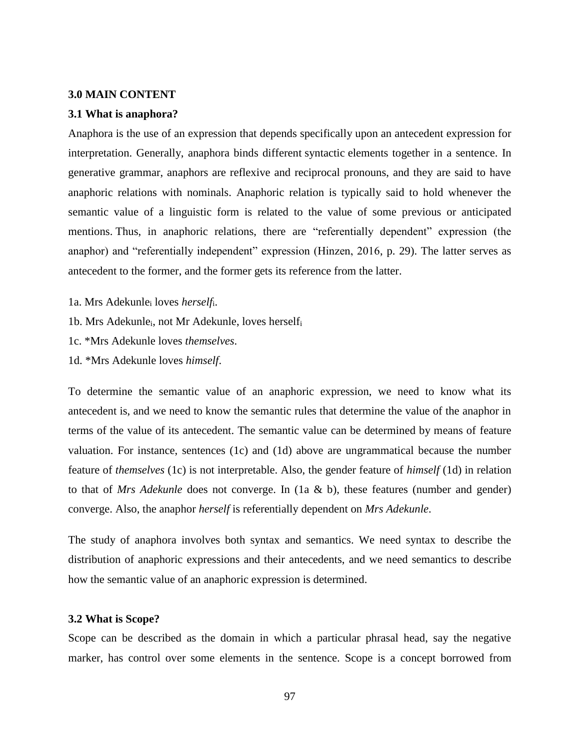**3.0 MAIN CONTENT**

**3.1 What is anaphora?**

Anaphora is the use of an expression that depends specifically upon an antecedent expression for interpretation. Generally, anaphora binds different syntactic elements together in a sentence. In generative grammar, anaphors are reflexive and reciprocal pronouns, and they are said to have anaphoric relations with nominals. Anaphoric relation is typically said to hold whenever the semantic value of a linguistic form is related to the value of some previous or anticipated mentions. Thus, in anaphoric relations, there are "referentially dependent" expression (the anaphor) and "referentially independent" expression (Hinzen, 2016, p. 29). The latter serves as antecedent to the former, and the former gets its reference from the latter.

1a. Mrs Adekunle$_i$ loves *herself*$_i$.

1b. Mrs Adekunle$_i$, not Mr Adekunle, loves herself$_i$

1c. *Mrs Adekunle loves *themselves*.

1d. *Mrs Adekunle loves *himself*.

To determine the semantic value of an anaphoric expression, we need to know what its antecedent is, and we need to know the semantic rules that determine the value of the anaphor in terms of the value of its antecedent. The semantic value can be determined by means of feature valuation. For instance, sentences (1c) and (1d) above are ungrammatical because the number feature of *themselves* (1c) is not interpretable. Also, the gender feature of *himself* (1d) in relation to that of *Mrs Adekunle* does not converge. In (1a & b), these features (number and gender) converge. Also, the anaphor *herself* is referentially dependent on *Mrs Adekunle*.

The study of anaphora involves both syntax and semantics. We need syntax to describe the distribution of anaphoric expressions and their antecedents, and we need semantics to describe how the semantic value of an anaphoric expression is determined.

**3.2 What is Scope?**

Scope can be described as the domain in which a particular phrasal head, say the negative marker, has control over some elements in the sentence. Scope is a concept borrowed from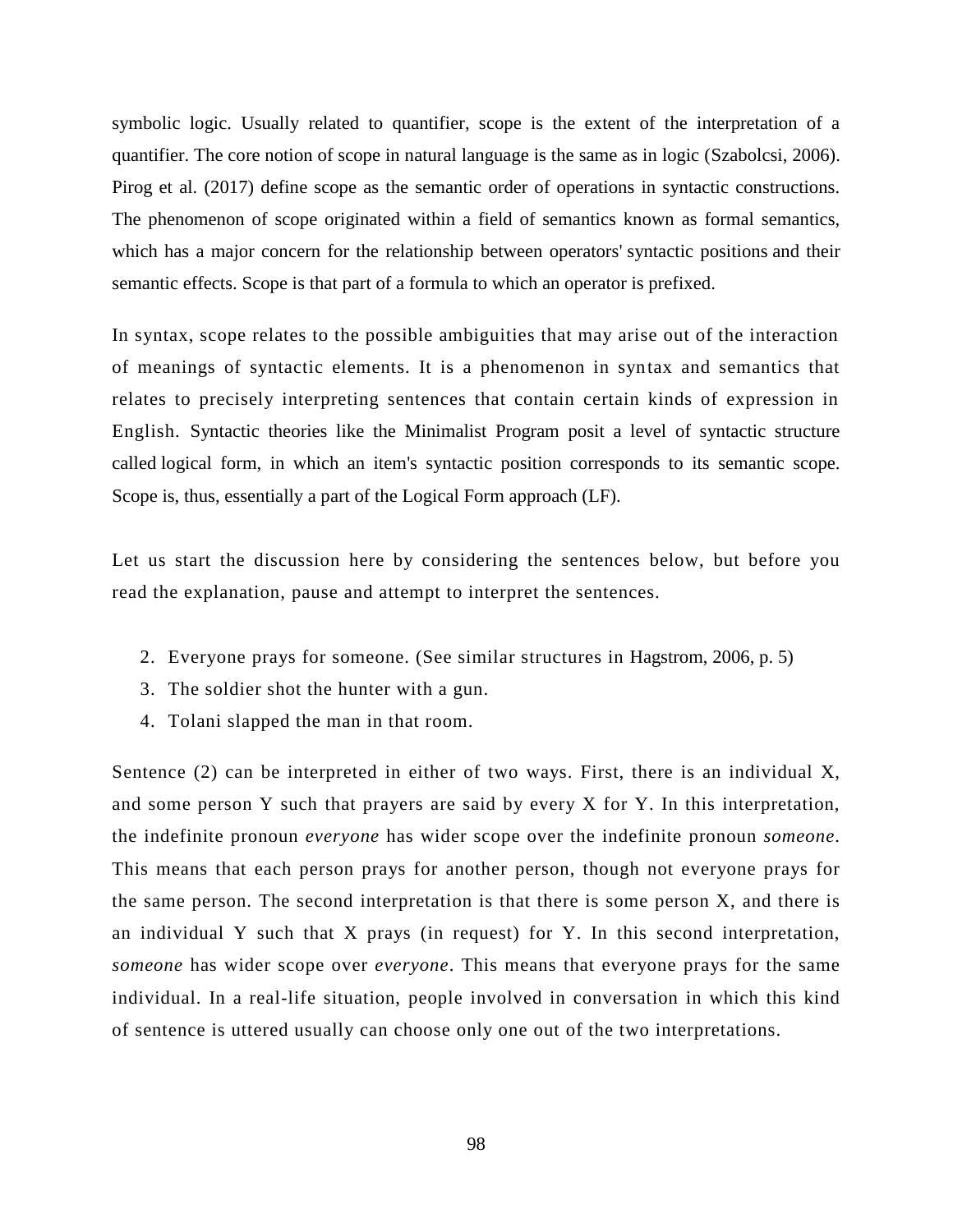symbolic logic. Usually related to quantifier, scope is the extent of the interpretation of a quantifier. The core notion of scope in natural language is the same as in logic (Szabolcsi, 2006). Pirog et al. (2017) define scope as the semantic order of operations in syntactic constructions. The phenomenon of scope originated within a field of semantics known as formal semantics, which has a major concern for the relationship between operators' syntactic positions and their semantic effects. Scope is that part of a formula to which an operator is prefixed.

In syntax, scope relates to the possible ambiguities that may arise out of the interaction of meanings of syntactic elements. It is a phenomenon in syntax and semantics that relates to precisely interpreting sentences that contain certain kinds of expression in English. Syntactic theories like the Minimalist Program posit a level of syntactic structure called logical form, in which an item's syntactic position corresponds to its semantic scope. Scope is, thus, essentially a part of the Logical Form approach (LF).

Let us start the discussion here by considering the sentences below, but before you read the explanation, pause and attempt to interpret the sentences.

2. Everyone prays for someone. (See similar structures in Hagstrom, 2006, p. 5)
3. The soldier shot the hunter with a gun.
4. Tolani slapped the man in that room.

Sentence (2) can be interpreted in either of two ways. First, there is an individual X, and some person Y such that prayers are said by every X for Y. In this interpretation, the indefinite pronoun *everyone* has wider scope over the indefinite pronoun *someone*. This means that each person prays for another person, though not everyone prays for the same person. The second interpretation is that there is some person X, and there is an individual Y such that X prays (in request) for Y. In this second interpretation, *someone* has wider scope over *everyone*. This means that everyone prays for the same individual. In a real-life situation, people involved in conversation in which this kind of sentence is uttered usually can choose only one out of the two interpretations.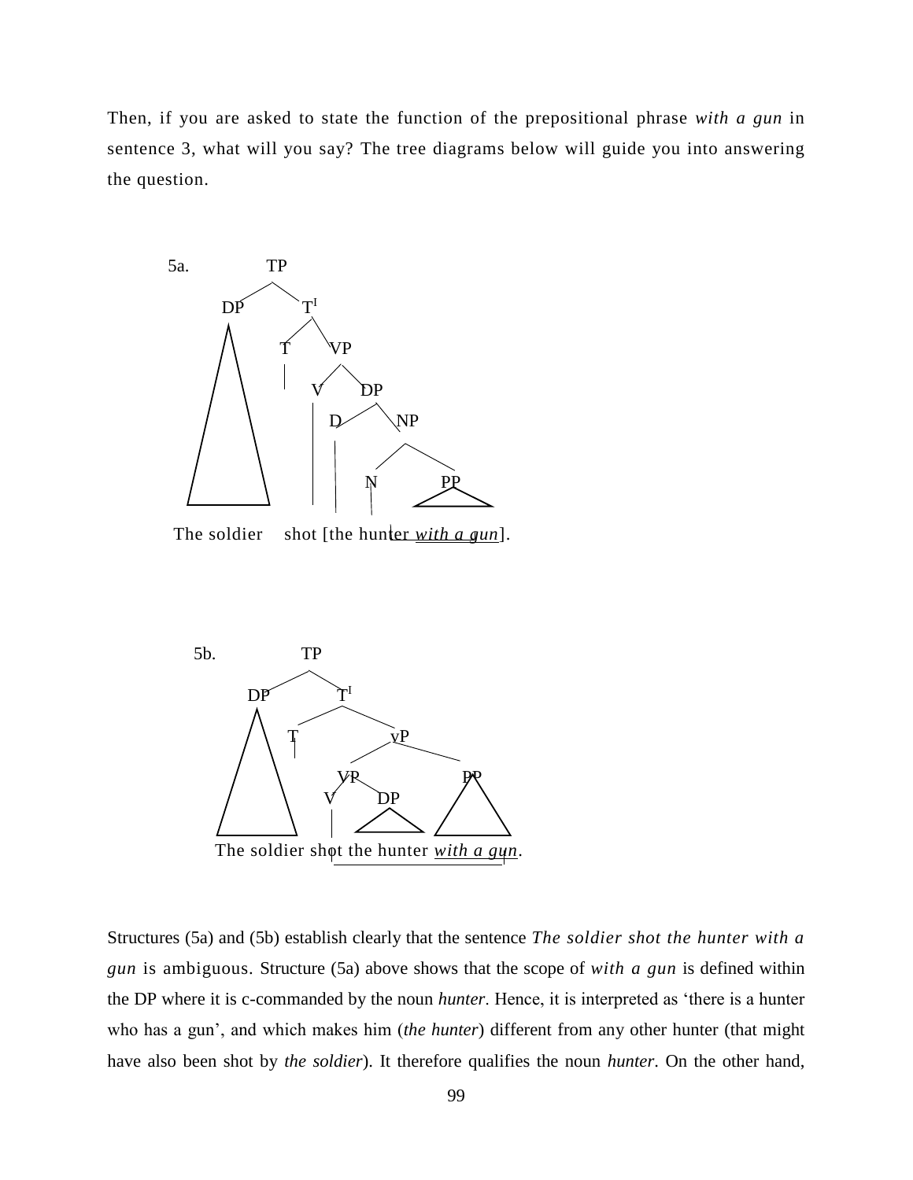Then, if you are asked to state the function of the prepositional phrase *with a gun* in sentence 3, what will you say? The tree diagrams below will guide you into answering the question.

```
5a.          TP
          /      \
        DP        T'
        /\       /  \
       /  \     T    VP
      /    \    |   /  \
     /      \   |  V    DP
    /        \  |  |   /  \
   /          \ |  |  D    NP
  /            \|  |  |   /  \
 /______________\  |  |  N    PP
                   |  |  |   /__\
The soldier    shot [the hunter with a gun].
```

```
5b.            TP
             /    \
           DP      T'
           /\     /  \
          /  \   T    vP
         /    \  |   /   \
        /      \ |  VP    PP
       /        \  /  \   /\
      /          \V   DP /  \
     /            \|  /\/    \
    /______________\|/__\/____\
The soldier shot the hunter with a gun.
```

Structures (5a) and (5b) establish clearly that the sentence *The soldier shot the hunter with a gun* is ambiguous. Structure (5a) above shows that the scope of *with a gun* is defined within the DP where it is c-commanded by the noun *hunter*. Hence, it is interpreted as 'there is a hunter who has a gun', and which makes him (*the hunter*) different from any other hunter (that might have also been shot by *the soldier*). It therefore qualifies the noun *hunter*. On the other hand,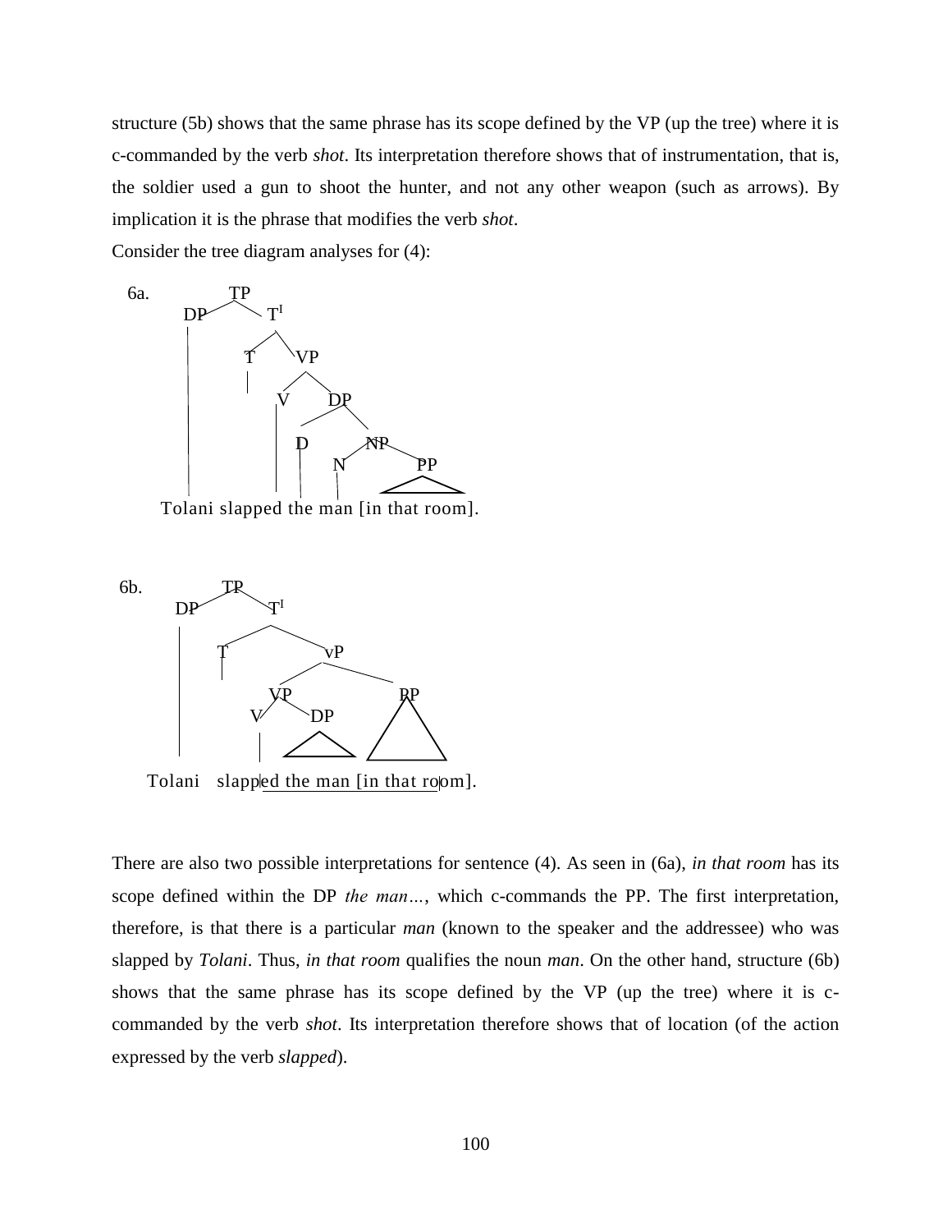structure (5b) shows that the same phrase has its scope defined by the VP (up the tree) where it is c-commanded by the verb *shot*. Its interpretation therefore shows that of instrumentation, that is, the soldier used a gun to shoot the hunter, and not any other weapon (such as arrows). By implication it is the phrase that modifies the verb *shot*.

Consider the tree diagram analyses for (4):

```
6a.        TP
      DP        T'
                T      VP
                      V     DP
                          D       NP
                               N        PP
   Tolani slapped the man [in that room].
```

```
6b.        TP
      DP         T'
            T              vP
                     VP           PP
                   V    DP
   Tolani   slapped the man [in that room].
```

There are also two possible interpretations for sentence (4). As seen in (6a), *in that room* has its scope defined within the DP *the man…*, which c-commands the PP. The first interpretation, therefore, is that there is a particular *man* (known to the speaker and the addressee) who was slapped by *Tolani*. Thus, *in that room* qualifies the noun *man*. On the other hand, structure (6b) shows that the same phrase has its scope defined by the VP (up the tree) where it is c-commanded by the verb *shot*. Its interpretation therefore shows that of location (of the action expressed by the verb *slapped*).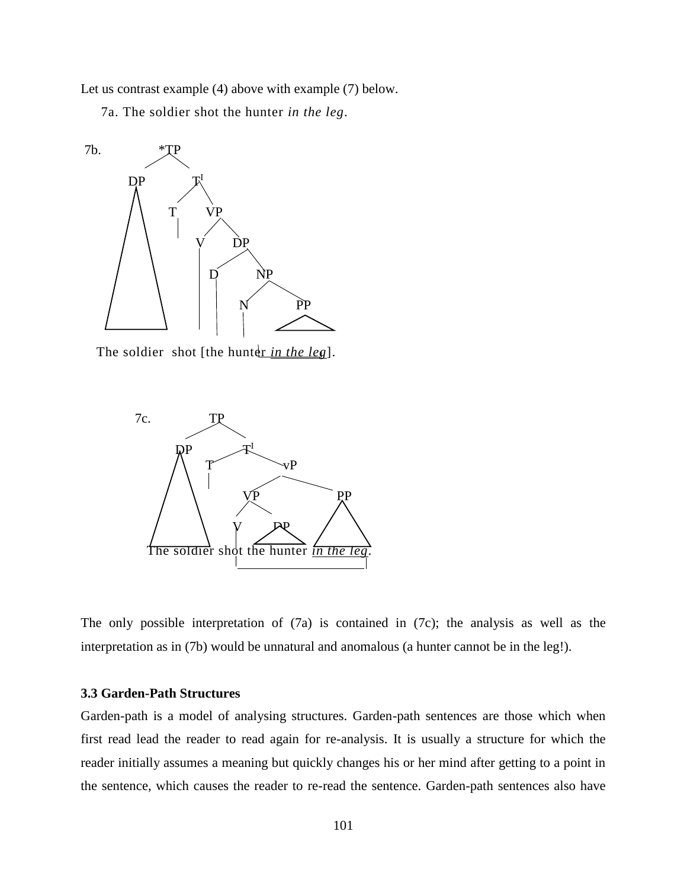Let us contrast example (4) above with example (7) below.

7a. The soldier shot the hunter *in the leg*.

7b. *TP

```
7b.          *TP
          /      \
        DP        T'
        /\       /  \
       /  \     T    VP
      /    \    |   /  \
     /      \      V    DP
    /        \     |   /  \
   /          \    |  D    NP
  /            \   |  |   /  \
 /______________\  |  |  N    PP
                   |  |  |   /__\
The soldier  shot [the hunter in the leg].
```

The soldier shot [the hunter *in the leg*].

```
7c.          TP
          /      \
        DP        T'
        /\       /  \
       /  \     T    vP
      /    \    |   /   \
     /      \      VP     PP
    /        \    /  \    /\
   /          \  V    DP /  \
  /____________\ |   /__\/____\
The soldier shot the hunter in the leg.
```

The soldier shot the hunter *in the leg*.

The only possible interpretation of (7a) is contained in (7c); the analysis as well as the interpretation as in (7b) would be unnatural and anomalous (a hunter cannot be in the leg!).

### 3.3 Garden-Path Structures

Garden-path is a model of analysing structures. Garden-path sentences are those which when first read lead the reader to read again for re-analysis. It is usually a structure for which the reader initially assumes a meaning but quickly changes his or her mind after getting to a point in the sentence, which causes the reader to re-read the sentence. Garden-path sentences also have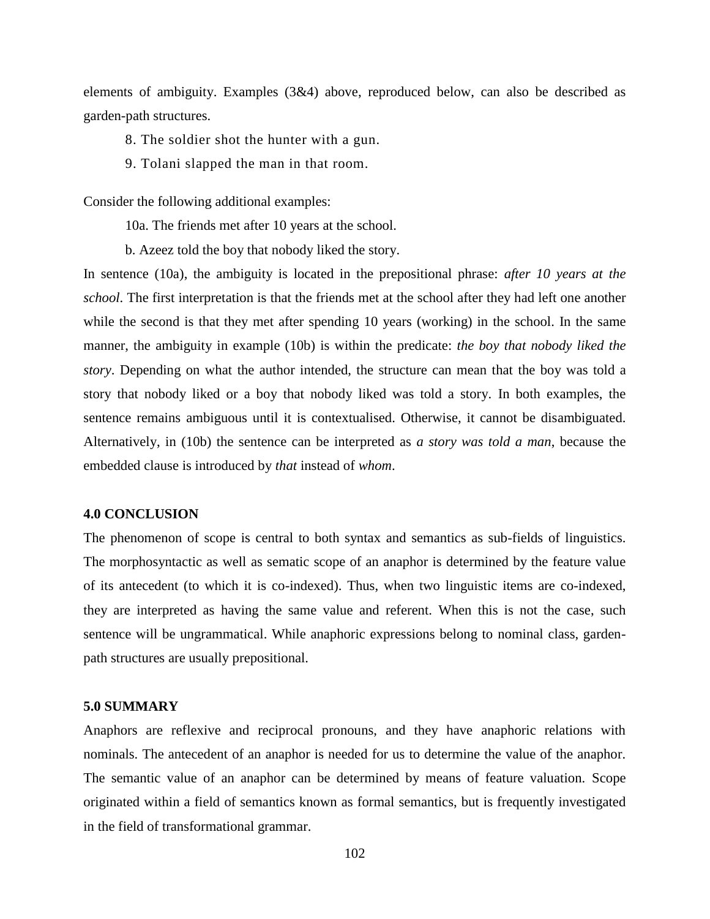elements of ambiguity. Examples (3&4) above, reproduced below, can also be described as garden-path structures.

8. The soldier shot the hunter with a gun.

9. Tolani slapped the man in that room.

Consider the following additional examples:

10a. The friends met after 10 years at the school.

b. Azeez told the boy that nobody liked the story.

In sentence (10a), the ambiguity is located in the prepositional phrase: *after 10 years at the school*. The first interpretation is that the friends met at the school after they had left one another while the second is that they met after spending 10 years (working) in the school. In the same manner, the ambiguity in example (10b) is within the predicate: *the boy that nobody liked the story*. Depending on what the author intended, the structure can mean that the boy was told a story that nobody liked or a boy that nobody liked was told a story. In both examples, the sentence remains ambiguous until it is contextualised. Otherwise, it cannot be disambiguated. Alternatively, in (10b) the sentence can be interpreted as *a story was told a man*, because the embedded clause is introduced by *that* instead of *whom*.

## 4.0 CONCLUSION

The phenomenon of scope is central to both syntax and semantics as sub-fields of linguistics. The morphosyntactic as well as sematic scope of an anaphor is determined by the feature value of its antecedent (to which it is co-indexed). Thus, when two linguistic items are co-indexed, they are interpreted as having the same value and referent. When this is not the case, such sentence will be ungrammatical. While anaphoric expressions belong to nominal class, garden-path structures are usually prepositional.

## 5.0 SUMMARY

Anaphors are reflexive and reciprocal pronouns, and they have anaphoric relations with nominals. The antecedent of an anaphor is needed for us to determine the value of the anaphor. The semantic value of an anaphor can be determined by means of feature valuation. Scope originated within a field of semantics known as formal semantics, but is frequently investigated in the field of transformational grammar.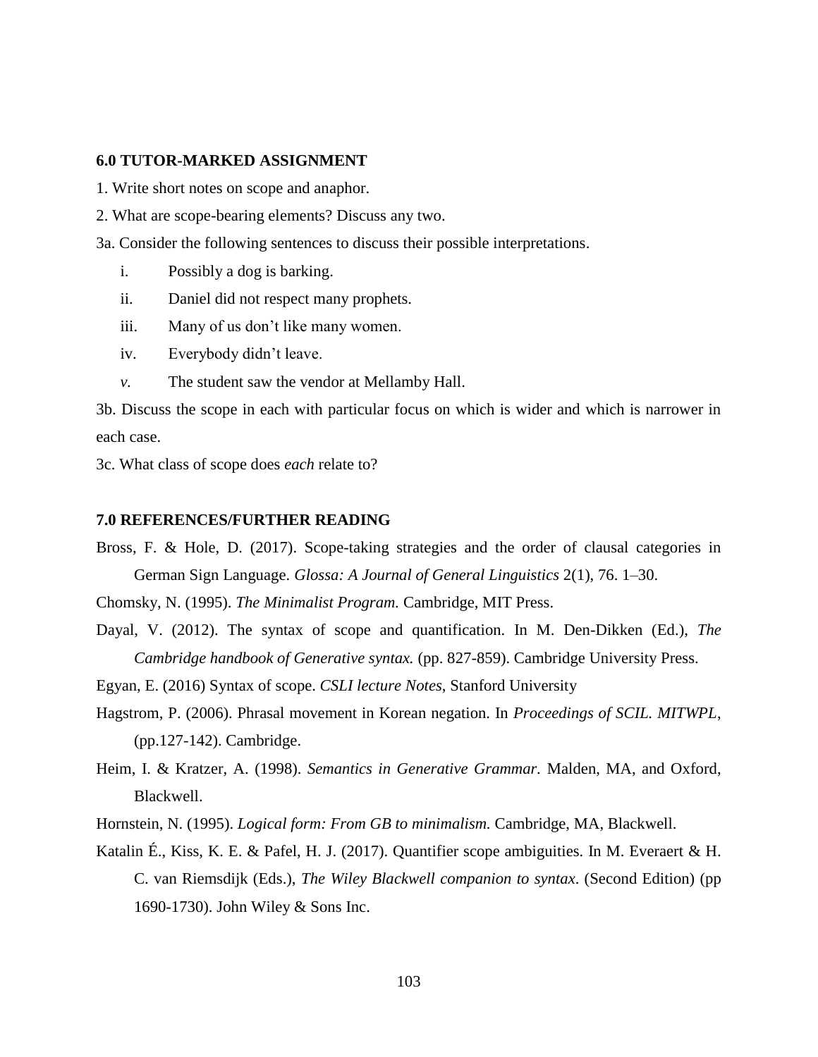## 6.0 TUTOR-MARKED ASSIGNMENT

1. Write short notes on scope and anaphor.

2. What are scope-bearing elements? Discuss any two.

3a. Consider the following sentences to discuss their possible interpretations.

   i. Possibly a dog is barking.
   ii. Daniel did not respect many prophets.
   iii. Many of us don't like many women.
   iv. Everybody didn't leave.
   *v.* The student saw the vendor at Mellamby Hall.

3b. Discuss the scope in each with particular focus on which is wider and which is narrower in each case.

3c. What class of scope does *each* relate to?

## 7.0 REFERENCES/FURTHER READING

Bross, F. & Hole, D. (2017). Scope-taking strategies and the order of clausal categories in German Sign Language. *Glossa: A Journal of General Linguistics* 2(1), 76. 1–30.

Chomsky, N. (1995). *The Minimalist Program.* Cambridge, MIT Press.

Dayal, V. (2012). The syntax of scope and quantification. In M. Den-Dikken (Ed.), *The Cambridge handbook of Generative syntax.* (pp. 827-859). Cambridge University Press.

Egyan, E. (2016) Syntax of scope. *CSLI lecture Notes*, Stanford University

Hagstrom, P. (2006). Phrasal movement in Korean negation. In *Proceedings of SCIL. MITWPL*, (pp.127-142). Cambridge.

Heim, I. & Kratzer, A. (1998). *Semantics in Generative Grammar.* Malden, MA, and Oxford, Blackwell.

Hornstein, N. (1995). *Logical form: From GB to minimalism.* Cambridge, MA, Blackwell.

Katalin É., Kiss, K. E. & Pafel, H. J. (2017). Quantifier scope ambiguities. In M. Everaert & H. C. van Riemsdijk (Eds.), *The Wiley Blackwell companion to syntax*. (Second Edition) (pp 1690-1730). John Wiley & Sons Inc.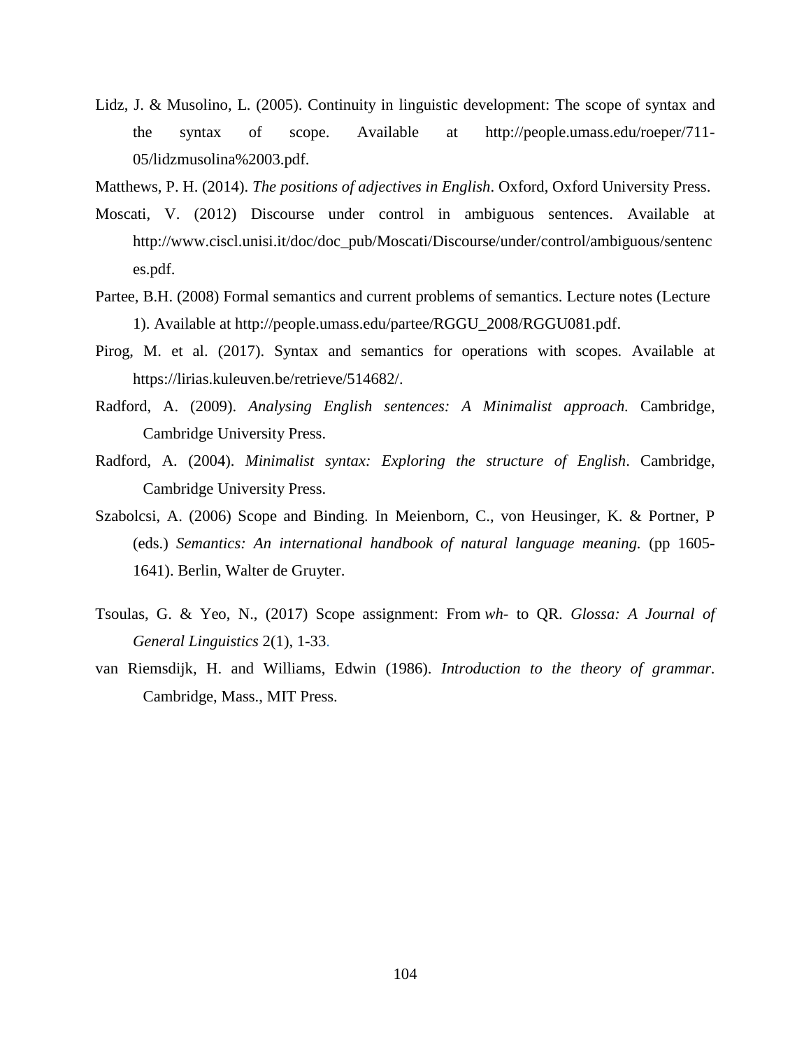Lidz, J. & Musolino, L. (2005). Continuity in linguistic development: The scope of syntax and the syntax of scope. Available at http://people.umass.edu/roeper/711-05/lidzmusolina%2003.pdf.

Matthews, P. H. (2014). *The positions of adjectives in English*. Oxford, Oxford University Press.

Moscati, V. (2012) Discourse under control in ambiguous sentences. Available at http://www.ciscl.unisi.it/doc/doc_pub/Moscati/Discourse/under/control/ambiguous/sentences.pdf.

Partee, B.H. (2008) Formal semantics and current problems of semantics. Lecture notes (Lecture 1). Available at http://people.umass.edu/partee/RGGU_2008/RGGU081.pdf.

Pirog, M. et al. (2017). Syntax and semantics for operations with scopes. Available at https://lirias.kuleuven.be/retrieve/514682/.

Radford, A. (2009). *Analysing English sentences: A Minimalist approach.* Cambridge, Cambridge University Press.

Radford, A. (2004). *Minimalist syntax: Exploring the structure of English*. Cambridge, Cambridge University Press.

Szabolcsi, A. (2006) Scope and Binding. In Meienborn, C., von Heusinger, K. & Portner, P (eds.) *Semantics: An international handbook of natural language meaning.* (pp 1605-1641). Berlin, Walter de Gruyter.

Tsoulas, G. & Yeo, N., (2017) Scope assignment: From *wh*- to QR. *Glossa: A Journal of General Linguistics* 2(1), 1-33.

van Riemsdijk, H. and Williams, Edwin (1986). *Introduction to the theory of grammar.* Cambridge, Mass., MIT Press.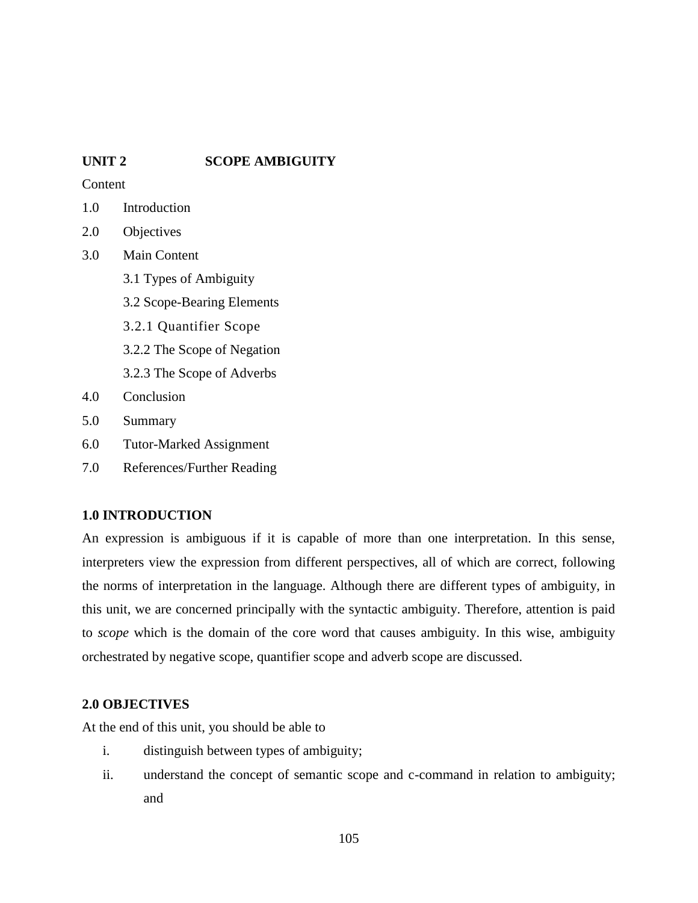## UNIT 2 SCOPE AMBIGUITY

Content

1.0 Introduction
2.0 Objectives
3.0 Main Content
 3.1 Types of Ambiguity
 3.2 Scope-Bearing Elements
 3.2.1 Quantifier Scope
 3.2.2 The Scope of Negation
 3.2.3 The Scope of Adverbs
4.0 Conclusion
5.0 Summary
6.0 Tutor-Marked Assignment
7.0 References/Further Reading

### 1.0 INTRODUCTION

An expression is ambiguous if it is capable of more than one interpretation. In this sense, interpreters view the expression from different perspectives, all of which are correct, following the norms of interpretation in the language. Although there are different types of ambiguity, in this unit, we are concerned principally with the syntactic ambiguity. Therefore, attention is paid to *scope* which is the domain of the core word that causes ambiguity. In this wise, ambiguity orchestrated by negative scope, quantifier scope and adverb scope are discussed.

### 2.0 OBJECTIVES

At the end of this unit, you should be able to

i. distinguish between types of ambiguity;
ii. understand the concept of semantic scope and c-command in relation to ambiguity; and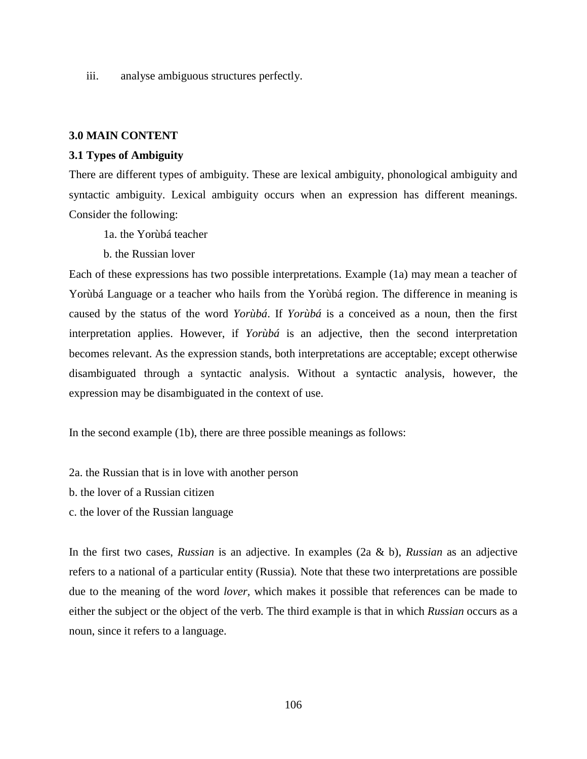iii. analyse ambiguous structures perfectly.

## 3.0 MAIN CONTENT

### 3.1 Types of Ambiguity

There are different types of ambiguity. These are lexical ambiguity, phonological ambiguity and syntactic ambiguity. Lexical ambiguity occurs when an expression has different meanings. Consider the following:

1a. the Yorùbá teacher

b. the Russian lover

Each of these expressions has two possible interpretations. Example (1a) may mean a teacher of Yorùbá Language or a teacher who hails from the Yorùbá region. The difference in meaning is caused by the status of the word *Yorùbá*. If *Yorùbá* is a conceived as a noun, then the first interpretation applies. However, if *Yorùbá* is an adjective, then the second interpretation becomes relevant. As the expression stands, both interpretations are acceptable; except otherwise disambiguated through a syntactic analysis. Without a syntactic analysis, however, the expression may be disambiguated in the context of use.

In the second example (1b), there are three possible meanings as follows:

2a. the Russian that is in love with another person

b. the lover of a Russian citizen

c. the lover of the Russian language

In the first two cases, *Russian* is an adjective. In examples (2a & b), *Russian* as an adjective refers to a national of a particular entity (Russia). Note that these two interpretations are possible due to the meaning of the word *lover,* which makes it possible that references can be made to either the subject or the object of the verb. The third example is that in which *Russian* occurs as a noun, since it refers to a language.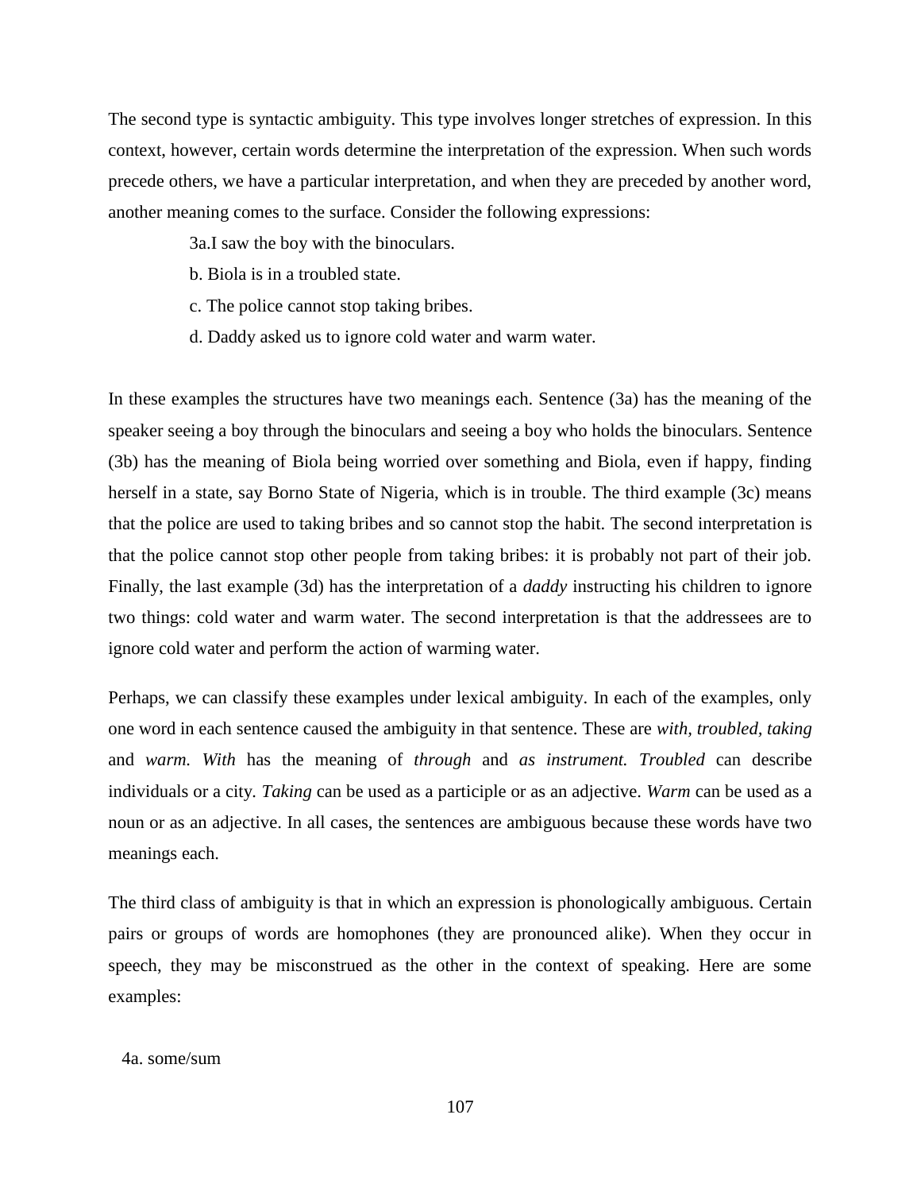The second type is syntactic ambiguity. This type involves longer stretches of expression. In this context, however, certain words determine the interpretation of the expression. When such words precede others, we have a particular interpretation, and when they are preceded by another word, another meaning comes to the surface. Consider the following expressions:

3a.I saw the boy with the binoculars.

b. Biola is in a troubled state.

c. The police cannot stop taking bribes.

d. Daddy asked us to ignore cold water and warm water.

In these examples the structures have two meanings each. Sentence (3a) has the meaning of the speaker seeing a boy through the binoculars and seeing a boy who holds the binoculars. Sentence (3b) has the meaning of Biola being worried over something and Biola, even if happy, finding herself in a state, say Borno State of Nigeria, which is in trouble. The third example (3c) means that the police are used to taking bribes and so cannot stop the habit. The second interpretation is that the police cannot stop other people from taking bribes: it is probably not part of their job. Finally, the last example (3d) has the interpretation of a *daddy* instructing his children to ignore two things: cold water and warm water. The second interpretation is that the addressees are to ignore cold water and perform the action of warming water.

Perhaps, we can classify these examples under lexical ambiguity. In each of the examples, only one word in each sentence caused the ambiguity in that sentence. These are *with, troubled, taking* and *warm. With* has the meaning of *through* and *as instrument. Troubled* can describe individuals or a city. *Taking* can be used as a participle or as an adjective. *Warm* can be used as a noun or as an adjective. In all cases, the sentences are ambiguous because these words have two meanings each.

The third class of ambiguity is that in which an expression is phonologically ambiguous. Certain pairs or groups of words are homophones (they are pronounced alike). When they occur in speech, they may be misconstrued as the other in the context of speaking. Here are some examples:

4a. some/sum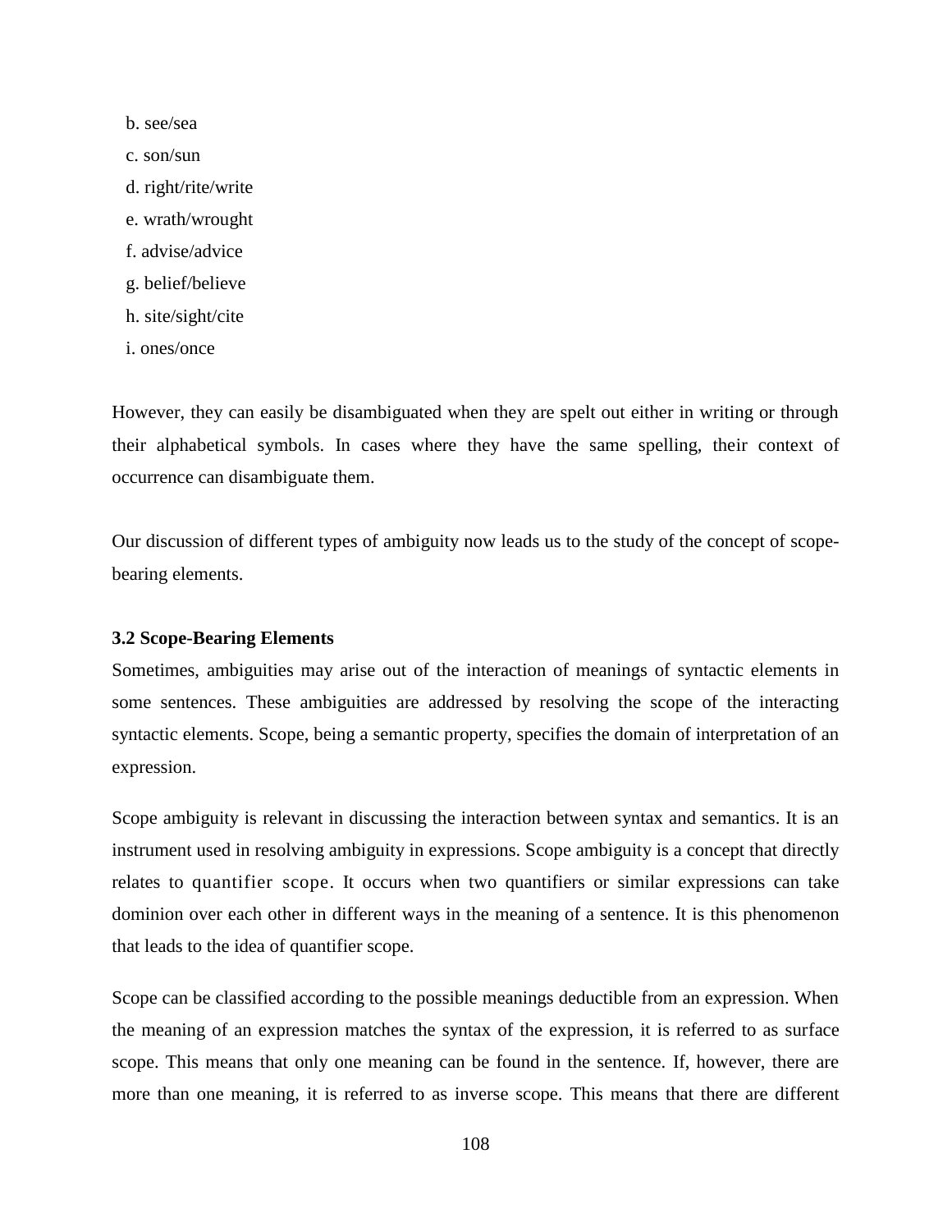b. see/sea

c. son/sun

d. right/rite/write

e. wrath/wrought

f. advise/advice

g. belief/believe

h. site/sight/cite

i. ones/once

However, they can easily be disambiguated when they are spelt out either in writing or through their alphabetical symbols. In cases where they have the same spelling, their context of occurrence can disambiguate them.

Our discussion of different types of ambiguity now leads us to the study of the concept of scope-bearing elements.

### 3.2 Scope-Bearing Elements

Sometimes, ambiguities may arise out of the interaction of meanings of syntactic elements in some sentences. These ambiguities are addressed by resolving the scope of the interacting syntactic elements. Scope, being a semantic property, specifies the domain of interpretation of an expression.

Scope ambiguity is relevant in discussing the interaction between syntax and semantics. It is an instrument used in resolving ambiguity in expressions. Scope ambiguity is a concept that directly relates to quantifier scope. It occurs when two quantifiers or similar expressions can take dominion over each other in different ways in the meaning of a sentence. It is this phenomenon that leads to the idea of quantifier scope.

Scope can be classified according to the possible meanings deductible from an expression. When the meaning of an expression matches the syntax of the expression, it is referred to as surface scope. This means that only one meaning can be found in the sentence. If, however, there are more than one meaning, it is referred to as inverse scope. This means that there are different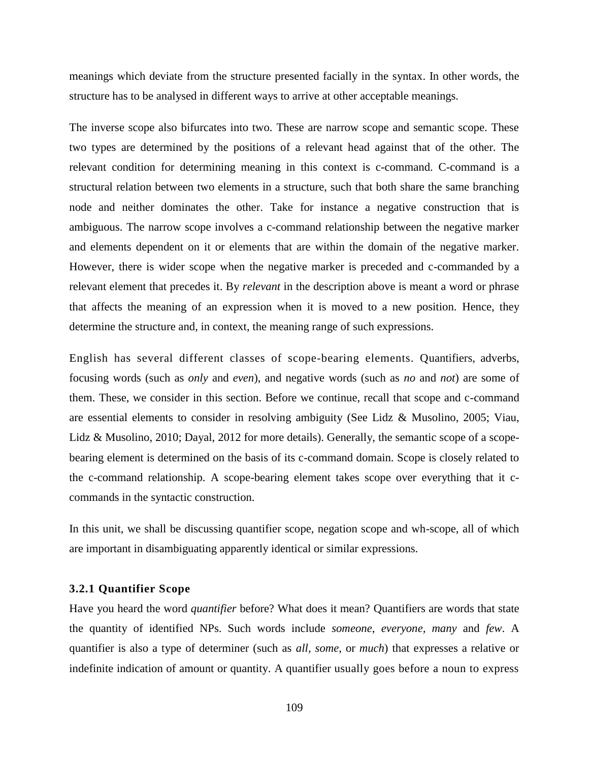meanings which deviate from the structure presented facially in the syntax. In other words, the structure has to be analysed in different ways to arrive at other acceptable meanings.

The inverse scope also bifurcates into two. These are narrow scope and semantic scope. These two types are determined by the positions of a relevant head against that of the other. The relevant condition for determining meaning in this context is c-command. C-command is a structural relation between two elements in a structure, such that both share the same branching node and neither dominates the other. Take for instance a negative construction that is ambiguous. The narrow scope involves a c-command relationship between the negative marker and elements dependent on it or elements that are within the domain of the negative marker. However, there is wider scope when the negative marker is preceded and c-commanded by a relevant element that precedes it. By *relevant* in the description above is meant a word or phrase that affects the meaning of an expression when it is moved to a new position. Hence, they determine the structure and, in context, the meaning range of such expressions.

English has several different classes of scope-bearing elements. Quantifiers, adverbs, focusing words (such as *only* and *even*), and negative words (such as *no* and *not*) are some of them. These, we consider in this section. Before we continue, recall that scope and c-command are essential elements to consider in resolving ambiguity (See Lidz & Musolino, 2005; Viau, Lidz & Musolino, 2010; Dayal, 2012 for more details). Generally, the semantic scope of a scope-bearing element is determined on the basis of its c-command domain. Scope is closely related to the c-command relationship. A scope-bearing element takes scope over everything that it c-commands in the syntactic construction.

In this unit, we shall be discussing quantifier scope, negation scope and wh-scope, all of which are important in disambiguating apparently identical or similar expressions.

### 3.2.1 Quantifier Scope

Have you heard the word *quantifier* before? What does it mean? Quantifiers are words that state the quantity of identified NPs. Such words include *someone*, *everyone*, *many* and *few*. A quantifier is also a type of determiner (such as *all*, *some*, or *much*) that expresses a relative or indefinite indication of amount or quantity. A quantifier usually goes before a noun to express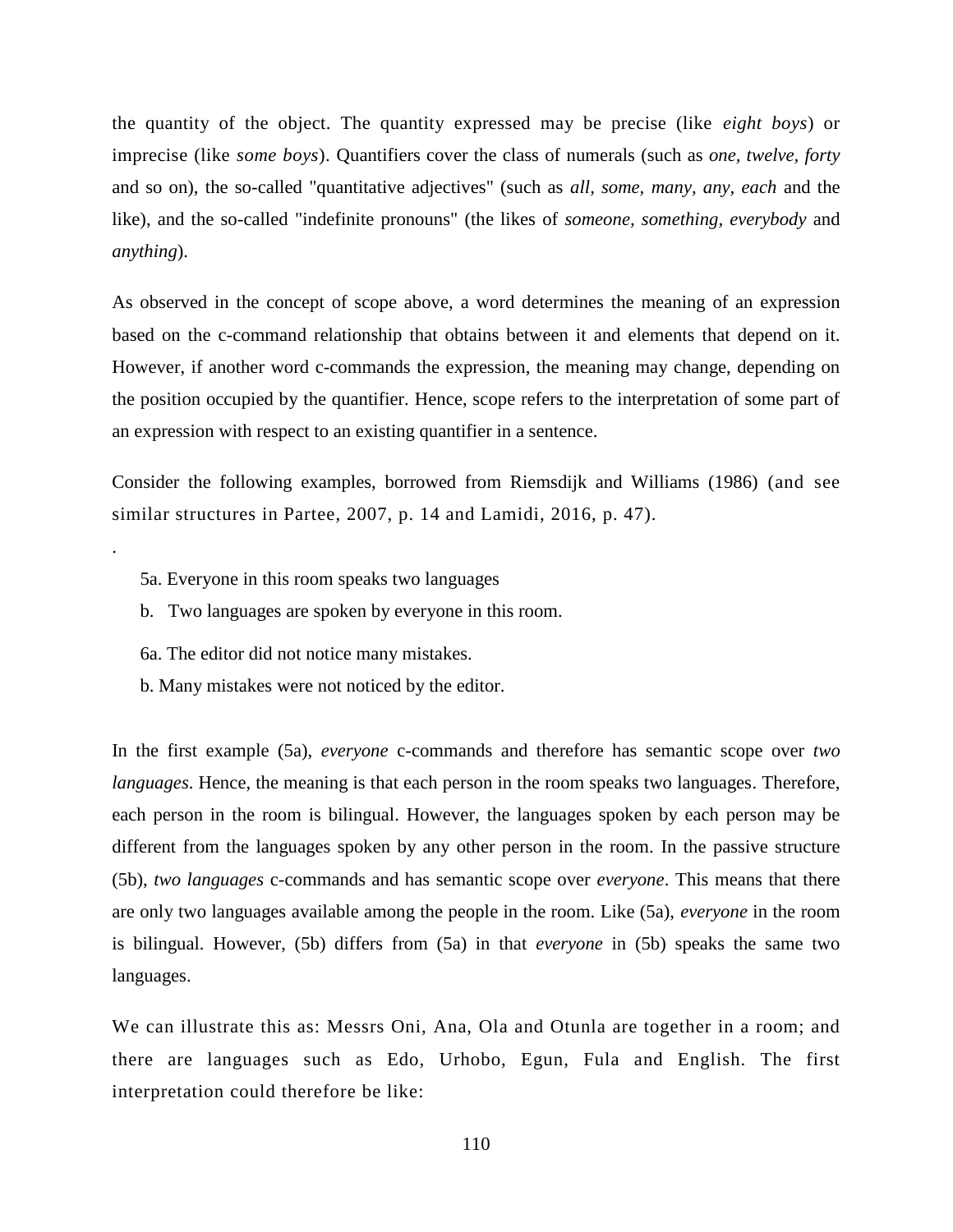the quantity of the object. The quantity expressed may be precise (like *eight boys*) or imprecise (like *some boys*). Quantifiers cover the class of numerals (such as *one, twelve, forty* and so on), the so-called "quantitative adjectives" (such as *all, some, many, any, each* and the like), and the so-called "indefinite pronouns" (the likes of *someone, something, everybody* and *anything*).

As observed in the concept of scope above, a word determines the meaning of an expression based on the c-command relationship that obtains between it and elements that depend on it. However, if another word c-commands the expression, the meaning may change, depending on the position occupied by the quantifier. Hence, scope refers to the interpretation of some part of an expression with respect to an existing quantifier in a sentence.

Consider the following examples, borrowed from Riemsdijk and Williams (1986) (and see similar structures in Partee, 2007, p. 14 and Lamidi, 2016, p. 47).

.

5a. Everyone in this room speaks two languages

b. Two languages are spoken by everyone in this room.

6a. The editor did not notice many mistakes.

b. Many mistakes were not noticed by the editor.

In the first example (5a), *everyone* c-commands and therefore has semantic scope over *two languages*. Hence, the meaning is that each person in the room speaks two languages. Therefore, each person in the room is bilingual. However, the languages spoken by each person may be different from the languages spoken by any other person in the room. In the passive structure (5b), *two languages* c-commands and has semantic scope over *everyone*. This means that there are only two languages available among the people in the room. Like (5a), *everyone* in the room is bilingual. However, (5b) differs from (5a) in that *everyone* in (5b) speaks the same two languages.

We can illustrate this as: Messrs Oni, Ana, Ola and Otunla are together in a room; and there are languages such as Edo, Urhobo, Egun, Fula and English. The first interpretation could therefore be like: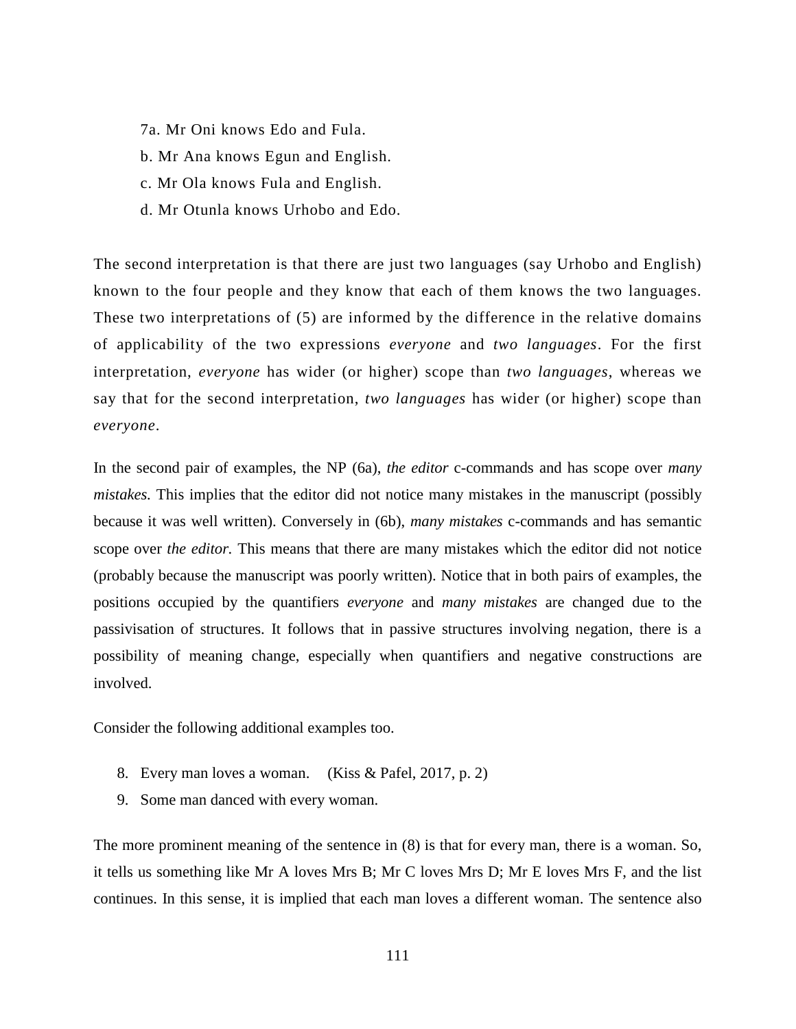7a. Mr Oni knows Edo and Fula.

b. Mr Ana knows Egun and English.

c. Mr Ola knows Fula and English.

d. Mr Otunla knows Urhobo and Edo.

The second interpretation is that there are just two languages (say Urhobo and English) known to the four people and they know that each of them knows the two languages. These two interpretations of (5) are informed by the difference in the relative domains of applicability of the two expressions *everyone* and *two languages*. For the first interpretation, *everyone* has wider (or higher) scope than *two languages*, whereas we say that for the second interpretation, *two languages* has wider (or higher) scope than *everyone*.

In the second pair of examples, the NP (6a), *the editor* c-commands and has scope over *many mistakes.* This implies that the editor did not notice many mistakes in the manuscript (possibly because it was well written). Conversely in (6b), *many mistakes* c-commands and has semantic scope over *the editor.* This means that there are many mistakes which the editor did not notice (probably because the manuscript was poorly written). Notice that in both pairs of examples, the positions occupied by the quantifiers *everyone* and *many mistakes* are changed due to the passivisation of structures. It follows that in passive structures involving negation, there is a possibility of meaning change, especially when quantifiers and negative constructions are involved.

Consider the following additional examples too.

8. Every man loves a woman. (Kiss & Pafel, 2017, p. 2)
9. Some man danced with every woman.

The more prominent meaning of the sentence in (8) is that for every man, there is a woman. So, it tells us something like Mr A loves Mrs B; Mr C loves Mrs D; Mr E loves Mrs F, and the list continues. In this sense, it is implied that each man loves a different woman. The sentence also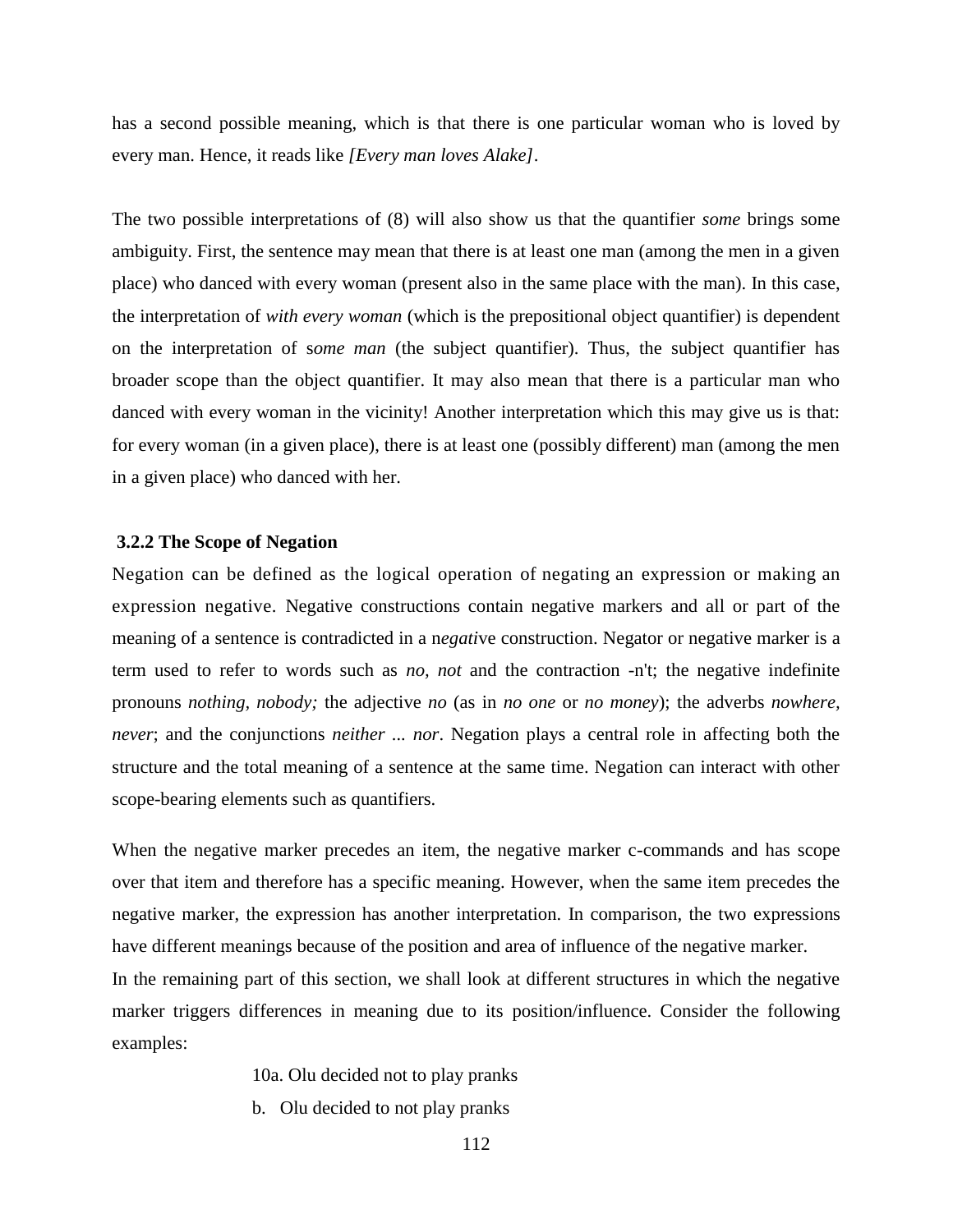has a second possible meaning, which is that there is one particular woman who is loved by every man. Hence, it reads like *[Every man loves Alake]*.

The two possible interpretations of (8) will also show us that the quantifier *some* brings some ambiguity. First, the sentence may mean that there is at least one man (among the men in a given place) who danced with every woman (present also in the same place with the man). In this case, the interpretation of *with every woman* (which is the prepositional object quantifier) is dependent on the interpretation of s*ome man* (the subject quantifier). Thus, the subject quantifier has broader scope than the object quantifier. It may also mean that there is a particular man who danced with every woman in the vicinity! Another interpretation which this may give us is that: for every woman (in a given place), there is at least one (possibly different) man (among the men in a given place) who danced with her.

### 3.2.2 The Scope of Negation

Negation can be defined as the logical operation of negating an expression or making an expression negative. Negative constructions contain negative markers and all or part of the meaning of a sentence is contradicted in a n*egati*ve construction. Negator or negative marker is a term used to refer to words such as *no, not* and the contraction -n't; the negative indefinite pronouns *nothing, nobody;* the adjective *no* (as in *no one* or *no money*); the adverbs *nowhere, never*; and the conjunctions *neither ... nor*. Negation plays a central role in affecting both the structure and the total meaning of a sentence at the same time. Negation can interact with other scope-bearing elements such as quantifiers.

When the negative marker precedes an item, the negative marker c-commands and has scope over that item and therefore has a specific meaning. However, when the same item precedes the negative marker, the expression has another interpretation. In comparison, the two expressions have different meanings because of the position and area of influence of the negative marker.

In the remaining part of this section, we shall look at different structures in which the negative marker triggers differences in meaning due to its position/influence. Consider the following examples:

10a. Olu decided not to play pranks

b. Olu decided to not play pranks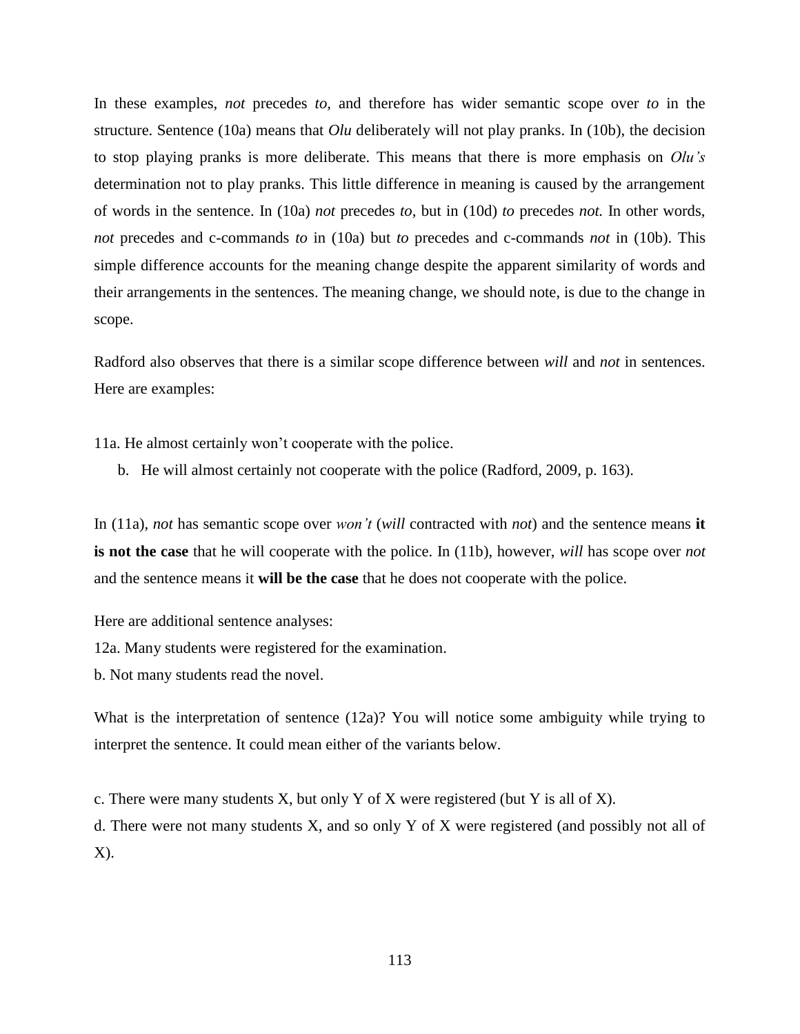In these examples, *not* precedes *to,* and therefore has wider semantic scope over *to* in the structure. Sentence (10a) means that *Olu* deliberately will not play pranks. In (10b), the decision to stop playing pranks is more deliberate. This means that there is more emphasis on *Olu's* determination not to play pranks. This little difference in meaning is caused by the arrangement of words in the sentence. In (10a) *not* precedes *to,* but in (10d) *to* precedes *not.* In other words, *not* precedes and c-commands *to* in (10a) but *to* precedes and c-commands *not* in (10b). This simple difference accounts for the meaning change despite the apparent similarity of words and their arrangements in the sentences. The meaning change, we should note, is due to the change in scope.

Radford also observes that there is a similar scope difference between *will* and *not* in sentences. Here are examples:

11a. He almost certainly won't cooperate with the police.

b. He will almost certainly not cooperate with the police (Radford, 2009, p. 163).

In (11a), *not* has semantic scope over *won't* (*will* contracted with *not*) and the sentence means **it is not the case** that he will cooperate with the police. In (11b), however, *will* has scope over *not* and the sentence means it **will be the case** that he does not cooperate with the police.

Here are additional sentence analyses:

12a. Many students were registered for the examination.

b. Not many students read the novel.

What is the interpretation of sentence (12a)? You will notice some ambiguity while trying to interpret the sentence. It could mean either of the variants below.

c. There were many students X, but only Y of X were registered (but Y is all of X).

d. There were not many students X, and so only Y of X were registered (and possibly not all of X).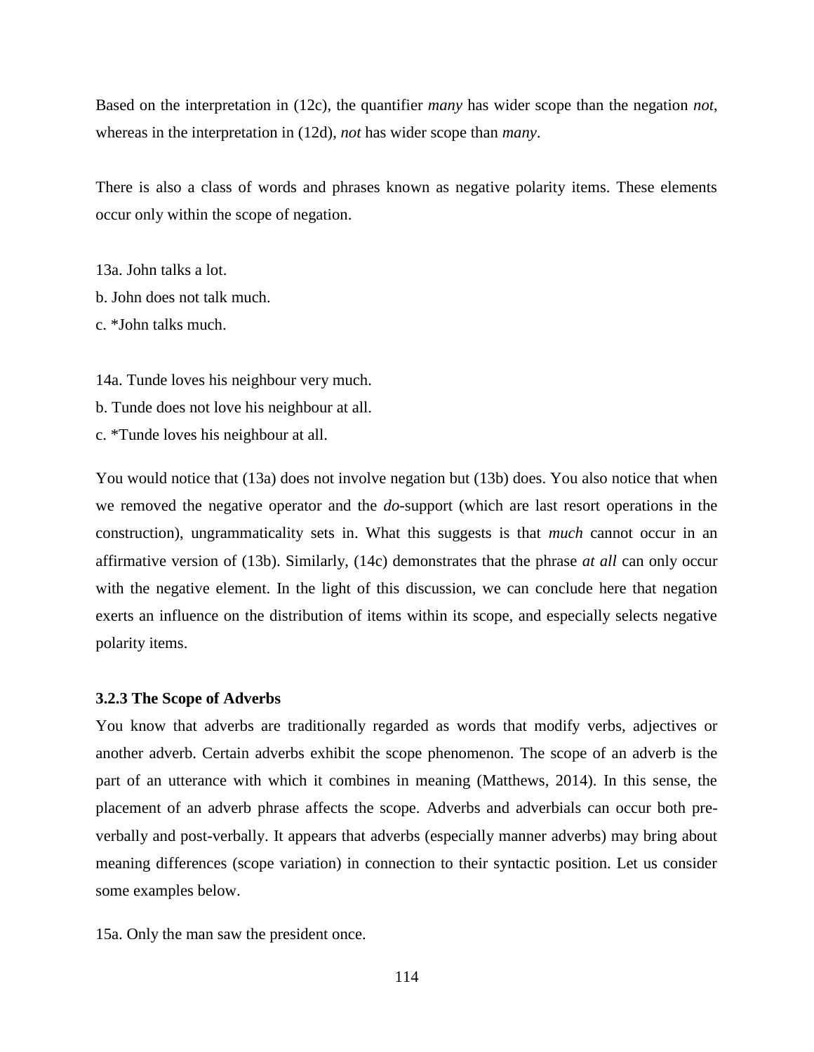Based on the interpretation in (12c), the quantifier *many* has wider scope than the negation *not*, whereas in the interpretation in (12d), *not* has wider scope than *many*.

There is also a class of words and phrases known as negative polarity items. These elements occur only within the scope of negation.

13a. John talks a lot.
b. John does not talk much.
c. *John talks much.

14a. Tunde loves his neighbour very much.
b. Tunde does not love his neighbour at all.
c. *Tunde loves his neighbour at all.

You would notice that (13a) does not involve negation but (13b) does. You also notice that when we removed the negative operator and the *do*-support (which are last resort operations in the construction), ungrammaticality sets in. What this suggests is that *much* cannot occur in an affirmative version of (13b). Similarly, (14c) demonstrates that the phrase *at all* can only occur with the negative element. In the light of this discussion, we can conclude here that negation exerts an influence on the distribution of items within its scope, and especially selects negative polarity items.

### 3.2.3 The Scope of Adverbs

You know that adverbs are traditionally regarded as words that modify verbs, adjectives or another adverb. Certain adverbs exhibit the scope phenomenon. The scope of an adverb is the part of an utterance with which it combines in meaning (Matthews, 2014). In this sense, the placement of an adverb phrase affects the scope. Adverbs and adverbials can occur both pre-verbally and post-verbally. It appears that adverbs (especially manner adverbs) may bring about meaning differences (scope variation) in connection to their syntactic position. Let us consider some examples below.

15a. Only the man saw the president once.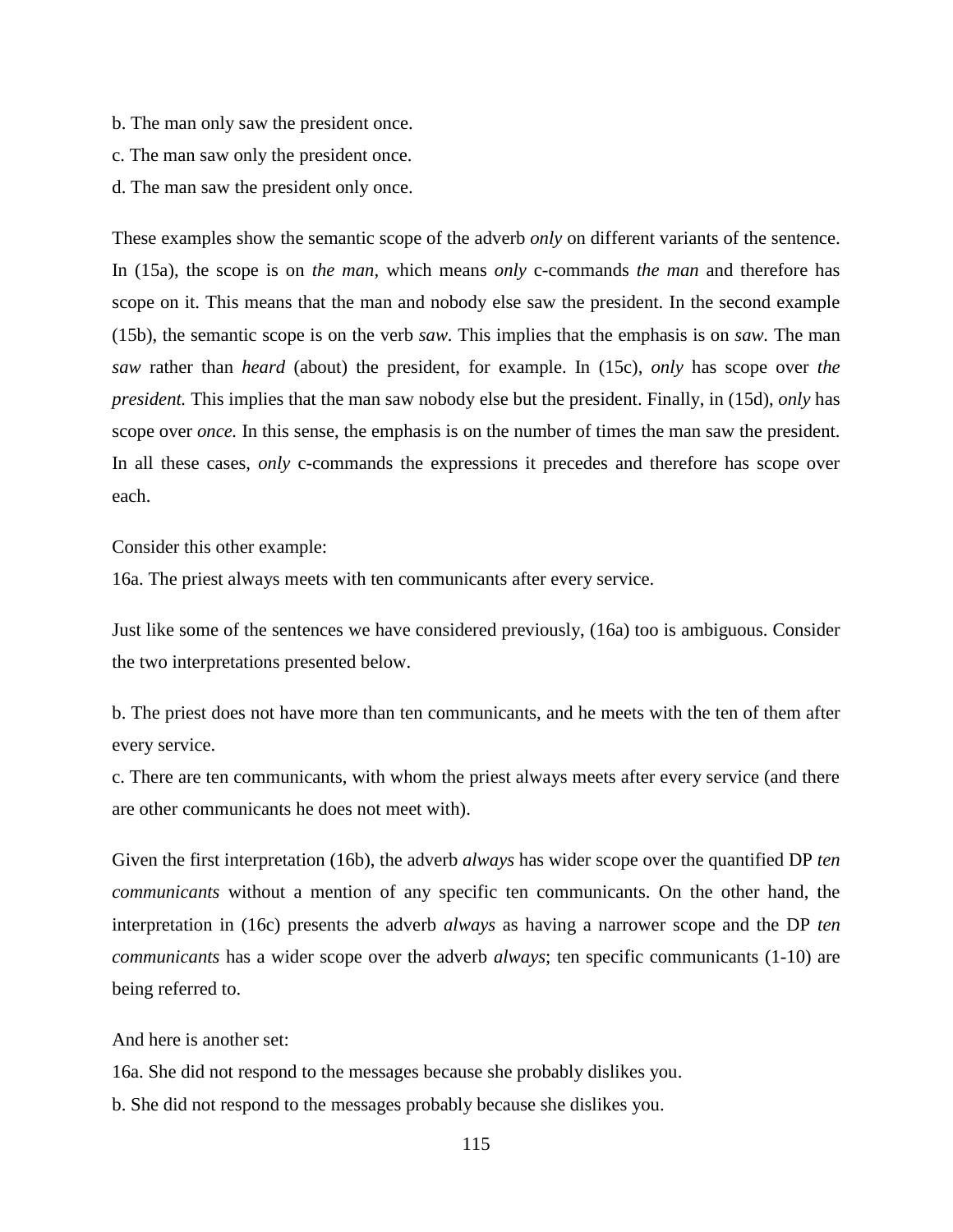b. The man only saw the president once.

c. The man saw only the president once.

d. The man saw the president only once.

These examples show the semantic scope of the adverb *only* on different variants of the sentence. In (15a), the scope is on *the man,* which means *only* c-commands *the man* and therefore has scope on it. This means that the man and nobody else saw the president. In the second example (15b), the semantic scope is on the verb *saw.* This implies that the emphasis is on *saw.* The man *saw* rather than *heard* (about) the president, for example. In (15c), *only* has scope over *the president.* This implies that the man saw nobody else but the president. Finally, in (15d), *only* has scope over *once.* In this sense, the emphasis is on the number of times the man saw the president. In all these cases, *only* c-commands the expressions it precedes and therefore has scope over each.

Consider this other example:

16a. The priest always meets with ten communicants after every service.

Just like some of the sentences we have considered previously, (16a) too is ambiguous. Consider the two interpretations presented below.

b. The priest does not have more than ten communicants, and he meets with the ten of them after every service.

c. There are ten communicants, with whom the priest always meets after every service (and there are other communicants he does not meet with).

Given the first interpretation (16b), the adverb *always* has wider scope over the quantified DP *ten communicants* without a mention of any specific ten communicants. On the other hand, the interpretation in (16c) presents the adverb *always* as having a narrower scope and the DP *ten communicants* has a wider scope over the adverb *always*; ten specific communicants (1-10) are being referred to.

And here is another set:

16a. She did not respond to the messages because she probably dislikes you.

b. She did not respond to the messages probably because she dislikes you.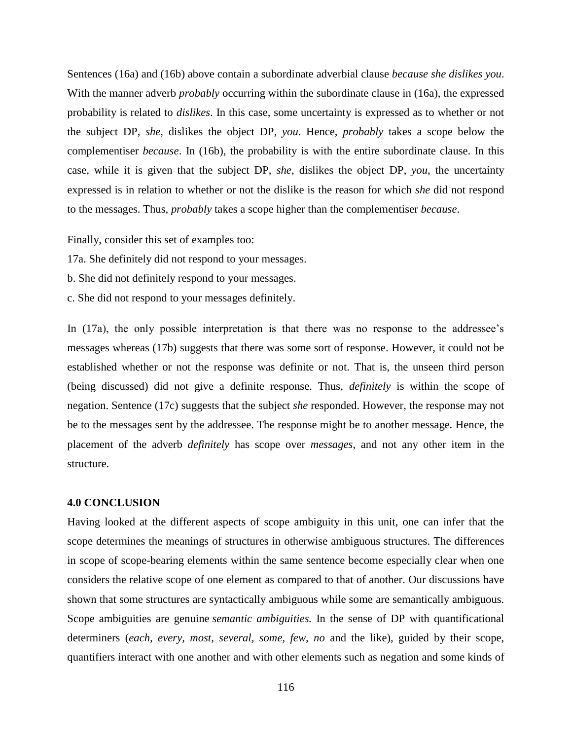Sentences (16a) and (16b) above contain a subordinate adverbial clause *because she dislikes you*. With the manner adverb *probably* occurring within the subordinate clause in (16a), the expressed probability is related to *dislikes*. In this case, some uncertainty is expressed as to whether or not the subject DP, *she*, dislikes the object DP, *you*. Hence, *probably* takes a scope below the complementiser *because*. In (16b), the probability is with the entire subordinate clause. In this case, while it is given that the subject DP, *she*, dislikes the object DP, *you*, the uncertainty expressed is in relation to whether or not the dislike is the reason for which *she* did not respond to the messages. Thus, *probably* takes a scope higher than the complementiser *because*.

Finally, consider this set of examples too:

17a. She definitely did not respond to your messages.

b. She did not definitely respond to your messages.

c. She did not respond to your messages definitely.

In (17a), the only possible interpretation is that there was no response to the addressee's messages whereas (17b) suggests that there was some sort of response. However, it could not be established whether or not the response was definite or not. That is, the unseen third person (being discussed) did not give a definite response. Thus, *definitely* is within the scope of negation. Sentence (17c) suggests that the subject *she* responded. However, the response may not be to the messages sent by the addressee. The response might be to another message. Hence, the placement of the adverb *definitely* has scope over *messages*, and not any other item in the structure.

## 4.0 CONCLUSION

Having looked at the different aspects of scope ambiguity in this unit, one can infer that the scope determines the meanings of structures in otherwise ambiguous structures. The differences in scope of scope-bearing elements within the same sentence become especially clear when one considers the relative scope of one element as compared to that of another. Our discussions have shown that some structures are syntactically ambiguous while some are semantically ambiguous. Scope ambiguities are genuine *semantic ambiguities.* In the sense of DP with quantificational determiners (*each, every, most, several, some, few, no* and the like), guided by their scope, quantifiers interact with one another and with other elements such as negation and some kinds of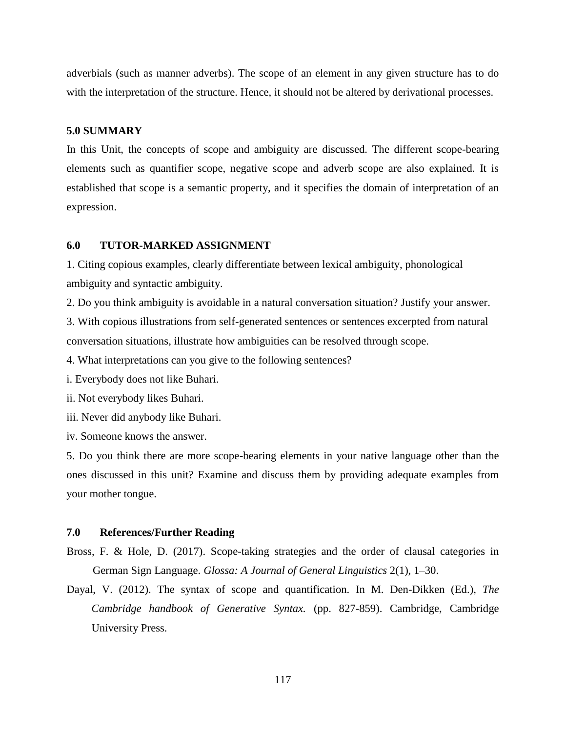adverbials (such as manner adverbs). The scope of an element in any given structure has to do with the interpretation of the structure. Hence, it should not be altered by derivational processes.

## 5.0 SUMMARY

In this Unit, the concepts of scope and ambiguity are discussed. The different scope-bearing elements such as quantifier scope, negative scope and adverb scope are also explained. It is established that scope is a semantic property, and it specifies the domain of interpretation of an expression.

## 6.0 TUTOR-MARKED ASSIGNMENT

1. Citing copious examples, clearly differentiate between lexical ambiguity, phonological ambiguity and syntactic ambiguity.
2. Do you think ambiguity is avoidable in a natural conversation situation? Justify your answer.
3. With copious illustrations from self-generated sentences or sentences excerpted from natural conversation situations, illustrate how ambiguities can be resolved through scope.
4. What interpretations can you give to the following sentences?

i. Everybody does not like Buhari.

ii. Not everybody likes Buhari.

iii. Never did anybody like Buhari.

iv. Someone knows the answer.

5. Do you think there are more scope-bearing elements in your native language other than the ones discussed in this unit? Examine and discuss them by providing adequate examples from your mother tongue.

## 7.0 References/Further Reading

Bross, F. & Hole, D. (2017). Scope-taking strategies and the order of clausal categories in German Sign Language. *Glossa: A Journal of General Linguistics* 2(1), 1–30.

Dayal, V. (2012). The syntax of scope and quantification. In M. Den-Dikken (Ed.), *The Cambridge handbook of Generative Syntax.* (pp. 827-859). Cambridge, Cambridge University Press.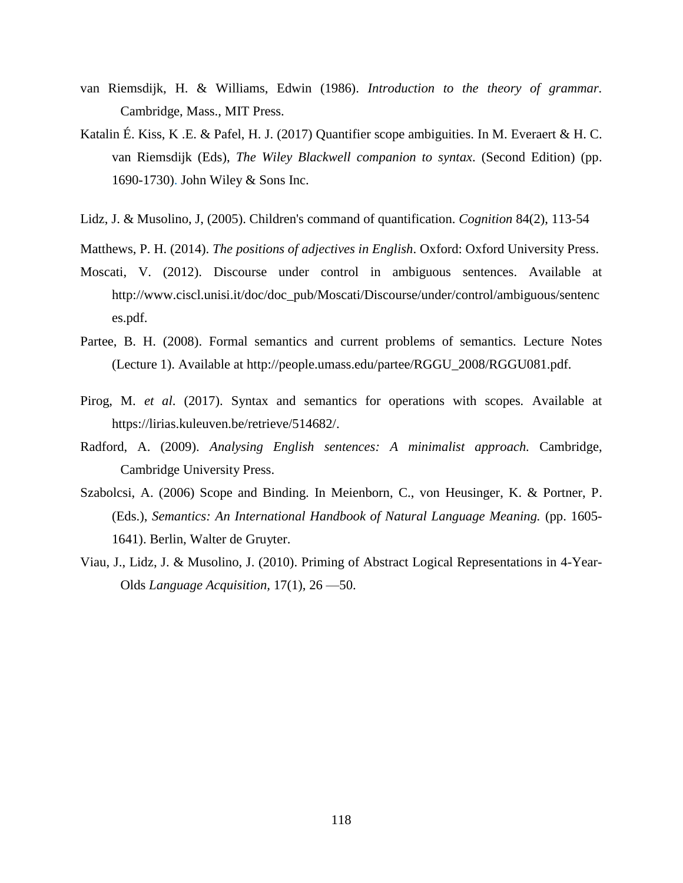van Riemsdijk, H. & Williams, Edwin (1986). *Introduction to the theory of grammar.* Cambridge, Mass., MIT Press.

Katalin É. Kiss, K .E. & Pafel, H. J. (2017) Quantifier scope ambiguities. In M. Everaert & H. C. van Riemsdijk (Eds), *The Wiley Blackwell companion to syntax*. (Second Edition) (pp. 1690-1730). John Wiley & Sons Inc.

Lidz, J. & Musolino, J, (2005). Children's command of quantification. *Cognition* 84(2), 113-54

Matthews, P. H. (2014). *The positions of adjectives in English*. Oxford: Oxford University Press.

Moscati, V. (2012). Discourse under control in ambiguous sentences. Available at http://www.ciscl.unisi.it/doc/doc_pub/Moscati/Discourse/under/control/ambiguous/sentences.pdf.

Partee, B. H. (2008). Formal semantics and current problems of semantics. Lecture Notes (Lecture 1). Available at http://people.umass.edu/partee/RGGU_2008/RGGU081.pdf.

Pirog, M. *et al*. (2017). Syntax and semantics for operations with scopes. Available at https://lirias.kuleuven.be/retrieve/514682/.

Radford, A. (2009). *Analysing English sentences: A minimalist approach.* Cambridge, Cambridge University Press.

Szabolcsi, A. (2006) Scope and Binding. In Meienborn, C., von Heusinger, K. & Portner, P. (Eds.), *Semantics: An International Handbook of Natural Language Meaning.* (pp. 1605-1641). Berlin, Walter de Gruyter.

Viau, J., Lidz, J. & Musolino, J. (2010). Priming of Abstract Logical Representations in 4-Year-Olds *Language Acquisition*, 17(1), 26 —50.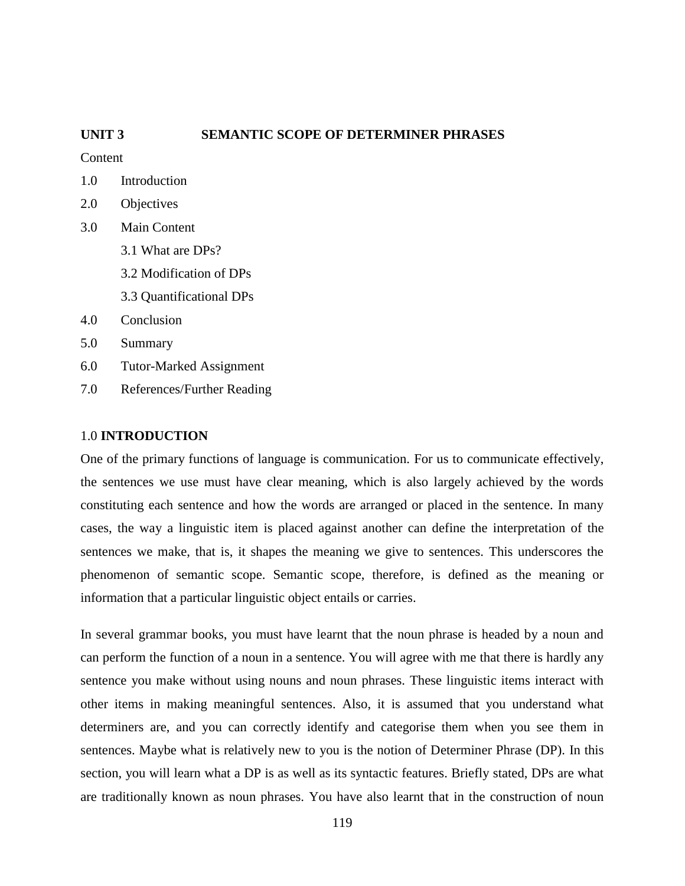## UNIT 3 SEMANTIC SCOPE OF DETERMINER PHRASES

Content

1.0 Introduction

2.0 Objectives

3.0 Main Content

 3.1 What are DPs?

 3.2 Modification of DPs

 3.3 Quantificational DPs

4.0 Conclusion

5.0 Summary

6.0 Tutor-Marked Assignment

7.0 References/Further Reading

### 1.0 INTRODUCTION

One of the primary functions of language is communication. For us to communicate effectively, the sentences we use must have clear meaning, which is also largely achieved by the words constituting each sentence and how the words are arranged or placed in the sentence. In many cases, the way a linguistic item is placed against another can define the interpretation of the sentences we make, that is, it shapes the meaning we give to sentences. This underscores the phenomenon of semantic scope. Semantic scope, therefore, is defined as the meaning or information that a particular linguistic object entails or carries.

In several grammar books, you must have learnt that the noun phrase is headed by a noun and can perform the function of a noun in a sentence. You will agree with me that there is hardly any sentence you make without using nouns and noun phrases. These linguistic items interact with other items in making meaningful sentences. Also, it is assumed that you understand what determiners are, and you can correctly identify and categorise them when you see them in sentences. Maybe what is relatively new to you is the notion of Determiner Phrase (DP). In this section, you will learn what a DP is as well as its syntactic features. Briefly stated, DPs are what are traditionally known as noun phrases. You have also learnt that in the construction of noun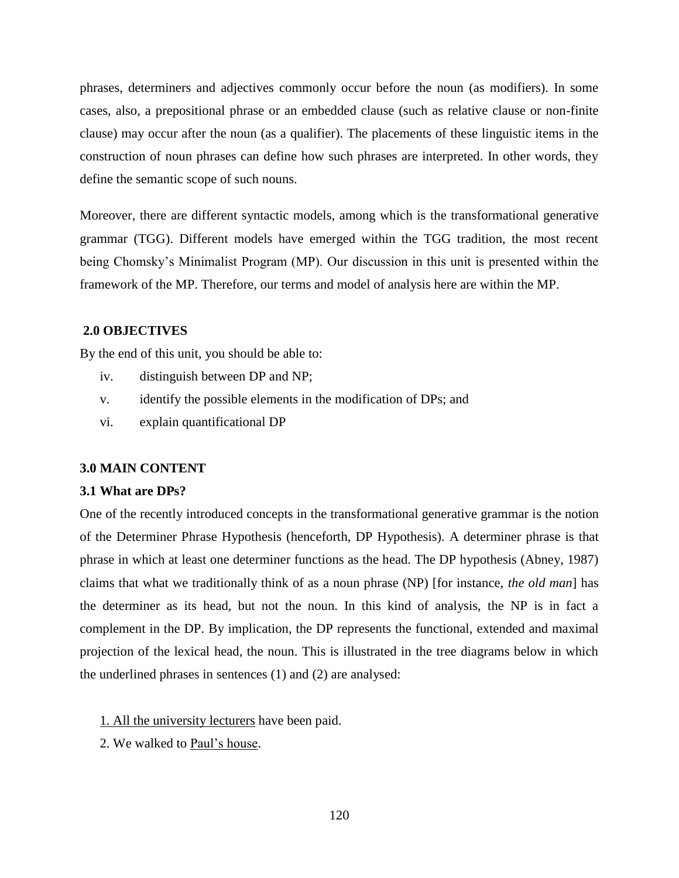phrases, determiners and adjectives commonly occur before the noun (as modifiers). In some cases, also, a prepositional phrase or an embedded clause (such as relative clause or non-finite clause) may occur after the noun (as a qualifier). The placements of these linguistic items in the construction of noun phrases can define how such phrases are interpreted. In other words, they define the semantic scope of such nouns.

Moreover, there are different syntactic models, among which is the transformational generative grammar (TGG). Different models have emerged within the TGG tradition, the most recent being Chomsky's Minimalist Program (MP). Our discussion in this unit is presented within the framework of the MP. Therefore, our terms and model of analysis here are within the MP.

## 2.0 OBJECTIVES

By the end of this unit, you should be able to:

iv. distinguish between DP and NP;

v. identify the possible elements in the modification of DPs; and

vi. explain quantificational DP

## 3.0 MAIN CONTENT

### 3.1 What are DPs?

One of the recently introduced concepts in the transformational generative grammar is the notion of the Determiner Phrase Hypothesis (henceforth, DP Hypothesis). A determiner phrase is that phrase in which at least one determiner functions as the head. The DP hypothesis (Abney, 1987) claims that what we traditionally think of as a noun phrase (NP) [for instance, *the old man*] has the determiner as its head, but not the noun. In this kind of analysis, the NP is in fact a complement in the DP. By implication, the DP represents the functional, extended and maximal projection of the lexical head, the noun. This is illustrated in the tree diagrams below in which the underlined phrases in sentences (1) and (2) are analysed:

1. <u>All the university lecturers</u> have been paid.
2. We walked to <u>Paul's house</u>.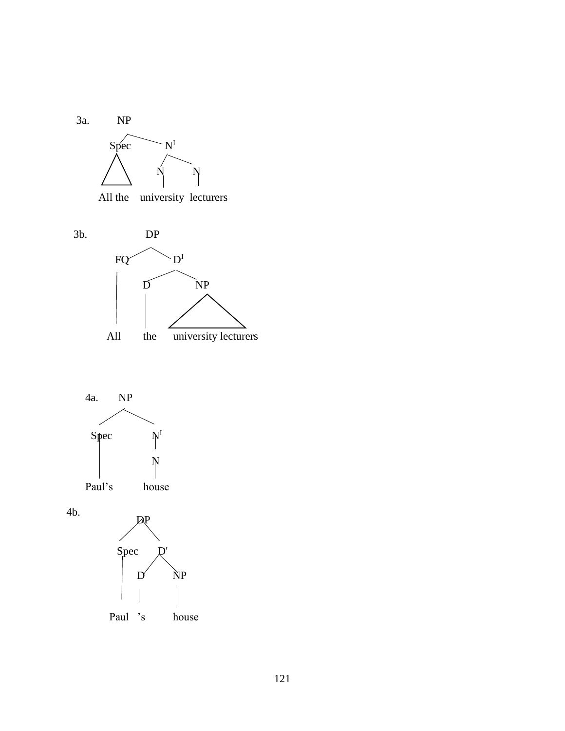3a.
```
            NP
          /    \
      Spec      N'
       /\      /  \
      /  \    N    N
     /____\   |    |
    All the  university  lecturers
```

3b.
```
              DP
            /    \
          FQ      D'
          |     /    \
          |    D      NP
          |    |     /  \
          |    |    /____\
         All  the  university lecturers
```

4a.
```
         NP
        /  \
     Spec   N'
       |    |
       |    N
       |    |
     Paul's house
```

4b.
```
           DP
          /  \
      Spec    D'
        |    /  \
        |   D    NP
        |   |    |
      Paul  's  house
```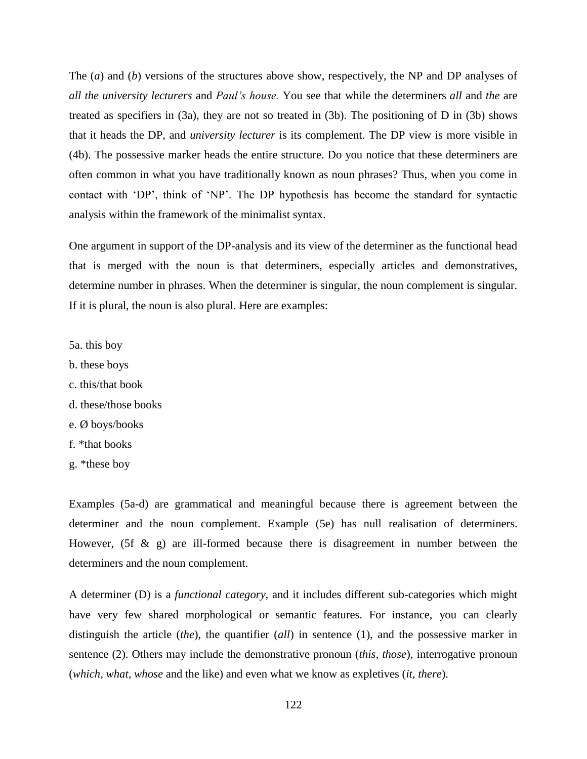The (*a*) and (*b*) versions of the structures above show, respectively, the NP and DP analyses of *all the university lecturers* and *Paul's house.* You see that while the determiners *all* and *the* are treated as specifiers in (3a), they are not so treated in (3b). The positioning of D in (3b) shows that it heads the DP, and *university lecturer* is its complement. The DP view is more visible in (4b). The possessive marker heads the entire structure. Do you notice that these determiners are often common in what you have traditionally known as noun phrases? Thus, when you come in contact with 'DP', think of 'NP'. The DP hypothesis has become the standard for syntactic analysis within the framework of the minimalist syntax.

One argument in support of the DP-analysis and its view of the determiner as the functional head that is merged with the noun is that determiners, especially articles and demonstratives, determine number in phrases. When the determiner is singular, the noun complement is singular. If it is plural, the noun is also plural. Here are examples:

5a. this boy
b. these boys
c. this/that book
d. these/those books
e. Ø boys/books
f. *that books
g. *these boy

Examples (5a-d) are grammatical and meaningful because there is agreement between the determiner and the noun complement. Example (5e) has null realisation of determiners. However, (5f & g) are ill-formed because there is disagreement in number between the determiners and the noun complement.

A determiner (D) is a *functional category*, and it includes different sub-categories which might have very few shared morphological or semantic features. For instance, you can clearly distinguish the article (*the*), the quantifier (*all*) in sentence (1), and the possessive marker in sentence (2). Others may include the demonstrative pronoun (*this, those*), interrogative pronoun (*which, what, whose* and the like) and even what we know as expletives (*it, there*).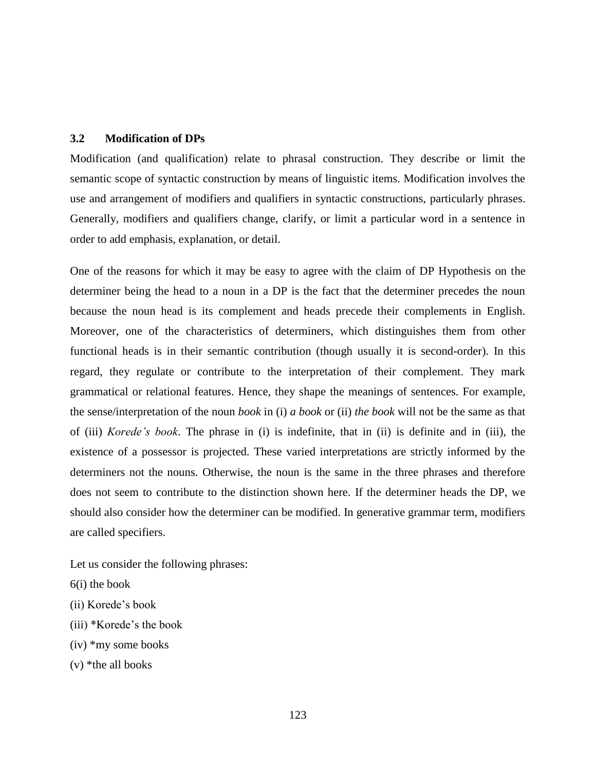### 3.2 Modification of DPs

Modification (and qualification) relate to phrasal construction. They describe or limit the semantic scope of syntactic construction by means of linguistic items. Modification involves the use and arrangement of modifiers and qualifiers in syntactic constructions, particularly phrases. Generally, modifiers and qualifiers change, clarify, or limit a particular word in a sentence in order to add emphasis, explanation, or detail.

One of the reasons for which it may be easy to agree with the claim of DP Hypothesis on the determiner being the head to a noun in a DP is the fact that the determiner precedes the noun because the noun head is its complement and heads precede their complements in English. Moreover, one of the characteristics of determiners, which distinguishes them from other functional heads is in their semantic contribution (though usually it is second-order). In this regard, they regulate or contribute to the interpretation of their complement. They mark grammatical or relational features. Hence, they shape the meanings of sentences. For example, the sense/interpretation of the noun *book* in (i) *a book* or (ii) *the book* will not be the same as that of (iii) *Korede's book*. The phrase in (i) is indefinite, that in (ii) is definite and in (iii), the existence of a possessor is projected. These varied interpretations are strictly informed by the determiners not the nouns. Otherwise, the noun is the same in the three phrases and therefore does not seem to contribute to the distinction shown here. If the determiner heads the DP, we should also consider how the determiner can be modified. In generative grammar term, modifiers are called specifiers.

Let us consider the following phrases:

6(i) the book

(ii) Korede's book

(iii) *Korede's the book

(iv) *my some books

(v) *the all books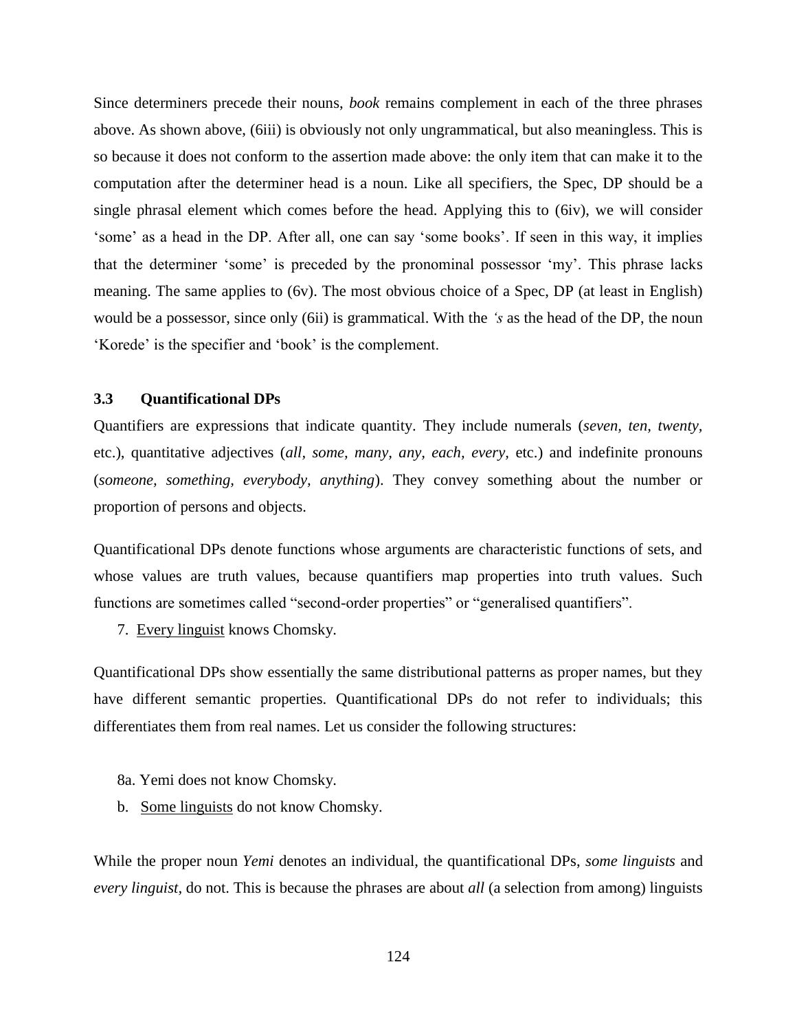Since determiners precede their nouns, *book* remains complement in each of the three phrases above. As shown above, (6iii) is obviously not only ungrammatical, but also meaningless. This is so because it does not conform to the assertion made above: the only item that can make it to the computation after the determiner head is a noun. Like all specifiers, the Spec, DP should be a single phrasal element which comes before the head. Applying this to (6iv), we will consider 'some' as a head in the DP. After all, one can say 'some books'. If seen in this way, it implies that the determiner 'some' is preceded by the pronominal possessor 'my'. This phrase lacks meaning. The same applies to (6v). The most obvious choice of a Spec, DP (at least in English) would be a possessor, since only (6ii) is grammatical. With the *'s* as the head of the DP, the noun 'Korede' is the specifier and 'book' is the complement.

### 3.3 Quantificational DPs

Quantifiers are expressions that indicate quantity. They include numerals (*seven, ten, twenty,* etc.), quantitative adjectives (*all, some, many, any, each, every,* etc.) and indefinite pronouns (*someone, something, everybody, anything*). They convey something about the number or proportion of persons and objects.

Quantificational DPs denote functions whose arguments are characteristic functions of sets, and whose values are truth values, because quantifiers map properties into truth values. Such functions are sometimes called "second-order properties" or "generalised quantifiers".

7. <u>Every linguist</u> knows Chomsky.

Quantificational DPs show essentially the same distributional patterns as proper names, but they have different semantic properties. Quantificational DPs do not refer to individuals; this differentiates them from real names. Let us consider the following structures:

8a. Yemi does not know Chomsky.

b. <u>Some linguists</u> do not know Chomsky.

While the proper noun *Yemi* denotes an individual, the quantificational DPs, *some linguists* and *every linguist,* do not. This is because the phrases are about *all* (a selection from among) linguists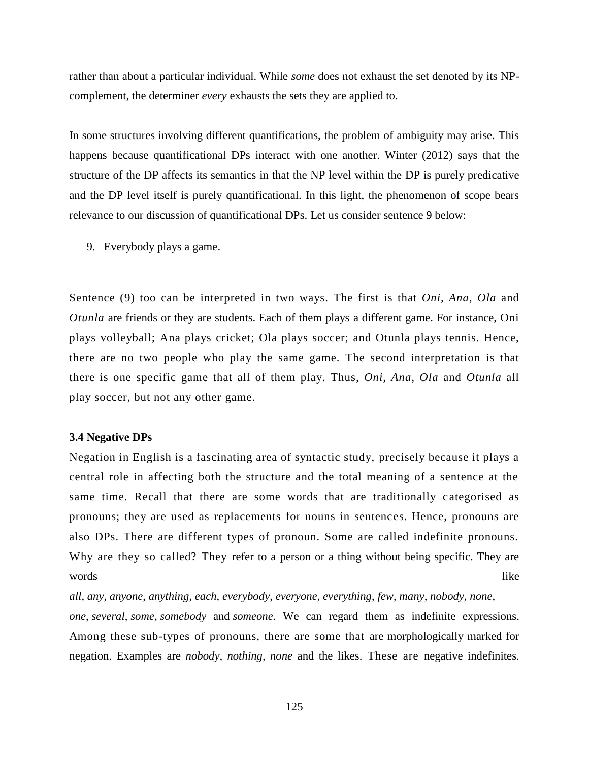rather than about a particular individual. While *some* does not exhaust the set denoted by its NP-complement, the determiner *every* exhausts the sets they are applied to.

In some structures involving different quantifications, the problem of ambiguity may arise. This happens because quantificational DPs interact with one another. Winter (2012) says that the structure of the DP affects its semantics in that the NP level within the DP is purely predicative and the DP level itself is purely quantificational. In this light, the phenomenon of scope bears relevance to our discussion of quantificational DPs. Let us consider sentence 9 below:

9. <u>Everybody</u> plays <u>a game</u>.

Sentence (9) too can be interpreted in two ways. The first is that *Oni, Ana, Ola* and *Otunla* are friends or they are students. Each of them plays a different game. For instance, Oni plays volleyball; Ana plays cricket; Ola plays soccer; and Otunla plays tennis. Hence, there are no two people who play the same game. The second interpretation is that there is one specific game that all of them play. Thus, *Oni, Ana, Ola* and *Otunla* all play soccer, but not any other game.

### 3.4 Negative DPs

Negation in English is a fascinating area of syntactic study, precisely because it plays a central role in affecting both the structure and the total meaning of a sentence at the same time. Recall that there are some words that are traditionally categorised as pronouns; they are used as replacements for nouns in sentences. Hence, pronouns are also DPs. There are different types of pronoun. Some are called indefinite pronouns. Why are they so called? They refer to a person or a thing without being specific. They are words like *all*, *any*, *anyone*, *anything*, *each*, *everybody*, *everyone*, *everything*, *few*, *many*, *nobody*, *none*, *one*, *several*, *some*, *somebody* and *someone.* We can regard them as indefinite expressions. Among these sub-types of pronouns, there are some that are morphologically marked for negation. Examples are *nobody, nothing, none* and the likes. These are negative indefinites.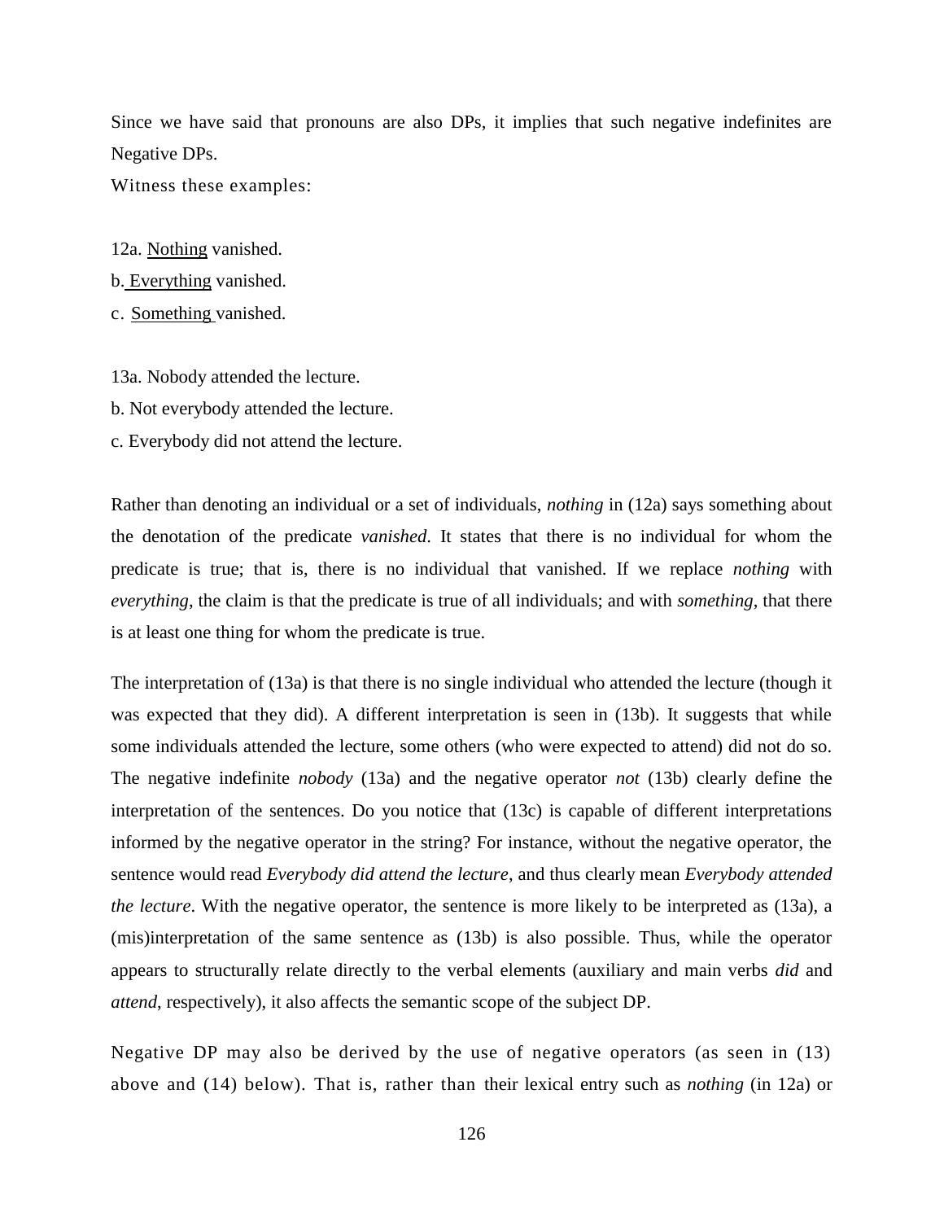Since we have said that pronouns are also DPs, it implies that such negative indefinites are Negative DPs.

Witness these examples:

12a. Nothing vanished.

b. Everything vanished.

c. Something vanished.

13a. Nobody attended the lecture.

b. Not everybody attended the lecture.

c. Everybody did not attend the lecture.

Rather than denoting an individual or a set of individuals, *nothing* in (12a) says something about the denotation of the predicate *vanished*. It states that there is no individual for whom the predicate is true; that is, there is no individual that vanished. If we replace *nothing* with *everything*, the claim is that the predicate is true of all individuals; and with *something*, that there is at least one thing for whom the predicate is true.

The interpretation of (13a) is that there is no single individual who attended the lecture (though it was expected that they did). A different interpretation is seen in (13b). It suggests that while some individuals attended the lecture, some others (who were expected to attend) did not do so. The negative indefinite *nobody* (13a) and the negative operator *not* (13b) clearly define the interpretation of the sentences. Do you notice that (13c) is capable of different interpretations informed by the negative operator in the string? For instance, without the negative operator, the sentence would read *Everybody did attend the lecture*, and thus clearly mean *Everybody attended the lecture*. With the negative operator, the sentence is more likely to be interpreted as (13a), a (mis)interpretation of the same sentence as (13b) is also possible. Thus, while the operator appears to structurally relate directly to the verbal elements (auxiliary and main verbs *did* and *attend*, respectively), it also affects the semantic scope of the subject DP.

Negative DP may also be derived by the use of negative operators (as seen in (13) above and (14) below). That is, rather than their lexical entry such as *nothing* (in 12a) or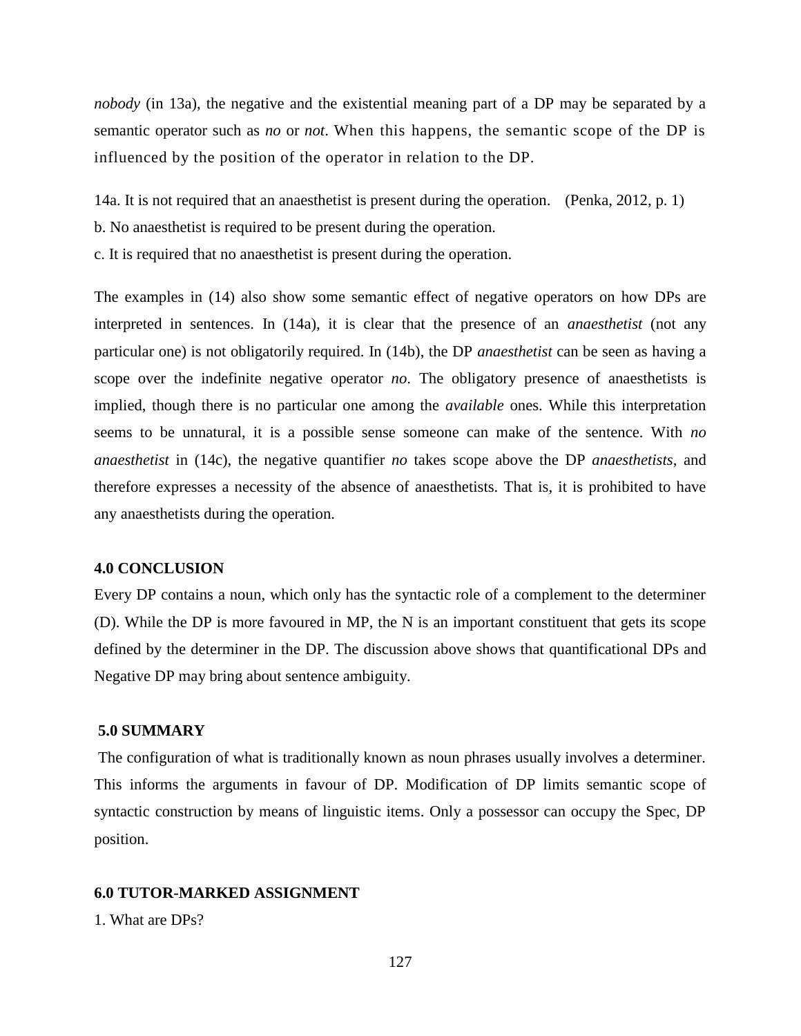*nobody* (in 13a), the negative and the existential meaning part of a DP may be separated by a semantic operator such as *no* or *not*. When this happens, the semantic scope of the DP is influenced by the position of the operator in relation to the DP.

14a. It is not required that an anaesthetist is present during the operation. (Penka, 2012, p. 1)
b. No anaesthetist is required to be present during the operation.
c. It is required that no anaesthetist is present during the operation.

The examples in (14) also show some semantic effect of negative operators on how DPs are interpreted in sentences. In (14a), it is clear that the presence of an *anaesthetist* (not any particular one) is not obligatorily required. In (14b), the DP *anaesthetist* can be seen as having a scope over the indefinite negative operator *no*. The obligatory presence of anaesthetists is implied, though there is no particular one among the *available* ones. While this interpretation seems to be unnatural, it is a possible sense someone can make of the sentence. With *no anaesthetist* in (14c), the negative quantifier *no* takes scope above the DP *anaesthetists*, and therefore expresses a necessity of the absence of anaesthetists. That is, it is prohibited to have any anaesthetists during the operation.

**4.0 CONCLUSION**

Every DP contains a noun, which only has the syntactic role of a complement to the determiner (D). While the DP is more favoured in MP, the N is an important constituent that gets its scope defined by the determiner in the DP. The discussion above shows that quantificational DPs and Negative DP may bring about sentence ambiguity.

**5.0 SUMMARY**

The configuration of what is traditionally known as noun phrases usually involves a determiner. This informs the arguments in favour of DP. Modification of DP limits semantic scope of syntactic construction by means of linguistic items. Only a possessor can occupy the Spec, DP position.

**6.0 TUTOR-MARKED ASSIGNMENT**

1. What are DPs?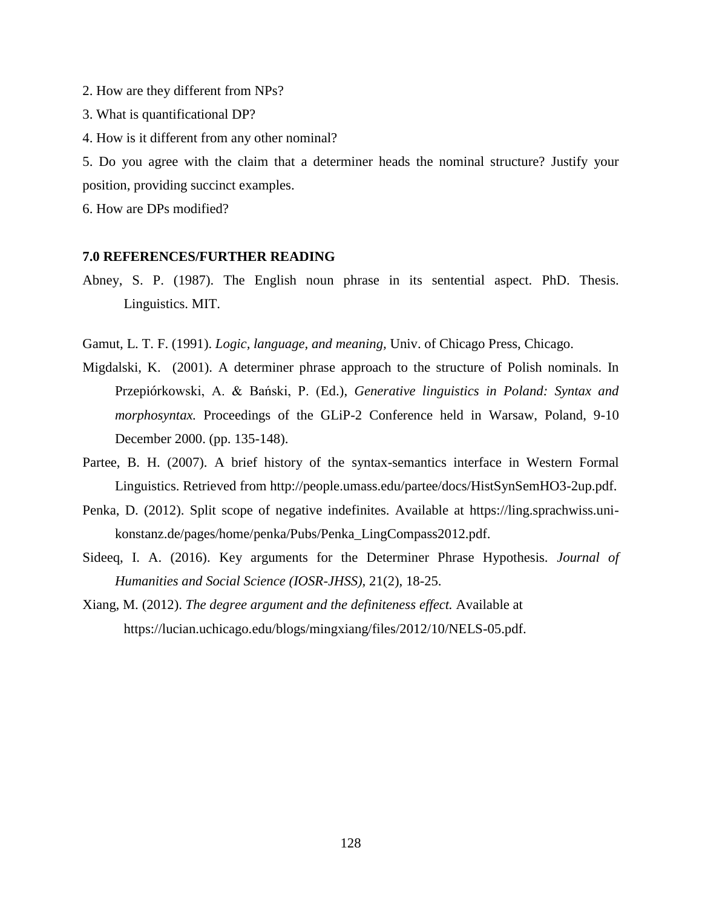2. How are they different from NPs?

3. What is quantificational DP?

4. How is it different from any other nominal?

5. Do you agree with the claim that a determiner heads the nominal structure? Justify your position, providing succinct examples.

6. How are DPs modified?

## 7.0 REFERENCES/FURTHER READING

Abney, S. P. (1987). The English noun phrase in its sentential aspect. PhD. Thesis. Linguistics. MIT.

Gamut, L. T. F. (1991). *Logic, language, and meaning,* Univ. of Chicago Press, Chicago.

Migdalski, K. (2001). A determiner phrase approach to the structure of Polish nominals. In Przepiórkowski, A. & Bański, P. (Ed.), *Generative linguistics in Poland: Syntax and morphosyntax.* Proceedings of the GLiP-2 Conference held in Warsaw, Poland, 9-10 December 2000. (pp. 135-148).

Partee, B. H. (2007). A brief history of the syntax-semantics interface in Western Formal Linguistics. Retrieved from http://people.umass.edu/partee/docs/HistSynSemHO3-2up.pdf.

Penka, D. (2012). Split scope of negative indefinites. Available at https://ling.sprachwiss.uni-konstanz.de/pages/home/penka/Pubs/Penka_LingCompass2012.pdf.

Sideeq, I. A. (2016). Key arguments for the Determiner Phrase Hypothesis. *Journal of Humanities and Social Science (IOSR-JHSS),* 21(2), 18-25.

Xiang, M. (2012). *The degree argument and the definiteness effect.* Available at https://lucian.uchicago.edu/blogs/mingxiang/files/2012/10/NELS-05.pdf.